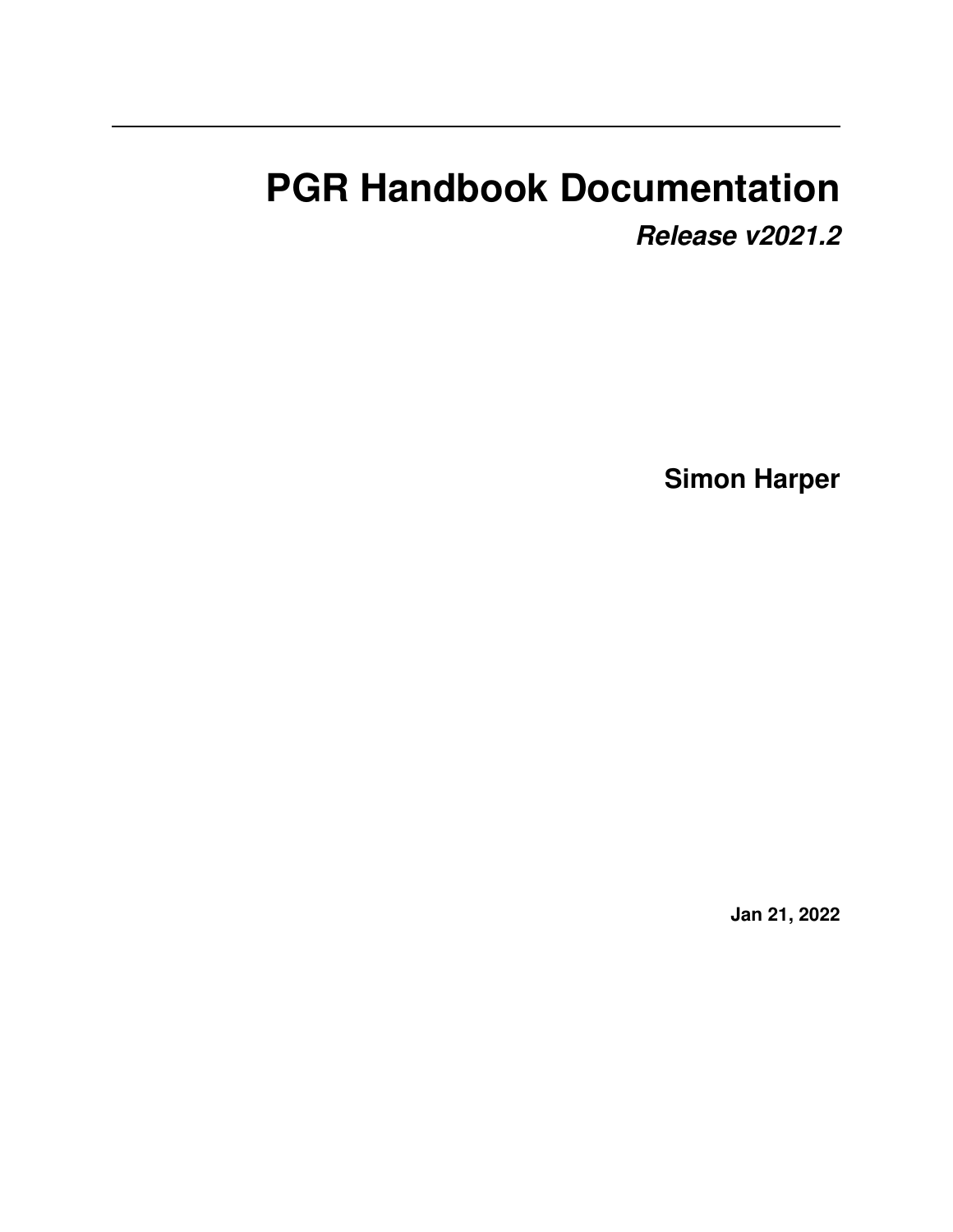# PGR Handbook Documentation

***Release v2021.2***

**Simon Harper**

**Jan 21, 2022**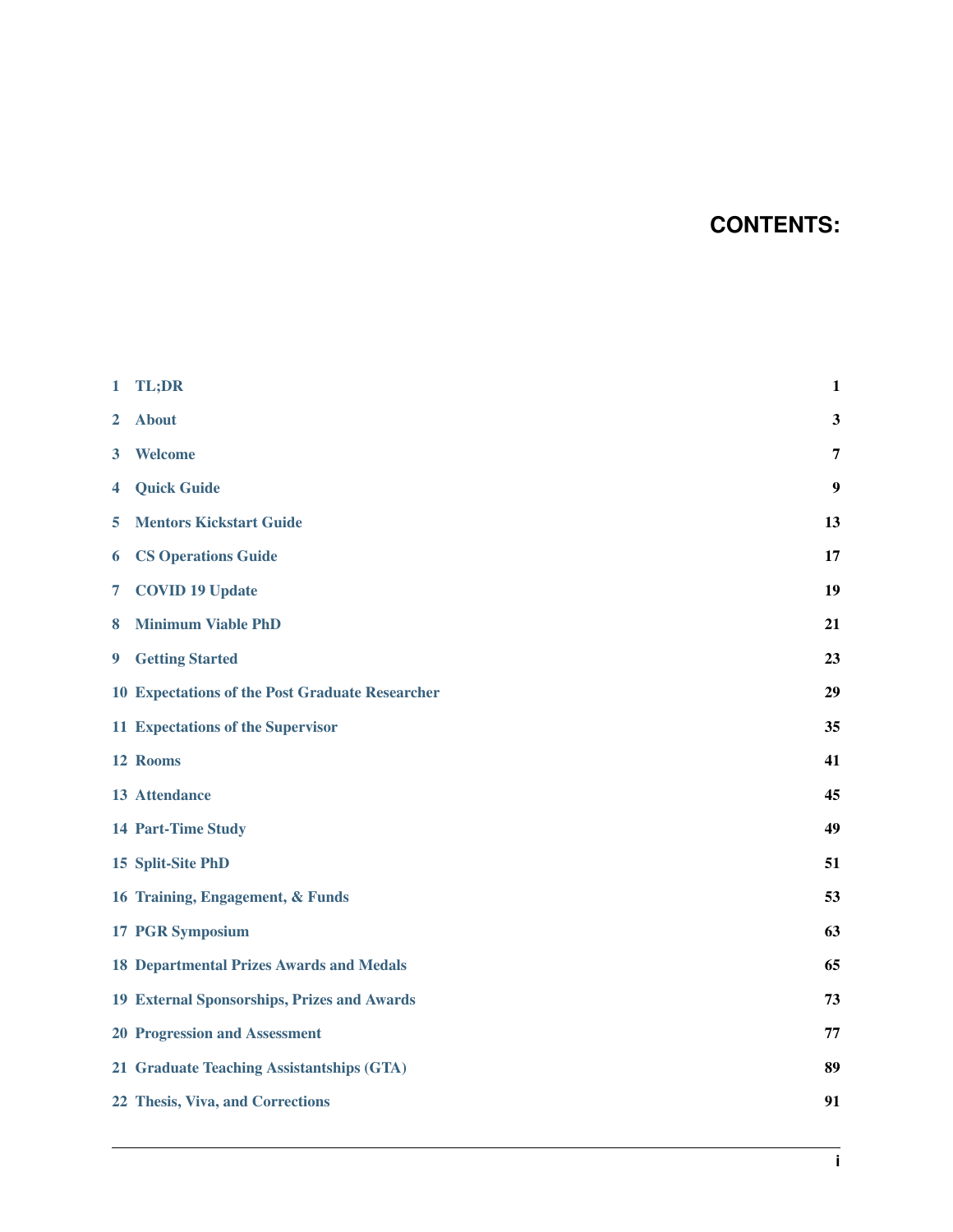# CONTENTS:

| | | |
|---|---|---|
| 1 | TL;DR | 1 |
| 2 | About | 3 |
| 3 | Welcome | 7 |
| 4 | Quick Guide | 9 |
| 5 | Mentors Kickstart Guide | 13 |
| 6 | CS Operations Guide | 17 |
| 7 | COVID 19 Update | 19 |
| 8 | Minimum Viable PhD | 21 |
| 9 | Getting Started | 23 |
| 10 | Expectations of the Post Graduate Researcher | 29 |
| 11 | Expectations of the Supervisor | 35 |
| 12 | Rooms | 41 |
| 13 | Attendance | 45 |
| 14 | Part-Time Study | 49 |
| 15 | Split-Site PhD | 51 |
| 16 | Training, Engagement, & Funds | 53 |
| 17 | PGR Symposium | 63 |
| 18 | Departmental Prizes Awards and Medals | 65 |
| 19 | External Sponsorships, Prizes and Awards | 73 |
| 20 | Progression and Assessment | 77 |
| 21 | Graduate Teaching Assistantships (GTA) | 89 |
| 22 | Thesis, Viva, and Corrections | 91 |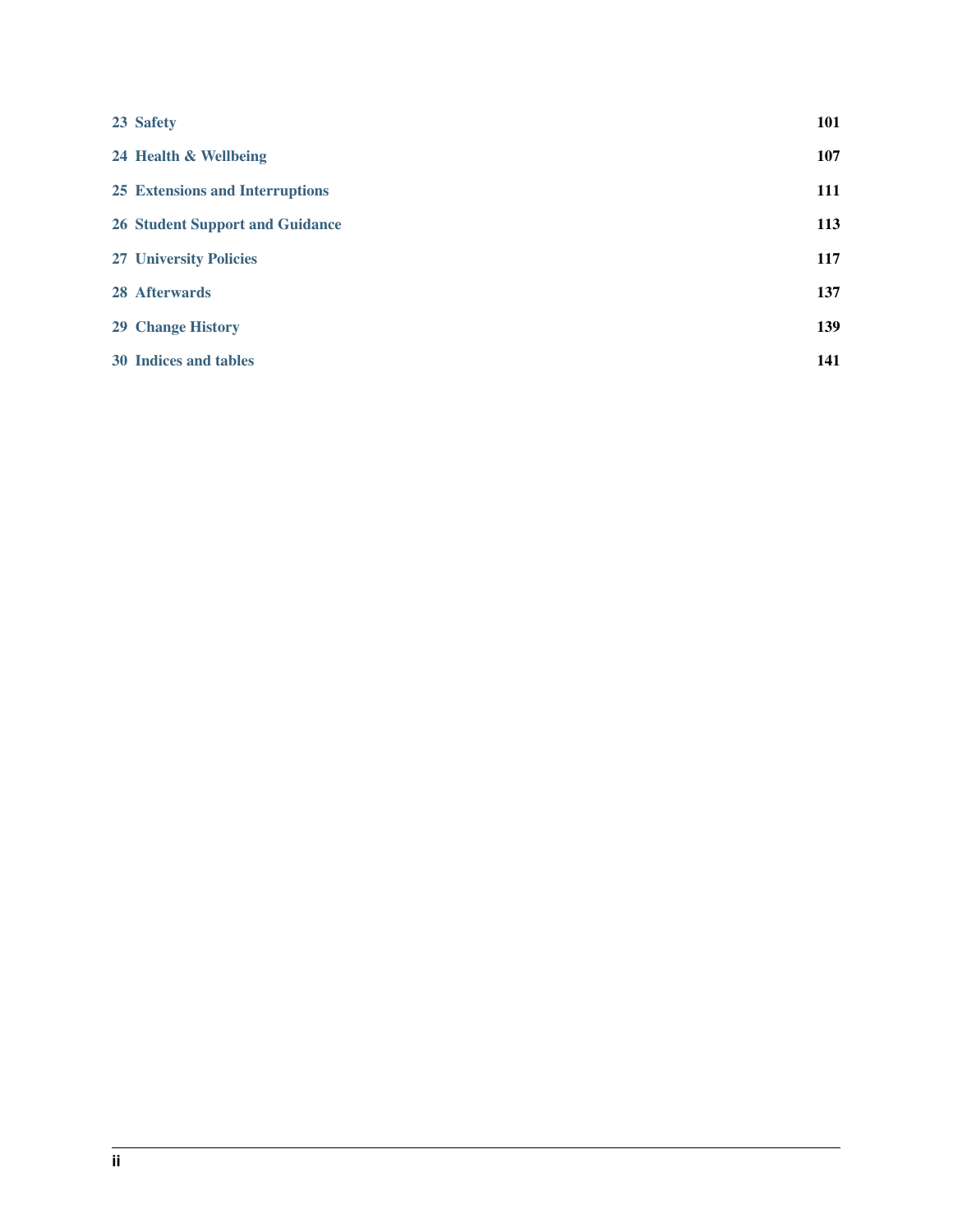| | |
|---|---|
| **23 Safety** | **101** |
| **24 Health & Wellbeing** | **107** |
| **25 Extensions and Interruptions** | **111** |
| **26 Student Support and Guidance** | **113** |
| **27 University Policies** | **117** |
| **28 Afterwards** | **137** |
| **29 Change History** | **139** |
| **30 Indices and tables** | **141** |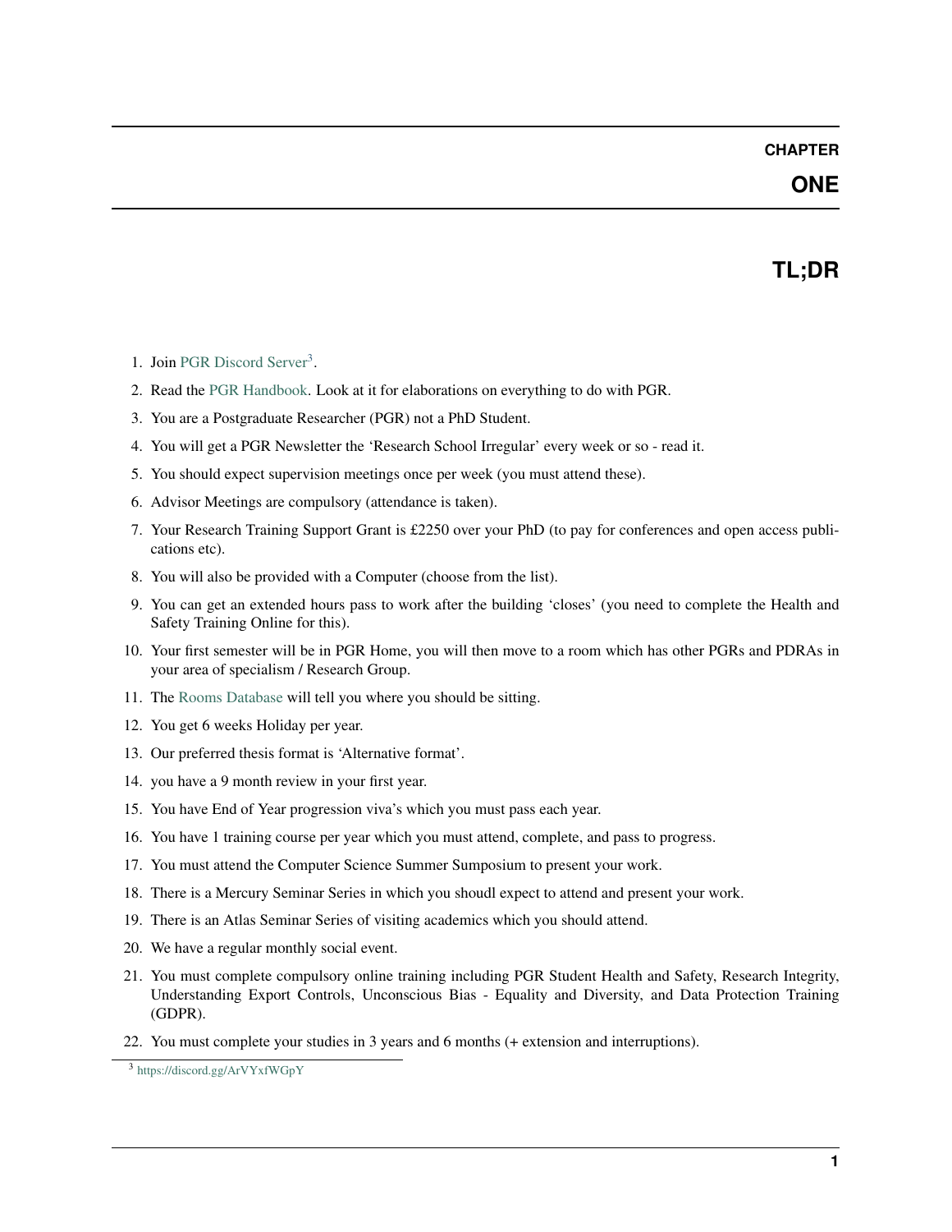# CHAPTER ONE

# TL;DR

1. Join PGR Discord Server[3].
2. Read the PGR Handbook. Look at it for elaborations on everything to do with PGR.
3. You are a Postgraduate Researcher (PGR) not a PhD Student.
4. You will get a PGR Newsletter the 'Research School Irregular' every week or so - read it.
5. You should expect supervision meetings once per week (you must attend these).
6. Advisor Meetings are compulsory (attendance is taken).
7. Your Research Training Support Grant is £2250 over your PhD (to pay for conferences and open access publications etc).
8. You will also be provided with a Computer (choose from the list).
9. You can get an extended hours pass to work after the building 'closes' (you need to complete the Health and Safety Training Online for this).
10. Your first semester will be in PGR Home, you will then move to a room which has other PGRs and PDRAs in your area of specialism / Research Group.
11. The Rooms Database will tell you where you should be sitting.
12. You get 6 weeks Holiday per year.
13. Our preferred thesis format is 'Alternative format'.
14. you have a 9 month review in your first year.
15. You have End of Year progression viva's which you must pass each year.
16. You have 1 training course per year which you must attend, complete, and pass to progress.
17. You must attend the Computer Science Summer Sumposium to present your work.
18. There is a Mercury Seminar Series in which you shoudl expect to attend and present your work.
19. There is an Atlas Seminar Series of visiting academics which you should attend.
20. We have a regular monthly social event.
21. You must complete compulsory online training including PGR Student Health and Safety, Research Integrity, Understanding Export Controls, Unconscious Bias - Equality and Diversity, and Data Protection Training (GDPR).
22. You must complete your studies in 3 years and 6 months (+ extension and interruptions).

[3] https://discord.gg/ArVYxfWGpY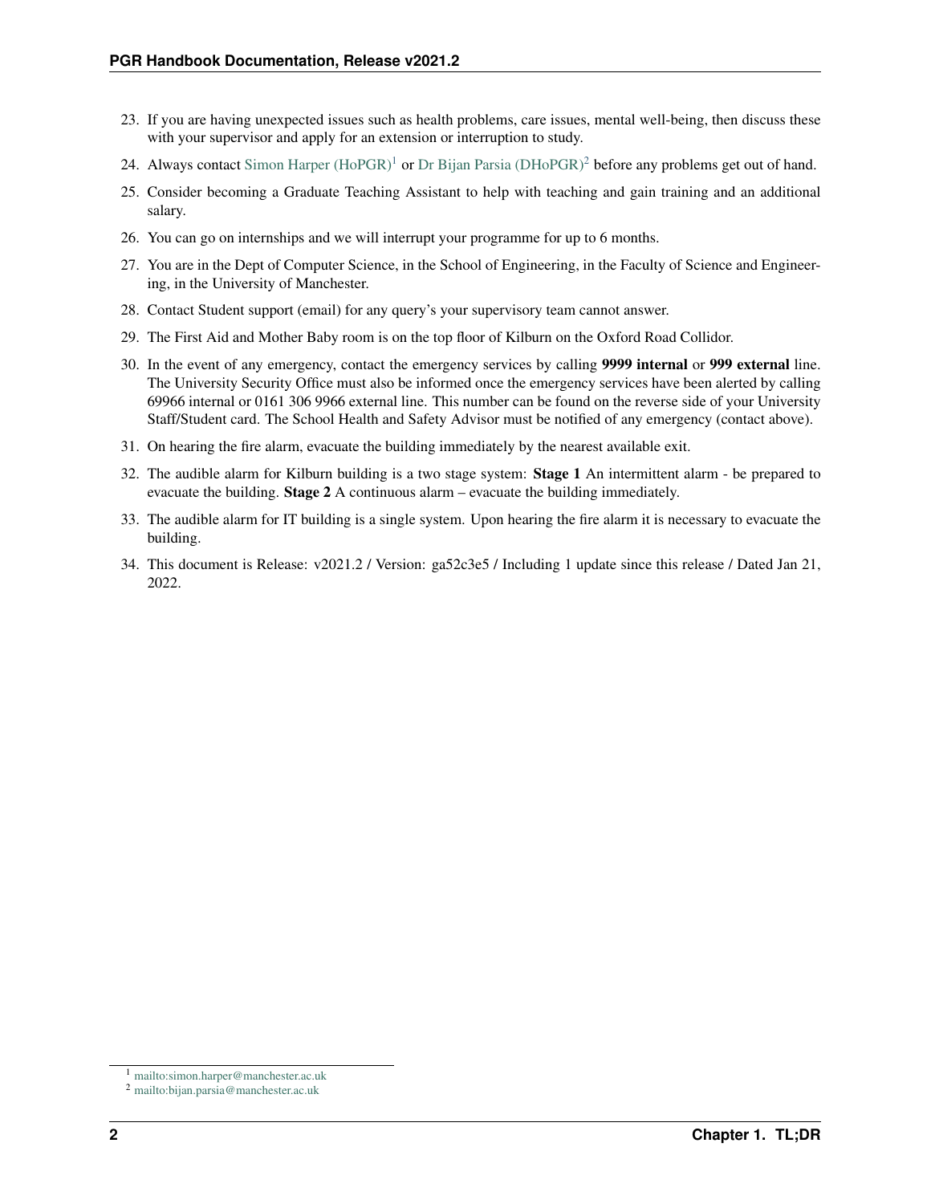23. If you are having unexpected issues such as health problems, care issues, mental well-being, then discuss these with your supervisor and apply for an extension or interruption to study.
24. Always contact Simon Harper (HoPGR)[1] or Dr Bijan Parsia (DHoPGR)[2] before any problems get out of hand.
25. Consider becoming a Graduate Teaching Assistant to help with teaching and gain training and an additional salary.
26. You can go on internships and we will interrupt your programme for up to 6 months.
27. You are in the Dept of Computer Science, in the School of Engineering, in the Faculty of Science and Engineering, in the University of Manchester.
28. Contact Student support (email) for any query's your supervisory team cannot answer.
29. The First Aid and Mother Baby room is on the top floor of Kilburn on the Oxford Road Collidor.
30. In the event of any emergency, contact the emergency services by calling **9999 internal** or **999 external** line. The University Security Office must also be informed once the emergency services have been alerted by calling 69966 internal or 0161 306 9966 external line. This number can be found on the reverse side of your University Staff/Student card. The School Health and Safety Advisor must be notified of any emergency (contact above).
31. On hearing the fire alarm, evacuate the building immediately by the nearest available exit.
32. The audible alarm for Kilburn building is a two stage system: **Stage 1** An intermittent alarm - be prepared to evacuate the building. **Stage 2** A continuous alarm – evacuate the building immediately.
33. The audible alarm for IT building is a single system. Upon hearing the fire alarm it is necessary to evacuate the building.
34. This document is Release: v2021.2 / Version: ga52c3e5 / Including 1 update since this release / Dated Jan 21, 2022.

[1] mailto:simon.harper@manchester.ac.uk

[2] mailto:bijan.parsia@manchester.ac.uk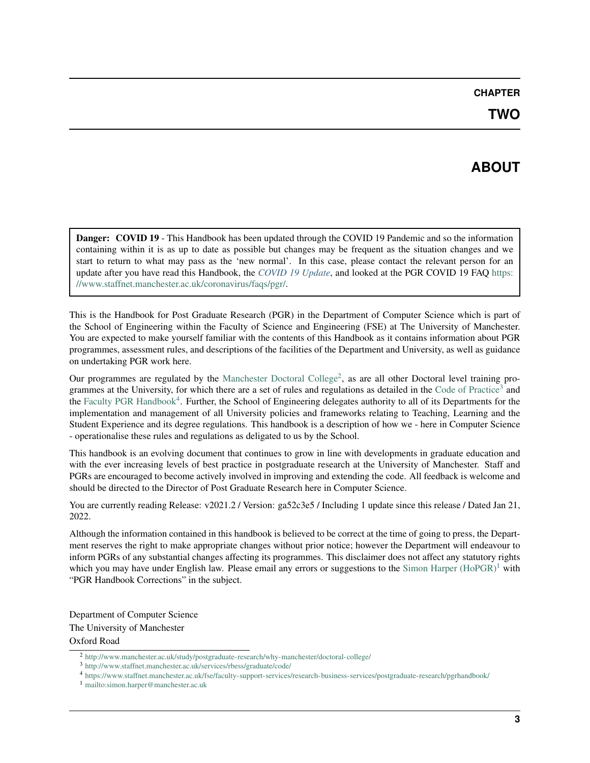# CHAPTER TWO

# ABOUT

> **Danger: COVID 19** - This Handbook has been updated through the COVID 19 Pandemic and so the information containing within it is as up to date as possible but changes may be frequent as the situation changes and we start to return to what may pass as the 'new normal'. In this case, please contact the relevant person for an update after you have read this Handbook, the *COVID 19 Update*, and looked at the PGR COVID 19 FAQ https://www.staffnet.manchester.ac.uk/coronavirus/faqs/pgr/.

This is the Handbook for Post Graduate Research (PGR) in the Department of Computer Science which is part of the School of Engineering within the Faculty of Science and Engineering (FSE) at The University of Manchester. You are expected to make yourself familiar with the contents of this Handbook as it contains information about PGR programmes, assessment rules, and descriptions of the facilities of the Department and University, as well as guidance on undertaking PGR work here.

Our programmes are regulated by the Manchester Doctoral College[2], as are all other Doctoral level training programmes at the University, for which there are a set of rules and regulations as detailed in the Code of Practice[3] and the Faculty PGR Handbook[4]. Further, the School of Engineering delegates authority to all of its Departments for the implementation and management of all University policies and frameworks relating to Teaching, Learning and the Student Experience and its degree regulations. This handbook is a description of how we - here in Computer Science - operationalise these rules and regulations as deligated to us by the School.

This handbook is an evolving document that continues to grow in line with developments in graduate education and with the ever increasing levels of best practice in postgraduate research at the University of Manchester. Staff and PGRs are encouraged to become actively involved in improving and extending the code. All feedback is welcome and should be directed to the Director of Post Graduate Research here in Computer Science.

You are currently reading Release: v2021.2 / Version: ga52c3e5 / Including 1 update since this release / Dated Jan 21, 2022.

Although the information contained in this handbook is believed to be correct at the time of going to press, the Department reserves the right to make appropriate changes without prior notice; however the Department will endeavour to inform PGRs of any substantial changes affecting its programmes. This disclaimer does not affect any statutory rights which you may have under English law. Please email any errors or suggestions to the Simon Harper (HoPGR)[1] with "PGR Handbook Corrections" in the subject.

Department of Computer Science
The University of Manchester
Oxford Road

[2] http://www.manchester.ac.uk/study/postgraduate-research/why-manchester/doctoral-college/

[3] http://www.staffnet.manchester.ac.uk/services/rbess/graduate/code/

[4] https://www.staffnet.manchester.ac.uk/fse/faculty-support-services/research-business-services/postgraduate-research/pgrhandbook/

[1] mailto:simon.harper@manchester.ac.uk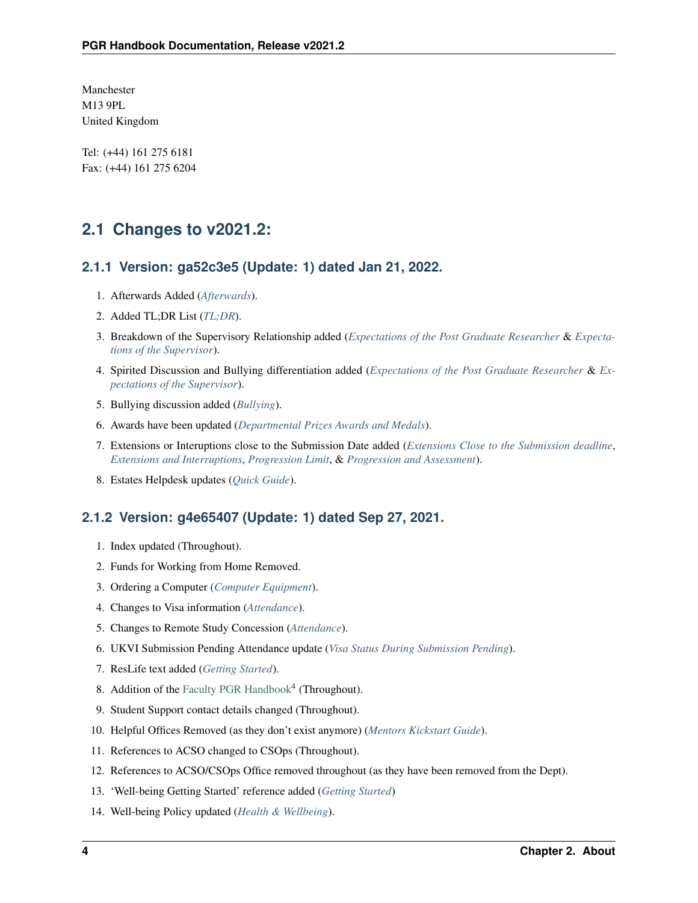Manchester
M13 9PL
United Kingdom

Tel: (+44) 161 275 6181
Fax: (+44) 161 275 6204

## 2.1 Changes to v2021.2:

### 2.1.1 Version: ga52c3e5 (Update: 1) dated Jan 21, 2022.

1. Afterwards Added (*Afterwards*).
2. Added TL;DR List (*TL;DR*).
3. Breakdown of the Supervisory Relationship added (*Expectations of the Post Graduate Researcher* & *Expectations of the Supervisor*).
4. Spirited Discussion and Bullying differentiation added (*Expectations of the Post Graduate Researcher* & *Expectations of the Supervisor*).
5. Bullying discussion added (*Bullying*).
6. Awards have been updated (*Departmental Prizes Awards and Medals*).
7. Extensions or Interuptions close to the Submission Date added (*Extensions Close to the Submission deadline*, *Extensions and Interruptions*, *Progression Limit*, & *Progression and Assessment*).
8. Estates Helpdesk updates (*Quick Guide*).

### 2.1.2 Version: g4e65407 (Update: 1) dated Sep 27, 2021.

1. Index updated (Throughout).
2. Funds for Working from Home Removed.
3. Ordering a Computer (*Computer Equipment*).
4. Changes to Visa information (*Attendance*).
5. Changes to Remote Study Concession (*Attendance*).
6. UKVI Submission Pending Attendance update (*Visa Status During Submission Pending*).
7. ResLife text added (*Getting Started*).
8. Addition of the Faculty PGR Handbook[4] (Throughout).
9. Student Support contact details changed (Throughout).
10. Helpful Offices Removed (as they don't exist anymore) (*Mentors Kickstart Guide*).
11. References to ACSO changed to CSOps (Throughout).
12. References to ACSO/CSOps Office removed throughout (as they have been removed from the Dept).
13. 'Well-being Getting Started' reference added (*Getting Started*)
14. Well-being Policy updated (*Health & Wellbeing*).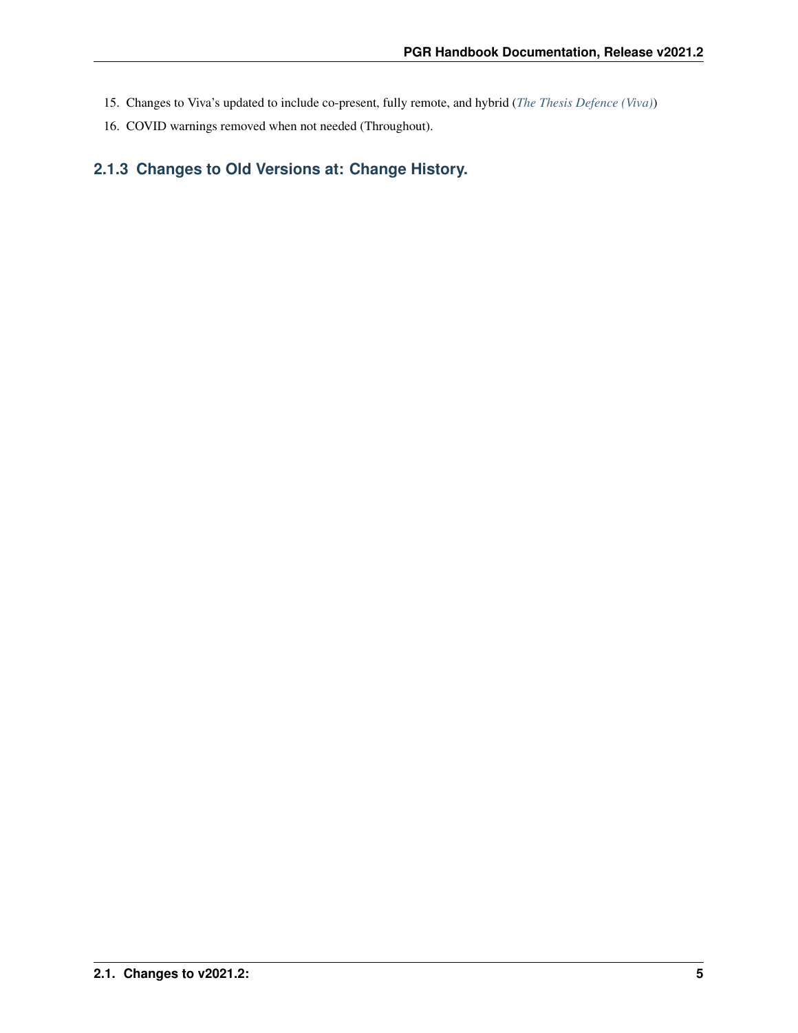15. Changes to Viva's updated to include co-present, fully remote, and hybrid (*The Thesis Defence (Viva)*)
16. COVID warnings removed when not needed (Throughout).

### 2.1.3 Changes to Old Versions at: Change History.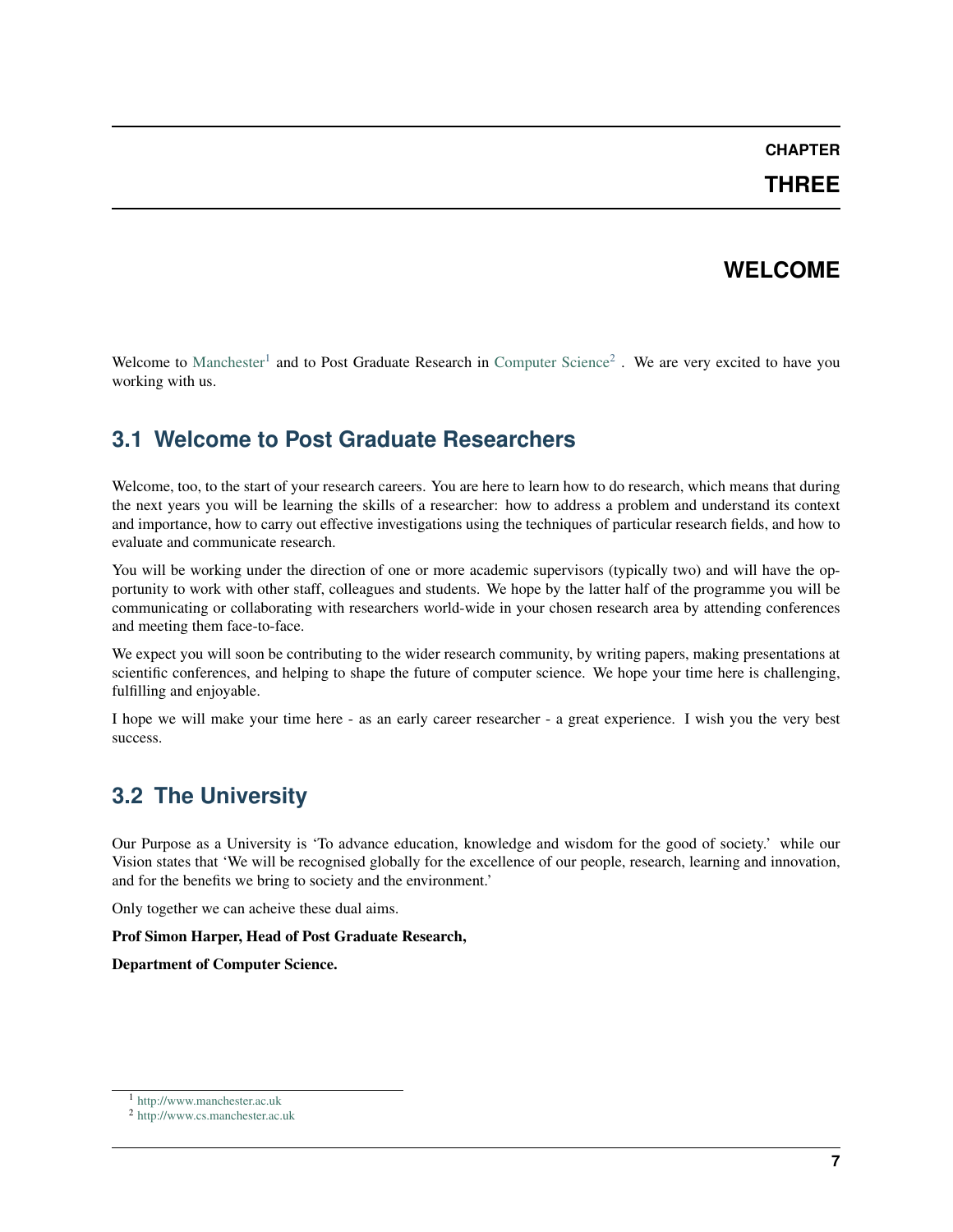# CHAPTER THREE

# WELCOME

Welcome to Manchester[1] and to Post Graduate Research in Computer Science[2] . We are very excited to have you working with us.

## 3.1 Welcome to Post Graduate Researchers

Welcome, too, to the start of your research careers. You are here to learn how to do research, which means that during the next years you will be learning the skills of a researcher: how to address a problem and understand its context and importance, how to carry out effective investigations using the techniques of particular research fields, and how to evaluate and communicate research.

You will be working under the direction of one or more academic supervisors (typically two) and will have the opportunity to work with other staff, colleagues and students. We hope by the latter half of the programme you will be communicating or collaborating with researchers world-wide in your chosen research area by attending conferences and meeting them face-to-face.

We expect you will soon be contributing to the wider research community, by writing papers, making presentations at scientific conferences, and helping to shape the future of computer science. We hope your time here is challenging, fulfilling and enjoyable.

I hope we will make your time here - as an early career researcher - a great experience. I wish you the very best success.

## 3.2 The University

Our Purpose as a University is 'To advance education, knowledge and wisdom for the good of society.' while our Vision states that 'We will be recognised globally for the excellence of our people, research, learning and innovation, and for the benefits we bring to society and the environment.'

Only together we can acheive these dual aims.

**Prof Simon Harper, Head of Post Graduate Research,**

**Department of Computer Science.**

---

[1] http://www.manchester.ac.uk

[2] http://www.cs.manchester.ac.uk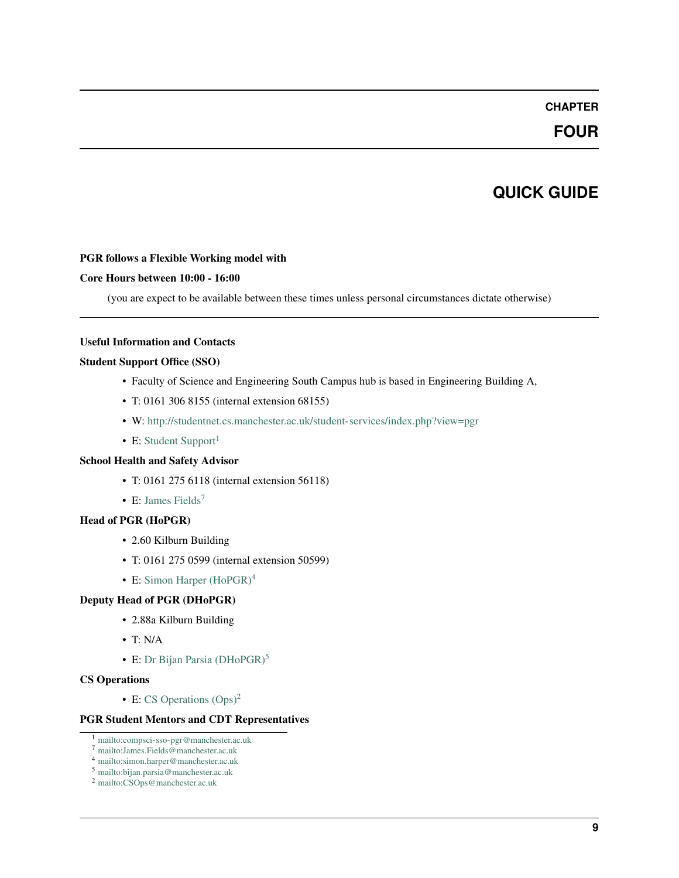# CHAPTER FOUR

# QUICK GUIDE

**PGR follows a Flexible Working model with**

**Core Hours between 10:00 - 16:00**

(you are expect to be available between these times unless personal circumstances dictate otherwise)

---

**Useful Information and Contacts**

**Student Support Office (SSO)**

- Faculty of Science and Engineering South Campus hub is based in Engineering Building A,
- T: 0161 306 8155 (internal extension 68155)
- W: http://studentnet.cs.manchester.ac.uk/student-services/index.php?view=pgr
- E: Student Support[1]

**School Health and Safety Advisor**

- T: 0161 275 6118 (internal extension 56118)
- E: James Fields[7]

**Head of PGR (HoPGR)**

- 2.60 Kilburn Building
- T: 0161 275 0599 (internal extension 50599)
- E: Simon Harper (HoPGR)[4]

**Deputy Head of PGR (DHoPGR)**

- 2.88a Kilburn Building
- T: N/A
- E: Dr Bijan Parsia (DHoPGR)[5]

**CS Operations**

- E: CS Operations (Ops)[2]

**PGR Student Mentors and CDT Representatives**

---

[1] mailto:compsci-sso-pgr@manchester.ac.uk
[7] mailto:James.Fields@manchester.ac.uk
[4] mailto:simon.harper@manchester.ac.uk
[5] mailto:bijan.parsia@manchester.ac.uk
[2] mailto:CSOps@manchester.ac.uk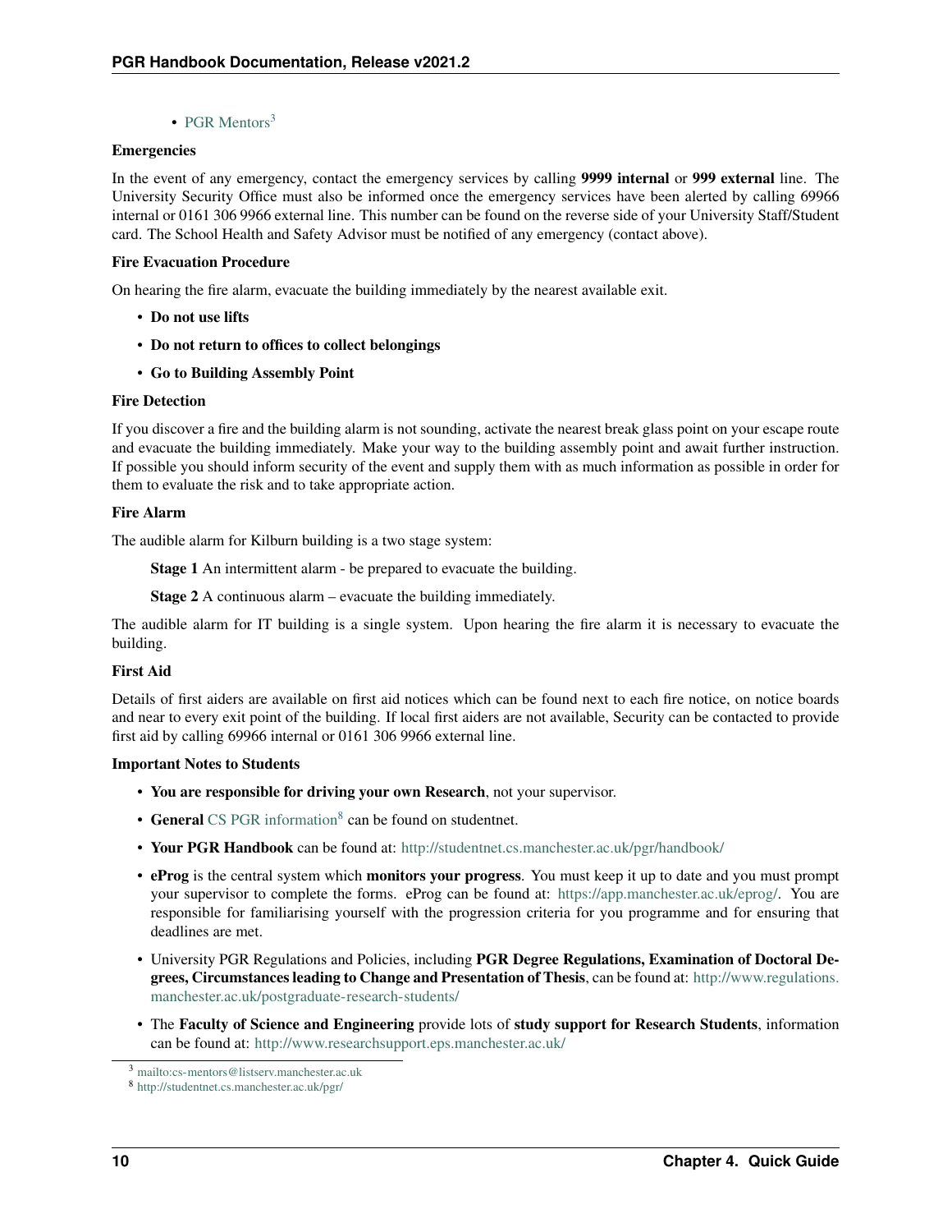- PGR Mentors[3]

**Emergencies**

In the event of any emergency, contact the emergency services by calling **9999 internal** or **999 external** line. The University Security Office must also be informed once the emergency services have been alerted by calling 69966 internal or 0161 306 9966 external line. This number can be found on the reverse side of your University Staff/Student card. The School Health and Safety Advisor must be notified of any emergency (contact above).

**Fire Evacuation Procedure**

On hearing the fire alarm, evacuate the building immediately by the nearest available exit.

- **Do not use lifts**
- **Do not return to offices to collect belongings**
- **Go to Building Assembly Point**

**Fire Detection**

If you discover a fire and the building alarm is not sounding, activate the nearest break glass point on your escape route and evacuate the building immediately. Make your way to the building assembly point and await further instruction. If possible you should inform security of the event and supply them with as much information as possible in order for them to evaluate the risk and to take appropriate action.

**Fire Alarm**

The audible alarm for Kilburn building is a two stage system:

> **Stage 1** An intermittent alarm - be prepared to evacuate the building.
>
> **Stage 2** A continuous alarm – evacuate the building immediately.

The audible alarm for IT building is a single system. Upon hearing the fire alarm it is necessary to evacuate the building.

**First Aid**

Details of first aiders are available on first aid notices which can be found next to each fire notice, on notice boards and near to every exit point of the building. If local first aiders are not available, Security can be contacted to provide first aid by calling 69966 internal or 0161 306 9966 external line.

**Important Notes to Students**

- **You are responsible for driving your own Research**, not your supervisor.
- **General** CS PGR information[8] can be found on studentnet.
- **Your PGR Handbook** can be found at: http://studentnet.cs.manchester.ac.uk/pgr/handbook/
- **eProg** is the central system which **monitors your progress**. You must keep it up to date and you must prompt your supervisor to complete the forms. eProg can be found at: https://app.manchester.ac.uk/eprog/. You are responsible for familiarising yourself with the progression criteria for you programme and for ensuring that deadlines are met.
- University PGR Regulations and Policies, including **PGR Degree Regulations, Examination of Doctoral Degrees, Circumstances leading to Change and Presentation of Thesis**, can be found at: http://www.regulations.manchester.ac.uk/postgraduate-research-students/
- The **Faculty of Science and Engineering** provide lots of **study support for Research Students**, information can be found at: http://www.researchsupport.eps.manchester.ac.uk/

---

[3] mailto:cs-mentors@listserv.manchester.ac.uk

[8] http://studentnet.cs.manchester.ac.uk/pgr/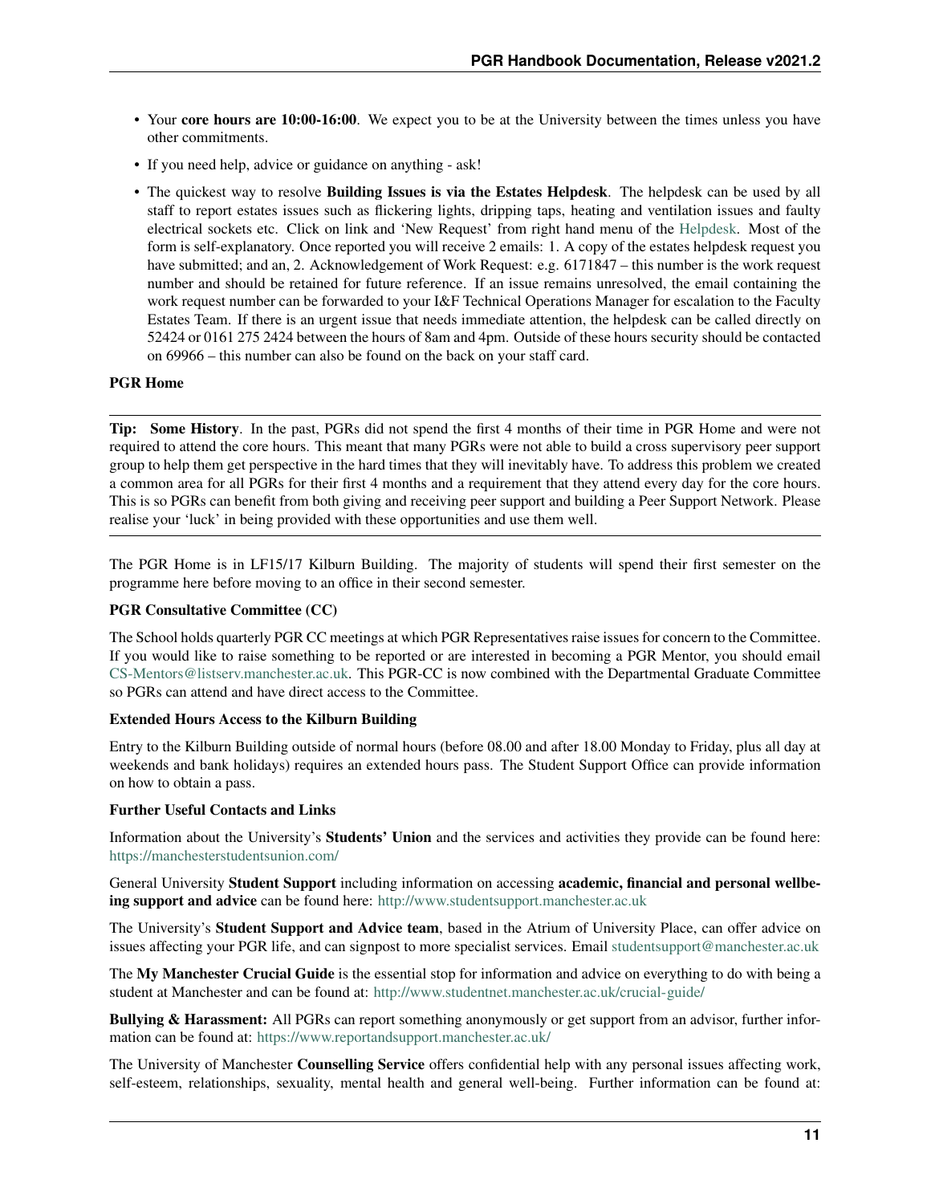- Your **core hours are 10:00-16:00**. We expect you to be at the University between the times unless you have other commitments.
- If you need help, advice or guidance on anything - ask!
- The quickest way to resolve **Building Issues is via the Estates Helpdesk**. The helpdesk can be used by all staff to report estates issues such as flickering lights, dripping taps, heating and ventilation issues and faulty electrical sockets etc. Click on link and 'New Request' from right hand menu of the Helpdesk. Most of the form is self-explanatory. Once reported you will receive 2 emails: 1. A copy of the estates helpdesk request you have submitted; and an, 2. Acknowledgement of Work Request: e.g. 6171847 – this number is the work request number and should be retained for future reference. If an issue remains unresolved, the email containing the work request number can be forwarded to your I&F Technical Operations Manager for escalation to the Faculty Estates Team. If there is an urgent issue that needs immediate attention, the helpdesk can be called directly on 52424 or 0161 275 2424 between the hours of 8am and 4pm. Outside of these hours security should be contacted on 69966 – this number can also be found on the back on your staff card.

**PGR Home**

---

**Tip: Some History**. In the past, PGRs did not spend the first 4 months of their time in PGR Home and were not required to attend the core hours. This meant that many PGRs were not able to build a cross supervisory peer support group to help them get perspective in the hard times that they will inevitably have. To address this problem we created a common area for all PGRs for their first 4 months and a requirement that they attend every day for the core hours. This is so PGRs can benefit from both giving and receiving peer support and building a Peer Support Network. Please realise your 'luck' in being provided with these opportunities and use them well.

---

The PGR Home is in LF15/17 Kilburn Building. The majority of students will spend their first semester on the programme here before moving to an office in their second semester.

**PGR Consultative Committee (CC)**

The School holds quarterly PGR CC meetings at which PGR Representatives raise issues for concern to the Committee. If you would like to raise something to be reported or are interested in becoming a PGR Mentor, you should email CS-Mentors@listserv.manchester.ac.uk. This PGR-CC is now combined with the Departmental Graduate Committee so PGRs can attend and have direct access to the Committee.

**Extended Hours Access to the Kilburn Building**

Entry to the Kilburn Building outside of normal hours (before 08.00 and after 18.00 Monday to Friday, plus all day at weekends and bank holidays) requires an extended hours pass. The Student Support Office can provide information on how to obtain a pass.

**Further Useful Contacts and Links**

Information about the University's **Students' Union** and the services and activities they provide can be found here: https://manchesterstudentsunion.com/

General University **Student Support** including information on accessing **academic, financial and personal wellbeing support and advice** can be found here: http://www.studentsupport.manchester.ac.uk

The University's **Student Support and Advice team**, based in the Atrium of University Place, can offer advice on issues affecting your PGR life, and can signpost to more specialist services. Email studentsupport@manchester.ac.uk

The **My Manchester Crucial Guide** is the essential stop for information and advice on everything to do with being a student at Manchester and can be found at: http://www.studentnet.manchester.ac.uk/crucial-guide/

**Bullying & Harassment:** All PGRs can report something anonymously or get support from an advisor, further information can be found at: https://www.reportandsupport.manchester.ac.uk/

The University of Manchester **Counselling Service** offers confidential help with any personal issues affecting work, self-esteem, relationships, sexuality, mental health and general well-being. Further information can be found at: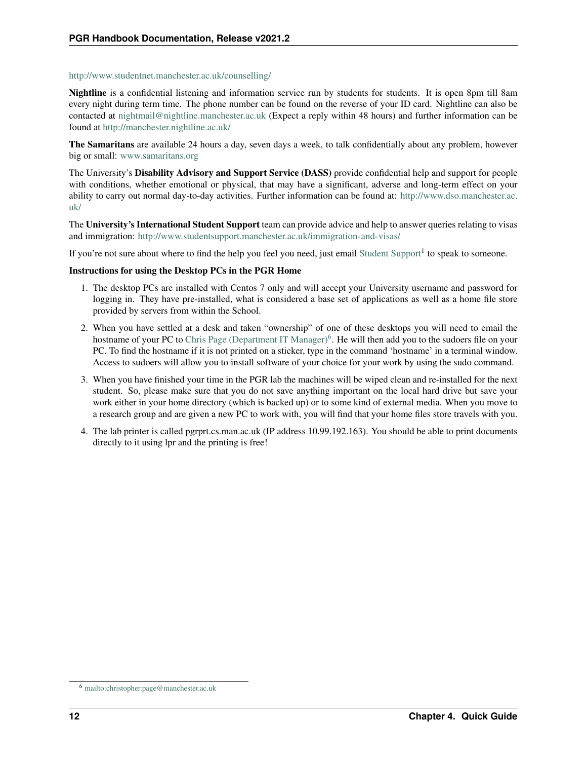http://www.studentnet.manchester.ac.uk/counselling/

**Nightline** is a confidential listening and information service run by students for students. It is open 8pm till 8am every night during term time. The phone number can be found on the reverse of your ID card. Nightline can also be contacted at nightmail@nightline.manchester.ac.uk (Expect a reply within 48 hours) and further information can be found at http://manchester.nightline.ac.uk/

**The Samaritans** are available 24 hours a day, seven days a week, to talk confidentially about any problem, however big or small: www.samaritans.org

The University's **Disability Advisory and Support Service (DASS)** provide confidential help and support for people with conditions, whether emotional or physical, that may have a significant, adverse and long-term effect on your ability to carry out normal day-to-day activities. Further information can be found at: http://www.dso.manchester.ac.uk/

The **University's International Student Support** team can provide advice and help to answer queries relating to visas and immigration: http://www.studentsupport.manchester.ac.uk/immigration-and-visas/

If you're not sure about where to find the help you feel you need, just email Student Support[1] to speak to someone.

**Instructions for using the Desktop PCs in the PGR Home**

1. The desktop PCs are installed with Centos 7 only and will accept your University username and password for logging in. They have pre-installed, what is considered a base set of applications as well as a home file store provided by servers from within the School.
2. When you have settled at a desk and taken "ownership" of one of these desktops you will need to email the hostname of your PC to Chris Page (Department IT Manager)[6]. He will then add you to the sudoers file on your PC. To find the hostname if it is not printed on a sticker, type in the command 'hostname' in a terminal window. Access to sudoers will allow you to install software of your choice for your work by using the sudo command.
3. When you have finished your time in the PGR lab the machines will be wiped clean and re-installed for the next student. So, please make sure that you do not save anything important on the local hard drive but save your work either in your home directory (which is backed up) or to some kind of external media. When you move to a research group and are given a new PC to work with, you will find that your home files store travels with you.
4. The lab printer is called pgrprt.cs.man.ac.uk (IP address 10.99.192.163). You should be able to print documents directly to it using lpr and the printing is free!

[6] mailto:christopher.page@manchester.ac.uk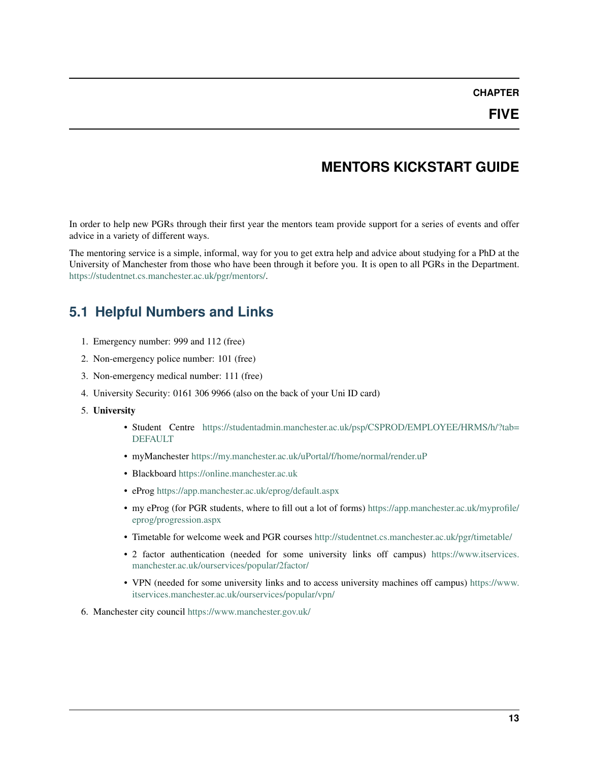# CHAPTER FIVE

# MENTORS KICKSTART GUIDE

In order to help new PGRs through their first year the mentors team provide support for a series of events and offer advice in a variety of different ways.

The mentoring service is a simple, informal, way for you to get extra help and advice about studying for a PhD at the University of Manchester from those who have been through it before you. It is open to all PGRs in the Department. https://studentnet.cs.manchester.ac.uk/pgr/mentors/.

## 5.1 Helpful Numbers and Links

1. Emergency number: 999 and 112 (free)
2. Non-emergency police number: 101 (free)
3. Non-emergency medical number: 111 (free)
4. University Security: 0161 306 9966 (also on the back of your Uni ID card)
5. **University**
   - Student Centre https://studentadmin.manchester.ac.uk/psp/CSPROD/EMPLOYEE/HRMS/h/?tab=DEFAULT
   - myManchester https://my.manchester.ac.uk/uPortal/f/home/normal/render.uP
   - Blackboard https://online.manchester.ac.uk
   - eProg https://app.manchester.ac.uk/eprog/default.aspx
   - my eProg (for PGR students, where to fill out a lot of forms) https://app.manchester.ac.uk/myprofile/eprog/progression.aspx
   - Timetable for welcome week and PGR courses http://studentnet.cs.manchester.ac.uk/pgr/timetable/
   - 2 factor authentication (needed for some university links off campus) https://www.itservices.manchester.ac.uk/ourservices/popular/2factor/
   - VPN (needed for some university links and to access university machines off campus) https://www.itservices.manchester.ac.uk/ourservices/popular/vpn/
6. Manchester city council https://www.manchester.gov.uk/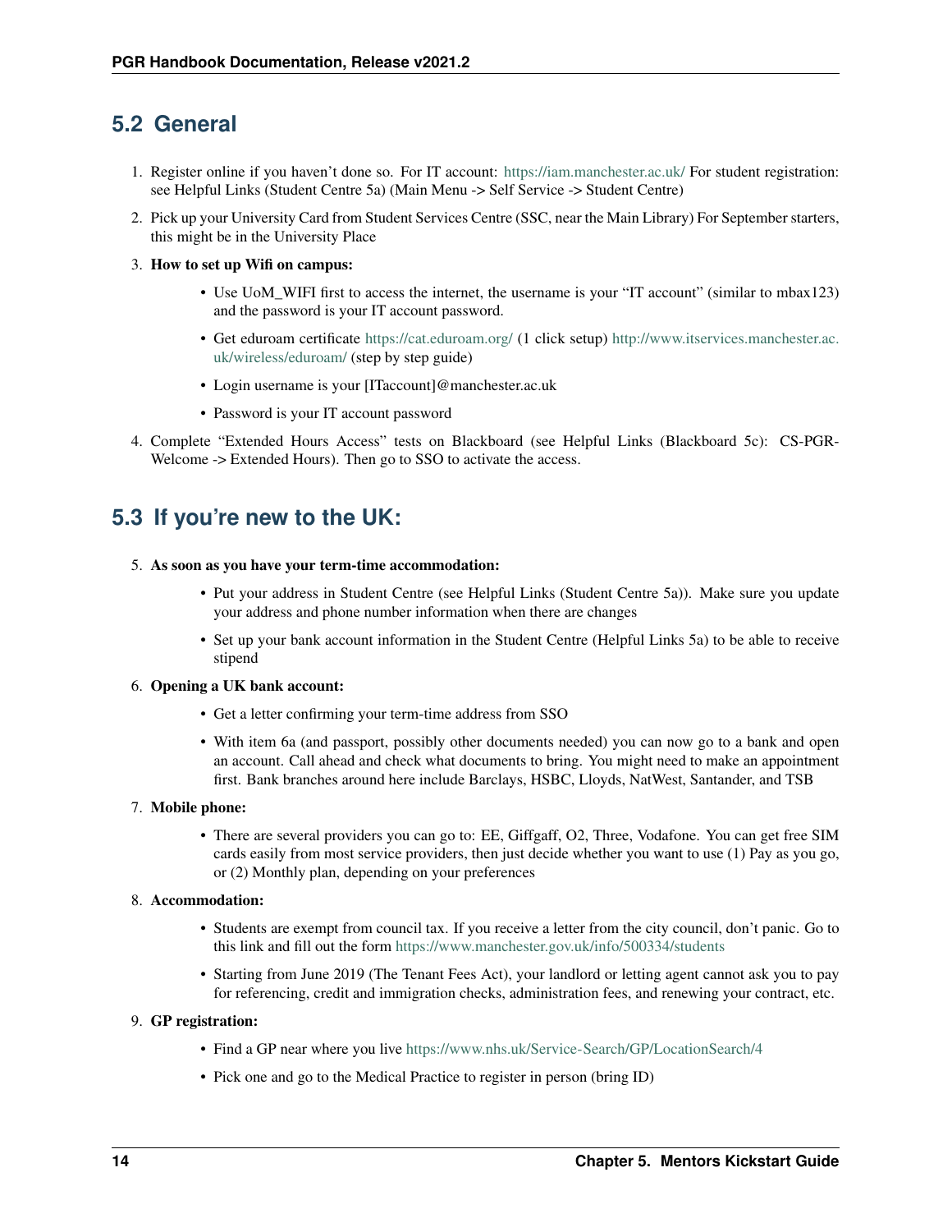## 5.2 General

1. Register online if you haven't done so. For IT account: https://iam.manchester.ac.uk/ For student registration: see Helpful Links (Student Centre 5a) (Main Menu -> Self Service -> Student Centre)
2. Pick up your University Card from Student Services Centre (SSC, near the Main Library) For September starters, this might be in the University Place
3. **How to set up Wifi on campus:**
   - Use UoM_WIFI first to access the internet, the username is your "IT account" (similar to mbax123) and the password is your IT account password.
   - Get eduroam certificate https://cat.eduroam.org/ (1 click setup) http://www.itservices.manchester.ac.uk/wireless/eduroam/ (step by step guide)
   - Login username is your [ITaccount]@manchester.ac.uk
   - Password is your IT account password
4. Complete "Extended Hours Access" tests on Blackboard (see Helpful Links (Blackboard 5c): CS-PGR-Welcome -> Extended Hours). Then go to SSO to activate the access.

## 5.3 If you're new to the UK:

5. **As soon as you have your term-time accommodation:**
   - Put your address in Student Centre (see Helpful Links (Student Centre 5a)). Make sure you update your address and phone number information when there are changes
   - Set up your bank account information in the Student Centre (Helpful Links 5a) to be able to receive stipend
6. **Opening a UK bank account:**
   - Get a letter confirming your term-time address from SSO
   - With item 6a (and passport, possibly other documents needed) you can now go to a bank and open an account. Call ahead and check what documents to bring. You might need to make an appointment first. Bank branches around here include Barclays, HSBC, Lloyds, NatWest, Santander, and TSB
7. **Mobile phone:**
   - There are several providers you can go to: EE, Giffgaff, O2, Three, Vodafone. You can get free SIM cards easily from most service providers, then just decide whether you want to use (1) Pay as you go, or (2) Monthly plan, depending on your preferences
8. **Accommodation:**
   - Students are exempt from council tax. If you receive a letter from the city council, don't panic. Go to this link and fill out the form https://www.manchester.gov.uk/info/500334/students
   - Starting from June 2019 (The Tenant Fees Act), your landlord or letting agent cannot ask you to pay for referencing, credit and immigration checks, administration fees, and renewing your contract, etc.
9. **GP registration:**
   - Find a GP near where you live https://www.nhs.uk/Service-Search/GP/LocationSearch/4
   - Pick one and go to the Medical Practice to register in person (bring ID)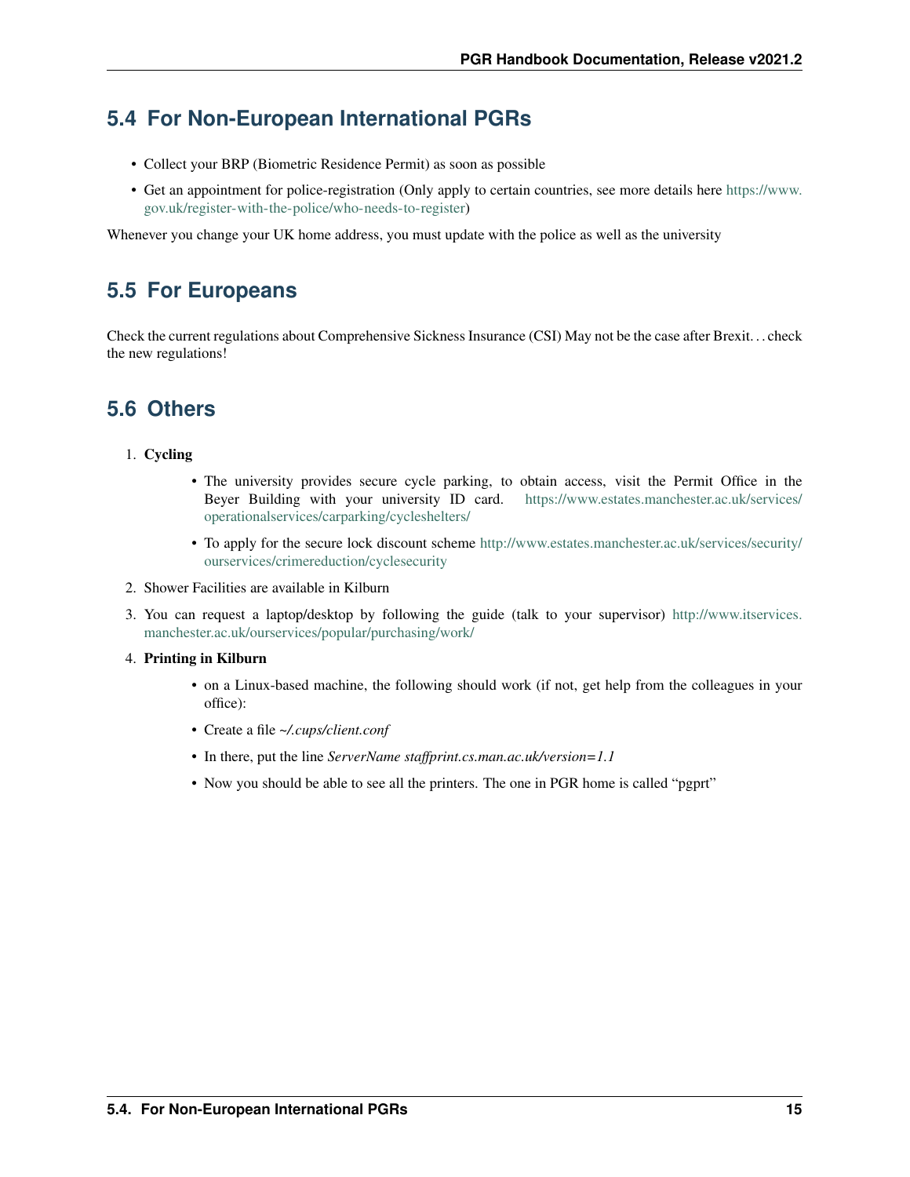## 5.4 For Non-European International PGRs

- Collect your BRP (Biometric Residence Permit) as soon as possible
- Get an appointment for police-registration (Only apply to certain countries, see more details here https://www.gov.uk/register-with-the-police/who-needs-to-register)

Whenever you change your UK home address, you must update with the police as well as the university

## 5.5 For Europeans

Check the current regulations about Comprehensive Sickness Insurance (CSI) May not be the case after Brexit… check the new regulations!

## 5.6 Others

1. **Cycling**
    - The university provides secure cycle parking, to obtain access, visit the Permit Office in the Beyer Building with your university ID card. https://www.estates.manchester.ac.uk/services/operationalservices/carparking/cycleshelters/
    - To apply for the secure lock discount scheme http://www.estates.manchester.ac.uk/services/security/ourservices/crimereduction/cyclesecurity
2. Shower Facilities are available in Kilburn
3. You can request a laptop/desktop by following the guide (talk to your supervisor) http://www.itservices.manchester.ac.uk/ourservices/popular/purchasing/work/
4. **Printing in Kilburn**
    - on a Linux-based machine, the following should work (if not, get help from the colleagues in your office):
    - Create a file *~/.cups/client.conf*
    - In there, put the line *ServerName staffprint.cs.man.ac.uk/version=1.1*
    - Now you should be able to see all the printers. The one in PGR home is called "pgprt"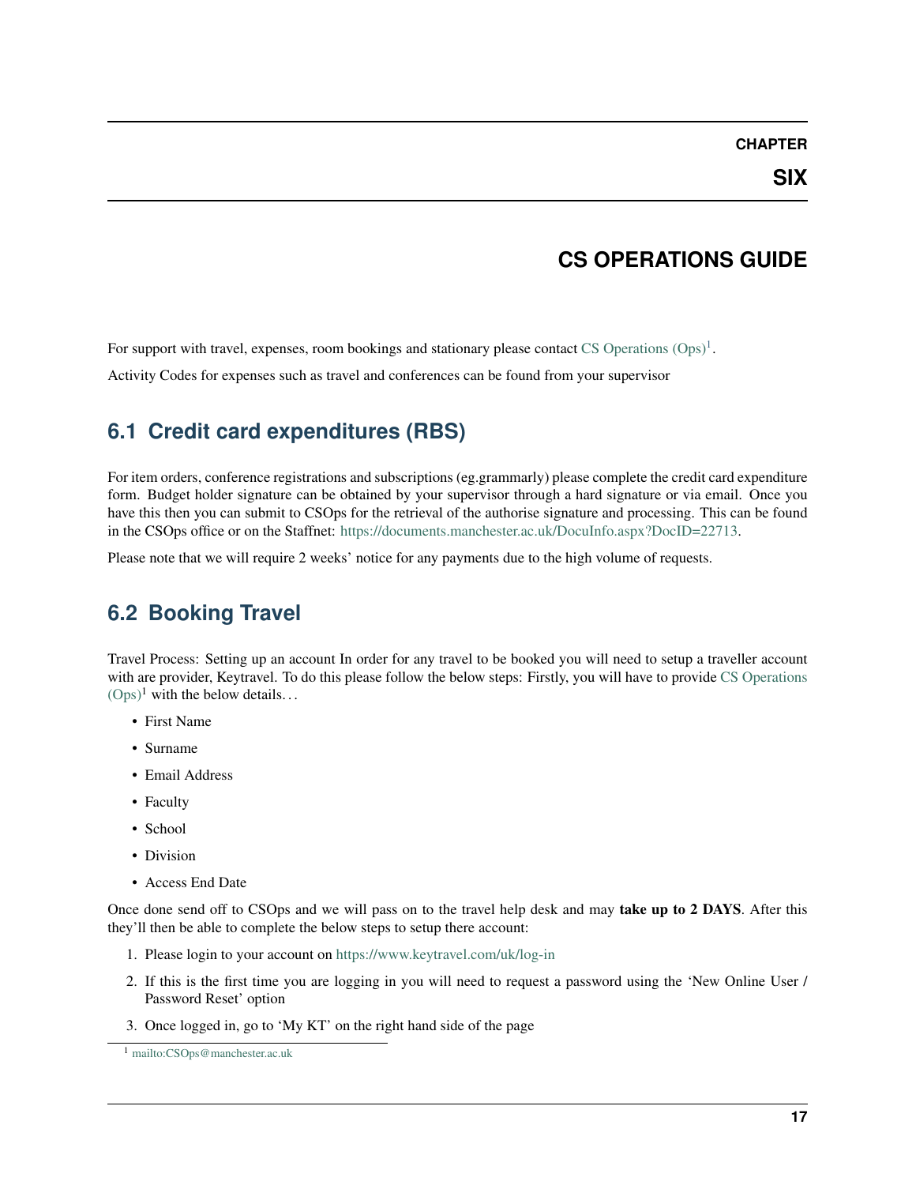# CHAPTER SIX

# CS OPERATIONS GUIDE

For support with travel, expenses, room bookings and stationary please contact CS Operations (Ops)[1].

Activity Codes for expenses such as travel and conferences can be found from your supervisor

## 6.1 Credit card expenditures (RBS)

For item orders, conference registrations and subscriptions (eg.grammarly) please complete the credit card expenditure form. Budget holder signature can be obtained by your supervisor through a hard signature or via email. Once you have this then you can submit to CSOps for the retrieval of the authorise signature and processing. This can be found in the CSOps office or on the Staffnet: https://documents.manchester.ac.uk/DocuInfo.aspx?DocID=22713.

Please note that we will require 2 weeks' notice for any payments due to the high volume of requests.

## 6.2 Booking Travel

Travel Process: Setting up an account In order for any travel to be booked you will need to setup a traveller account with are provider, Keytravel. To do this please follow the below steps: Firstly, you will have to provide CS Operations (Ops)[1] with the below details…

- First Name
- Surname
- Email Address
- Faculty
- School
- Division
- Access End Date

Once done send off to CSOps and we will pass on to the travel help desk and may **take up to 2 DAYS**. After this they'll then be able to complete the below steps to setup there account:

1. Please login to your account on https://www.keytravel.com/uk/log-in
2. If this is the first time you are logging in you will need to request a password using the 'New Online User / Password Reset' option
3. Once logged in, go to 'My KT' on the right hand side of the page

[1] mailto:CSOps@manchester.ac.uk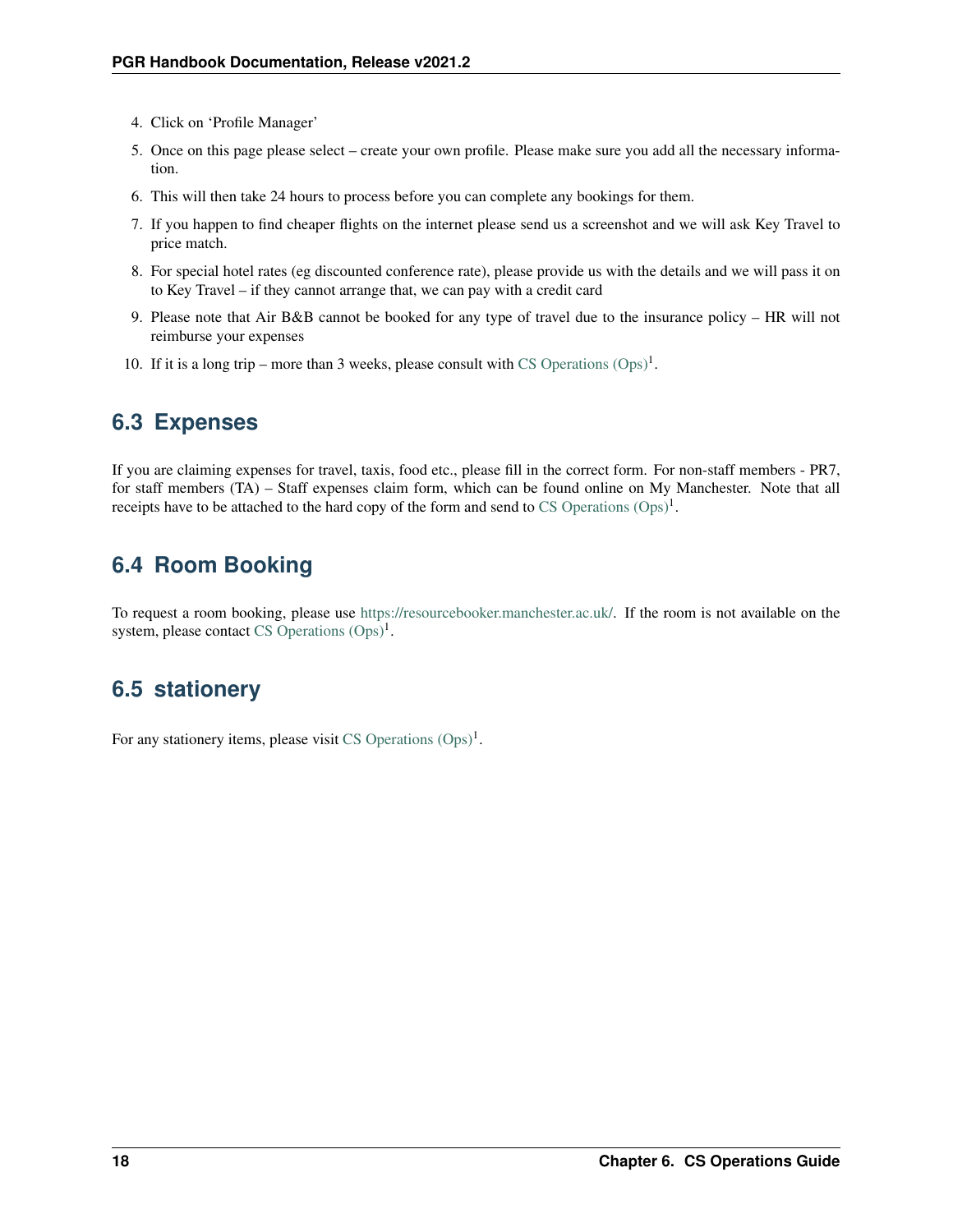4. Click on 'Profile Manager'
5. Once on this page please select – create your own profile. Please make sure you add all the necessary information.
6. This will then take 24 hours to process before you can complete any bookings for them.
7. If you happen to find cheaper flights on the internet please send us a screenshot and we will ask Key Travel to price match.
8. For special hotel rates (eg discounted conference rate), please provide us with the details and we will pass it on to Key Travel – if they cannot arrange that, we can pay with a credit card
9. Please note that Air B&B cannot be booked for any type of travel due to the insurance policy – HR will not reimburse your expenses
10. If it is a long trip – more than 3 weeks, please consult with CS Operations (Ops)[1].

## 6.3 Expenses

If you are claiming expenses for travel, taxis, food etc., please fill in the correct form. For non-staff members - PR7, for staff members (TA) – Staff expenses claim form, which can be found online on My Manchester. Note that all receipts have to be attached to the hard copy of the form and send to CS Operations (Ops)[1].

## 6.4 Room Booking

To request a room booking, please use https://resourcebooker.manchester.ac.uk/. If the room is not available on the system, please contact CS Operations (Ops)[1].

## 6.5 stationery

For any stationery items, please visit CS Operations (Ops)[1].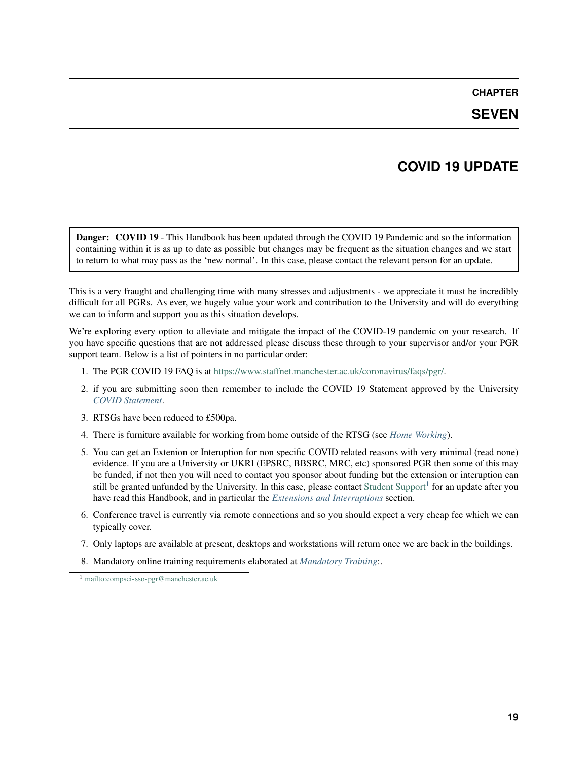# CHAPTER SEVEN

# COVID 19 UPDATE

> **Danger: COVID 19** - This Handbook has been updated through the COVID 19 Pandemic and so the information containing within it is as up to date as possible but changes may be frequent as the situation changes and we start to return to what may pass as the 'new normal'. In this case, please contact the relevant person for an update.

This is a very fraught and challenging time with many stresses and adjustments - we appreciate it must be incredibly difficult for all PGRs. As ever, we hugely value your work and contribution to the University and will do everything we can to inform and support you as this situation develops.

We're exploring every option to alleviate and mitigate the impact of the COVID-19 pandemic on your research. If you have specific questions that are not addressed please discuss these through to your supervisor and/or your PGR support team. Below is a list of pointers in no particular order:

1. The PGR COVID 19 FAQ is at https://www.staffnet.manchester.ac.uk/coronavirus/faqs/pgr/.
2. if you are submitting soon then remember to include the COVID 19 Statement approved by the University *COVID Statement*.
3. RTSGs have been reduced to £500pa.
4. There is furniture available for working from home outside of the RTSG (see *Home Working*).
5. You can get an Extenion or Interuption for non specific COVID related reasons with very minimal (read none) evidence. If you are a University or UKRI (EPSRC, BBSRC, MRC, etc) sponsored PGR then some of this may be funded, if not then you will need to contact you sponsor about funding but the extension or interuption can still be granted unfunded by the University. In this case, please contact Student Support[1] for an update after you have read this Handbook, and in particular the *Extensions and Interruptions* section.
6. Conference travel is currently via remote connections and so you should expect a very cheap fee which we can typically cover.
7. Only laptops are available at present, desktops and workstations will return once we are back in the buildings.
8. Mandatory online training requirements elaborated at *Mandatory Training*:.

[1] mailto:compsci-sso-pgr@manchester.ac.uk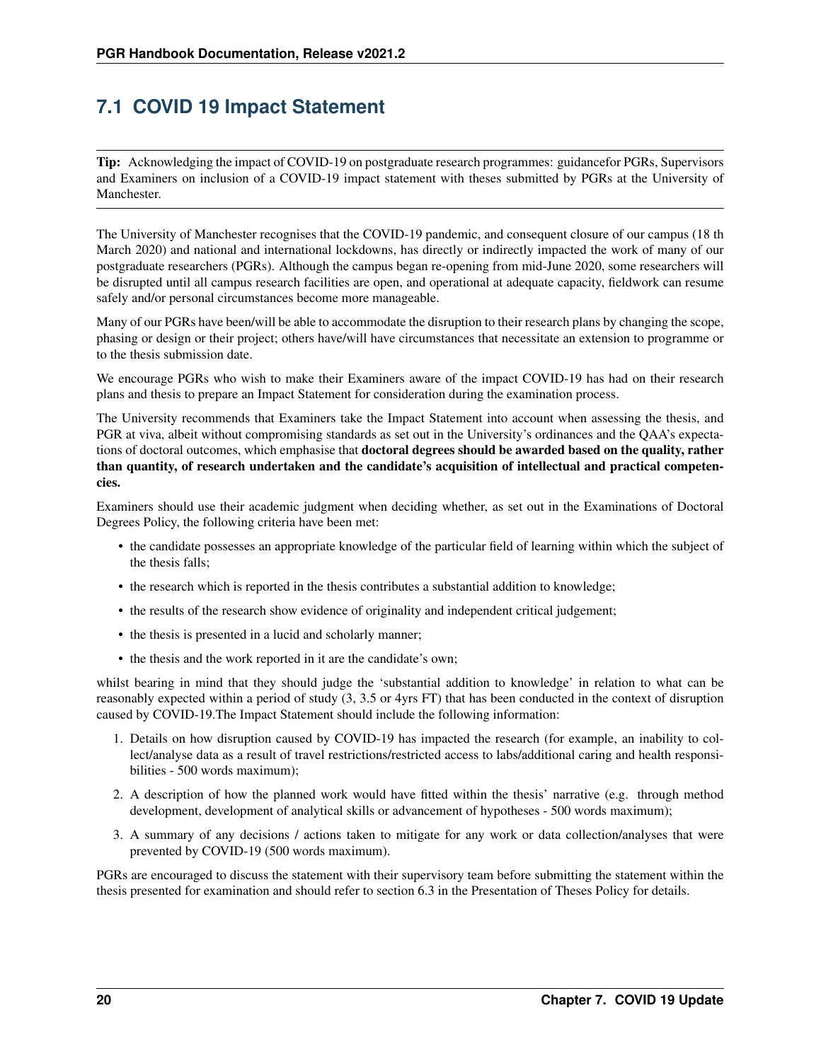## 7.1 COVID 19 Impact Statement

**Tip:** Acknowledging the impact of COVID-19 on postgraduate research programmes: guidancefor PGRs, Supervisors and Examiners on inclusion of a COVID-19 impact statement with theses submitted by PGRs at the University of Manchester.

The University of Manchester recognises that the COVID-19 pandemic, and consequent closure of our campus (18 th March 2020) and national and international lockdowns, has directly or indirectly impacted the work of many of our postgraduate researchers (PGRs). Although the campus began re-opening from mid-June 2020, some researchers will be disrupted until all campus research facilities are open, and operational at adequate capacity, fieldwork can resume safely and/or personal circumstances become more manageable.

Many of our PGRs have been/will be able to accommodate the disruption to their research plans by changing the scope, phasing or design or their project; others have/will have circumstances that necessitate an extension to programme or to the thesis submission date.

We encourage PGRs who wish to make their Examiners aware of the impact COVID-19 has had on their research plans and thesis to prepare an Impact Statement for consideration during the examination process.

The University recommends that Examiners take the Impact Statement into account when assessing the thesis, and PGR at viva, albeit without compromising standards as set out in the University's ordinances and the QAA's expectations of doctoral outcomes, which emphasise that **doctoral degrees should be awarded based on the quality, rather than quantity, of research undertaken and the candidate's acquisition of intellectual and practical competencies.**

Examiners should use their academic judgment when deciding whether, as set out in the Examinations of Doctoral Degrees Policy, the following criteria have been met:

- the candidate possesses an appropriate knowledge of the particular field of learning within which the subject of the thesis falls;
- the research which is reported in the thesis contributes a substantial addition to knowledge;
- the results of the research show evidence of originality and independent critical judgement;
- the thesis is presented in a lucid and scholarly manner;
- the thesis and the work reported in it are the candidate's own;

whilst bearing in mind that they should judge the 'substantial addition to knowledge' in relation to what can be reasonably expected within a period of study (3, 3.5 or 4yrs FT) that has been conducted in the context of disruption caused by COVID-19.The Impact Statement should include the following information:

1. Details on how disruption caused by COVID-19 has impacted the research (for example, an inability to collect/analyse data as a result of travel restrictions/restricted access to labs/additional caring and health responsibilities - 500 words maximum);
2. A description of how the planned work would have fitted within the thesis' narrative (e.g. through method development, development of analytical skills or advancement of hypotheses - 500 words maximum);
3. A summary of any decisions / actions taken to mitigate for any work or data collection/analyses that were prevented by COVID-19 (500 words maximum).

PGRs are encouraged to discuss the statement with their supervisory team before submitting the statement within the thesis presented for examination and should refer to section 6.3 in the Presentation of Theses Policy for details.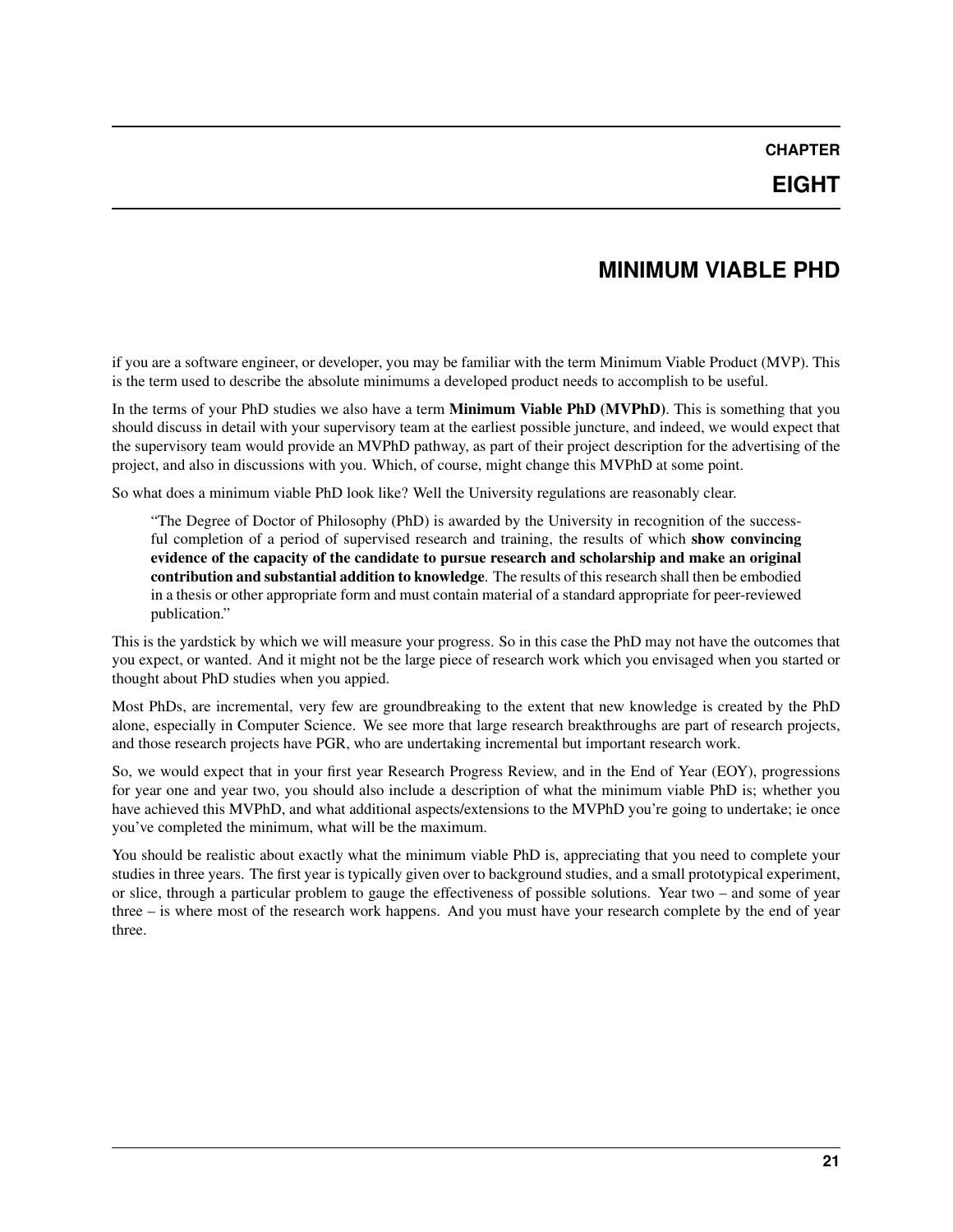# CHAPTER EIGHT

# MINIMUM VIABLE PHD

if you are a software engineer, or developer, you may be familiar with the term Minimum Viable Product (MVP). This is the term used to describe the absolute minimums a developed product needs to accomplish to be useful.

In the terms of your PhD studies we also have a term **Minimum Viable PhD (MVPhD)**. This is something that you should discuss in detail with your supervisory team at the earliest possible juncture, and indeed, we would expect that the supervisory team would provide an MVPhD pathway, as part of their project description for the advertising of the project, and also in discussions with you. Which, of course, might change this MVPhD at some point.

So what does a minimum viable PhD look like? Well the University regulations are reasonably clear.

> "The Degree of Doctor of Philosophy (PhD) is awarded by the University in recognition of the successful completion of a period of supervised research and training, the results of which **show convincing evidence of the capacity of the candidate to pursue research and scholarship and make an original contribution and substantial addition to knowledge**. The results of this research shall then be embodied in a thesis or other appropriate form and must contain material of a standard appropriate for peer-reviewed publication."

This is the yardstick by which we will measure your progress. So in this case the PhD may not have the outcomes that you expect, or wanted. And it might not be the large piece of research work which you envisaged when you started or thought about PhD studies when you appied.

Most PhDs, are incremental, very few are groundbreaking to the extent that new knowledge is created by the PhD alone, especially in Computer Science. We see more that large research breakthroughs are part of research projects, and those research projects have PGR, who are undertaking incremental but important research work.

So, we would expect that in your first year Research Progress Review, and in the End of Year (EOY), progressions for year one and year two, you should also include a description of what the minimum viable PhD is; whether you have achieved this MVPhD, and what additional aspects/extensions to the MVPhD you're going to undertake; ie once you've completed the minimum, what will be the maximum.

You should be realistic about exactly what the minimum viable PhD is, appreciating that you need to complete your studies in three years. The first year is typically given over to background studies, and a small prototypical experiment, or slice, through a particular problem to gauge the effectiveness of possible solutions. Year two – and some of year three – is where most of the research work happens. And you must have your research complete by the end of year three.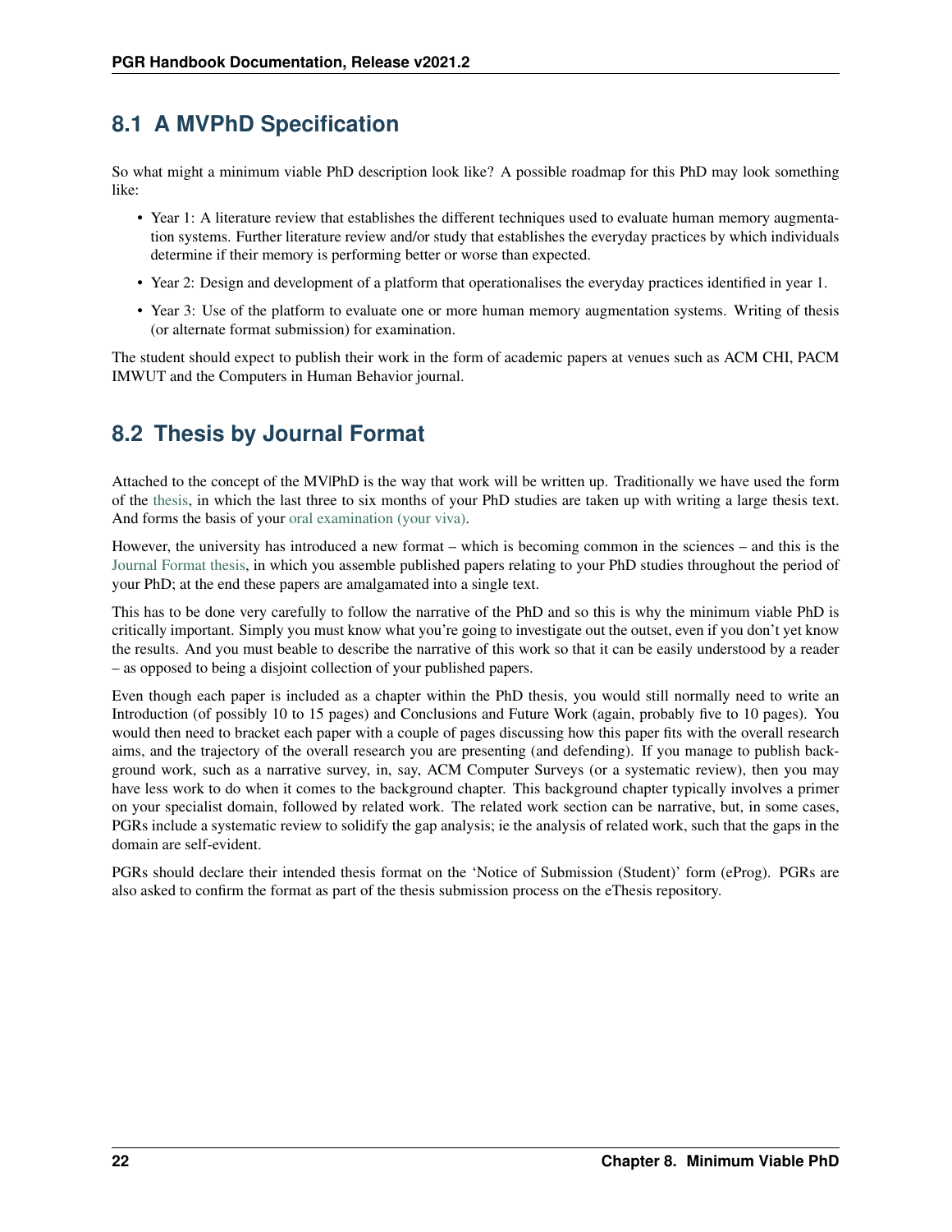## 8.1 A MVPhD Specification

So what might a minimum viable PhD description look like? A possible roadmap for this PhD may look something like:

- Year 1: A literature review that establishes the different techniques used to evaluate human memory augmentation systems. Further literature review and/or study that establishes the everyday practices by which individuals determine if their memory is performing better or worse than expected.
- Year 2: Design and development of a platform that operationalises the everyday practices identified in year 1.
- Year 3: Use of the platform to evaluate one or more human memory augmentation systems. Writing of thesis (or alternate format submission) for examination.

The student should expect to publish their work in the form of academic papers at venues such as ACM CHI, PACM IMWUT and the Computers in Human Behavior journal.

## 8.2 Thesis by Journal Format

Attached to the concept of the MV|PhD is the way that work will be written up. Traditionally we have used the form of the thesis, in which the last three to six months of your PhD studies are taken up with writing a large thesis text. And forms the basis of your oral examination (your viva).

However, the university has introduced a new format – which is becoming common in the sciences – and this is the Journal Format thesis, in which you assemble published papers relating to your PhD studies throughout the period of your PhD; at the end these papers are amalgamated into a single text.

This has to be done very carefully to follow the narrative of the PhD and so this is why the minimum viable PhD is critically important. Simply you must know what you're going to investigate out the outset, even if you don't yet know the results. And you must beable to describe the narrative of this work so that it can be easily understood by a reader – as opposed to being a disjoint collection of your published papers.

Even though each paper is included as a chapter within the PhD thesis, you would still normally need to write an Introduction (of possibly 10 to 15 pages) and Conclusions and Future Work (again, probably five to 10 pages). You would then need to bracket each paper with a couple of pages discussing how this paper fits with the overall research aims, and the trajectory of the overall research you are presenting (and defending). If you manage to publish background work, such as a narrative survey, in, say, ACM Computer Surveys (or a systematic review), then you may have less work to do when it comes to the background chapter. This background chapter typically involves a primer on your specialist domain, followed by related work. The related work section can be narrative, but, in some cases, PGRs include a systematic review to solidify the gap analysis; ie the analysis of related work, such that the gaps in the domain are self-evident.

PGRs should declare their intended thesis format on the 'Notice of Submission (Student)' form (eProg). PGRs are also asked to confirm the format as part of the thesis submission process on the eThesis repository.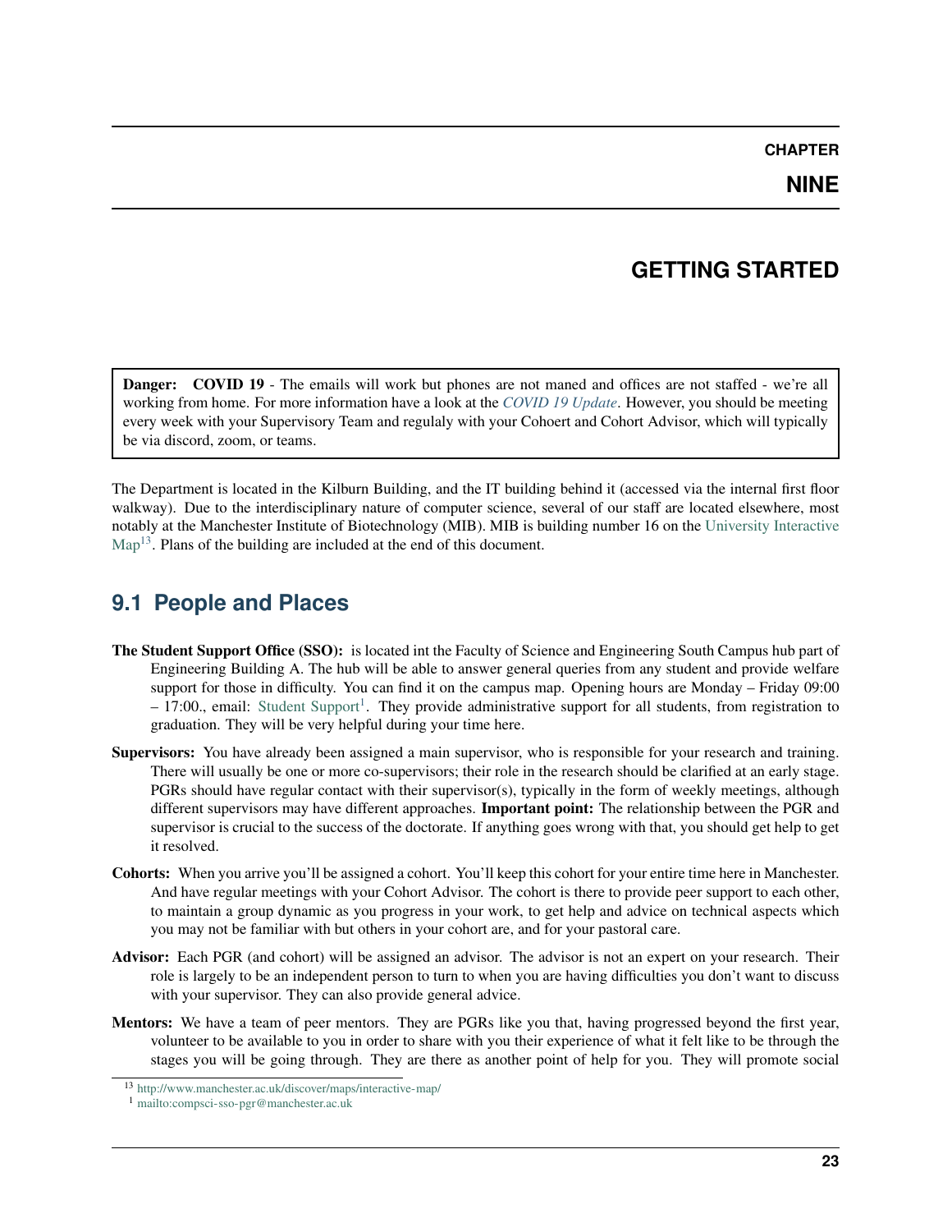# CHAPTER NINE

# GETTING STARTED

> **Danger: COVID 19** - The emails will work but phones are not maned and offices are not staffed - we're all working from home. For more information have a look at the *COVID 19 Update*. However, you should be meeting every week with your Supervisory Team and regulaly with your Cohoert and Cohort Advisor, which will typically be via discord, zoom, or teams.

The Department is located in the Kilburn Building, and the IT building behind it (accessed via the internal first floor walkway). Due to the interdisciplinary nature of computer science, several of our staff are located elsewhere, most notably at the Manchester Institute of Biotechnology (MIB). MIB is building number 16 on the University Interactive Map[13]. Plans of the building are included at the end of this document.

## 9.1 People and Places

**The Student Support Office (SSO):** is located int the Faculty of Science and Engineering South Campus hub part of Engineering Building A. The hub will be able to answer general queries from any student and provide welfare support for those in difficulty. You can find it on the campus map. Opening hours are Monday – Friday 09:00 – 17:00., email: Student Support[1]. They provide administrative support for all students, from registration to graduation. They will be very helpful during your time here.

**Supervisors:** You have already been assigned a main supervisor, who is responsible for your research and training. There will usually be one or more co-supervisors; their role in the research should be clarified at an early stage. PGRs should have regular contact with their supervisor(s), typically in the form of weekly meetings, although different supervisors may have different approaches. **Important point:** The relationship between the PGR and supervisor is crucial to the success of the doctorate. If anything goes wrong with that, you should get help to get it resolved.

**Cohorts:** When you arrive you'll be assigned a cohort. You'll keep this cohort for your entire time here in Manchester. And have regular meetings with your Cohort Advisor. The cohort is there to provide peer support to each other, to maintain a group dynamic as you progress in your work, to get help and advice on technical aspects which you may not be familiar with but others in your cohort are, and for your pastoral care.

**Advisor:** Each PGR (and cohort) will be assigned an advisor. The advisor is not an expert on your research. Their role is largely to be an independent person to turn to when you are having difficulties you don't want to discuss with your supervisor. They can also provide general advice.

**Mentors:** We have a team of peer mentors. They are PGRs like you that, having progressed beyond the first year, volunteer to be available to you in order to share with you their experience of what it felt like to be through the stages you will be going through. They are there as another point of help for you. They will promote social

[13] http://www.manchester.ac.uk/discover/maps/interactive-map/

[1] mailto:compsci-sso-pgr@manchester.ac.uk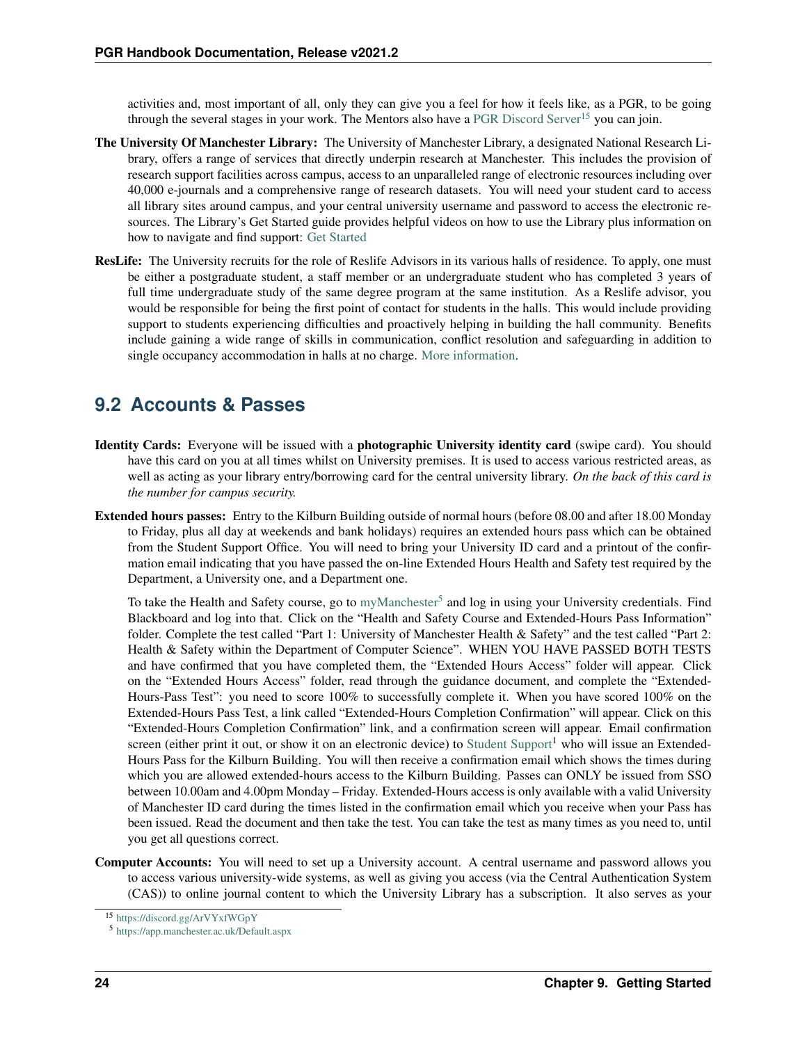activities and, most important of all, only they can give you a feel for how it feels like, as a PGR, to be going through the several stages in your work. The Mentors also have a PGR Discord Server[15] you can join.

**The University Of Manchester Library:** The University of Manchester Library, a designated National Research Library, offers a range of services that directly underpin research at Manchester. This includes the provision of research support facilities across campus, access to an unparalleled range of electronic resources including over 40,000 e-journals and a comprehensive range of research datasets. You will need your student card to access all library sites around campus, and your central university username and password to access the electronic resources. The Library's Get Started guide provides helpful videos on how to use the Library plus information on how to navigate and find support: Get Started

**ResLife:** The University recruits for the role of Reslife Advisors in its various halls of residence. To apply, one must be either a postgraduate student, a staff member or an undergraduate student who has completed 3 years of full time undergraduate study of the same degree program at the same institution. As a Reslife advisor, you would be responsible for being the first point of contact for students in the halls. This would include providing support to students experiencing difficulties and proactively helping in building the hall community. Benefits include gaining a wide range of skills in communication, conflict resolution and safeguarding in addition to single occupancy accommodation in halls at no charge. More information.

## 9.2 Accounts & Passes

**Identity Cards:** Everyone will be issued with a **photographic University identity card** (swipe card). You should have this card on you at all times whilst on University premises. It is used to access various restricted areas, as well as acting as your library entry/borrowing card for the central university library. *On the back of this card is the number for campus security.*

**Extended hours passes:** Entry to the Kilburn Building outside of normal hours (before 08.00 and after 18.00 Monday to Friday, plus all day at weekends and bank holidays) requires an extended hours pass which can be obtained from the Student Support Office. You will need to bring your University ID card and a printout of the confirmation email indicating that you have passed the on-line Extended Hours Health and Safety test required by the Department, a University one, and a Department one.

To take the Health and Safety course, go to myManchester[5] and log in using your University credentials. Find Blackboard and log into that. Click on the "Health and Safety Course and Extended-Hours Pass Information" folder. Complete the test called "Part 1: University of Manchester Health & Safety" and the test called "Part 2: Health & Safety within the Department of Computer Science". WHEN YOU HAVE PASSED BOTH TESTS and have confirmed that you have completed them, the "Extended Hours Access" folder will appear. Click on the "Extended Hours Access" folder, read through the guidance document, and complete the "Extended-Hours-Pass Test": you need to score 100% to successfully complete it. When you have scored 100% on the Extended-Hours Pass Test, a link called "Extended-Hours Completion Confirmation" will appear. Click on this "Extended-Hours Completion Confirmation" link, and a confirmation screen will appear. Email confirmation screen (either print it out, or show it on an electronic device) to Student Support[1] who will issue an Extended-Hours Pass for the Kilburn Building. You will then receive a confirmation email which shows the times during which you are allowed extended-hours access to the Kilburn Building. Passes can ONLY be issued from SSO between 10.00am and 4.00pm Monday – Friday. Extended-Hours access is only available with a valid University of Manchester ID card during the times listed in the confirmation email which you receive when your Pass has been issued. Read the document and then take the test. You can take the test as many times as you need to, until you get all questions correct.

**Computer Accounts:** You will need to set up a University account. A central username and password allows you to access various university-wide systems, as well as giving you access (via the Central Authentication System (CAS)) to online journal content to which the University Library has a subscription. It also serves as your

[15] https://discord.gg/ArVYxfWGpY

[5] https://app.manchester.ac.uk/Default.aspx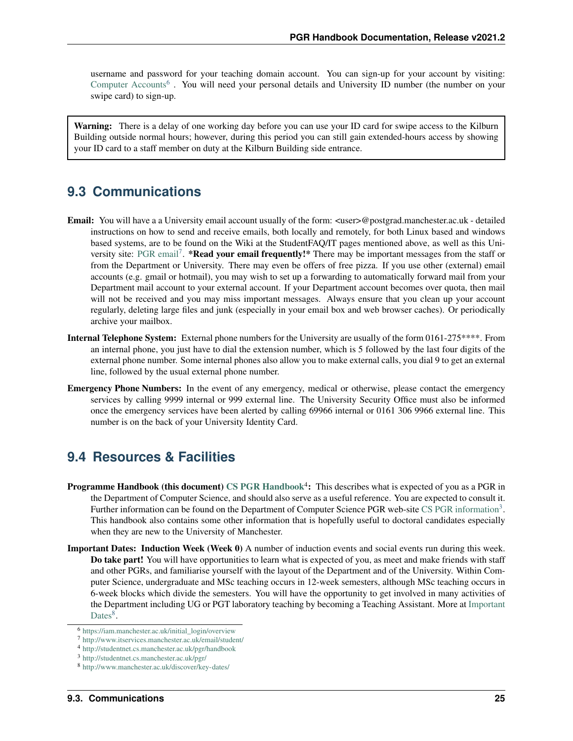username and password for your teaching domain account. You can sign-up for your account by visiting: Computer Accounts[6] . You will need your personal details and University ID number (the number on your swipe card) to sign-up.

> **Warning:** There is a delay of one working day before you can use your ID card for swipe access to the Kilburn Building outside normal hours; however, during this period you can still gain extended-hours access by showing your ID card to a staff member on duty at the Kilburn Building side entrance.

## 9.3 Communications

**Email:** You will have a a University email account usually of the form: <user>@postgrad.manchester.ac.uk - detailed instructions on how to send and receive emails, both locally and remotely, for both Linux based and windows based systems, are to be found on the Wiki at the StudentFAQ/IT pages mentioned above, as well as this University site: PGR email[7]. ***Read your email frequently!*** There may be important messages from the staff or from the Department or University. There may even be offers of free pizza. If you use other (external) email accounts (e.g. gmail or hotmail), you may wish to set up a forwarding to automatically forward mail from your Department mail account to your external account. If your Department account becomes over quota, then mail will not be received and you may miss important messages. Always ensure that you clean up your account regularly, deleting large files and junk (especially in your email box and web browser caches). Or periodically archive your mailbox.

**Internal Telephone System:** External phone numbers for the University are usually of the form 0161-275****. From an internal phone, you just have to dial the extension number, which is 5 followed by the last four digits of the external phone number. Some internal phones also allow you to make external calls, you dial 9 to get an external line, followed by the usual external phone number.

**Emergency Phone Numbers:** In the event of any emergency, medical or otherwise, please contact the emergency services by calling 9999 internal or 999 external line. The University Security Office must also be informed once the emergency services have been alerted by calling 69966 internal or 0161 306 9966 external line. This number is on the back of your University Identity Card.

## 9.4 Resources & Facilities

**Programme Handbook (this document) CS PGR Handbook[4]:** This describes what is expected of you as a PGR in the Department of Computer Science, and should also serve as a useful reference. You are expected to consult it. Further information can be found on the Department of Computer Science PGR web-site CS PGR information[3]. This handbook also contains some other information that is hopefully useful to doctoral candidates especially when they are new to the University of Manchester.

**Important Dates: Induction Week (Week 0)** A number of induction events and social events run during this week. **Do take part!** You will have opportunities to learn what is expected of you, as meet and make friends with staff and other PGRs, and familiarise yourself with the layout of the Department and of the University. Within Computer Science, undergraduate and MSc teaching occurs in 12-week semesters, although MSc teaching occurs in 6-week blocks which divide the semesters. You will have the opportunity to get involved in many activities of the Department including UG or PGT laboratory teaching by becoming a Teaching Assistant. More at Important Dates[8].

[6] https://iam.manchester.ac.uk/initial_login/overview
[7] http://www.itservices.manchester.ac.uk/email/student/
[4] http://studentnet.cs.manchester.ac.uk/pgr/handbook
[3] http://studentnet.cs.manchester.ac.uk/pgr/
[8] http://www.manchester.ac.uk/discover/key-dates/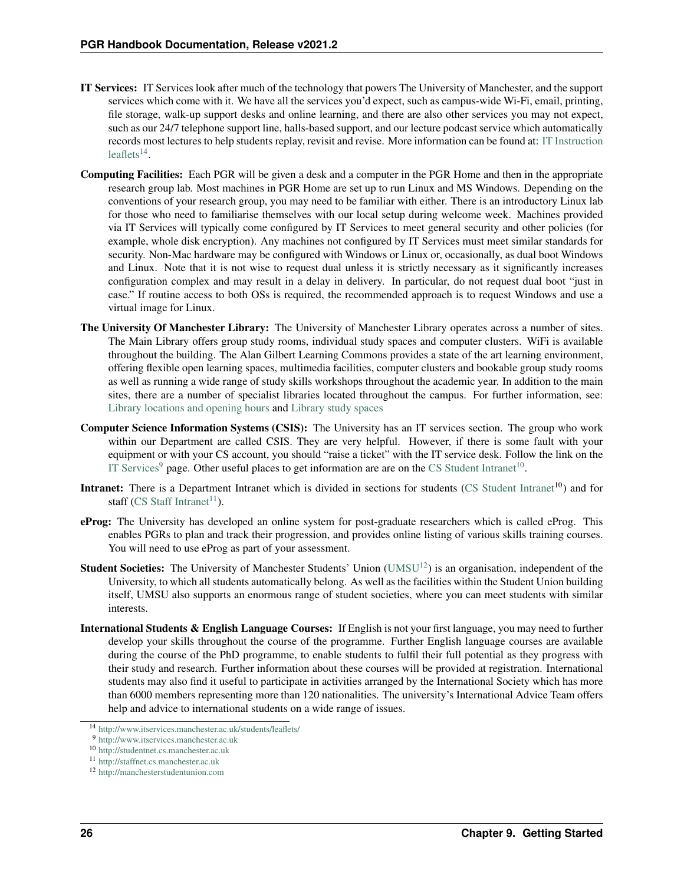**IT Services:** IT Services look after much of the technology that powers The University of Manchester, and the support services which come with it. We have all the services you'd expect, such as campus-wide Wi-Fi, email, printing, file storage, walk-up support desks and online learning, and there are also other services you may not expect, such as our 24/7 telephone support line, halls-based support, and our lecture podcast service which automatically records most lectures to help students replay, revisit and revise. More information can be found at: IT Instruction leaflets[14].

**Computing Facilities:** Each PGR will be given a desk and a computer in the PGR Home and then in the appropriate research group lab. Most machines in PGR Home are set up to run Linux and MS Windows. Depending on the conventions of your research group, you may need to be familiar with either. There is an introductory Linux lab for those who need to familiarise themselves with our local setup during welcome week. Machines provided via IT Services will typically come configured by IT Services to meet general security and other policies (for example, whole disk encryption). Any machines not configured by IT Services must meet similar standards for security. Non-Mac hardware may be configured with Windows or Linux or, occasionally, as dual boot Windows and Linux. Note that it is not wise to request dual unless it is strictly necessary as it significantly increases configuration complex and may result in a delay in delivery. In particular, do not request dual boot "just in case." If routine access to both OSs is required, the recommended approach is to request Windows and use a virtual image for Linux.

**The University Of Manchester Library:** The University of Manchester Library operates across a number of sites. The Main Library offers group study rooms, individual study spaces and computer clusters. WiFi is available throughout the building. The Alan Gilbert Learning Commons provides a state of the art learning environment, offering flexible open learning spaces, multimedia facilities, computer clusters and bookable group study rooms as well as running a wide range of study skills workshops throughout the academic year. In addition to the main sites, there are a number of specialist libraries located throughout the campus. For further information, see: Library locations and opening hours and Library study spaces

**Computer Science Information Systems (CSIS):** The University has an IT services section. The group who work within our Department are called CSIS. They are very helpful. However, if there is some fault with your equipment or with your CS account, you should "raise a ticket" with the IT service desk. Follow the link on the IT Services[9] page. Other useful places to get information are are on the CS Student Intranet[10].

**Intranet:** There is a Department Intranet which is divided in sections for students (CS Student Intranet[10]) and for staff (CS Staff Intranet[11]).

**eProg:** The University has developed an online system for post-graduate researchers which is called eProg. This enables PGRs to plan and track their progression, and provides online listing of various skills training courses. You will need to use eProg as part of your assessment.

**Student Societies:** The University of Manchester Students' Union (UMSU[12]) is an organisation, independent of the University, to which all students automatically belong. As well as the facilities within the Student Union building itself, UMSU also supports an enormous range of student societies, where you can meet students with similar interests.

**International Students & English Language Courses:** If English is not your first language, you may need to further develop your skills throughout the course of the programme. Further English language courses are available during the course of the PhD programme, to enable students to fulfil their full potential as they progress with their study and research. Further information about these courses will be provided at registration. International students may also find it useful to participate in activities arranged by the International Society which has more than 6000 members representing more than 120 nationalities. The university's International Advice Team offers help and advice to international students on a wide range of issues.

---

[14] http://www.itservices.manchester.ac.uk/students/leaflets/

[9] http://www.itservices.manchester.ac.uk

[10] http://studentnet.cs.manchester.ac.uk

[11] http://staffnet.cs.manchester.ac.uk

[12] http://manchesterstudentunion.com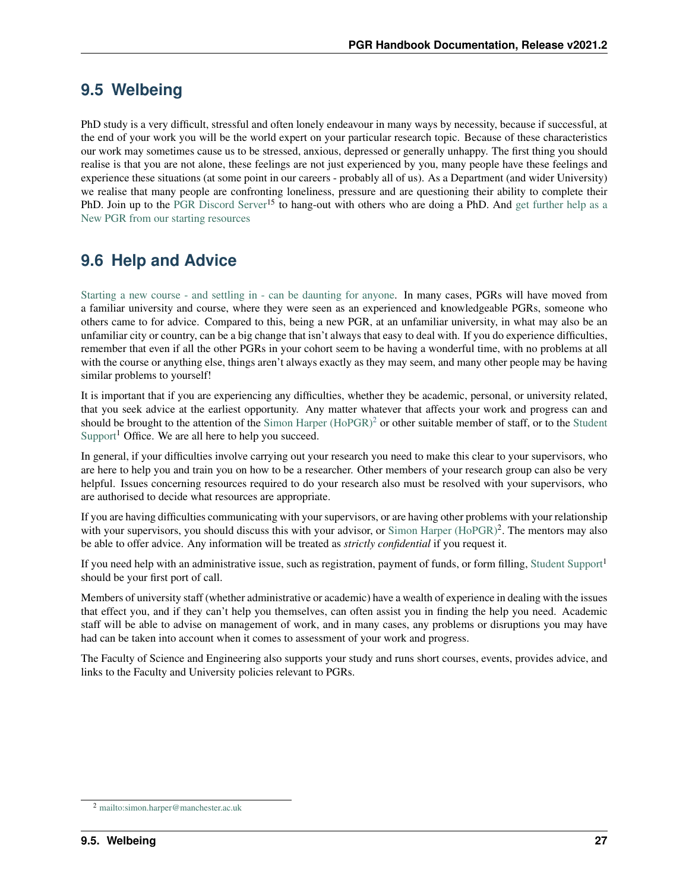## 9.5 Welbeing

PhD study is a very difficult, stressful and often lonely endeavour in many ways by necessity, because if successful, at the end of your work you will be the world expert on your particular research topic. Because of these characteristics our work may sometimes cause us to be stressed, anxious, depressed or generally unhappy. The first thing you should realise is that you are not alone, these feelings are not just experienced by you, many people have these feelings and experience these situations (at some point in our careers - probably all of us). As a Department (and wider University) we realise that many people are confronting loneliness, pressure and are questioning their ability to complete their PhD. Join up to the PGR Discord Server[15] to hang-out with others who are doing a PhD. And get further help as a New PGR from our starting resources

## 9.6 Help and Advice

Starting a new course - and settling in - can be daunting for anyone. In many cases, PGRs will have moved from a familiar university and course, where they were seen as an experienced and knowledgeable PGRs, someone who others came to for advice. Compared to this, being a new PGR, at an unfamiliar university, in what may also be an unfamiliar city or country, can be a big change that isn't always that easy to deal with. If you do experience difficulties, remember that even if all the other PGRs in your cohort seem to be having a wonderful time, with no problems at all with the course or anything else, things aren't always exactly as they may seem, and many other people may be having similar problems to yourself!

It is important that if you are experiencing any difficulties, whether they be academic, personal, or university related, that you seek advice at the earliest opportunity. Any matter whatever that affects your work and progress can and should be brought to the attention of the Simon Harper (HoPGR)[2] or other suitable member of staff, or to the Student Support[1] Office. We are all here to help you succeed.

In general, if your difficulties involve carrying out your research you need to make this clear to your supervisors, who are here to help you and train you on how to be a researcher. Other members of your research group can also be very helpful. Issues concerning resources required to do your research also must be resolved with your supervisors, who are authorised to decide what resources are appropriate.

If you are having difficulties communicating with your supervisors, or are having other problems with your relationship with your supervisors, you should discuss this with your advisor, or Simon Harper (HoPGR)[2]. The mentors may also be able to offer advice. Any information will be treated as *strictly confidential* if you request it.

If you need help with an administrative issue, such as registration, payment of funds, or form filling, Student Support[1] should be your first port of call.

Members of university staff (whether administrative or academic) have a wealth of experience in dealing with the issues that effect you, and if they can't help you themselves, can often assist you in finding the help you need. Academic staff will be able to advise on management of work, and in many cases, any problems or disruptions you may have had can be taken into account when it comes to assessment of your work and progress.

The Faculty of Science and Engineering also supports your study and runs short courses, events, provides advice, and links to the Faculty and University policies relevant to PGRs.

[2] mailto:simon.harper@manchester.ac.uk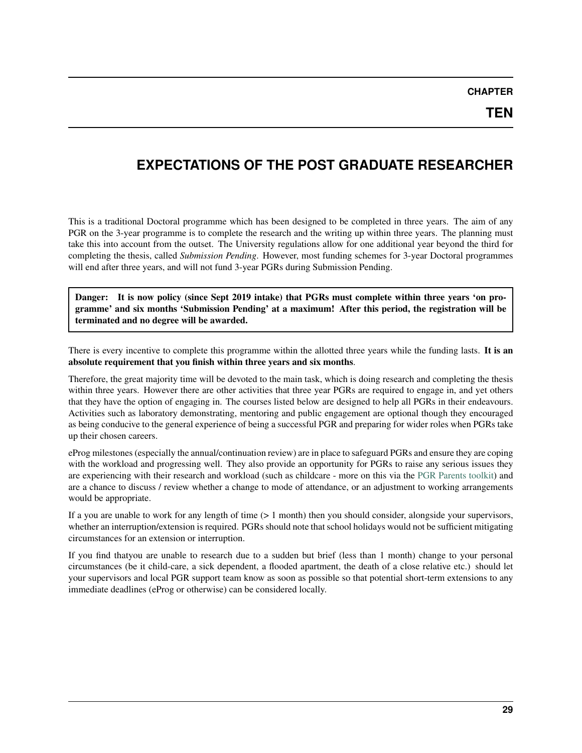# CHAPTER TEN

# EXPECTATIONS OF THE POST GRADUATE RESEARCHER

This is a traditional Doctoral programme which has been designed to be completed in three years. The aim of any PGR on the 3-year programme is to complete the research and the writing up within three years. The planning must take this into account from the outset. The University regulations allow for one additional year beyond the third for completing the thesis, called *Submission Pending*. However, most funding schemes for 3-year Doctoral programmes will end after three years, and will not fund 3-year PGRs during Submission Pending.

> **Danger: It is now policy (since Sept 2019 intake) that PGRs must complete within three years 'on programme' and six months 'Submission Pending' at a maximum! After this period, the registration will be terminated and no degree will be awarded.**

There is every incentive to complete this programme within the allotted three years while the funding lasts. **It is an absolute requirement that you finish within three years and six months**.

Therefore, the great majority time will be devoted to the main task, which is doing research and completing the thesis within three years. However there are other activities that three year PGRs are required to engage in, and yet others that they have the option of engaging in. The courses listed below are designed to help all PGRs in their endeavours. Activities such as laboratory demonstrating, mentoring and public engagement are optional though they encouraged as being conducive to the general experience of being a successful PGR and preparing for wider roles when PGRs take up their chosen careers.

eProg milestones (especially the annual/continuation review) are in place to safeguard PGRs and ensure they are coping with the workload and progressing well. They also provide an opportunity for PGRs to raise any serious issues they are experiencing with their research and workload (such as childcare - more on this via the PGR Parents toolkit) and are a chance to discuss / review whether a change to mode of attendance, or an adjustment to working arrangements would be appropriate.

If a you are unable to work for any length of time (> 1 month) then you should consider, alongside your supervisors, whether an interruption/extension is required. PGRs should note that school holidays would not be sufficient mitigating circumstances for an extension or interruption.

If you find thatyou are unable to research due to a sudden but brief (less than 1 month) change to your personal circumstances (be it child-care, a sick dependent, a flooded apartment, the death of a close relative etc.) should let your supervisors and local PGR support team know as soon as possible so that potential short-term extensions to any immediate deadlines (eProg or otherwise) can be considered locally.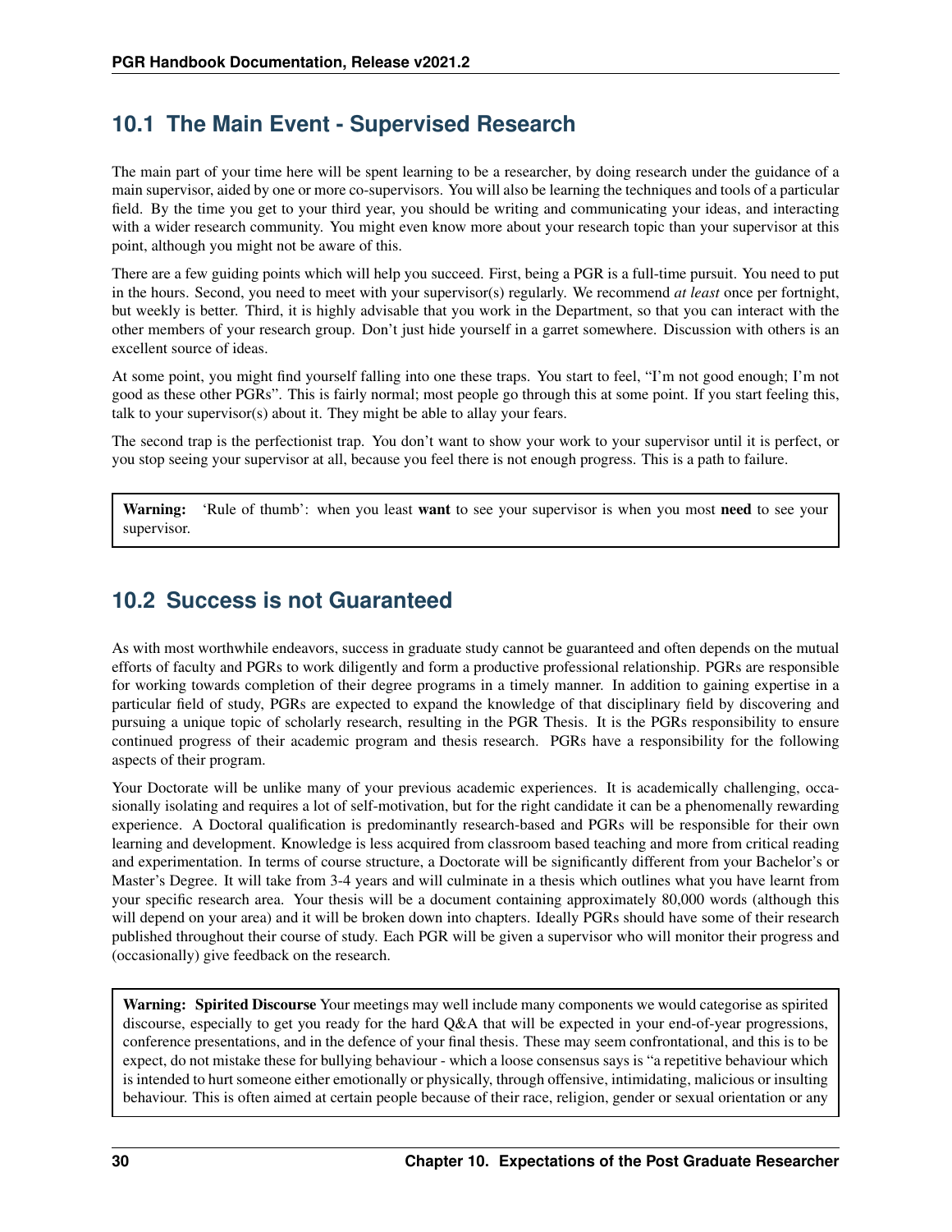## 10.1 The Main Event - Supervised Research

The main part of your time here will be spent learning to be a researcher, by doing research under the guidance of a main supervisor, aided by one or more co-supervisors. You will also be learning the techniques and tools of a particular field. By the time you get to your third year, you should be writing and communicating your ideas, and interacting with a wider research community. You might even know more about your research topic than your supervisor at this point, although you might not be aware of this.

There are a few guiding points which will help you succeed. First, being a PGR is a full-time pursuit. You need to put in the hours. Second, you need to meet with your supervisor(s) regularly. We recommend *at least* once per fortnight, but weekly is better. Third, it is highly advisable that you work in the Department, so that you can interact with the other members of your research group. Don't just hide yourself in a garret somewhere. Discussion with others is an excellent source of ideas.

At some point, you might find yourself falling into one these traps. You start to feel, "I'm not good enough; I'm not good as these other PGRs". This is fairly normal; most people go through this at some point. If you start feeling this, talk to your supervisor(s) about it. They might be able to allay your fears.

The second trap is the perfectionist trap. You don't want to show your work to your supervisor until it is perfect, or you stop seeing your supervisor at all, because you feel there is not enough progress. This is a path to failure.

> **Warning:** 'Rule of thumb': when you least **want** to see your supervisor is when you most **need** to see your supervisor.

## 10.2 Success is not Guaranteed

As with most worthwhile endeavors, success in graduate study cannot be guaranteed and often depends on the mutual efforts of faculty and PGRs to work diligently and form a productive professional relationship. PGRs are responsible for working towards completion of their degree programs in a timely manner. In addition to gaining expertise in a particular field of study, PGRs are expected to expand the knowledge of that disciplinary field by discovering and pursuing a unique topic of scholarly research, resulting in the PGR Thesis. It is the PGRs responsibility to ensure continued progress of their academic program and thesis research. PGRs have a responsibility for the following aspects of their program.

Your Doctorate will be unlike many of your previous academic experiences. It is academically challenging, occasionally isolating and requires a lot of self-motivation, but for the right candidate it can be a phenomenally rewarding experience. A Doctoral qualification is predominantly research-based and PGRs will be responsible for their own learning and development. Knowledge is less acquired from classroom based teaching and more from critical reading and experimentation. In terms of course structure, a Doctorate will be significantly different from your Bachelor's or Master's Degree. It will take from 3-4 years and will culminate in a thesis which outlines what you have learnt from your specific research area. Your thesis will be a document containing approximately 80,000 words (although this will depend on your area) and it will be broken down into chapters. Ideally PGRs should have some of their research published throughout their course of study. Each PGR will be given a supervisor who will monitor their progress and (occasionally) give feedback on the research.

> **Warning: Spirited Discourse** Your meetings may well include many components we would categorise as spirited discourse, especially to get you ready for the hard Q&A that will be expected in your end-of-year progressions, conference presentations, and in the defence of your final thesis. These may seem confrontational, and this is to be expect, do not mistake these for bullying behaviour - which a loose consensus says is "a repetitive behaviour which is intended to hurt someone either emotionally or physically, through offensive, intimidating, malicious or insulting behaviour. This is often aimed at certain people because of their race, religion, gender or sexual orientation or any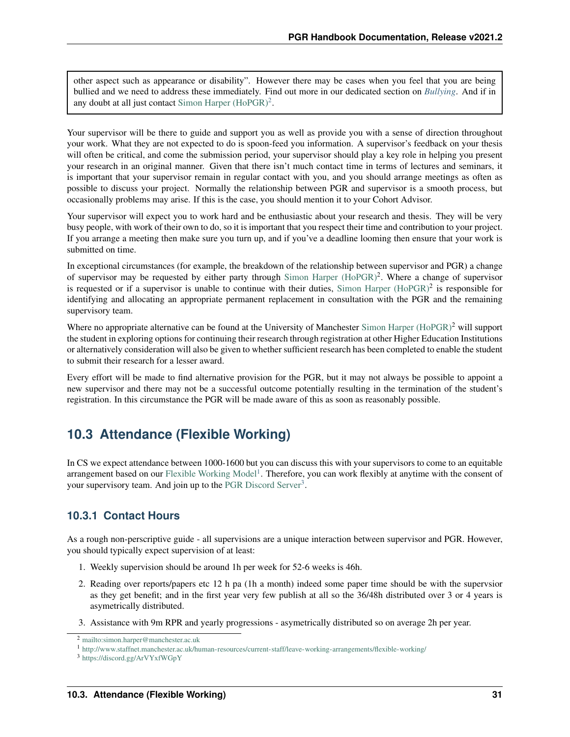other aspect such as appearance or disability". However there may be cases when you feel that you are being bullied and we need to address these immediately. Find out more in our dedicated section on *Bullying*. And if in any doubt at all just contact Simon Harper (HoPGR)[2].

Your supervisor will be there to guide and support you as well as provide you with a sense of direction throughout your work. What they are not expected to do is spoon-feed you information. A supervisor's feedback on your thesis will often be critical, and come the submission period, your supervisor should play a key role in helping you present your research in an original manner. Given that there isn't much contact time in terms of lectures and seminars, it is important that your supervisor remain in regular contact with you, and you should arrange meetings as often as possible to discuss your project. Normally the relationship between PGR and supervisor is a smooth process, but occasionally problems may arise. If this is the case, you should mention it to your Cohort Advisor.

Your supervisor will expect you to work hard and be enthusiastic about your research and thesis. They will be very busy people, with work of their own to do, so it is important that you respect their time and contribution to your project. If you arrange a meeting then make sure you turn up, and if you've a deadline looming then ensure that your work is submitted on time.

In exceptional circumstances (for example, the breakdown of the relationship between supervisor and PGR) a change of supervisor may be requested by either party through Simon Harper (HoPGR)[2]. Where a change of supervisor is requested or if a supervisor is unable to continue with their duties, Simon Harper (HoPGR)[2] is responsible for identifying and allocating an appropriate permanent replacement in consultation with the PGR and the remaining supervisory team.

Where no appropriate alternative can be found at the University of Manchester Simon Harper (HoPGR)[2] will support the student in exploring options for continuing their research through registration at other Higher Education Institutions or alternatively consideration will also be given to whether sufficient research has been completed to enable the student to submit their research for a lesser award.

Every effort will be made to find alternative provision for the PGR, but it may not always be possible to appoint a new supervisor and there may not be a successful outcome potentially resulting in the termination of the student's registration. In this circumstance the PGR will be made aware of this as soon as reasonably possible.

## 10.3 Attendance (Flexible Working)

In CS we expect attendance between 1000-1600 but you can discuss this with your supervisors to come to an equitable arrangement based on our Flexible Working Model[1]. Therefore, you can work flexibly at anytime with the consent of your supervisory team. And join up to the PGR Discord Server[3].

### 10.3.1 Contact Hours

As a rough non-perscriptive guide - all supervisions are a unique interaction between supervisor and PGR. However, you should typically expect supervision of at least:

1. Weekly supervision should be around 1h per week for 52-6 weeks is 46h.
2. Reading over reports/papers etc 12 h pa (1h a month) indeed some paper time should be with the supervsior as they get benefit; and in the first year very few publish at all so the 36/48h distributed over 3 or 4 years is asymetrically distributed.
3. Assistance with 9m RPR and yearly progressions - asymetrically distributed so on average 2h per year.

[2] mailto:simon.harper@manchester.ac.uk

[1] http://www.staffnet.manchester.ac.uk/human-resources/current-staff/leave-working-arrangements/flexible-working/

[3] https://discord.gg/ArVYxfWGpY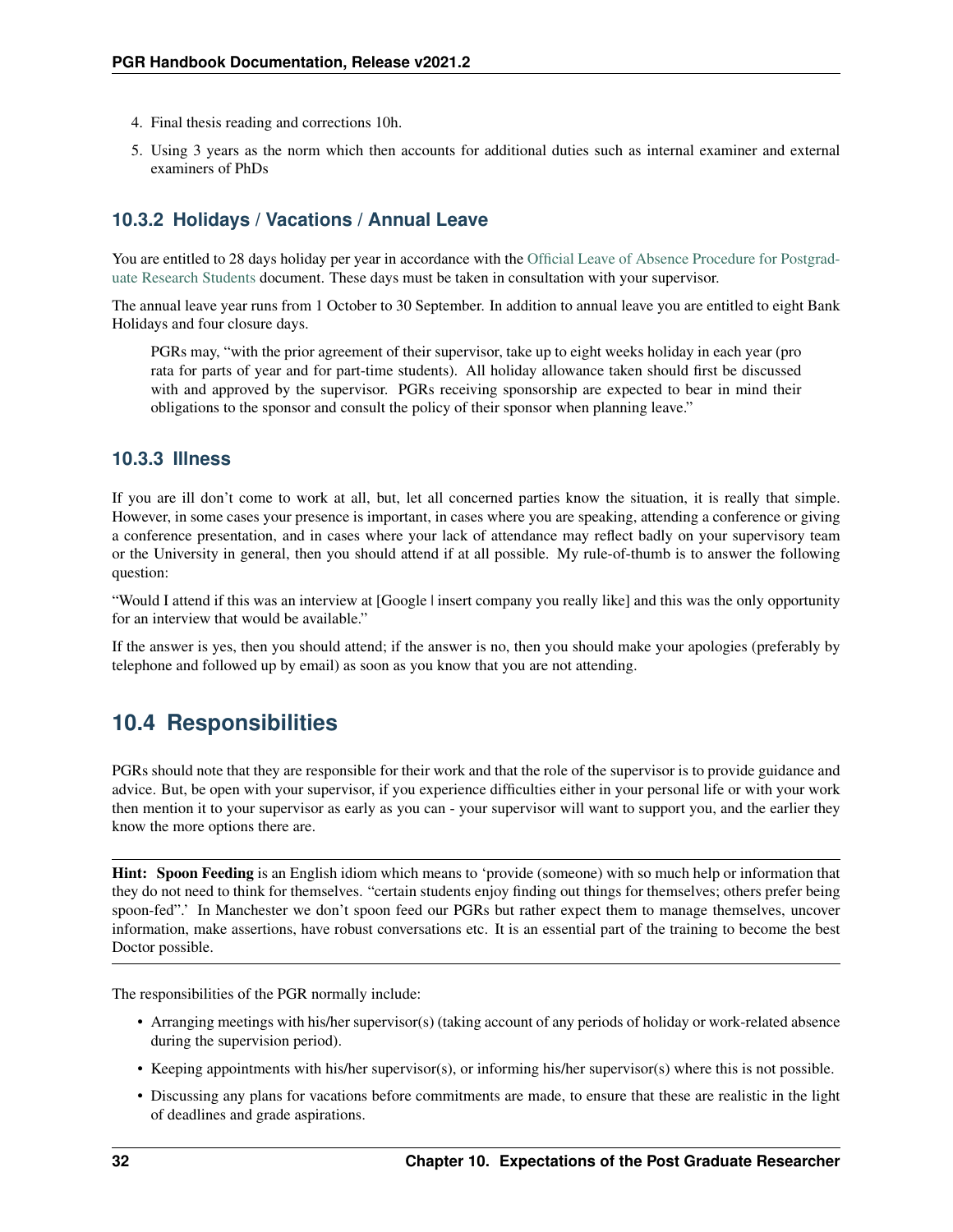4. Final thesis reading and corrections 10h.
5. Using 3 years as the norm which then accounts for additional duties such as internal examiner and external examiners of PhDs

### 10.3.2 Holidays / Vacations / Annual Leave

You are entitled to 28 days holiday per year in accordance with the Official Leave of Absence Procedure for Postgraduate Research Students document. These days must be taken in consultation with your supervisor.

The annual leave year runs from 1 October to 30 September. In addition to annual leave you are entitled to eight Bank Holidays and four closure days.

> PGRs may, "with the prior agreement of their supervisor, take up to eight weeks holiday in each year (pro rata for parts of year and for part-time students). All holiday allowance taken should first be discussed with and approved by the supervisor. PGRs receiving sponsorship are expected to bear in mind their obligations to the sponsor and consult the policy of their sponsor when planning leave."

### 10.3.3 Illness

If you are ill don't come to work at all, but, let all concerned parties know the situation, it is really that simple. However, in some cases your presence is important, in cases where you are speaking, attending a conference or giving a conference presentation, and in cases where your lack of attendance may reflect badly on your supervisory team or the University in general, then you should attend if at all possible. My rule-of-thumb is to answer the following question:

"Would I attend if this was an interview at [Google | insert company you really like] and this was the only opportunity for an interview that would be available."

If the answer is yes, then you should attend; if the answer is no, then you should make your apologies (preferably by telephone and followed up by email) as soon as you know that you are not attending.

## 10.4 Responsibilities

PGRs should note that they are responsible for their work and that the role of the supervisor is to provide guidance and advice. But, be open with your supervisor, if you experience difficulties either in your personal life or with your work then mention it to your supervisor as early as you can - your supervisor will want to support you, and the earlier they know the more options there are.

---

**Hint:** **Spoon Feeding** is an English idiom which means to 'provide (someone) with so much help or information that they do not need to think for themselves. "certain students enjoy finding out things for themselves; others prefer being spoon-fed".' In Manchester we don't spoon feed our PGRs but rather expect them to manage themselves, uncover information, make assertions, have robust conversations etc. It is an essential part of the training to become the best Doctor possible.

---

The responsibilities of the PGR normally include:

- Arranging meetings with his/her supervisor(s) (taking account of any periods of holiday or work-related absence during the supervision period).
- Keeping appointments with his/her supervisor(s), or informing his/her supervisor(s) where this is not possible.
- Discussing any plans for vacations before commitments are made, to ensure that these are realistic in the light of deadlines and grade aspirations.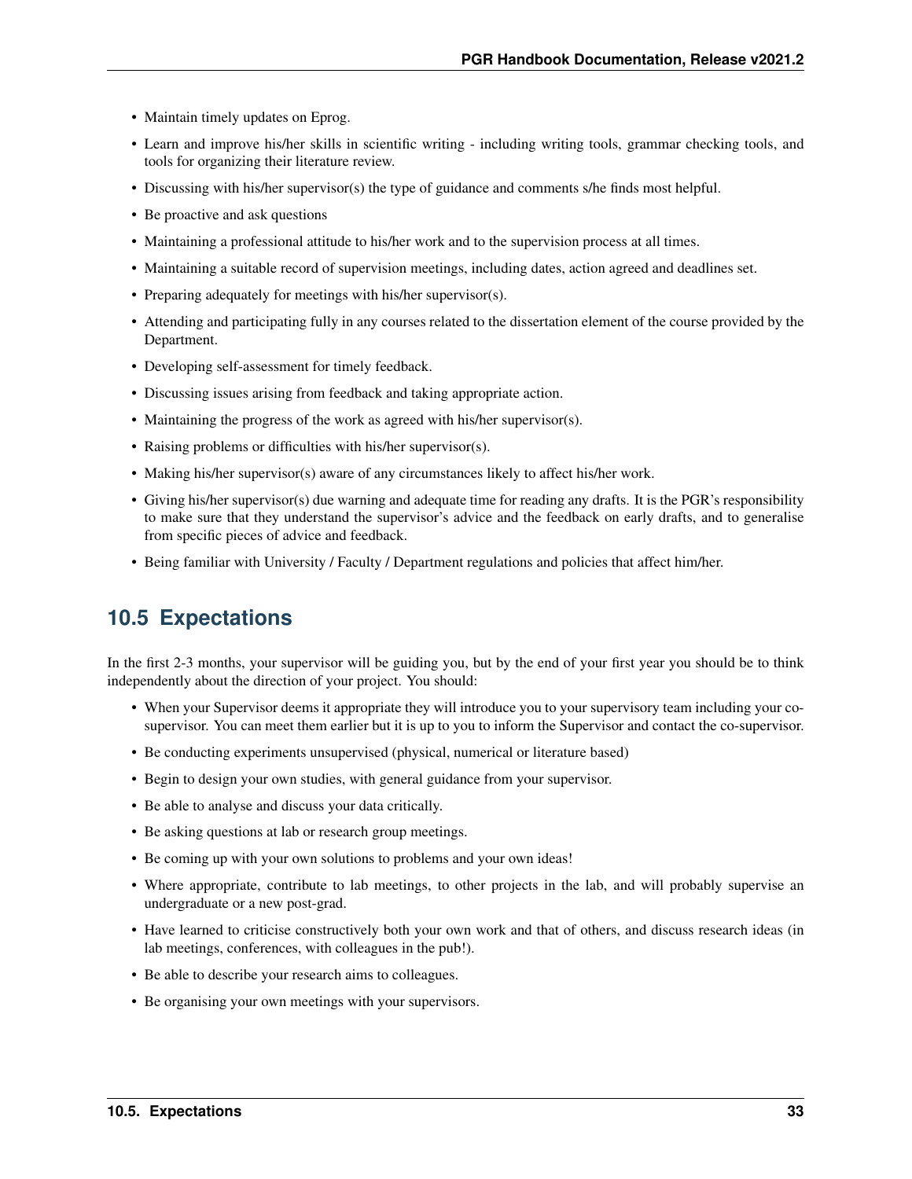- Maintain timely updates on Eprog.
- Learn and improve his/her skills in scientific writing - including writing tools, grammar checking tools, and tools for organizing their literature review.
- Discussing with his/her supervisor(s) the type of guidance and comments s/he finds most helpful.
- Be proactive and ask questions
- Maintaining a professional attitude to his/her work and to the supervision process at all times.
- Maintaining a suitable record of supervision meetings, including dates, action agreed and deadlines set.
- Preparing adequately for meetings with his/her supervisor(s).
- Attending and participating fully in any courses related to the dissertation element of the course provided by the Department.
- Developing self-assessment for timely feedback.
- Discussing issues arising from feedback and taking appropriate action.
- Maintaining the progress of the work as agreed with his/her supervisor(s).
- Raising problems or difficulties with his/her supervisor(s).
- Making his/her supervisor(s) aware of any circumstances likely to affect his/her work.
- Giving his/her supervisor(s) due warning and adequate time for reading any drafts. It is the PGR's responsibility to make sure that they understand the supervisor's advice and the feedback on early drafts, and to generalise from specific pieces of advice and feedback.
- Being familiar with University / Faculty / Department regulations and policies that affect him/her.

## 10.5 Expectations

In the first 2-3 months, your supervisor will be guiding you, but by the end of your first year you should be to think independently about the direction of your project. You should:

- When your Supervisor deems it appropriate they will introduce you to your supervisory team including your co-supervisor. You can meet them earlier but it is up to you to inform the Supervisor and contact the co-supervisor.
- Be conducting experiments unsupervised (physical, numerical or literature based)
- Begin to design your own studies, with general guidance from your supervisor.
- Be able to analyse and discuss your data critically.
- Be asking questions at lab or research group meetings.
- Be coming up with your own solutions to problems and your own ideas!
- Where appropriate, contribute to lab meetings, to other projects in the lab, and will probably supervise an undergraduate or a new post-grad.
- Have learned to criticise constructively both your own work and that of others, and discuss research ideas (in lab meetings, conferences, with colleagues in the pub!).
- Be able to describe your research aims to colleagues.
- Be organising your own meetings with your supervisors.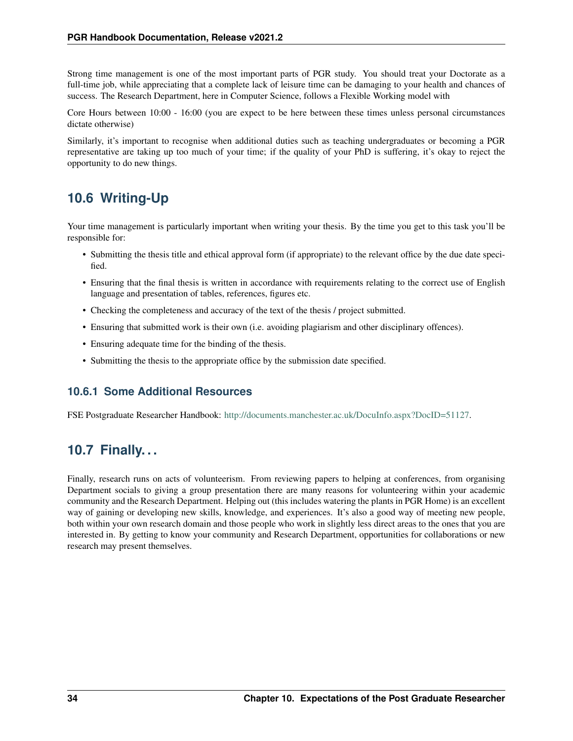Strong time management is one of the most important parts of PGR study. You should treat your Doctorate as a full-time job, while appreciating that a complete lack of leisure time can be damaging to your health and chances of success. The Research Department, here in Computer Science, follows a Flexible Working model with

Core Hours between 10:00 - 16:00 (you are expect to be here between these times unless personal circumstances dictate otherwise)

Similarly, it's important to recognise when additional duties such as teaching undergraduates or becoming a PGR representative are taking up too much of your time; if the quality of your PhD is suffering, it's okay to reject the opportunity to do new things.

## 10.6 Writing-Up

Your time management is particularly important when writing your thesis. By the time you get to this task you'll be responsible for:

- Submitting the thesis title and ethical approval form (if appropriate) to the relevant office by the due date specified.
- Ensuring that the final thesis is written in accordance with requirements relating to the correct use of English language and presentation of tables, references, figures etc.
- Checking the completeness and accuracy of the text of the thesis / project submitted.
- Ensuring that submitted work is their own (i.e. avoiding plagiarism and other disciplinary offences).
- Ensuring adequate time for the binding of the thesis.
- Submitting the thesis to the appropriate office by the submission date specified.

### 10.6.1 Some Additional Resources

FSE Postgraduate Researcher Handbook: http://documents.manchester.ac.uk/DocuInfo.aspx?DocID=51127.

## 10.7 Finally...

Finally, research runs on acts of volunteerism. From reviewing papers to helping at conferences, from organising Department socials to giving a group presentation there are many reasons for volunteering within your academic community and the Research Department. Helping out (this includes watering the plants in PGR Home) is an excellent way of gaining or developing new skills, knowledge, and experiences. It's also a good way of meeting new people, both within your own research domain and those people who work in slightly less direct areas to the ones that you are interested in. By getting to know your community and Research Department, opportunities for collaborations or new research may present themselves.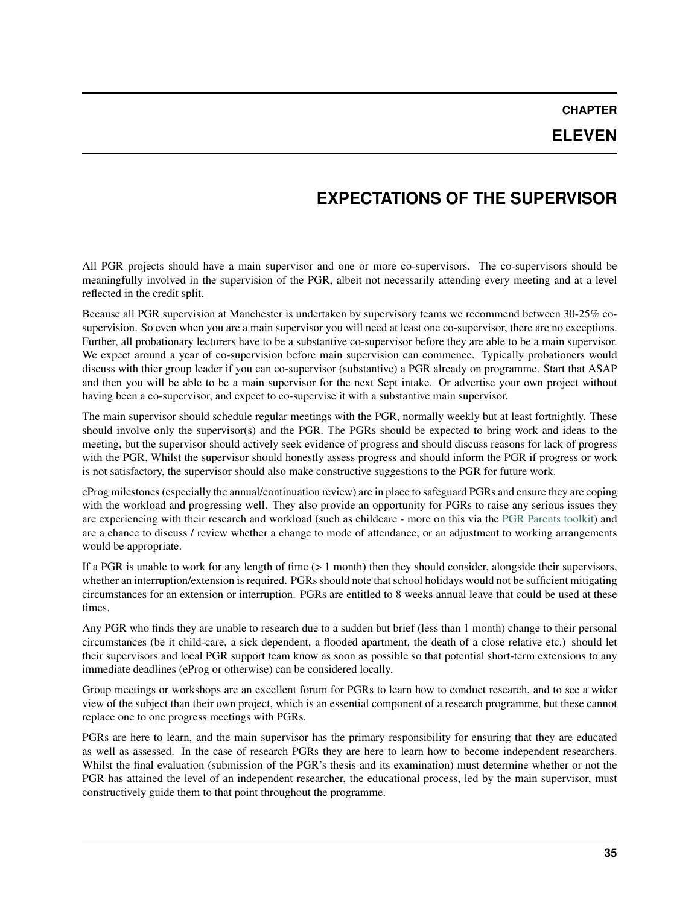# CHAPTER ELEVEN

# EXPECTATIONS OF THE SUPERVISOR

All PGR projects should have a main supervisor and one or more co-supervisors. The co-supervisors should be meaningfully involved in the supervision of the PGR, albeit not necessarily attending every meeting and at a level reflected in the credit split.

Because all PGR supervision at Manchester is undertaken by supervisory teams we recommend between 30-25% co-supervision. So even when you are a main supervisor you will need at least one co-supervisor, there are no exceptions. Further, all probationary lecturers have to be a substantive co-supervisor before they are able to be a main supervisor. We expect around a year of co-supervision before main supervision can commence. Typically probationers would discuss with thier group leader if you can co-supervisor (substantive) a PGR already on programme. Start that ASAP and then you will be able to be a main supervisor for the next Sept intake. Or advertise your own project without having been a co-supervisor, and expect to co-supervise it with a substantive main supervisor.

The main supervisor should schedule regular meetings with the PGR, normally weekly but at least fortnightly. These should involve only the supervisor(s) and the PGR. The PGRs should be expected to bring work and ideas to the meeting, but the supervisor should actively seek evidence of progress and should discuss reasons for lack of progress with the PGR. Whilst the supervisor should honestly assess progress and should inform the PGR if progress or work is not satisfactory, the supervisor should also make constructive suggestions to the PGR for future work.

eProg milestones (especially the annual/continuation review) are in place to safeguard PGRs and ensure they are coping with the workload and progressing well. They also provide an opportunity for PGRs to raise any serious issues they are experiencing with their research and workload (such as childcare - more on this via the PGR Parents toolkit) and are a chance to discuss / review whether a change to mode of attendance, or an adjustment to working arrangements would be appropriate.

If a PGR is unable to work for any length of time (> 1 month) then they should consider, alongside their supervisors, whether an interruption/extension is required. PGRs should note that school holidays would not be sufficient mitigating circumstances for an extension or interruption. PGRs are entitled to 8 weeks annual leave that could be used at these times.

Any PGR who finds they are unable to research due to a sudden but brief (less than 1 month) change to their personal circumstances (be it child-care, a sick dependent, a flooded apartment, the death of a close relative etc.) should let their supervisors and local PGR support team know as soon as possible so that potential short-term extensions to any immediate deadlines (eProg or otherwise) can be considered locally.

Group meetings or workshops are an excellent forum for PGRs to learn how to conduct research, and to see a wider view of the subject than their own project, which is an essential component of a research programme, but these cannot replace one to one progress meetings with PGRs.

PGRs are here to learn, and the main supervisor has the primary responsibility for ensuring that they are educated as well as assessed. In the case of research PGRs they are here to learn how to become independent researchers. Whilst the final evaluation (submission of the PGR's thesis and its examination) must determine whether or not the PGR has attained the level of an independent researcher, the educational process, led by the main supervisor, must constructively guide them to that point throughout the programme.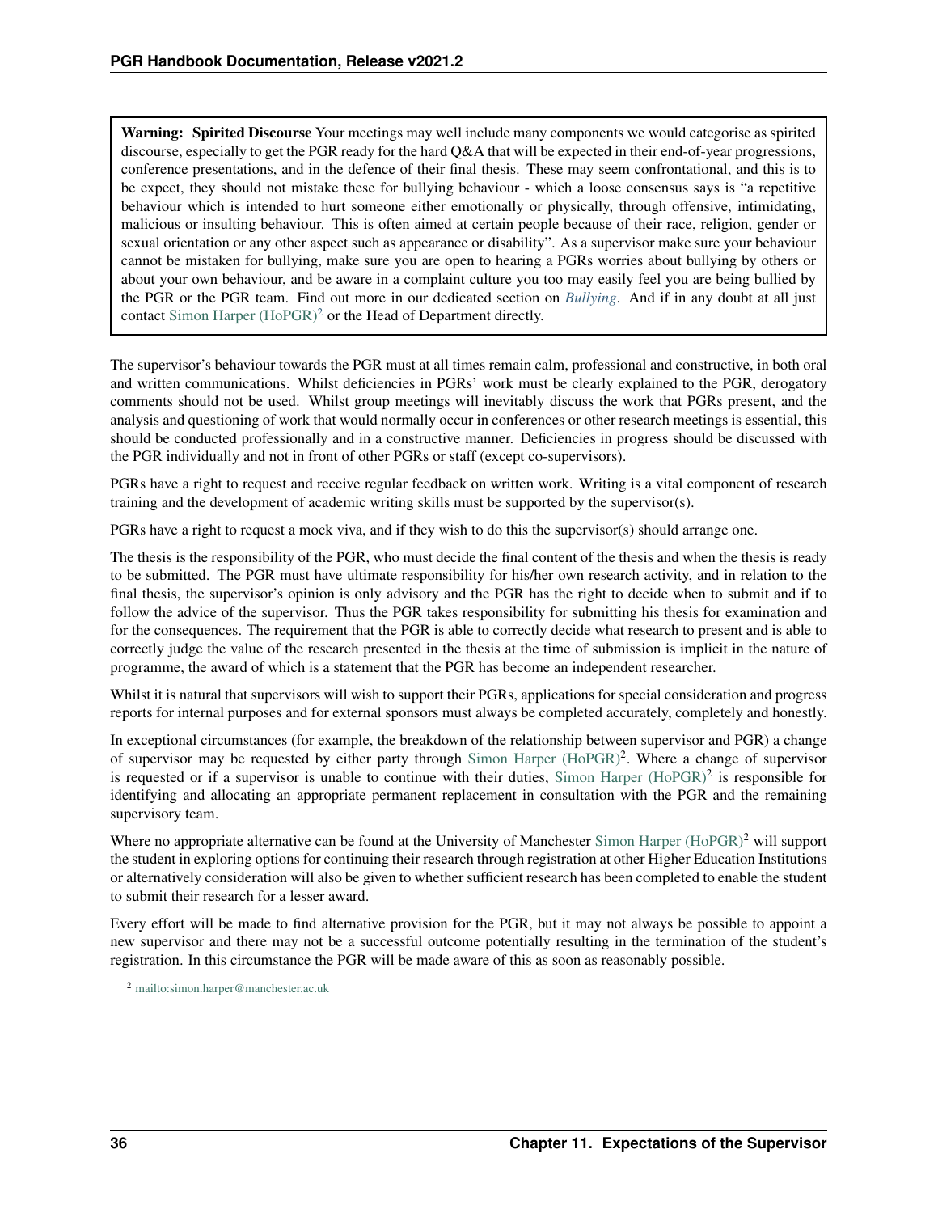> **Warning: Spirited Discourse** Your meetings may well include many components we would categorise as spirited discourse, especially to get the PGR ready for the hard Q&A that will be expected in their end-of-year progressions, conference presentations, and in the defence of their final thesis. These may seem confrontational, and this is to be expect, they should not mistake these for bullying behaviour - which a loose consensus says is "a repetitive behaviour which is intended to hurt someone either emotionally or physically, through offensive, intimidating, malicious or insulting behaviour. This is often aimed at certain people because of their race, religion, gender or sexual orientation or any other aspect such as appearance or disability". As a supervisor make sure your behaviour cannot be mistaken for bullying, make sure you are open to hearing a PGRs worries about bullying by others or about your own behaviour, and be aware in a complaint culture you too may easily feel you are being bullied by the PGR or the PGR team. Find out more in our dedicated section on *Bullying*. And if in any doubt at all just contact Simon Harper (HoPGR)[2] or the Head of Department directly.

The supervisor's behaviour towards the PGR must at all times remain calm, professional and constructive, in both oral and written communications. Whilst deficiencies in PGRs' work must be clearly explained to the PGR, derogatory comments should not be used. Whilst group meetings will inevitably discuss the work that PGRs present, and the analysis and questioning of work that would normally occur in conferences or other research meetings is essential, this should be conducted professionally and in a constructive manner. Deficiencies in progress should be discussed with the PGR individually and not in front of other PGRs or staff (except co-supervisors).

PGRs have a right to request and receive regular feedback on written work. Writing is a vital component of research training and the development of academic writing skills must be supported by the supervisor(s).

PGRs have a right to request a mock viva, and if they wish to do this the supervisor(s) should arrange one.

The thesis is the responsibility of the PGR, who must decide the final content of the thesis and when the thesis is ready to be submitted. The PGR must have ultimate responsibility for his/her own research activity, and in relation to the final thesis, the supervisor's opinion is only advisory and the PGR has the right to decide when to submit and if to follow the advice of the supervisor. Thus the PGR takes responsibility for submitting his thesis for examination and for the consequences. The requirement that the PGR is able to correctly decide what research to present and is able to correctly judge the value of the research presented in the thesis at the time of submission is implicit in the nature of programme, the award of which is a statement that the PGR has become an independent researcher.

Whilst it is natural that supervisors will wish to support their PGRs, applications for special consideration and progress reports for internal purposes and for external sponsors must always be completed accurately, completely and honestly.

In exceptional circumstances (for example, the breakdown of the relationship between supervisor and PGR) a change of supervisor may be requested by either party through Simon Harper (HoPGR)[2]. Where a change of supervisor is requested or if a supervisor is unable to continue with their duties, Simon Harper (HoPGR)[2] is responsible for identifying and allocating an appropriate permanent replacement in consultation with the PGR and the remaining supervisory team.

Where no appropriate alternative can be found at the University of Manchester Simon Harper (HoPGR)[2] will support the student in exploring options for continuing their research through registration at other Higher Education Institutions or alternatively consideration will also be given to whether sufficient research has been completed to enable the student to submit their research for a lesser award.

Every effort will be made to find alternative provision for the PGR, but it may not always be possible to appoint a new supervisor and there may not be a successful outcome potentially resulting in the termination of the student's registration. In this circumstance the PGR will be made aware of this as soon as reasonably possible.

[2] mailto:simon.harper@manchester.ac.uk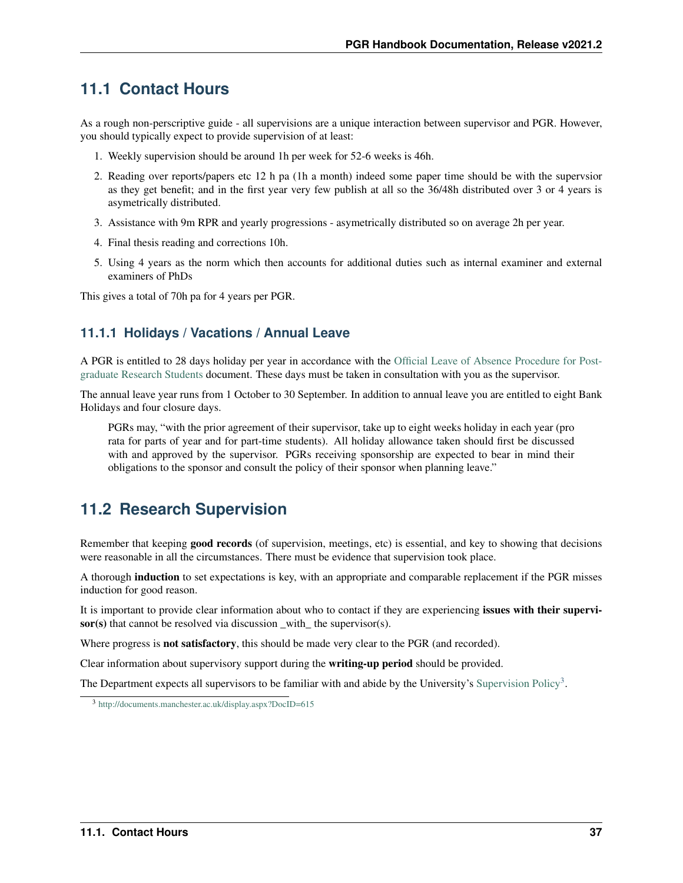## 11.1 Contact Hours

As a rough non-perscriptive guide - all supervisions are a unique interaction between supervisor and PGR. However, you should typically expect to provide supervision of at least:

1. Weekly supervision should be around 1h per week for 52-6 weeks is 46h.
2. Reading over reports/papers etc 12 h pa (1h a month) indeed some paper time should be with the supervsior as they get benefit; and in the first year very few publish at all so the 36/48h distributed over 3 or 4 years is asymetrically distributed.
3. Assistance with 9m RPR and yearly progressions - asymetrically distributed so on average 2h per year.
4. Final thesis reading and corrections 10h.
5. Using 4 years as the norm which then accounts for additional duties such as internal examiner and external examiners of PhDs

This gives a total of 70h pa for 4 years per PGR.

### 11.1.1 Holidays / Vacations / Annual Leave

A PGR is entitled to 28 days holiday per year in accordance with the Official Leave of Absence Procedure for Postgraduate Research Students document. These days must be taken in consultation with you as the supervisor.

The annual leave year runs from 1 October to 30 September. In addition to annual leave you are entitled to eight Bank Holidays and four closure days.

> PGRs may, "with the prior agreement of their supervisor, take up to eight weeks holiday in each year (pro rata for parts of year and for part-time students). All holiday allowance taken should first be discussed with and approved by the supervisor. PGRs receiving sponsorship are expected to bear in mind their obligations to the sponsor and consult the policy of their sponsor when planning leave."

## 11.2 Research Supervision

Remember that keeping **good records** (of supervision, meetings, etc) is essential, and key to showing that decisions were reasonable in all the circumstances. There must be evidence that supervision took place.

A thorough **induction** to set expectations is key, with an appropriate and comparable replacement if the PGR misses induction for good reason.

It is important to provide clear information about who to contact if they are experiencing **issues with their supervisor(s)** that cannot be resolved via discussion _with_ the supervisor(s).

Where progress is **not satisfactory**, this should be made very clear to the PGR (and recorded).

Clear information about supervisory support during the **writing-up period** should be provided.

The Department expects all supervisors to be familiar with and abide by the University's Supervision Policy[3].

[3] http://documents.manchester.ac.uk/display.aspx?DocID=615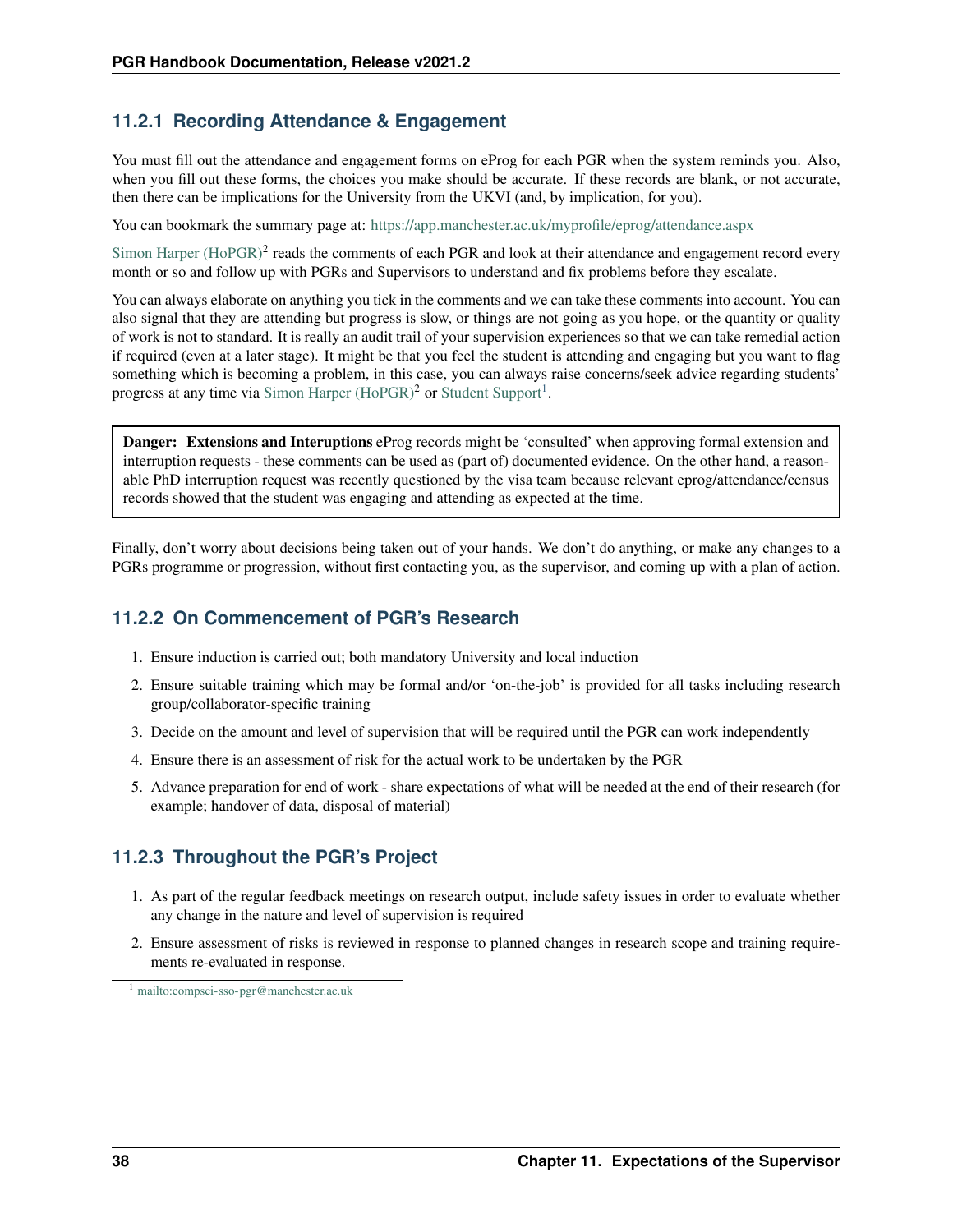### 11.2.1 Recording Attendance & Engagement

You must fill out the attendance and engagement forms on eProg for each PGR when the system reminds you. Also, when you fill out these forms, the choices you make should be accurate. If these records are blank, or not accurate, then there can be implications for the University from the UKVI (and, by implication, for you).

You can bookmark the summary page at: https://app.manchester.ac.uk/myprofile/eprog/attendance.aspx

Simon Harper (HoPGR)[2] reads the comments of each PGR and look at their attendance and engagement record every month or so and follow up with PGRs and Supervisors to understand and fix problems before they escalate.

You can always elaborate on anything you tick in the comments and we can take these comments into account. You can also signal that they are attending but progress is slow, or things are not going as you hope, or the quantity or quality of work is not to standard. It is really an audit trail of your supervision experiences so that we can take remedial action if required (even at a later stage). It might be that you feel the student is attending and engaging but you want to flag something which is becoming a problem, in this case, you can always raise concerns/seek advice regarding students' progress at any time via Simon Harper (HoPGR)[2] or Student Support[1].

> **Danger: Extensions and Interuptions** eProg records might be 'consulted' when approving formal extension and interruption requests - these comments can be used as (part of) documented evidence. On the other hand, a reasonable PhD interruption request was recently questioned by the visa team because relevant eprog/attendance/census records showed that the student was engaging and attending as expected at the time.

Finally, don't worry about decisions being taken out of your hands. We don't do anything, or make any changes to a PGRs programme or progression, without first contacting you, as the supervisor, and coming up with a plan of action.

### 11.2.2 On Commencement of PGR's Research

1. Ensure induction is carried out; both mandatory University and local induction
2. Ensure suitable training which may be formal and/or 'on-the-job' is provided for all tasks including research group/collaborator-specific training
3. Decide on the amount and level of supervision that will be required until the PGR can work independently
4. Ensure there is an assessment of risk for the actual work to be undertaken by the PGR
5. Advance preparation for end of work - share expectations of what will be needed at the end of their research (for example; handover of data, disposal of material)

### 11.2.3 Throughout the PGR's Project

1. As part of the regular feedback meetings on research output, include safety issues in order to evaluate whether any change in the nature and level of supervision is required
2. Ensure assessment of risks is reviewed in response to planned changes in research scope and training requirements re-evaluated in response.

[1] mailto:compsci-sso-pgr@manchester.ac.uk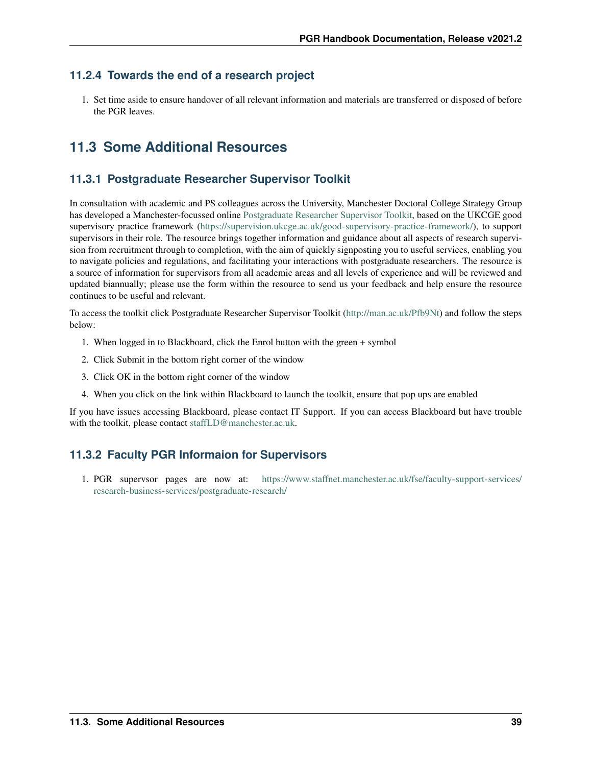### 11.2.4 Towards the end of a research project

1. Set time aside to ensure handover of all relevant information and materials are transferred or disposed of before the PGR leaves.

## 11.3 Some Additional Resources

### 11.3.1 Postgraduate Researcher Supervisor Toolkit

In consultation with academic and PS colleagues across the University, Manchester Doctoral College Strategy Group has developed a Manchester-focussed online Postgraduate Researcher Supervisor Toolkit, based on the UKCGE good supervisory practice framework (https://supervision.ukcge.ac.uk/good-supervisory-practice-framework/), to support supervisors in their role. The resource brings together information and guidance about all aspects of research supervision from recruitment through to completion, with the aim of quickly signposting you to useful services, enabling you to navigate policies and regulations, and facilitating your interactions with postgraduate researchers. The resource is a source of information for supervisors from all academic areas and all levels of experience and will be reviewed and updated biannually; please use the form within the resource to send us your feedback and help ensure the resource continues to be useful and relevant.

To access the toolkit click Postgraduate Researcher Supervisor Toolkit (http://man.ac.uk/Pfb9Nt) and follow the steps below:

1. When logged in to Blackboard, click the Enrol button with the green + symbol
2. Click Submit in the bottom right corner of the window
3. Click OK in the bottom right corner of the window
4. When you click on the link within Blackboard to launch the toolkit, ensure that pop ups are enabled

If you have issues accessing Blackboard, please contact IT Support. If you can access Blackboard but have trouble with the toolkit, please contact staffLD@manchester.ac.uk.

### 11.3.2 Faculty PGR Informaion for Supervisors

1. PGR supervsor pages are now at: https://www.staffnet.manchester.ac.uk/fse/faculty-support-services/research-business-services/postgraduate-research/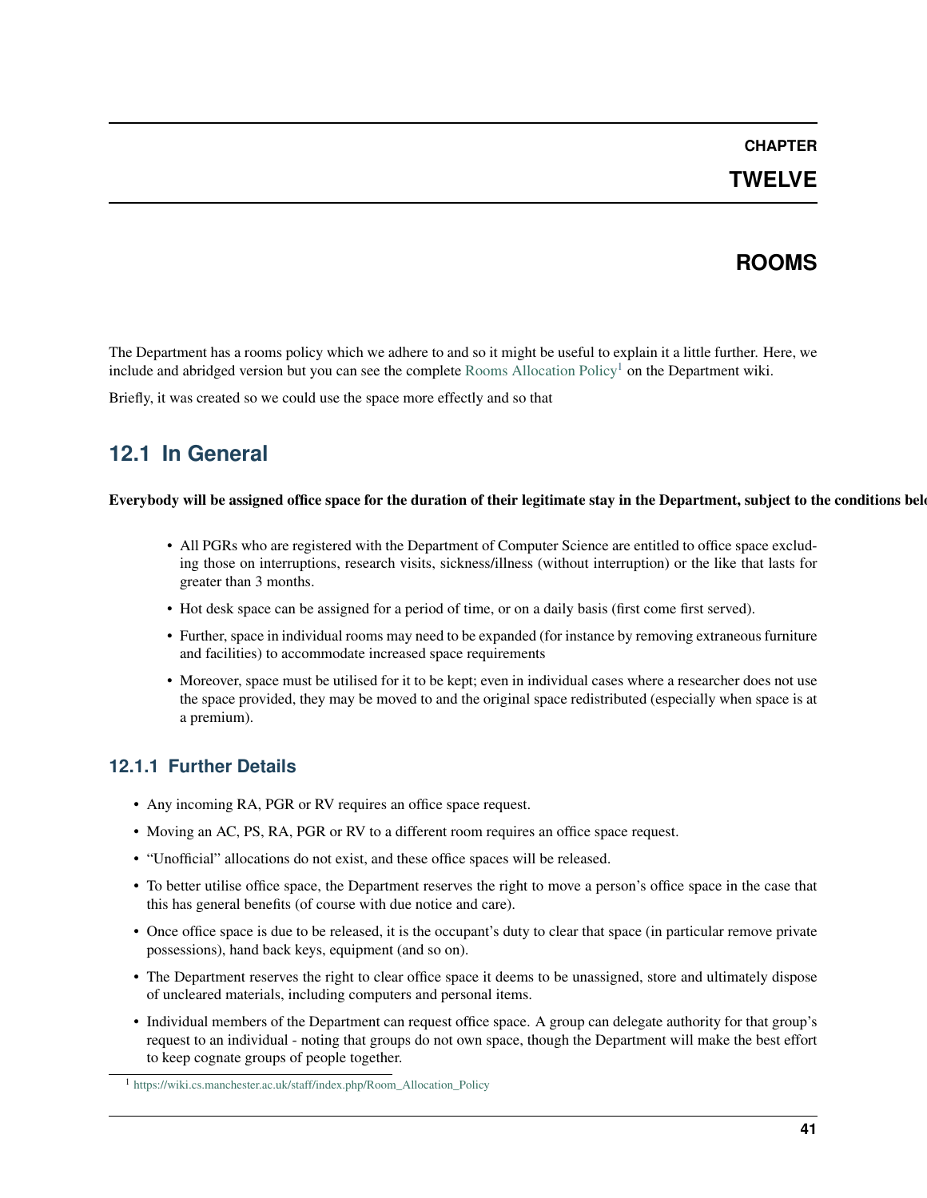# CHAPTER TWELVE

# ROOMS

The Department has a rooms policy which we adhere to and so it might be useful to explain it a little further. Here, we include and abridged version but you can see the complete Rooms Allocation Policy[1] on the Department wiki.

Briefly, it was created so we could use the space more effectly and so that

## 12.1 In General

**Everybody will be assigned office space for the duration of their legitimate stay in the Department, subject to the conditions belo**

- All PGRs who are registered with the Department of Computer Science are entitled to office space excluding those on interruptions, research visits, sickness/illness (without interruption) or the like that lasts for greater than 3 months.
- Hot desk space can be assigned for a period of time, or on a daily basis (first come first served).
- Further, space in individual rooms may need to be expanded (for instance by removing extraneous furniture and facilities) to accommodate increased space requirements
- Moreover, space must be utilised for it to be kept; even in individual cases where a researcher does not use the space provided, they may be moved to and the original space redistributed (especially when space is at a premium).

### 12.1.1 Further Details

- Any incoming RA, PGR or RV requires an office space request.
- Moving an AC, PS, RA, PGR or RV to a different room requires an office space request.
- "Unofficial" allocations do not exist, and these office spaces will be released.
- To better utilise office space, the Department reserves the right to move a person's office space in the case that this has general benefits (of course with due notice and care).
- Once office space is due to be released, it is the occupant's duty to clear that space (in particular remove private possessions), hand back keys, equipment (and so on).
- The Department reserves the right to clear office space it deems to be unassigned, store and ultimately dispose of uncleared materials, including computers and personal items.
- Individual members of the Department can request office space. A group can delegate authority for that group's request to an individual - noting that groups do not own space, though the Department will make the best effort to keep cognate groups of people together.

[1] https://wiki.cs.manchester.ac.uk/staff/index.php/Room_Allocation_Policy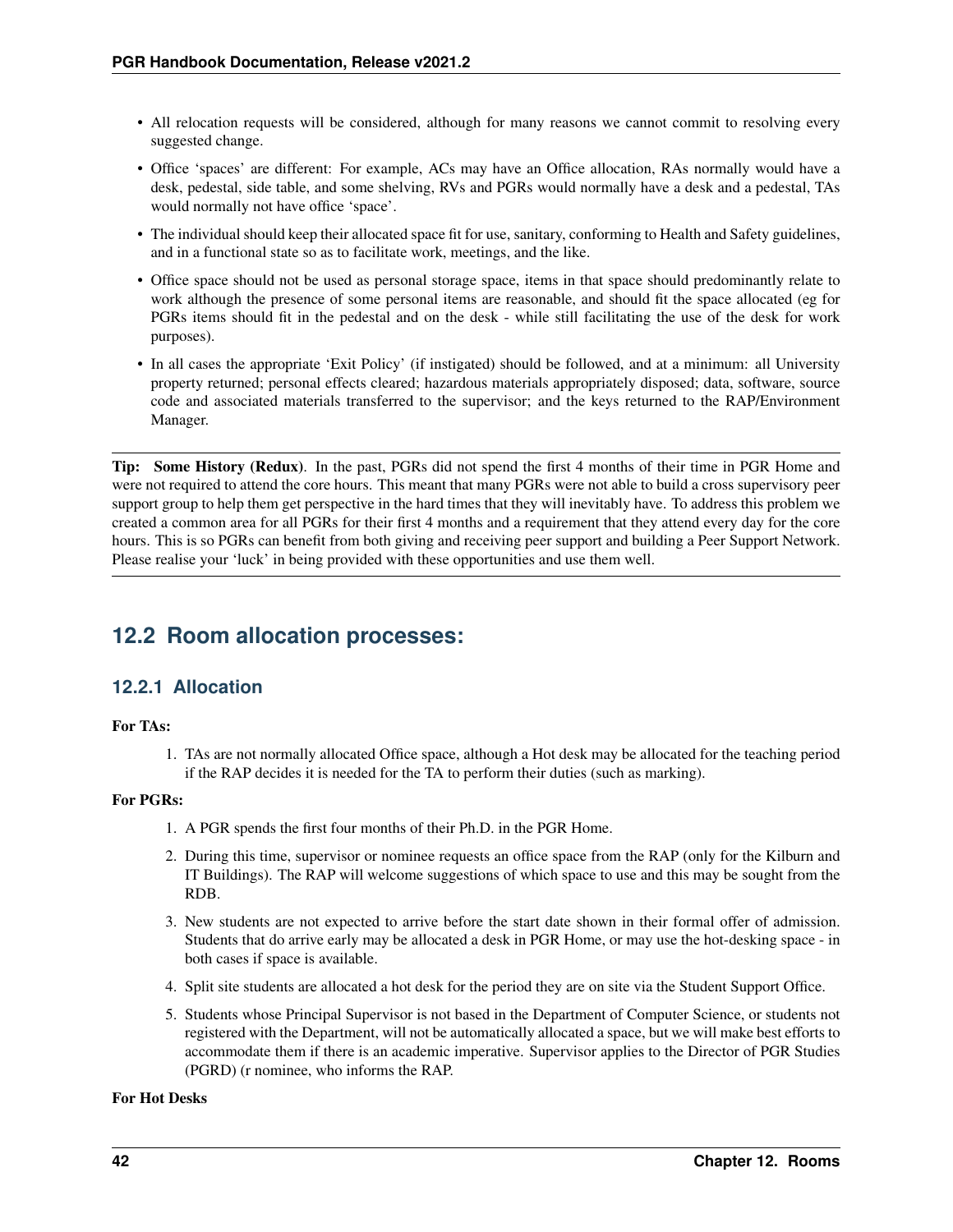- All relocation requests will be considered, although for many reasons we cannot commit to resolving every suggested change.
- Office 'spaces' are different: For example, ACs may have an Office allocation, RAs normally would have a desk, pedestal, side table, and some shelving, RVs and PGRs would normally have a desk and a pedestal, TAs would normally not have office 'space'.
- The individual should keep their allocated space fit for use, sanitary, conforming to Health and Safety guidelines, and in a functional state so as to facilitate work, meetings, and the like.
- Office space should not be used as personal storage space, items in that space should predominantly relate to work although the presence of some personal items are reasonable, and should fit the space allocated (eg for PGRs items should fit in the pedestal and on the desk - while still facilitating the use of the desk for work purposes).
- In all cases the appropriate 'Exit Policy' (if instigated) should be followed, and at a minimum: all University property returned; personal effects cleared; hazardous materials appropriately disposed; data, software, source code and associated materials transferred to the supervisor; and the keys returned to the RAP/Environment Manager.

---

**Tip:** **Some History (Redux)**. In the past, PGRs did not spend the first 4 months of their time in PGR Home and were not required to attend the core hours. This meant that many PGRs were not able to build a cross supervisory peer support group to help them get perspective in the hard times that they will inevitably have. To address this problem we created a common area for all PGRs for their first 4 months and a requirement that they attend every day for the core hours. This is so PGRs can benefit from both giving and receiving peer support and building a Peer Support Network. Please realise your 'luck' in being provided with these opportunities and use them well.

---

## 12.2 Room allocation processes:

### 12.2.1 Allocation

**For TAs:**

1. TAs are not normally allocated Office space, although a Hot desk may be allocated for the teaching period if the RAP decides it is needed for the TA to perform their duties (such as marking).

**For PGRs:**

1. A PGR spends the first four months of their Ph.D. in the PGR Home.
2. During this time, supervisor or nominee requests an office space from the RAP (only for the Kilburn and IT Buildings). The RAP will welcome suggestions of which space to use and this may be sought from the RDB.
3. New students are not expected to arrive before the start date shown in their formal offer of admission. Students that do arrive early may be allocated a desk in PGR Home, or may use the hot-desking space - in both cases if space is available.
4. Split site students are allocated a hot desk for the period they are on site via the Student Support Office.
5. Students whose Principal Supervisor is not based in the Department of Computer Science, or students not registered with the Department, will not be automatically allocated a space, but we will make best efforts to accommodate them if there is an academic imperative. Supervisor applies to the Director of PGR Studies (PGRD) (r nominee, who informs the RAP.

**For Hot Desks**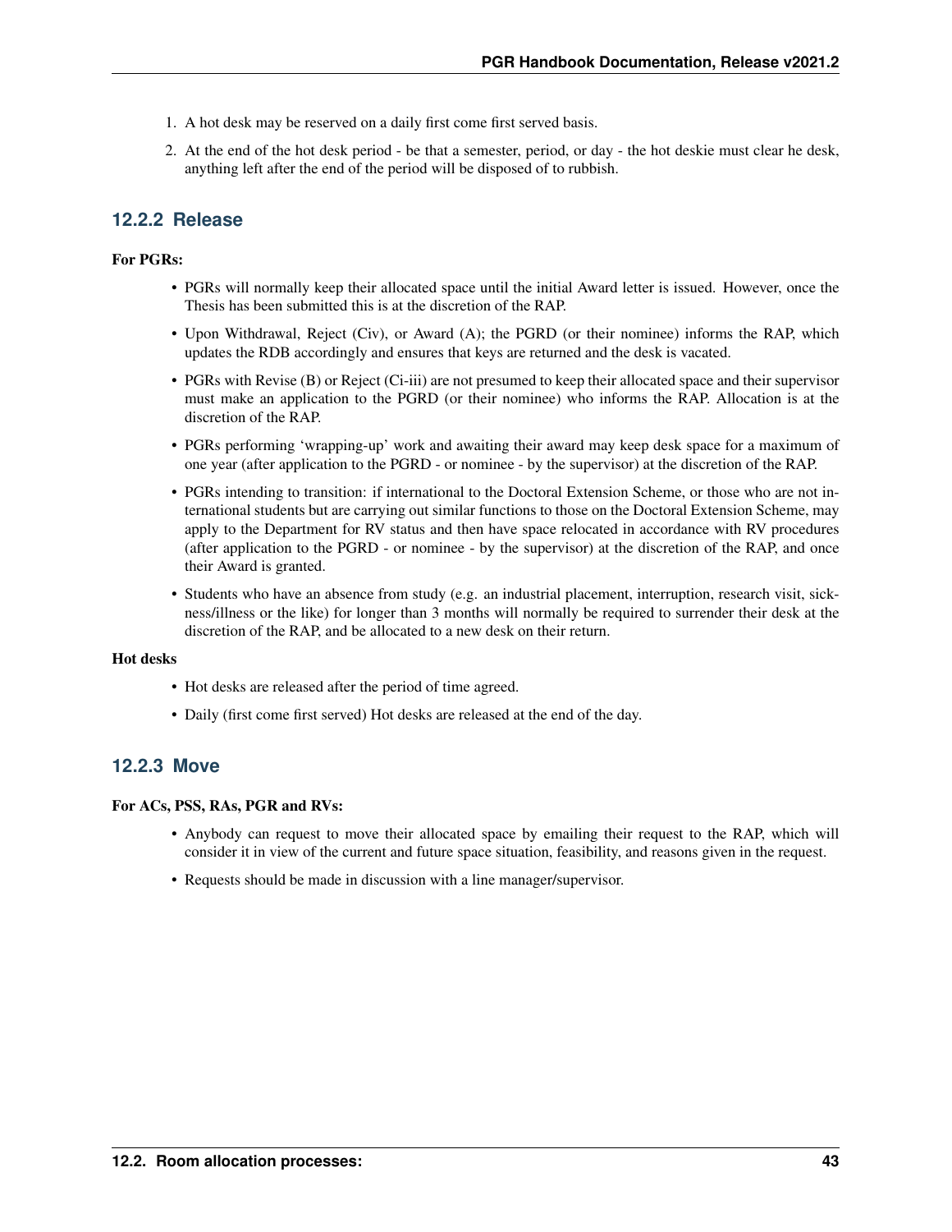1. A hot desk may be reserved on a daily first come first served basis.
2. At the end of the hot desk period - be that a semester, period, or day - the hot deskie must clear he desk, anything left after the end of the period will be disposed of to rubbish.

### 12.2.2 Release

**For PGRs:**

- PGRs will normally keep their allocated space until the initial Award letter is issued. However, once the Thesis has been submitted this is at the discretion of the RAP.
- Upon Withdrawal, Reject (Civ), or Award (A); the PGRD (or their nominee) informs the RAP, which updates the RDB accordingly and ensures that keys are returned and the desk is vacated.
- PGRs with Revise (B) or Reject (Ci-iii) are not presumed to keep their allocated space and their supervisor must make an application to the PGRD (or their nominee) who informs the RAP. Allocation is at the discretion of the RAP.
- PGRs performing 'wrapping-up' work and awaiting their award may keep desk space for a maximum of one year (after application to the PGRD - or nominee - by the supervisor) at the discretion of the RAP.
- PGRs intending to transition: if international to the Doctoral Extension Scheme, or those who are not international students but are carrying out similar functions to those on the Doctoral Extension Scheme, may apply to the Department for RV status and then have space relocated in accordance with RV procedures (after application to the PGRD - or nominee - by the supervisor) at the discretion of the RAP, and once their Award is granted.
- Students who have an absence from study (e.g. an industrial placement, interruption, research visit, sickness/illness or the like) for longer than 3 months will normally be required to surrender their desk at the discretion of the RAP, and be allocated to a new desk on their return.

**Hot desks**

- Hot desks are released after the period of time agreed.
- Daily (first come first served) Hot desks are released at the end of the day.

### 12.2.3 Move

**For ACs, PSS, RAs, PGR and RVs:**

- Anybody can request to move their allocated space by emailing their request to the RAP, which will consider it in view of the current and future space situation, feasibility, and reasons given in the request.
- Requests should be made in discussion with a line manager/supervisor.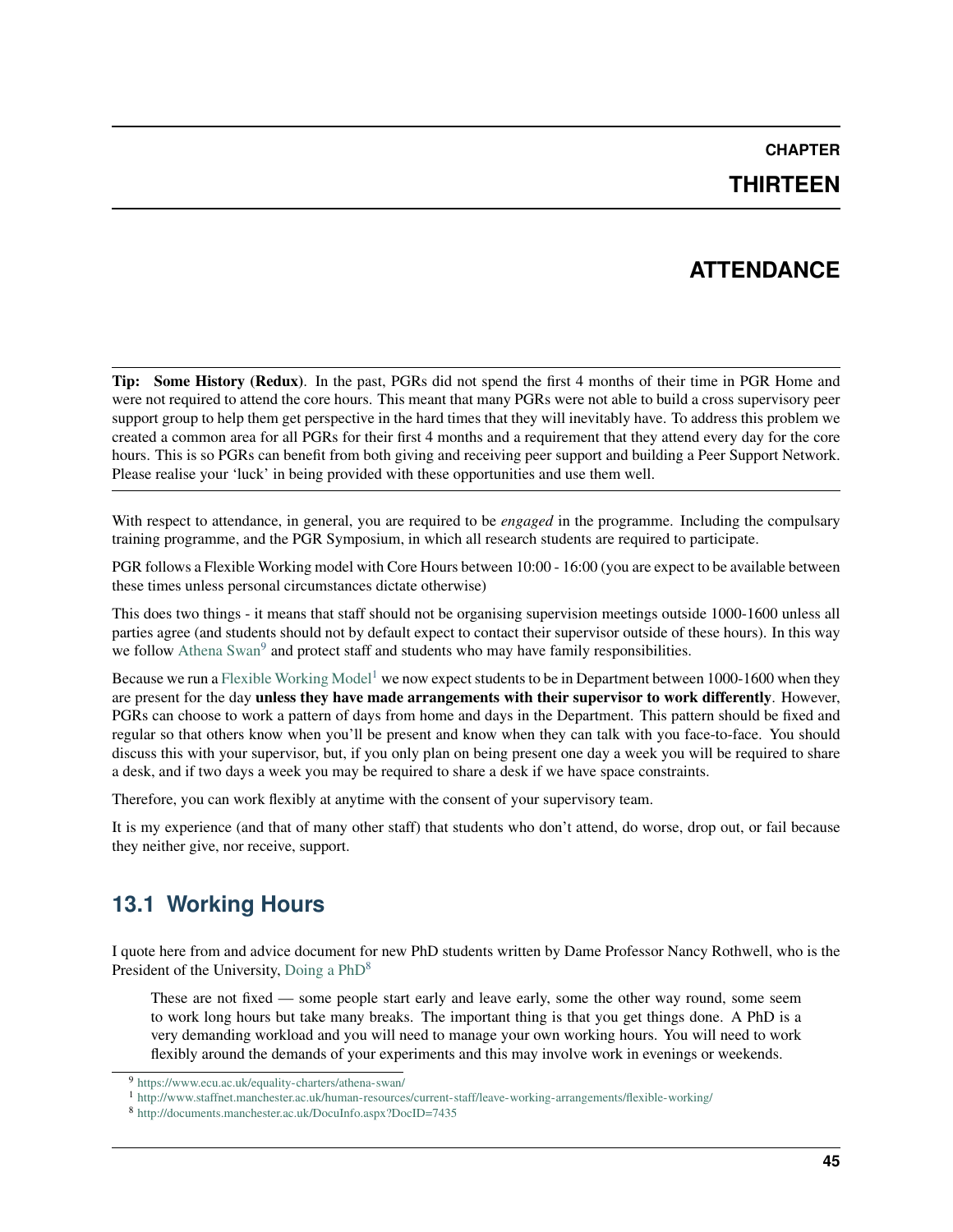# CHAPTER THIRTEEN

# ATTENDANCE

**Tip: Some History (Redux)**. In the past, PGRs did not spend the first 4 months of their time in PGR Home and were not required to attend the core hours. This meant that many PGRs were not able to build a cross supervisory peer support group to help them get perspective in the hard times that they will inevitably have. To address this problem we created a common area for all PGRs for their first 4 months and a requirement that they attend every day for the core hours. This is so PGRs can benefit from both giving and receiving peer support and building a Peer Support Network. Please realise your 'luck' in being provided with these opportunities and use them well.

With respect to attendance, in general, you are required to be *engaged* in the programme. Including the compulsary training programme, and the PGR Symposium, in which all research students are required to participate.

PGR follows a Flexible Working model with Core Hours between 10:00 - 16:00 (you are expect to be available between these times unless personal circumstances dictate otherwise)

This does two things - it means that staff should not be organising supervision meetings outside 1000-1600 unless all parties agree (and students should not by default expect to contact their supervisor outside of these hours). In this way we follow Athena Swan[9] and protect staff and students who may have family responsibilities.

Because we run a Flexible Working Model[1] we now expect students to be in Department between 1000-1600 when they are present for the day **unless they have made arrangements with their supervisor to work differently**. However, PGRs can choose to work a pattern of days from home and days in the Department. This pattern should be fixed and regular so that others know when you'll be present and know when they can talk with you face-to-face. You should discuss this with your supervisor, but, if you only plan on being present one day a week you will be required to share a desk, and if two days a week you may be required to share a desk if we have space constraints.

Therefore, you can work flexibly at anytime with the consent of your supervisory team.

It is my experience (and that of many other staff) that students who don't attend, do worse, drop out, or fail because they neither give, nor receive, support.

## 13.1 Working Hours

I quote here from and advice document for new PhD students written by Dame Professor Nancy Rothwell, who is the President of the University, Doing a PhD[8]

> These are not fixed — some people start early and leave early, some the other way round, some seem to work long hours but take many breaks. The important thing is that you get things done. A PhD is a very demanding workload and you will need to manage your own working hours. You will need to work flexibly around the demands of your experiments and this may involve work in evenings or weekends.

[9] https://www.ecu.ac.uk/equality-charters/athena-swan/

[1] http://www.staffnet.manchester.ac.uk/human-resources/current-staff/leave-working-arrangements/flexible-working/

[8] http://documents.manchester.ac.uk/DocuInfo.aspx?DocID=7435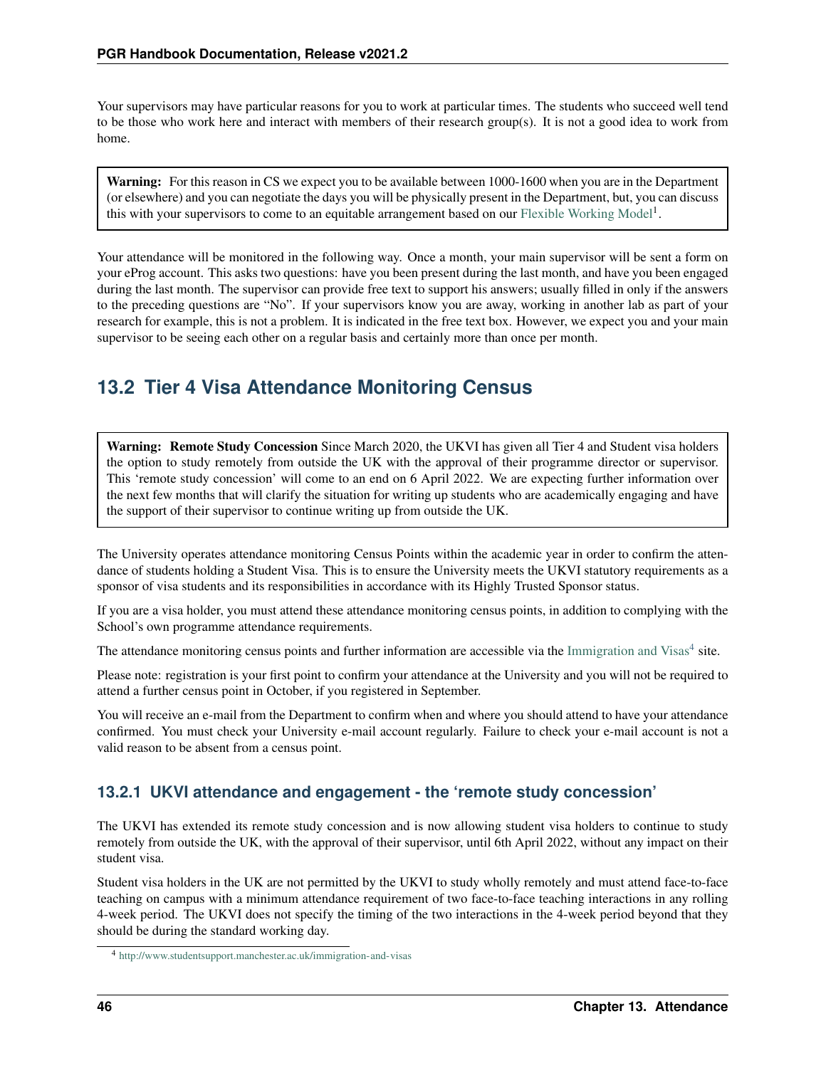Your supervisors may have particular reasons for you to work at particular times. The students who succeed well tend to be those who work here and interact with members of their research group(s). It is not a good idea to work from home.

> **Warning:** For this reason in CS we expect you to be available between 1000-1600 when you are in the Department (or elsewhere) and you can negotiate the days you will be physically present in the Department, but, you can discuss this with your supervisors to come to an equitable arrangement based on our Flexible Working Model[1].

Your attendance will be monitored in the following way. Once a month, your main supervisor will be sent a form on your eProg account. This asks two questions: have you been present during the last month, and have you been engaged during the last month. The supervisor can provide free text to support his answers; usually filled in only if the answers to the preceding questions are "No". If your supervisors know you are away, working in another lab as part of your research for example, this is not a problem. It is indicated in the free text box. However, we expect you and your main supervisor to be seeing each other on a regular basis and certainly more than once per month.

## 13.2 Tier 4 Visa Attendance Monitoring Census

> **Warning: Remote Study Concession** Since March 2020, the UKVI has given all Tier 4 and Student visa holders the option to study remotely from outside the UK with the approval of their programme director or supervisor. This 'remote study concession' will come to an end on 6 April 2022. We are expecting further information over the next few months that will clarify the situation for writing up students who are academically engaging and have the support of their supervisor to continue writing up from outside the UK.

The University operates attendance monitoring Census Points within the academic year in order to confirm the attendance of students holding a Student Visa. This is to ensure the University meets the UKVI statutory requirements as a sponsor of visa students and its responsibilities in accordance with its Highly Trusted Sponsor status.

If you are a visa holder, you must attend these attendance monitoring census points, in addition to complying with the School's own programme attendance requirements.

The attendance monitoring census points and further information are accessible via the Immigration and Visas[4] site.

Please note: registration is your first point to confirm your attendance at the University and you will not be required to attend a further census point in October, if you registered in September.

You will receive an e-mail from the Department to confirm when and where you should attend to have your attendance confirmed. You must check your University e-mail account regularly. Failure to check your e-mail account is not a valid reason to be absent from a census point.

### 13.2.1 UKVI attendance and engagement - the 'remote study concession'

The UKVI has extended its remote study concession and is now allowing student visa holders to continue to study remotely from outside the UK, with the approval of their supervisor, until 6th April 2022, without any impact on their student visa.

Student visa holders in the UK are not permitted by the UKVI to study wholly remotely and must attend face-to-face teaching on campus with a minimum attendance requirement of two face-to-face teaching interactions in any rolling 4-week period. The UKVI does not specify the timing of the two interactions in the 4-week period beyond that they should be during the standard working day.

[4] http://www.studentsupport.manchester.ac.uk/immigration-and-visas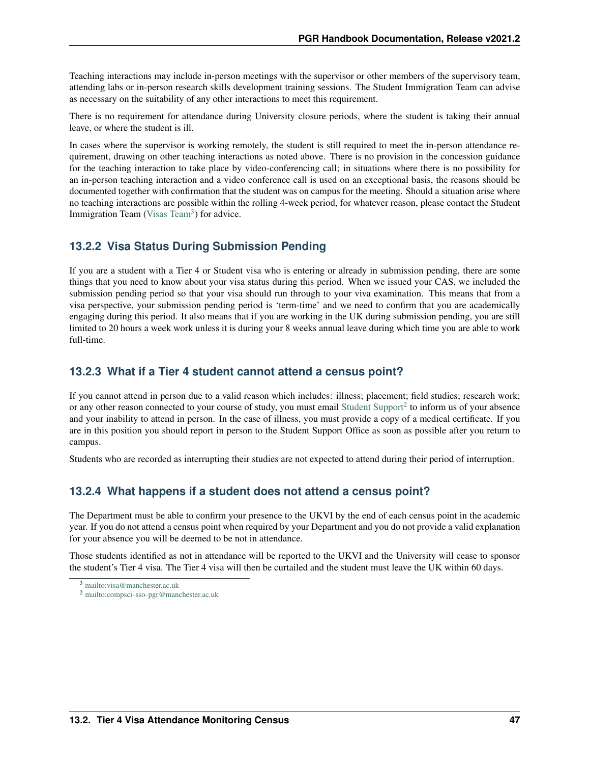Teaching interactions may include in-person meetings with the supervisor or other members of the supervisory team, attending labs or in-person research skills development training sessions. The Student Immigration Team can advise as necessary on the suitability of any other interactions to meet this requirement.

There is no requirement for attendance during University closure periods, where the student is taking their annual leave, or where the student is ill.

In cases where the supervisor is working remotely, the student is still required to meet the in-person attendance requirement, drawing on other teaching interactions as noted above. There is no provision in the concession guidance for the teaching interaction to take place by video-conferencing call; in situations where there is no possibility for an in-person teaching interaction and a video conference call is used on an exceptional basis, the reasons should be documented together with confirmation that the student was on campus for the meeting. Should a situation arise where no teaching interactions are possible within the rolling 4-week period, for whatever reason, please contact the Student Immigration Team (Visas Team[3]) for advice.

### 13.2.2 Visa Status During Submission Pending

If you are a student with a Tier 4 or Student visa who is entering or already in submission pending, there are some things that you need to know about your visa status during this period. When we issued your CAS, we included the submission pending period so that your visa should run through to your viva examination. This means that from a visa perspective, your submission pending period is 'term-time' and we need to confirm that you are academically engaging during this period. It also means that if you are working in the UK during submission pending, you are still limited to 20 hours a week work unless it is during your 8 weeks annual leave during which time you are able to work full-time.

### 13.2.3 What if a Tier 4 student cannot attend a census point?

If you cannot attend in person due to a valid reason which includes: illness; placement; field studies; research work; or any other reason connected to your course of study, you must email Student Support[2] to inform us of your absence and your inability to attend in person. In the case of illness, you must provide a copy of a medical certificate. If you are in this position you should report in person to the Student Support Office as soon as possible after you return to campus.

Students who are recorded as interrupting their studies are not expected to attend during their period of interruption.

### 13.2.4 What happens if a student does not attend a census point?

The Department must be able to confirm your presence to the UKVI by the end of each census point in the academic year. If you do not attend a census point when required by your Department and you do not provide a valid explanation for your absence you will be deemed to be not in attendance.

Those students identified as not in attendance will be reported to the UKVI and the University will cease to sponsor the student's Tier 4 visa. The Tier 4 visa will then be curtailed and the student must leave the UK within 60 days.

[3] mailto:visa@manchester.ac.uk

[2] mailto:compsci-sso-pgr@manchester.ac.uk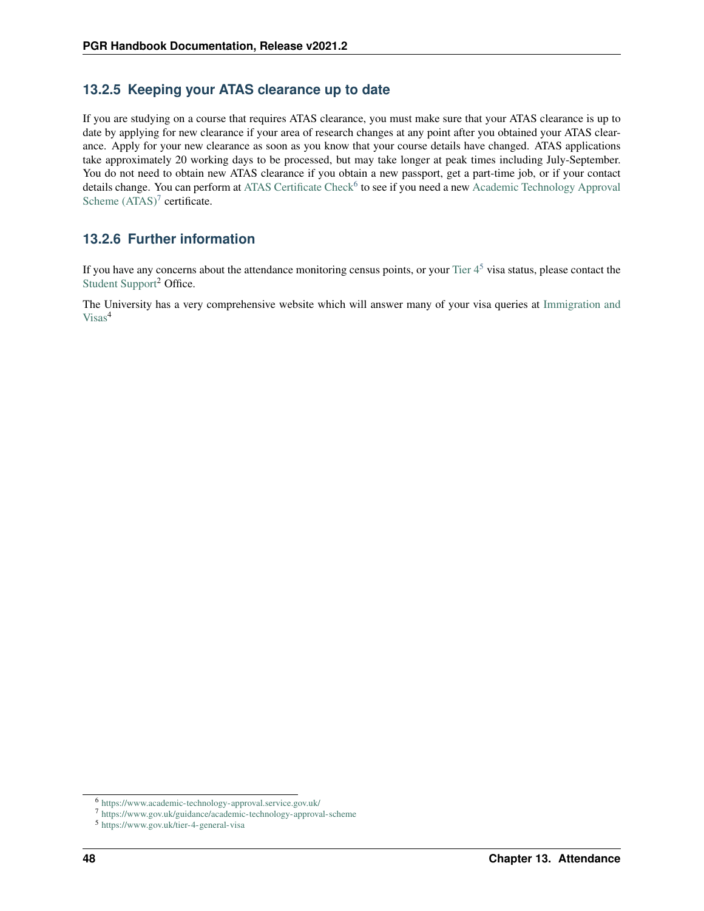### 13.2.5 Keeping your ATAS clearance up to date

If you are studying on a course that requires ATAS clearance, you must make sure that your ATAS clearance is up to date by applying for new clearance if your area of research changes at any point after you obtained your ATAS clearance. Apply for your new clearance as soon as you know that your course details have changed. ATAS applications take approximately 20 working days to be processed, but may take longer at peak times including July-September. You do not need to obtain new ATAS clearance if you obtain a new passport, get a part-time job, or if your contact details change. You can perform at ATAS Certificate Check[6] to see if you need a new Academic Technology Approval Scheme (ATAS)[7] certificate.

### 13.2.6 Further information

If you have any concerns about the attendance monitoring census points, or your Tier 4[5] visa status, please contact the Student Support[2] Office.

The University has a very comprehensive website which will answer many of your visa queries at Immigration and Visas[4]

---

[6] https://www.academic-technology-approval.service.gov.uk/

[7] https://www.gov.uk/guidance/academic-technology-approval-scheme

[5] https://www.gov.uk/tier-4-general-visa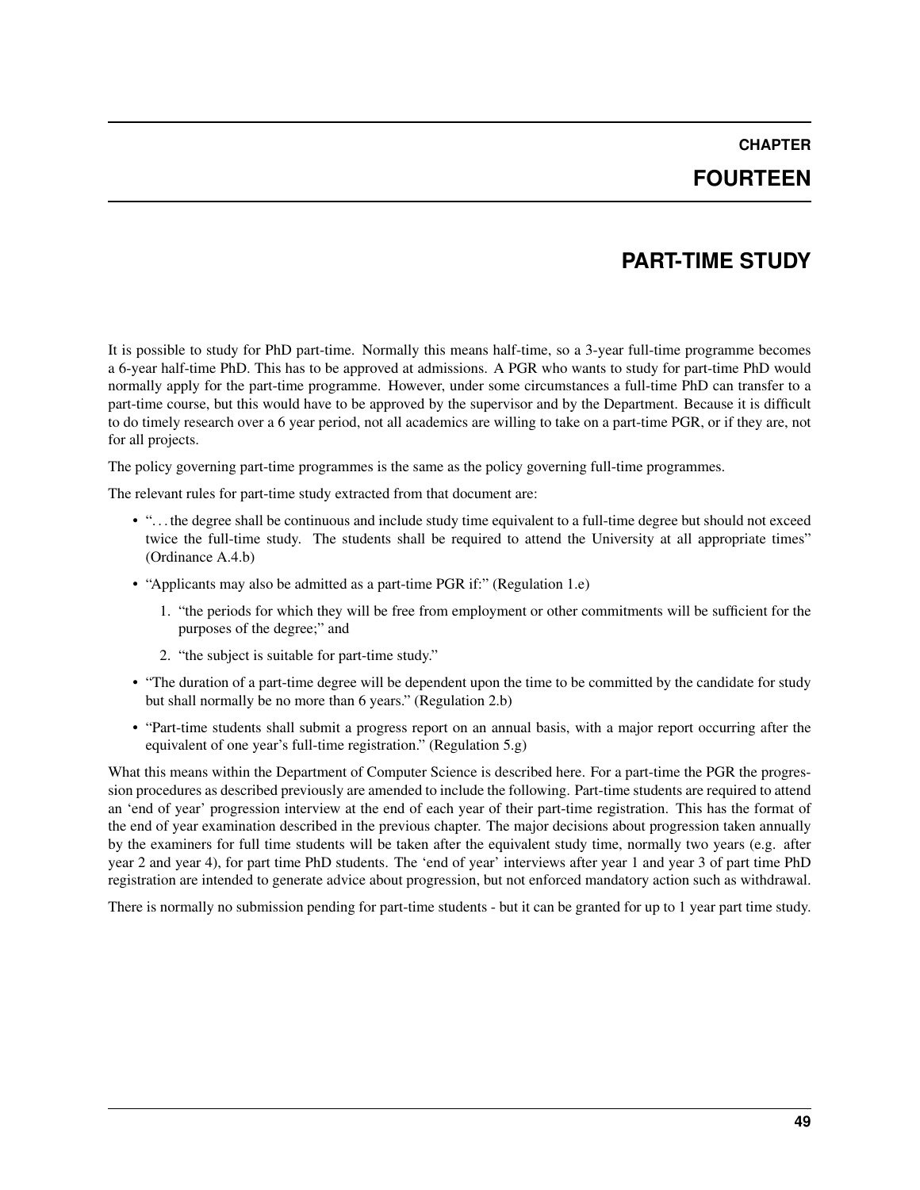# CHAPTER FOURTEEN

# PART-TIME STUDY

It is possible to study for PhD part-time. Normally this means half-time, so a 3-year full-time programme becomes a 6-year half-time PhD. This has to be approved at admissions. A PGR who wants to study for part-time PhD would normally apply for the part-time programme. However, under some circumstances a full-time PhD can transfer to a part-time course, but this would have to be approved by the supervisor and by the Department. Because it is difficult to do timely research over a 6 year period, not all academics are willing to take on a part-time PGR, or if they are, not for all projects.

The policy governing part-time programmes is the same as the policy governing full-time programmes.

The relevant rules for part-time study extracted from that document are:

- "…the degree shall be continuous and include study time equivalent to a full-time degree but should not exceed twice the full-time study. The students shall be required to attend the University at all appropriate times" (Ordinance A.4.b)
- "Applicants may also be admitted as a part-time PGR if:" (Regulation 1.e)
  1. "the periods for which they will be free from employment or other commitments will be sufficient for the purposes of the degree;" and
  2. "the subject is suitable for part-time study."
- "The duration of a part-time degree will be dependent upon the time to be committed by the candidate for study but shall normally be no more than 6 years." (Regulation 2.b)
- "Part-time students shall submit a progress report on an annual basis, with a major report occurring after the equivalent of one year's full-time registration." (Regulation 5.g)

What this means within the Department of Computer Science is described here. For a part-time the PGR the progression procedures as described previously are amended to include the following. Part-time students are required to attend an 'end of year' progression interview at the end of each year of their part-time registration. This has the format of the end of year examination described in the previous chapter. The major decisions about progression taken annually by the examiners for full time students will be taken after the equivalent study time, normally two years (e.g. after year 2 and year 4), for part time PhD students. The 'end of year' interviews after year 1 and year 3 of part time PhD registration are intended to generate advice about progression, but not enforced mandatory action such as withdrawal.

There is normally no submission pending for part-time students - but it can be granted for up to 1 year part time study.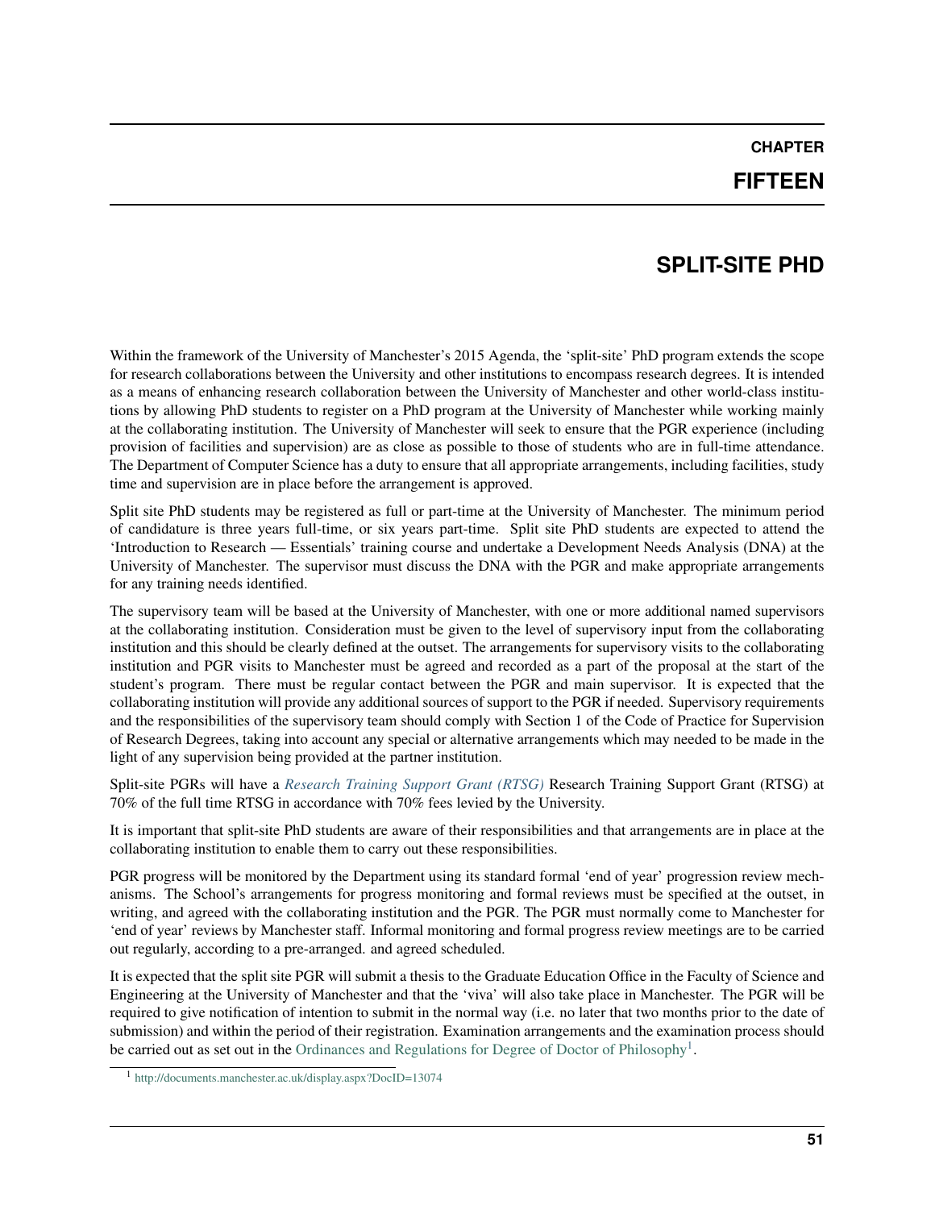# CHAPTER FIFTEEN

# SPLIT-SITE PHD

Within the framework of the University of Manchester's 2015 Agenda, the 'split-site' PhD program extends the scope for research collaborations between the University and other institutions to encompass research degrees. It is intended as a means of enhancing research collaboration between the University of Manchester and other world-class institutions by allowing PhD students to register on a PhD program at the University of Manchester while working mainly at the collaborating institution. The University of Manchester will seek to ensure that the PGR experience (including provision of facilities and supervision) are as close as possible to those of students who are in full-time attendance. The Department of Computer Science has a duty to ensure that all appropriate arrangements, including facilities, study time and supervision are in place before the arrangement is approved.

Split site PhD students may be registered as full or part-time at the University of Manchester. The minimum period of candidature is three years full-time, or six years part-time. Split site PhD students are expected to attend the 'Introduction to Research — Essentials' training course and undertake a Development Needs Analysis (DNA) at the University of Manchester. The supervisor must discuss the DNA with the PGR and make appropriate arrangements for any training needs identified.

The supervisory team will be based at the University of Manchester, with one or more additional named supervisors at the collaborating institution. Consideration must be given to the level of supervisory input from the collaborating institution and this should be clearly defined at the outset. The arrangements for supervisory visits to the collaborating institution and PGR visits to Manchester must be agreed and recorded as a part of the proposal at the start of the student's program. There must be regular contact between the PGR and main supervisor. It is expected that the collaborating institution will provide any additional sources of support to the PGR if needed. Supervisory requirements and the responsibilities of the supervisory team should comply with Section 1 of the Code of Practice for Supervision of Research Degrees, taking into account any special or alternative arrangements which may needed to be made in the light of any supervision being provided at the partner institution.

Split-site PGRs will have a *Research Training Support Grant (RTSG)* Research Training Support Grant (RTSG) at 70% of the full time RTSG in accordance with 70% fees levied by the University.

It is important that split-site PhD students are aware of their responsibilities and that arrangements are in place at the collaborating institution to enable them to carry out these responsibilities.

PGR progress will be monitored by the Department using its standard formal 'end of year' progression review mechanisms. The School's arrangements for progress monitoring and formal reviews must be specified at the outset, in writing, and agreed with the collaborating institution and the PGR. The PGR must normally come to Manchester for 'end of year' reviews by Manchester staff. Informal monitoring and formal progress review meetings are to be carried out regularly, according to a pre-arranged. and agreed scheduled.

It is expected that the split site PGR will submit a thesis to the Graduate Education Office in the Faculty of Science and Engineering at the University of Manchester and that the 'viva' will also take place in Manchester. The PGR will be required to give notification of intention to submit in the normal way (i.e. no later that two months prior to the date of submission) and within the period of their registration. Examination arrangements and the examination process should be carried out as set out in the Ordinances and Regulations for Degree of Doctor of Philosophy[1].

[1] http://documents.manchester.ac.uk/display.aspx?DocID=13074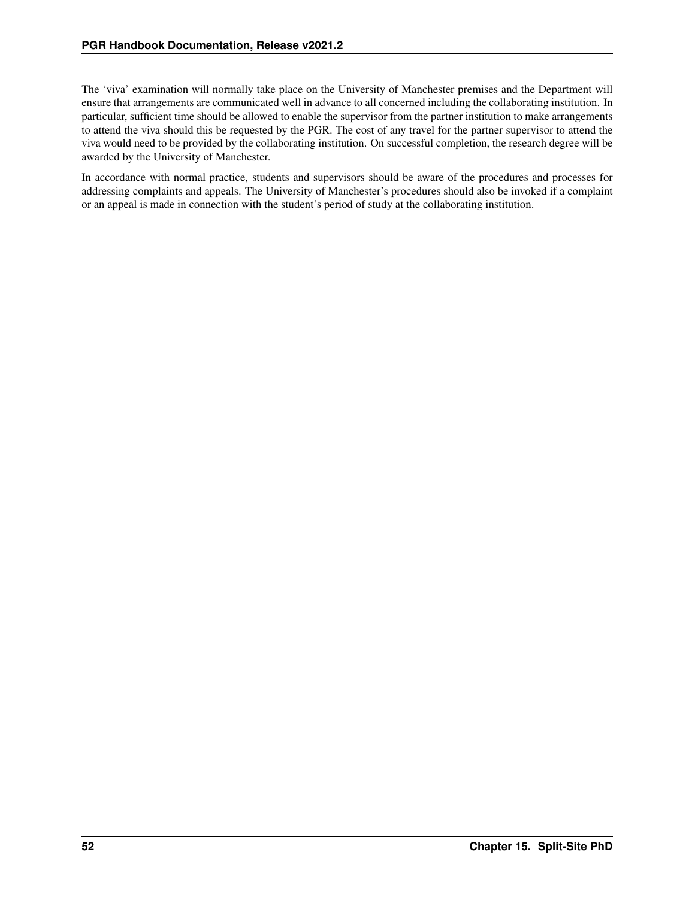The 'viva' examination will normally take place on the University of Manchester premises and the Department will ensure that arrangements are communicated well in advance to all concerned including the collaborating institution. In particular, sufficient time should be allowed to enable the supervisor from the partner institution to make arrangements to attend the viva should this be requested by the PGR. The cost of any travel for the partner supervisor to attend the viva would need to be provided by the collaborating institution. On successful completion, the research degree will be awarded by the University of Manchester.

In accordance with normal practice, students and supervisors should be aware of the procedures and processes for addressing complaints and appeals. The University of Manchester's procedures should also be invoked if a complaint or an appeal is made in connection with the student's period of study at the collaborating institution.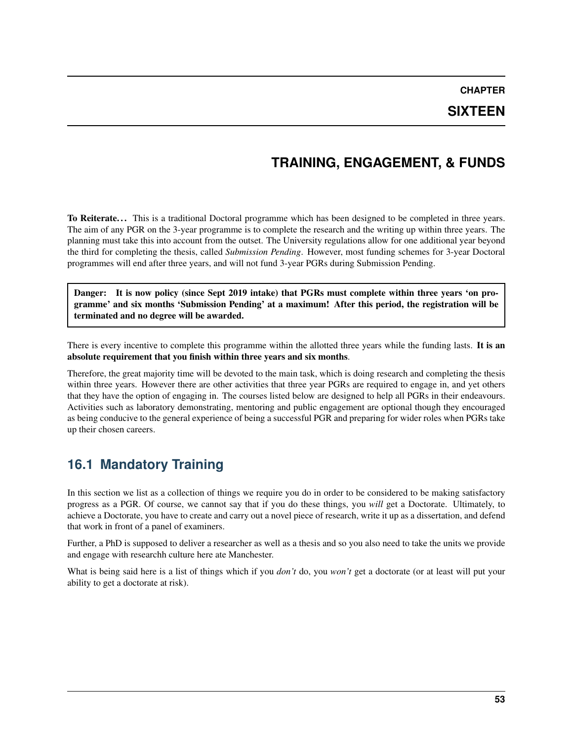# CHAPTER SIXTEEN

# TRAINING, ENGAGEMENT, & FUNDS

**To Reiterate…** This is a traditional Doctoral programme which has been designed to be completed in three years. The aim of any PGR on the 3-year programme is to complete the research and the writing up within three years. The planning must take this into account from the outset. The University regulations allow for one additional year beyond the third for completing the thesis, called *Submission Pending*. However, most funding schemes for 3-year Doctoral programmes will end after three years, and will not fund 3-year PGRs during Submission Pending.

> **Danger: It is now policy (since Sept 2019 intake) that PGRs must complete within three years 'on programme' and six months 'Submission Pending' at a maximum! After this period, the registration will be terminated and no degree will be awarded.**

There is every incentive to complete this programme within the allotted three years while the funding lasts. **It is an absolute requirement that you finish within three years and six months**.

Therefore, the great majority time will be devoted to the main task, which is doing research and completing the thesis within three years. However there are other activities that three year PGRs are required to engage in, and yet others that they have the option of engaging in. The courses listed below are designed to help all PGRs in their endeavours. Activities such as laboratory demonstrating, mentoring and public engagement are optional though they encouraged as being conducive to the general experience of being a successful PGR and preparing for wider roles when PGRs take up their chosen careers.

## 16.1 Mandatory Training

In this section we list as a collection of things we require you do in order to be considered to be making satisfactory progress as a PGR. Of course, we cannot say that if you do these things, you *will* get a Doctorate. Ultimately, to achieve a Doctorate, you have to create and carry out a novel piece of research, write it up as a dissertation, and defend that work in front of a panel of examiners.

Further, a PhD is supposed to deliver a researcher as well as a thesis and so you also need to take the units we provide and engage with researchh culture here ate Manchester.

What is being said here is a list of things which if you *don't* do, you *won't* get a doctorate (or at least will put your ability to get a doctorate at risk).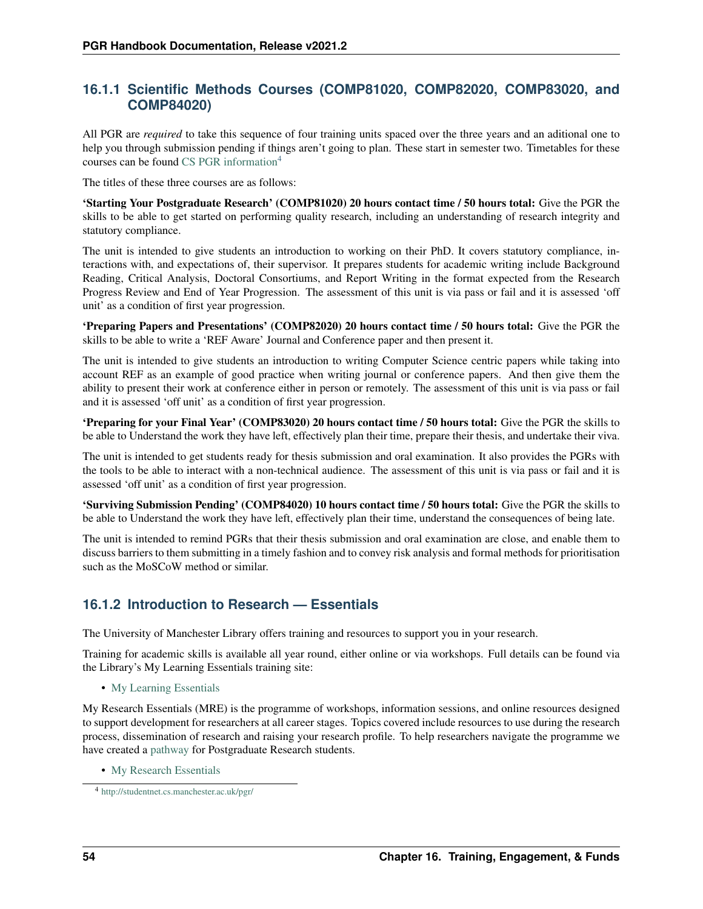### 16.1.1 Scientific Methods Courses (COMP81020, COMP82020, COMP83020, and COMP84020)

All PGR are *required* to take this sequence of four training units spaced over the three years and an aditional one to help you through submission pending if things aren't going to plan. These start in semester two. Timetables for these courses can be found CS PGR information[4]

The titles of these three courses are as follows:

**'Starting Your Postgraduate Research' (COMP81020) 20 hours contact time / 50 hours total:** Give the PGR the skills to be able to get started on performing quality research, including an understanding of research integrity and statutory compliance.

The unit is intended to give students an introduction to working on their PhD. It covers statutory compliance, interactions with, and expectations of, their supervisor. It prepares students for academic writing include Background Reading, Critical Analysis, Doctoral Consortiums, and Report Writing in the format expected from the Research Progress Review and End of Year Progression. The assessment of this unit is via pass or fail and it is assessed 'off unit' as a condition of first year progression.

**'Preparing Papers and Presentations' (COMP82020) 20 hours contact time / 50 hours total:** Give the PGR the skills to be able to write a 'REF Aware' Journal and Conference paper and then present it.

The unit is intended to give students an introduction to writing Computer Science centric papers while taking into account REF as an example of good practice when writing journal or conference papers. And then give them the ability to present their work at conference either in person or remotely. The assessment of this unit is via pass or fail and it is assessed 'off unit' as a condition of first year progression.

**'Preparing for your Final Year' (COMP83020) 20 hours contact time / 50 hours total:** Give the PGR the skills to be able to Understand the work they have left, effectively plan their time, prepare their thesis, and undertake their viva.

The unit is intended to get students ready for thesis submission and oral examination. It also provides the PGRs with the tools to be able to interact with a non-technical audience. The assessment of this unit is via pass or fail and it is assessed 'off unit' as a condition of first year progression.

**'Surviving Submission Pending' (COMP84020) 10 hours contact time / 50 hours total:** Give the PGR the skills to be able to Understand the work they have left, effectively plan their time, understand the consequences of being late.

The unit is intended to remind PGRs that their thesis submission and oral examination are close, and enable them to discuss barriers to them submitting in a timely fashion and to convey risk analysis and formal methods for prioritisation such as the MoSCoW method or similar.

### 16.1.2 Introduction to Research — Essentials

The University of Manchester Library offers training and resources to support you in your research.

Training for academic skills is available all year round, either online or via workshops. Full details can be found via the Library's My Learning Essentials training site:

- My Learning Essentials

My Research Essentials (MRE) is the programme of workshops, information sessions, and online resources designed to support development for researchers at all career stages. Topics covered include resources to use during the research process, dissemination of research and raising your research profile. To help researchers navigate the programme we have created a pathway for Postgraduate Research students.

- My Research Essentials

[4] http://studentnet.cs.manchester.ac.uk/pgr/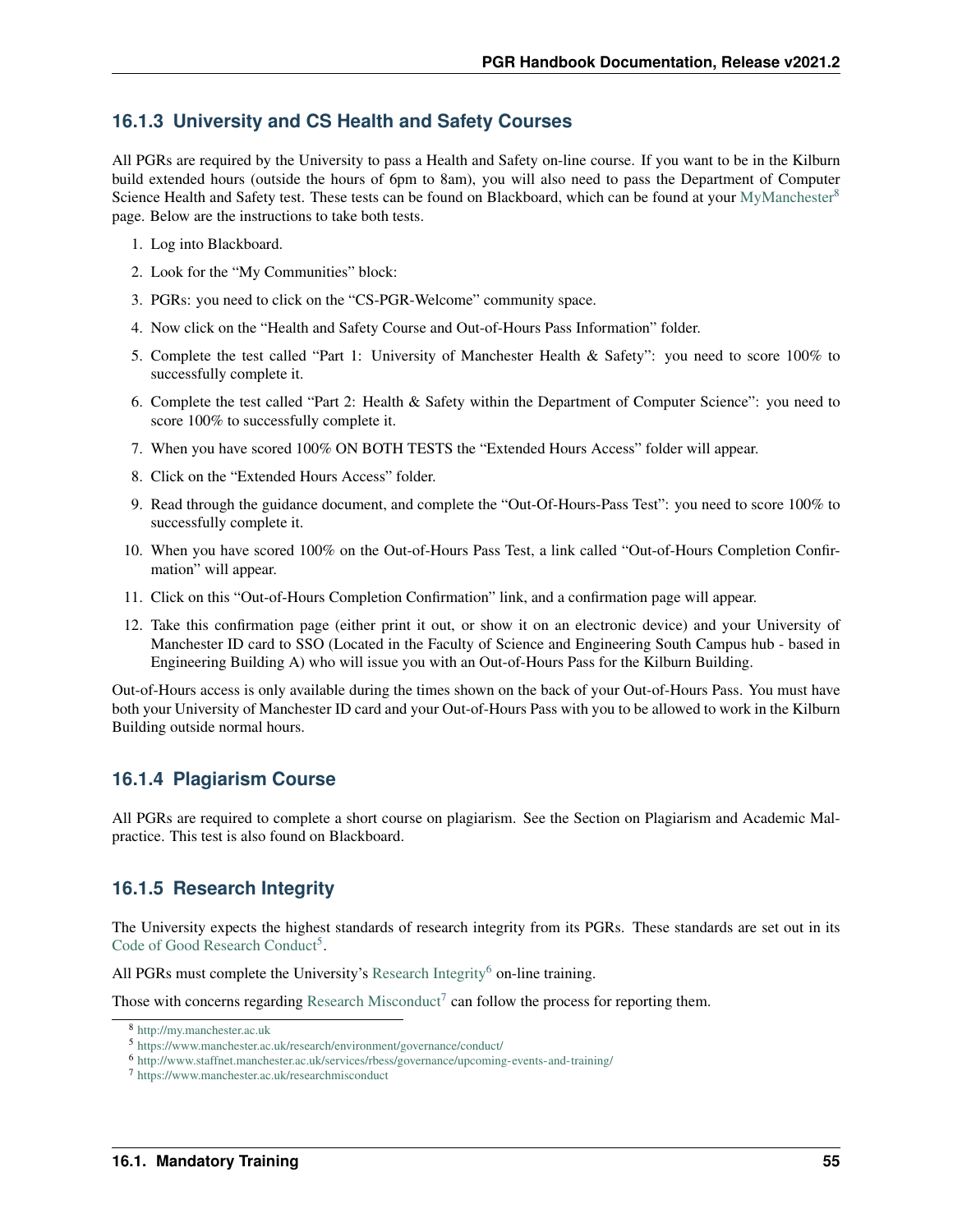### 16.1.3 University and CS Health and Safety Courses

All PGRs are required by the University to pass a Health and Safety on-line course. If you want to be in the Kilburn build extended hours (outside the hours of 6pm to 8am), you will also need to pass the Department of Computer Science Health and Safety test. These tests can be found on Blackboard, which can be found at your MyManchester[8] page. Below are the instructions to take both tests.

1. Log into Blackboard.
2. Look for the "My Communities" block:
3. PGRs: you need to click on the "CS-PGR-Welcome" community space.
4. Now click on the "Health and Safety Course and Out-of-Hours Pass Information" folder.
5. Complete the test called "Part 1: University of Manchester Health & Safety": you need to score 100% to successfully complete it.
6. Complete the test called "Part 2: Health & Safety within the Department of Computer Science": you need to score 100% to successfully complete it.
7. When you have scored 100% ON BOTH TESTS the "Extended Hours Access" folder will appear.
8. Click on the "Extended Hours Access" folder.
9. Read through the guidance document, and complete the "Out-Of-Hours-Pass Test": you need to score 100% to successfully complete it.
10. When you have scored 100% on the Out-of-Hours Pass Test, a link called "Out-of-Hours Completion Confirmation" will appear.
11. Click on this "Out-of-Hours Completion Confirmation" link, and a confirmation page will appear.
12. Take this confirmation page (either print it out, or show it on an electronic device) and your University of Manchester ID card to SSO (Located in the Faculty of Science and Engineering South Campus hub - based in Engineering Building A) who will issue you with an Out-of-Hours Pass for the Kilburn Building.

Out-of-Hours access is only available during the times shown on the back of your Out-of-Hours Pass. You must have both your University of Manchester ID card and your Out-of-Hours Pass with you to be allowed to work in the Kilburn Building outside normal hours.

### 16.1.4 Plagiarism Course

All PGRs are required to complete a short course on plagiarism. See the Section on Plagiarism and Academic Malpractice. This test is also found on Blackboard.

### 16.1.5 Research Integrity

The University expects the highest standards of research integrity from its PGRs. These standards are set out in its Code of Good Research Conduct[5].

All PGRs must complete the University's Research Integrity[6] on-line training.

Those with concerns regarding Research Misconduct[7] can follow the process for reporting them.

---

[8] http://my.manchester.ac.uk

[5] https://www.manchester.ac.uk/research/environment/governance/conduct/

[6] http://www.staffnet.manchester.ac.uk/services/rbess/governance/upcoming-events-and-training/

[7] https://www.manchester.ac.uk/researchmisconduct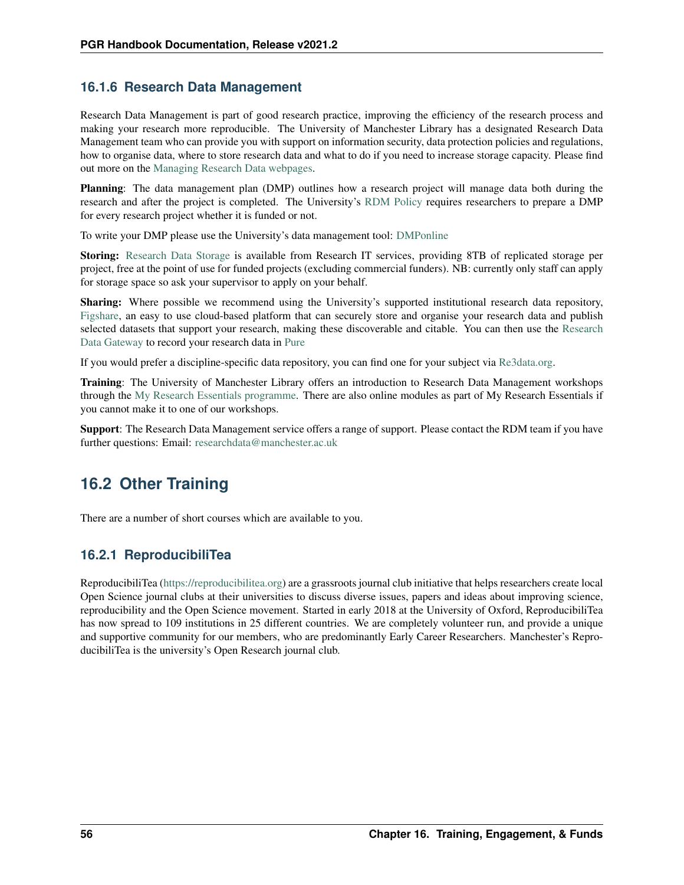### 16.1.6 Research Data Management

Research Data Management is part of good research practice, improving the efficiency of the research process and making your research more reproducible. The University of Manchester Library has a designated Research Data Management team who can provide you with support on information security, data protection policies and regulations, how to organise data, where to store research data and what to do if you need to increase storage capacity. Please find out more on the Managing Research Data webpages.

**Planning**: The data management plan (DMP) outlines how a research project will manage data both during the research and after the project is completed. The University's RDM Policy requires researchers to prepare a DMP for every research project whether it is funded or not.

To write your DMP please use the University's data management tool: DMPonline

**Storing:** Research Data Storage is available from Research IT services, providing 8TB of replicated storage per project, free at the point of use for funded projects (excluding commercial funders). NB: currently only staff can apply for storage space so ask your supervisor to apply on your behalf.

**Sharing:** Where possible we recommend using the University's supported institutional research data repository, Figshare, an easy to use cloud-based platform that can securely store and organise your research data and publish selected datasets that support your research, making these discoverable and citable. You can then use the Research Data Gateway to record your research data in Pure

If you would prefer a discipline-specific data repository, you can find one for your subject via Re3data.org.

**Training**: The University of Manchester Library offers an introduction to Research Data Management workshops through the My Research Essentials programme. There are also online modules as part of My Research Essentials if you cannot make it to one of our workshops.

**Support**: The Research Data Management service offers a range of support. Please contact the RDM team if you have further questions: Email: researchdata@manchester.ac.uk

## 16.2 Other Training

There are a number of short courses which are available to you.

### 16.2.1 ReproducibiliTea

ReproducibiliTea (https://reproducibilitea.org) are a grassroots journal club initiative that helps researchers create local Open Science journal clubs at their universities to discuss diverse issues, papers and ideas about improving science, reproducibility and the Open Science movement. Started in early 2018 at the University of Oxford, ReproducibiliTea has now spread to 109 institutions in 25 different countries. We are completely volunteer run, and provide a unique and supportive community for our members, who are predominantly Early Career Researchers. Manchester's ReproducibiliTea is the university's Open Research journal club.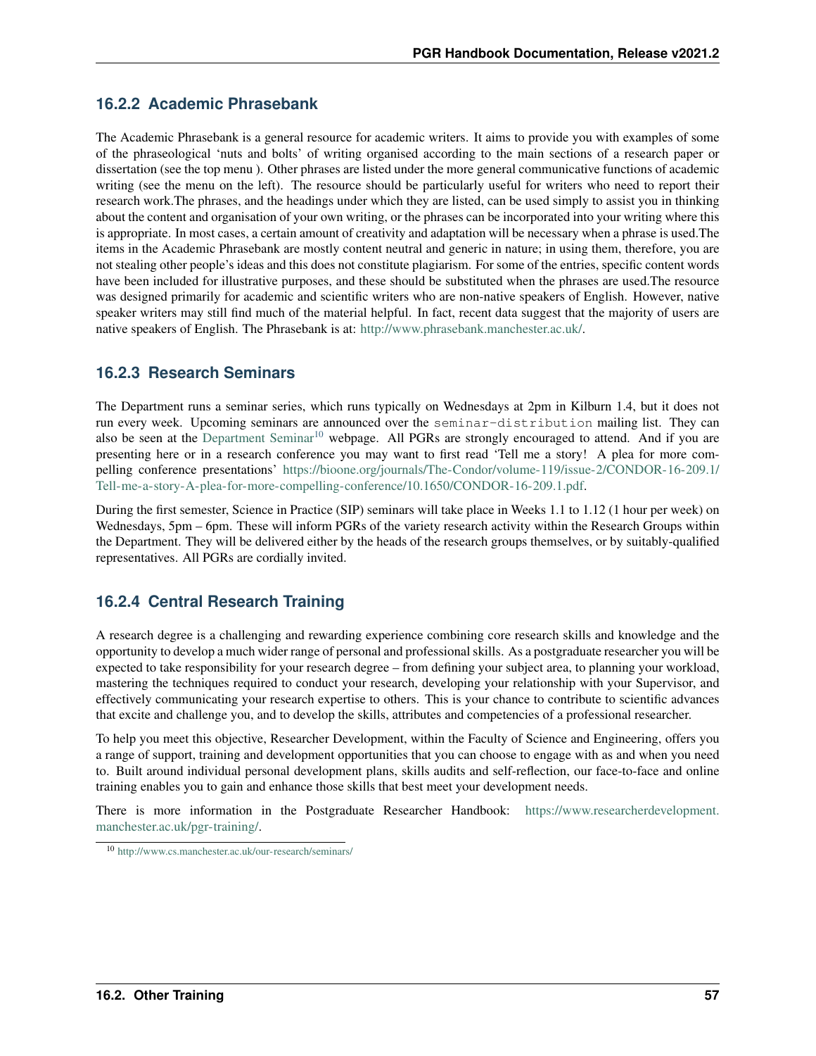### 16.2.2 Academic Phrasebank

The Academic Phrasebank is a general resource for academic writers. It aims to provide you with examples of some of the phraseological 'nuts and bolts' of writing organised according to the main sections of a research paper or dissertation (see the top menu ). Other phrases are listed under the more general communicative functions of academic writing (see the menu on the left). The resource should be particularly useful for writers who need to report their research work.The phrases, and the headings under which they are listed, can be used simply to assist you in thinking about the content and organisation of your own writing, or the phrases can be incorporated into your writing where this is appropriate. In most cases, a certain amount of creativity and adaptation will be necessary when a phrase is used.The items in the Academic Phrasebank are mostly content neutral and generic in nature; in using them, therefore, you are not stealing other people's ideas and this does not constitute plagiarism. For some of the entries, specific content words have been included for illustrative purposes, and these should be substituted when the phrases are used.The resource was designed primarily for academic and scientific writers who are non-native speakers of English. However, native speaker writers may still find much of the material helpful. In fact, recent data suggest that the majority of users are native speakers of English. The Phrasebank is at: http://www.phrasebank.manchester.ac.uk/.

### 16.2.3 Research Seminars

The Department runs a seminar series, which runs typically on Wednesdays at 2pm in Kilburn 1.4, but it does not run every week. Upcoming seminars are announced over the `seminar-distribution` mailing list. They can also be seen at the Department Seminar[10] webpage. All PGRs are strongly encouraged to attend. And if you are presenting here or in a research conference you may want to first read 'Tell me a story! A plea for more compelling conference presentations' https://bioone.org/journals/The-Condor/volume-119/issue-2/CONDOR-16-209.1/Tell-me-a-story-A-plea-for-more-compelling-conference/10.1650/CONDOR-16-209.1.pdf.

During the first semester, Science in Practice (SIP) seminars will take place in Weeks 1.1 to 1.12 (1 hour per week) on Wednesdays, 5pm – 6pm. These will inform PGRs of the variety research activity within the Research Groups within the Department. They will be delivered either by the heads of the research groups themselves, or by suitably-qualified representatives. All PGRs are cordially invited.

### 16.2.4 Central Research Training

A research degree is a challenging and rewarding experience combining core research skills and knowledge and the opportunity to develop a much wider range of personal and professional skills. As a postgraduate researcher you will be expected to take responsibility for your research degree – from defining your subject area, to planning your workload, mastering the techniques required to conduct your research, developing your relationship with your Supervisor, and effectively communicating your research expertise to others. This is your chance to contribute to scientific advances that excite and challenge you, and to develop the skills, attributes and competencies of a professional researcher.

To help you meet this objective, Researcher Development, within the Faculty of Science and Engineering, offers you a range of support, training and development opportunities that you can choose to engage with as and when you need to. Built around individual personal development plans, skills audits and self-reflection, our face-to-face and online training enables you to gain and enhance those skills that best meet your development needs.

There is more information in the Postgraduate Researcher Handbook: https://www.researcherdevelopment.manchester.ac.uk/pgr-training/.

[10] http://www.cs.manchester.ac.uk/our-research/seminars/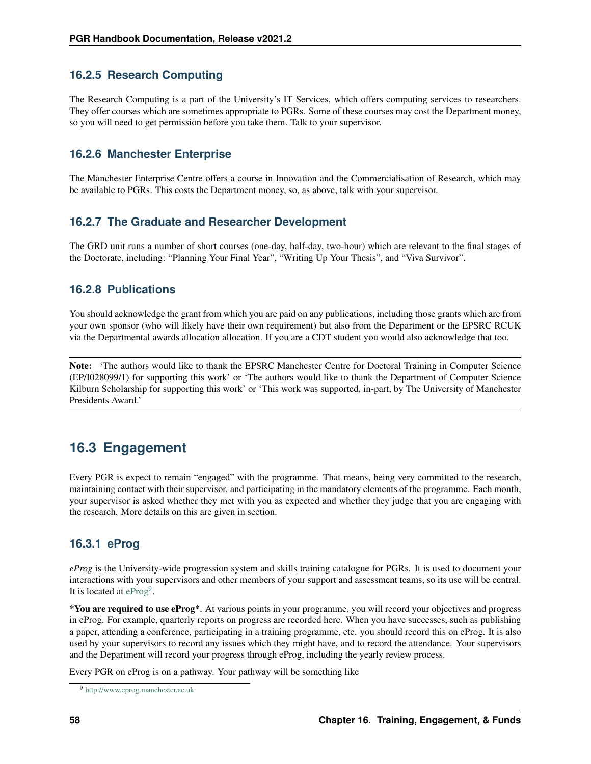### 16.2.5 Research Computing

The Research Computing is a part of the University's IT Services, which offers computing services to researchers. They offer courses which are sometimes appropriate to PGRs. Some of these courses may cost the Department money, so you will need to get permission before you take them. Talk to your supervisor.

### 16.2.6 Manchester Enterprise

The Manchester Enterprise Centre offers a course in Innovation and the Commercialisation of Research, which may be available to PGRs. This costs the Department money, so, as above, talk with your supervisor.

### 16.2.7 The Graduate and Researcher Development

The GRD unit runs a number of short courses (one-day, half-day, two-hour) which are relevant to the final stages of the Doctorate, including: "Planning Your Final Year", "Writing Up Your Thesis", and "Viva Survivor".

### 16.2.8 Publications

You should acknowledge the grant from which you are paid on any publications, including those grants which are from your own sponsor (who will likely have their own requirement) but also from the Department or the EPSRC RCUK via the Departmental awards allocation allocation. If you are a CDT student you would also acknowledge that too.

---

**Note:** 'The authors would like to thank the EPSRC Manchester Centre for Doctoral Training in Computer Science (EP/I028099/1) for supporting this work' or 'The authors would like to thank the Department of Computer Science Kilburn Scholarship for supporting this work' or 'This work was supported, in-part, by The University of Manchester Presidents Award.'

---

## 16.3 Engagement

Every PGR is expect to remain "engaged" with the programme. That means, being very committed to the research, maintaining contact with their supervisor, and participating in the mandatory elements of the programme. Each month, your supervisor is asked whether they met with you as expected and whether they judge that you are engaging with the research. More details on this are given in section.

### 16.3.1 eProg

*eProg* is the University-wide progression system and skills training catalogue for PGRs. It is used to document your interactions with your supervisors and other members of your support and assessment teams, so its use will be central. It is located at eProg[9].

***You are required to use eProg***. At various points in your programme, you will record your objectives and progress in eProg. For example, quarterly reports on progress are recorded here. When you have successes, such as publishing a paper, attending a conference, participating in a training programme, etc. you should record this on eProg. It is also used by your supervisors to record any issues which they might have, and to record the attendance. Your supervisors and the Department will record your progress through eProg, including the yearly review process.

Every PGR on eProg is on a pathway. Your pathway will be something like

[9] http://www.eprog.manchester.ac.uk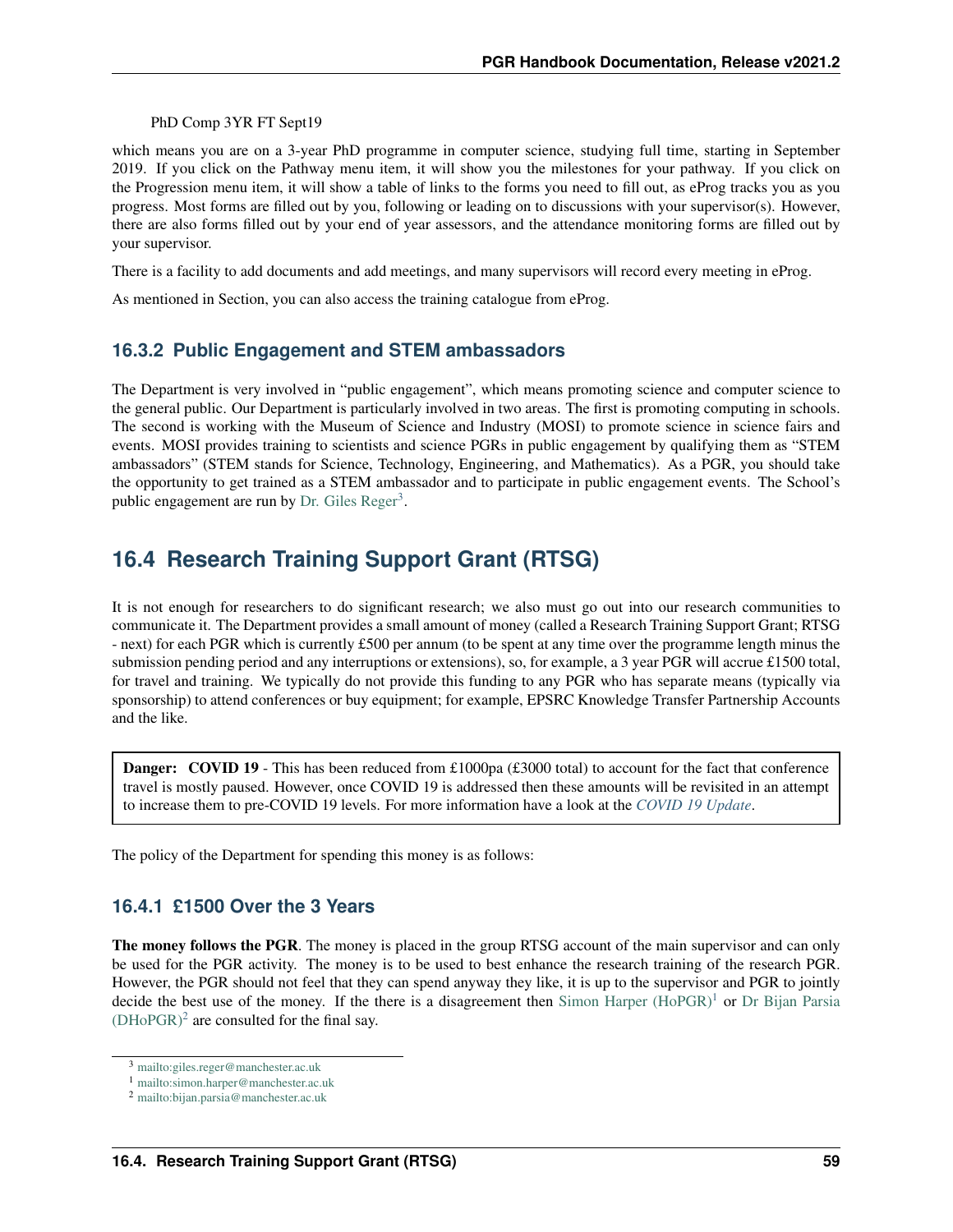PhD Comp 3YR FT Sept19

which means you are on a 3-year PhD programme in computer science, studying full time, starting in September 2019. If you click on the Pathway menu item, it will show you the milestones for your pathway. If you click on the Progression menu item, it will show a table of links to the forms you need to fill out, as eProg tracks you as you progress. Most forms are filled out by you, following or leading on to discussions with your supervisor(s). However, there are also forms filled out by your end of year assessors, and the attendance monitoring forms are filled out by your supervisor.

There is a facility to add documents and add meetings, and many supervisors will record every meeting in eProg.

As mentioned in Section, you can also access the training catalogue from eProg.

### 16.3.2 Public Engagement and STEM ambassadors

The Department is very involved in "public engagement", which means promoting science and computer science to the general public. Our Department is particularly involved in two areas. The first is promoting computing in schools. The second is working with the Museum of Science and Industry (MOSI) to promote science in science fairs and events. MOSI provides training to scientists and science PGRs in public engagement by qualifying them as "STEM ambassadors" (STEM stands for Science, Technology, Engineering, and Mathematics). As a PGR, you should take the opportunity to get trained as a STEM ambassador and to participate in public engagement events. The School's public engagement are run by Dr. Giles Reger[3].

## 16.4 Research Training Support Grant (RTSG)

It is not enough for researchers to do significant research; we also must go out into our research communities to communicate it. The Department provides a small amount of money (called a Research Training Support Grant; RTSG - next) for each PGR which is currently £500 per annum (to be spent at any time over the programme length minus the submission pending period and any interruptions or extensions), so, for example, a 3 year PGR will accrue £1500 total, for travel and training. We typically do not provide this funding to any PGR who has separate means (typically via sponsorship) to attend conferences or buy equipment; for example, EPSRC Knowledge Transfer Partnership Accounts and the like.

> **Danger:** **COVID 19** - This has been reduced from £1000pa (£3000 total) to account for the fact that conference travel is mostly paused. However, once COVID 19 is addressed then these amounts will be revisited in an attempt to increase them to pre-COVID 19 levels. For more information have a look at the *COVID 19 Update*.

The policy of the Department for spending this money is as follows:

### 16.4.1 £1500 Over the 3 Years

**The money follows the PGR**. The money is placed in the group RTSG account of the main supervisor and can only be used for the PGR activity. The money is to be used to best enhance the research training of the research PGR. However, the PGR should not feel that they can spend anyway they like, it is up to the supervisor and PGR to jointly decide the best use of the money. If the there is a disagreement then Simon Harper (HoPGR)[1] or Dr Bijan Parsia (DHoPGR)[2] are consulted for the final say.

---

[3] mailto:giles.reger@manchester.ac.uk

[1] mailto:simon.harper@manchester.ac.uk

[2] mailto:bijan.parsia@manchester.ac.uk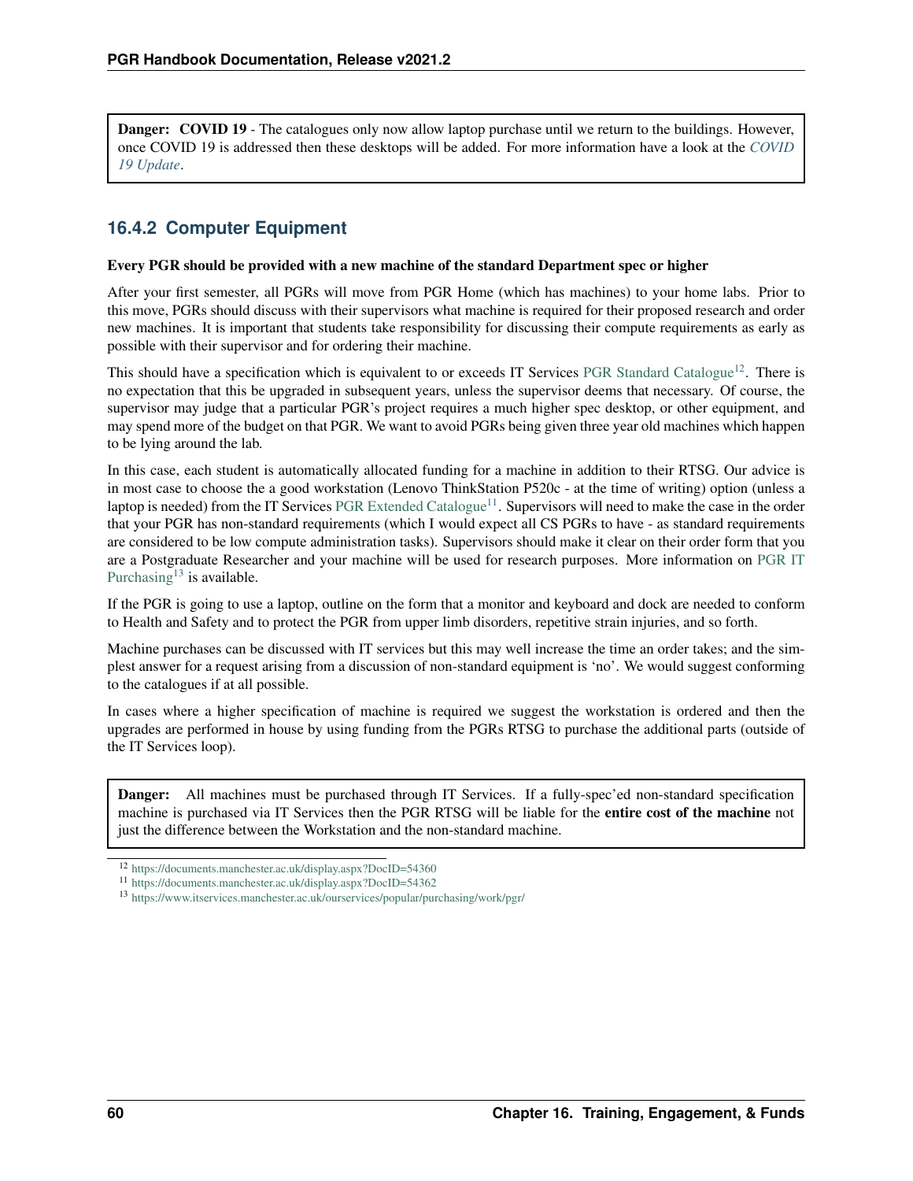**Danger: COVID 19** - The catalogues only now allow laptop purchase until we return to the buildings. However, once COVID 19 is addressed then these desktops will be added. For more information have a look at the *COVID 19 Update*.

### 16.4.2 Computer Equipment

**Every PGR should be provided with a new machine of the standard Department spec or higher**

After your first semester, all PGRs will move from PGR Home (which has machines) to your home labs. Prior to this move, PGRs should discuss with their supervisors what machine is required for their proposed research and order new machines. It is important that students take responsibility for discussing their compute requirements as early as possible with their supervisor and for ordering their machine.

This should have a specification which is equivalent to or exceeds IT Services PGR Standard Catalogue[12]. There is no expectation that this be upgraded in subsequent years, unless the supervisor deems that necessary. Of course, the supervisor may judge that a particular PGR's project requires a much higher spec desktop, or other equipment, and may spend more of the budget on that PGR. We want to avoid PGRs being given three year old machines which happen to be lying around the lab.

In this case, each student is automatically allocated funding for a machine in addition to their RTSG. Our advice is in most case to choose the a good workstation (Lenovo ThinkStation P520c - at the time of writing) option (unless a laptop is needed) from the IT Services PGR Extended Catalogue[11]. Supervisors will need to make the case in the order that your PGR has non-standard requirements (which I would expect all CS PGRs to have - as standard requirements are considered to be low compute administration tasks). Supervisors should make it clear on their order form that you are a Postgraduate Researcher and your machine will be used for research purposes. More information on PGR IT Purchasing[13] is available.

If the PGR is going to use a laptop, outline on the form that a monitor and keyboard and dock are needed to conform to Health and Safety and to protect the PGR from upper limb disorders, repetitive strain injuries, and so forth.

Machine purchases can be discussed with IT services but this may well increase the time an order takes; and the simplest answer for a request arising from a discussion of non-standard equipment is 'no'. We would suggest conforming to the catalogues if at all possible.

In cases where a higher specification of machine is required we suggest the workstation is ordered and then the upgrades are performed in house by using funding from the PGRs RTSG to purchase the additional parts (outside of the IT Services loop).

**Danger:** All machines must be purchased through IT Services. If a fully-spec'ed non-standard specification machine is purchased via IT Services then the PGR RTSG will be liable for the **entire cost of the machine** not just the difference between the Workstation and the non-standard machine.

[12] https://documents.manchester.ac.uk/display.aspx?DocID=54360

[11] https://documents.manchester.ac.uk/display.aspx?DocID=54362

[13] https://www.itservices.manchester.ac.uk/ourservices/popular/purchasing/work/pgr/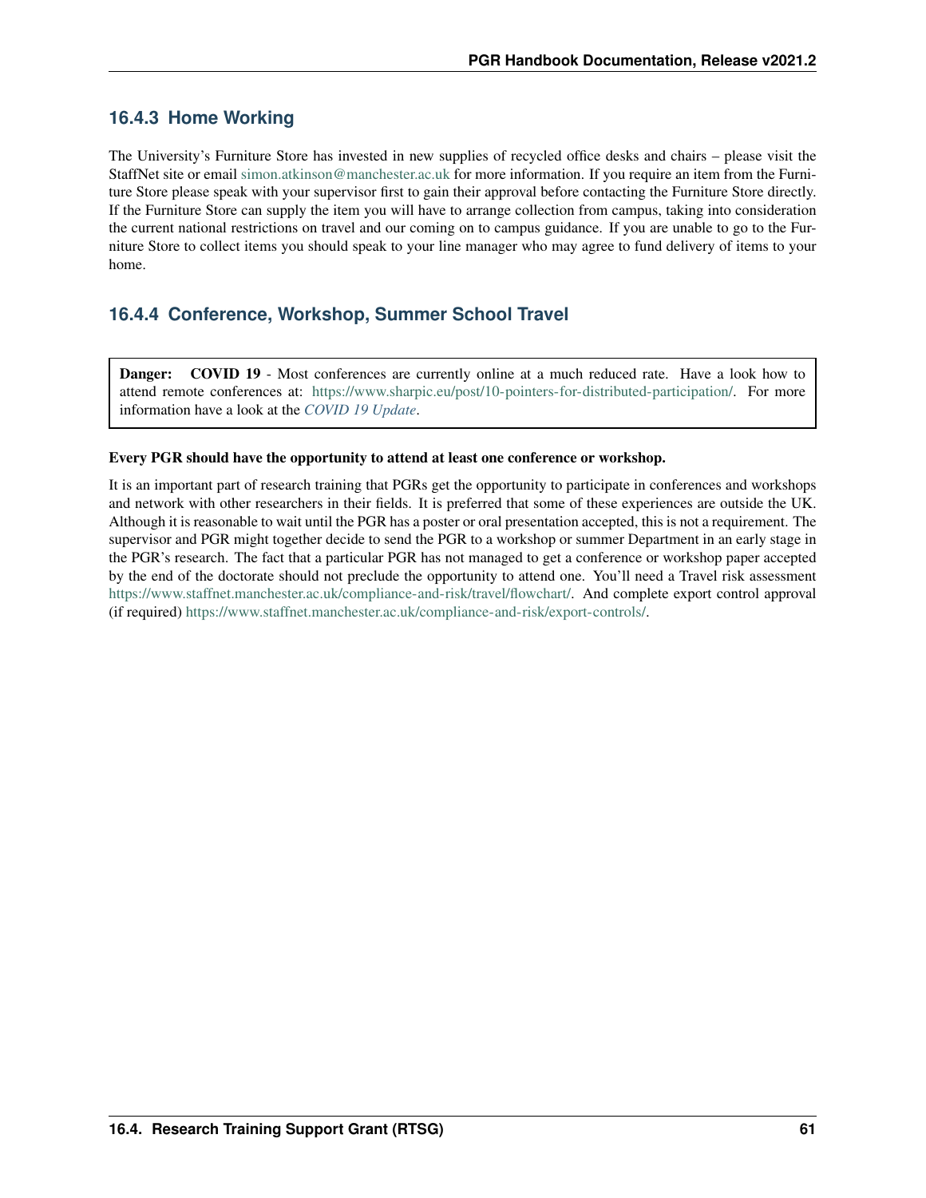### 16.4.3 Home Working

The University's Furniture Store has invested in new supplies of recycled office desks and chairs – please visit the StaffNet site or email simon.atkinson@manchester.ac.uk for more information. If you require an item from the Furniture Store please speak with your supervisor first to gain their approval before contacting the Furniture Store directly. If the Furniture Store can supply the item you will have to arrange collection from campus, taking into consideration the current national restrictions on travel and our coming on to campus guidance. If you are unable to go to the Furniture Store to collect items you should speak to your line manager who may agree to fund delivery of items to your home.

### 16.4.4 Conference, Workshop, Summer School Travel

> **Danger:** **COVID 19** - Most conferences are currently online at a much reduced rate. Have a look how to attend remote conferences at: https://www.sharpic.eu/post/10-pointers-for-distributed-participation/. For more information have a look at the *COVID 19 Update*.

**Every PGR should have the opportunity to attend at least one conference or workshop.**

It is an important part of research training that PGRs get the opportunity to participate in conferences and workshops and network with other researchers in their fields. It is preferred that some of these experiences are outside the UK. Although it is reasonable to wait until the PGR has a poster or oral presentation accepted, this is not a requirement. The supervisor and PGR might together decide to send the PGR to a workshop or summer Department in an early stage in the PGR's research. The fact that a particular PGR has not managed to get a conference or workshop paper accepted by the end of the doctorate should not preclude the opportunity to attend one. You'll need a Travel risk assessment https://www.staffnet.manchester.ac.uk/compliance-and-risk/travel/flowchart/. And complete export control approval (if required) https://www.staffnet.manchester.ac.uk/compliance-and-risk/export-controls/.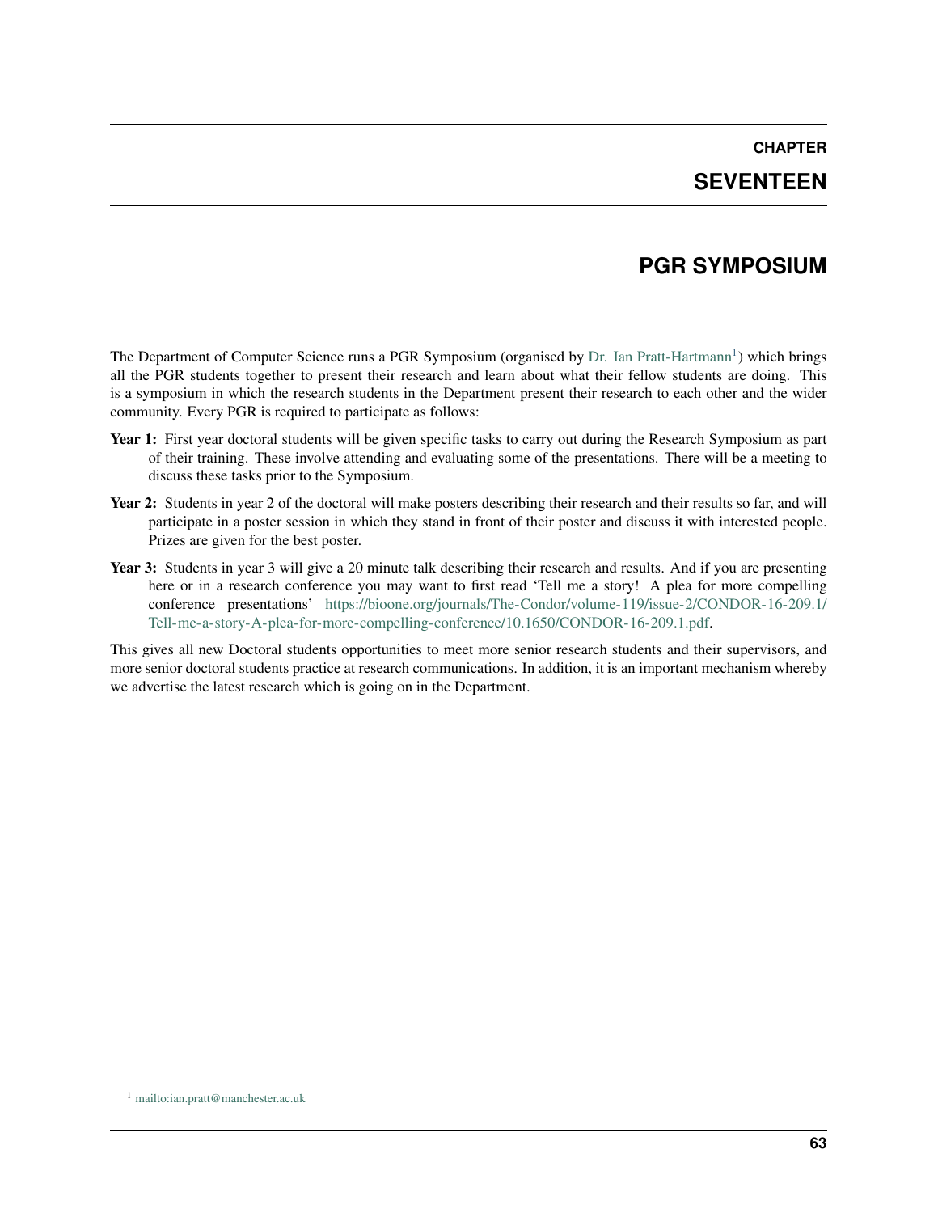# CHAPTER SEVENTEEN

# PGR SYMPOSIUM

The Department of Computer Science runs a PGR Symposium (organised by Dr. Ian Pratt-Hartmann[1]) which brings all the PGR students together to present their research and learn about what their fellow students are doing. This is a symposium in which the research students in the Department present their research to each other and the wider community. Every PGR is required to participate as follows:

**Year 1:** First year doctoral students will be given specific tasks to carry out during the Research Symposium as part of their training. These involve attending and evaluating some of the presentations. There will be a meeting to discuss these tasks prior to the Symposium.

**Year 2:** Students in year 2 of the doctoral will make posters describing their research and their results so far, and will participate in a poster session in which they stand in front of their poster and discuss it with interested people. Prizes are given for the best poster.

**Year 3:** Students in year 3 will give a 20 minute talk describing their research and results. And if you are presenting here or in a research conference you may want to first read 'Tell me a story! A plea for more compelling conference presentations' https://bioone.org/journals/The-Condor/volume-119/issue-2/CONDOR-16-209.1/Tell-me-a-story-A-plea-for-more-compelling-conference/10.1650/CONDOR-16-209.1.pdf.

This gives all new Doctoral students opportunities to meet more senior research students and their supervisors, and more senior doctoral students practice at research communications. In addition, it is an important mechanism whereby we advertise the latest research which is going on in the Department.

[1] mailto:ian.pratt@manchester.ac.uk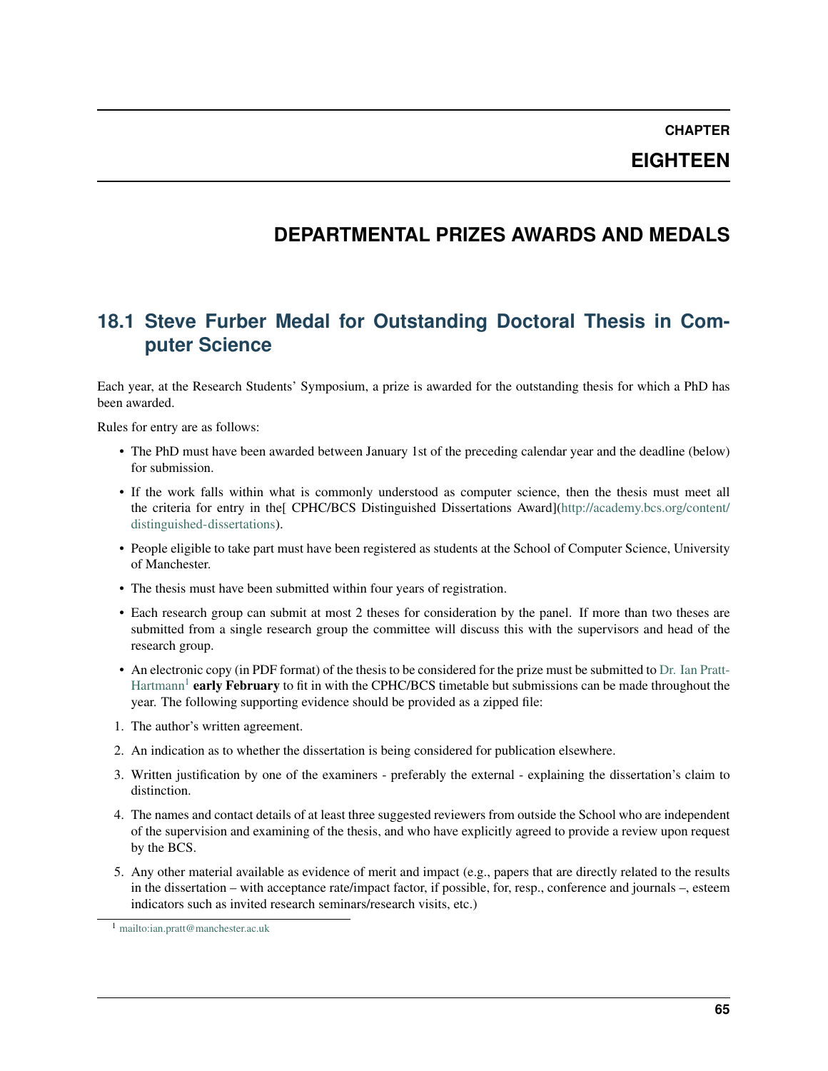# CHAPTER EIGHTEEN

# DEPARTMENTAL PRIZES AWARDS AND MEDALS

## 18.1 Steve Furber Medal for Outstanding Doctoral Thesis in Computer Science

Each year, at the Research Students' Symposium, a prize is awarded for the outstanding thesis for which a PhD has been awarded.

Rules for entry are as follows:

- The PhD must have been awarded between January 1st of the preceding calendar year and the deadline (below) for submission.
- If the work falls within what is commonly understood as computer science, then the thesis must meet all the criteria for entry in the[ CPHC/BCS Distinguished Dissertations Award](http://academy.bcs.org/content/distinguished-dissertations).
- People eligible to take part must have been registered as students at the School of Computer Science, University of Manchester.
- The thesis must have been submitted within four years of registration.
- Each research group can submit at most 2 theses for consideration by the panel. If more than two theses are submitted from a single research group the committee will discuss this with the supervisors and head of the research group.
- An electronic copy (in PDF format) of the thesis to be considered for the prize must be submitted to Dr. Ian Pratt-Hartmann[1] **early February** to fit in with the CPHC/BCS timetable but submissions can be made throughout the year. The following supporting evidence should be provided as a zipped file:

1. The author's written agreement.
2. An indication as to whether the dissertation is being considered for publication elsewhere.
3. Written justification by one of the examiners - preferably the external - explaining the dissertation's claim to distinction.
4. The names and contact details of at least three suggested reviewers from outside the School who are independent of the supervision and examining of the thesis, and who have explicitly agreed to provide a review upon request by the BCS.
5. Any other material available as evidence of merit and impact (e.g., papers that are directly related to the results in the dissertation – with acceptance rate/impact factor, if possible, for, resp., conference and journals –, esteem indicators such as invited research seminars/research visits, etc.)

[1] mailto:ian.pratt@manchester.ac.uk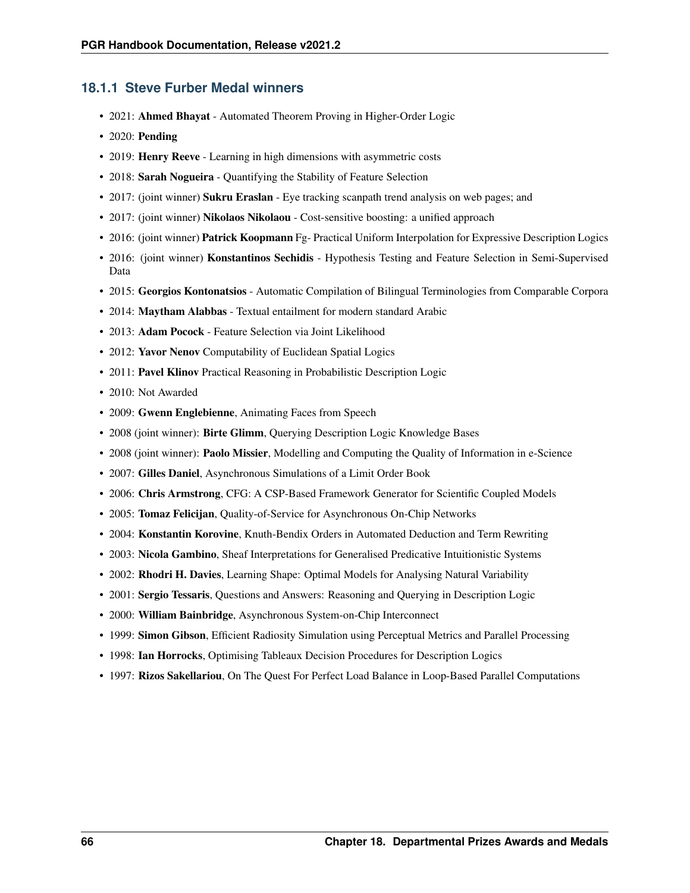### 18.1.1 Steve Furber Medal winners

- 2021: **Ahmed Bhayat** - Automated Theorem Proving in Higher-Order Logic
- 2020: **Pending**
- 2019: **Henry Reeve** - Learning in high dimensions with asymmetric costs
- 2018: **Sarah Nogueira** - Quantifying the Stability of Feature Selection
- 2017: (joint winner) **Sukru Eraslan** - Eye tracking scanpath trend analysis on web pages; and
- 2017: (joint winner) **Nikolaos Nikolaou** - Cost-sensitive boosting: a unified approach
- 2016: (joint winner) **Patrick Koopmann** Fg- Practical Uniform Interpolation for Expressive Description Logics
- 2016: (joint winner) **Konstantinos Sechidis** - Hypothesis Testing and Feature Selection in Semi-Supervised Data
- 2015: **Georgios Kontonatsios** - Automatic Compilation of Bilingual Terminologies from Comparable Corpora
- 2014: **Maytham Alabbas** - Textual entailment for modern standard Arabic
- 2013: **Adam Pocock** - Feature Selection via Joint Likelihood
- 2012: **Yavor Nenov** Computability of Euclidean Spatial Logics
- 2011: **Pavel Klinov** Practical Reasoning in Probabilistic Description Logic
- 2010: Not Awarded
- 2009: **Gwenn Englebienne**, Animating Faces from Speech
- 2008 (joint winner): **Birte Glimm**, Querying Description Logic Knowledge Bases
- 2008 (joint winner): **Paolo Missier**, Modelling and Computing the Quality of Information in e-Science
- 2007: **Gilles Daniel**, Asynchronous Simulations of a Limit Order Book
- 2006: **Chris Armstrong**, CFG: A CSP-Based Framework Generator for Scientific Coupled Models
- 2005: **Tomaz Felicijan**, Quality-of-Service for Asynchronous On-Chip Networks
- 2004: **Konstantin Korovine**, Knuth-Bendix Orders in Automated Deduction and Term Rewriting
- 2003: **Nicola Gambino**, Sheaf Interpretations for Generalised Predicative Intuitionistic Systems
- 2002: **Rhodri H. Davies**, Learning Shape: Optimal Models for Analysing Natural Variability
- 2001: **Sergio Tessaris**, Questions and Answers: Reasoning and Querying in Description Logic
- 2000: **William Bainbridge**, Asynchronous System-on-Chip Interconnect
- 1999: **Simon Gibson**, Efficient Radiosity Simulation using Perceptual Metrics and Parallel Processing
- 1998: **Ian Horrocks**, Optimising Tableaux Decision Procedures for Description Logics
- 1997: **Rizos Sakellariou**, On The Quest For Perfect Load Balance in Loop-Based Parallel Computations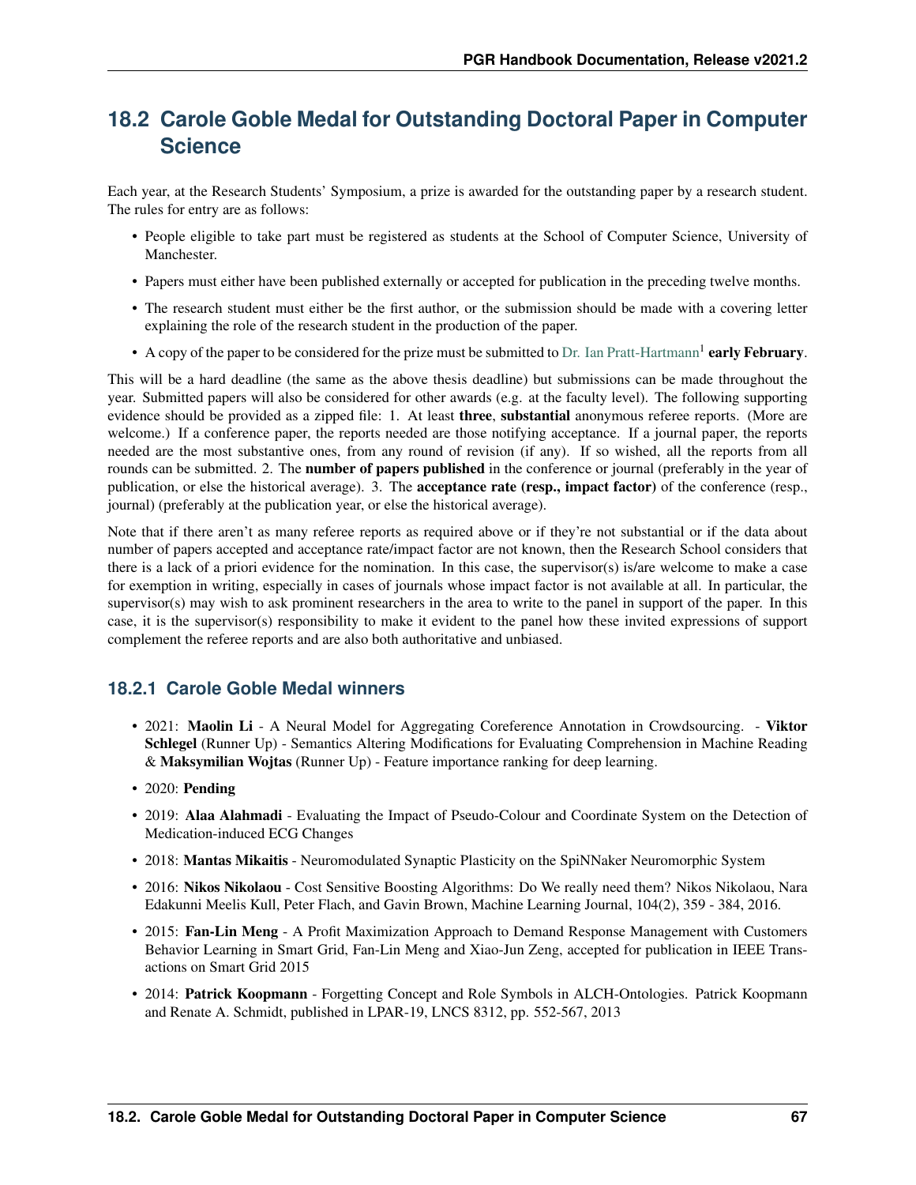## 18.2 Carole Goble Medal for Outstanding Doctoral Paper in Computer Science

Each year, at the Research Students' Symposium, a prize is awarded for the outstanding paper by a research student. The rules for entry are as follows:

- People eligible to take part must be registered as students at the School of Computer Science, University of Manchester.
- Papers must either have been published externally or accepted for publication in the preceding twelve months.
- The research student must either be the first author, or the submission should be made with a covering letter explaining the role of the research student in the production of the paper.
- A copy of the paper to be considered for the prize must be submitted to Dr. Ian Pratt-Hartmann[1] **early February**.

This will be a hard deadline (the same as the above thesis deadline) but submissions can be made throughout the year. Submitted papers will also be considered for other awards (e.g. at the faculty level). The following supporting evidence should be provided as a zipped file: 1. At least **three**, **substantial** anonymous referee reports. (More are welcome.) If a conference paper, the reports needed are those notifying acceptance. If a journal paper, the reports needed are the most substantive ones, from any round of revision (if any). If so wished, all the reports from all rounds can be submitted. 2. The **number of papers published** in the conference or journal (preferably in the year of publication, or else the historical average). 3. The **acceptance rate (resp., impact factor)** of the conference (resp., journal) (preferably at the publication year, or else the historical average).

Note that if there aren't as many referee reports as required above or if they're not substantial or if the data about number of papers accepted and acceptance rate/impact factor are not known, then the Research School considers that there is a lack of a priori evidence for the nomination. In this case, the supervisor(s) is/are welcome to make a case for exemption in writing, especially in cases of journals whose impact factor is not available at all. In particular, the supervisor(s) may wish to ask prominent researchers in the area to write to the panel in support of the paper. In this case, it is the supervisor(s) responsibility to make it evident to the panel how these invited expressions of support complement the referee reports and are also both authoritative and unbiased.

### 18.2.1 Carole Goble Medal winners

- 2021: **Maolin Li** - A Neural Model for Aggregating Coreference Annotation in Crowdsourcing. - **Viktor Schlegel** (Runner Up) - Semantics Altering Modifications for Evaluating Comprehension in Machine Reading & **Maksymilian Wojtas** (Runner Up) - Feature importance ranking for deep learning.
- 2020: **Pending**
- 2019: **Alaa Alahmadi** - Evaluating the Impact of Pseudo-Colour and Coordinate System on the Detection of Medication-induced ECG Changes
- 2018: **Mantas Mikaitis** - Neuromodulated Synaptic Plasticity on the SpiNNaker Neuromorphic System
- 2016: **Nikos Nikolaou** - Cost Sensitive Boosting Algorithms: Do We really need them? Nikos Nikolaou, Nara Edakunni Meelis Kull, Peter Flach, and Gavin Brown, Machine Learning Journal, 104(2), 359 - 384, 2016.
- 2015: **Fan-Lin Meng** - A Profit Maximization Approach to Demand Response Management with Customers Behavior Learning in Smart Grid, Fan-Lin Meng and Xiao-Jun Zeng, accepted for publication in IEEE Transactions on Smart Grid 2015
- 2014: **Patrick Koopmann** - Forgetting Concept and Role Symbols in ALCH-Ontologies. Patrick Koopmann and Renate A. Schmidt, published in LPAR-19, LNCS 8312, pp. 552-567, 2013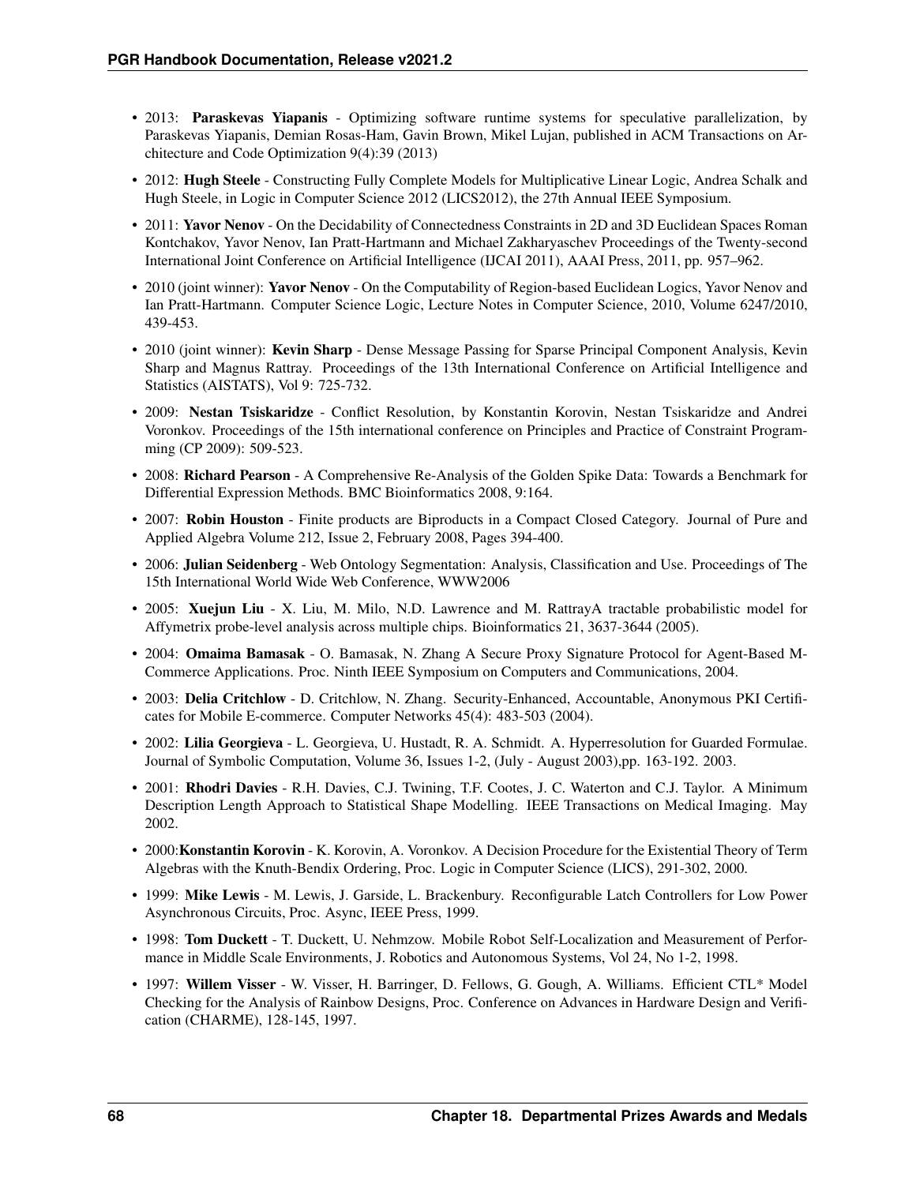- 2013: **Paraskevas Yiapanis** - Optimizing software runtime systems for speculative parallelization, by Paraskevas Yiapanis, Demian Rosas-Ham, Gavin Brown, Mikel Lujan, published in ACM Transactions on Architecture and Code Optimization 9(4):39 (2013)
- 2012: **Hugh Steele** - Constructing Fully Complete Models for Multiplicative Linear Logic, Andrea Schalk and Hugh Steele, in Logic in Computer Science 2012 (LICS2012), the 27th Annual IEEE Symposium.
- 2011: **Yavor Nenov** - On the Decidability of Connectedness Constraints in 2D and 3D Euclidean Spaces Roman Kontchakov, Yavor Nenov, Ian Pratt-Hartmann and Michael Zakharyaschev Proceedings of the Twenty-second International Joint Conference on Artificial Intelligence (IJCAI 2011), AAAI Press, 2011, pp. 957–962.
- 2010 (joint winner): **Yavor Nenov** - On the Computability of Region-based Euclidean Logics, Yavor Nenov and Ian Pratt-Hartmann. Computer Science Logic, Lecture Notes in Computer Science, 2010, Volume 6247/2010, 439-453.
- 2010 (joint winner): **Kevin Sharp** - Dense Message Passing for Sparse Principal Component Analysis, Kevin Sharp and Magnus Rattray. Proceedings of the 13th International Conference on Artificial Intelligence and Statistics (AISTATS), Vol 9: 725-732.
- 2009: **Nestan Tsiskaridze** - Conflict Resolution, by Konstantin Korovin, Nestan Tsiskaridze and Andrei Voronkov. Proceedings of the 15th international conference on Principles and Practice of Constraint Programming (CP 2009): 509-523.
- 2008: **Richard Pearson** - A Comprehensive Re-Analysis of the Golden Spike Data: Towards a Benchmark for Differential Expression Methods. BMC Bioinformatics 2008, 9:164.
- 2007: **Robin Houston** - Finite products are Biproducts in a Compact Closed Category. Journal of Pure and Applied Algebra Volume 212, Issue 2, February 2008, Pages 394-400.
- 2006: **Julian Seidenberg** - Web Ontology Segmentation: Analysis, Classification and Use. Proceedings of The 15th International World Wide Web Conference, WWW2006
- 2005: **Xuejun Liu** - X. Liu, M. Milo, N.D. Lawrence and M. RattrayA tractable probabilistic model for Affymetrix probe-level analysis across multiple chips. Bioinformatics 21, 3637-3644 (2005).
- 2004: **Omaima Bamasak** - O. Bamasak, N. Zhang A Secure Proxy Signature Protocol for Agent-Based M-Commerce Applications. Proc. Ninth IEEE Symposium on Computers and Communications, 2004.
- 2003: **Delia Critchlow** - D. Critchlow, N. Zhang. Security-Enhanced, Accountable, Anonymous PKI Certificates for Mobile E-commerce. Computer Networks 45(4): 483-503 (2004).
- 2002: **Lilia Georgieva** - L. Georgieva, U. Hustadt, R. A. Schmidt. A. Hyperresolution for Guarded Formulae. Journal of Symbolic Computation, Volume 36, Issues 1-2, (July - August 2003),pp. 163-192. 2003.
- 2001: **Rhodri Davies** - R.H. Davies, C.J. Twining, T.F. Cootes, J. C. Waterton and C.J. Taylor. A Minimum Description Length Approach to Statistical Shape Modelling. IEEE Transactions on Medical Imaging. May 2002.
- 2000:**Konstantin Korovin** - K. Korovin, A. Voronkov. A Decision Procedure for the Existential Theory of Term Algebras with the Knuth-Bendix Ordering, Proc. Logic in Computer Science (LICS), 291-302, 2000.
- 1999: **Mike Lewis** - M. Lewis, J. Garside, L. Brackenbury. Reconfigurable Latch Controllers for Low Power Asynchronous Circuits, Proc. Async, IEEE Press, 1999.
- 1998: **Tom Duckett** - T. Duckett, U. Nehmzow. Mobile Robot Self-Localization and Measurement of Performance in Middle Scale Environments, J. Robotics and Autonomous Systems, Vol 24, No 1-2, 1998.
- 1997: **Willem Visser** - W. Visser, H. Barringer, D. Fellows, G. Gough, A. Williams. Efficient CTL* Model Checking for the Analysis of Rainbow Designs, Proc. Conference on Advances in Hardware Design and Verification (CHARME), 128-145, 1997.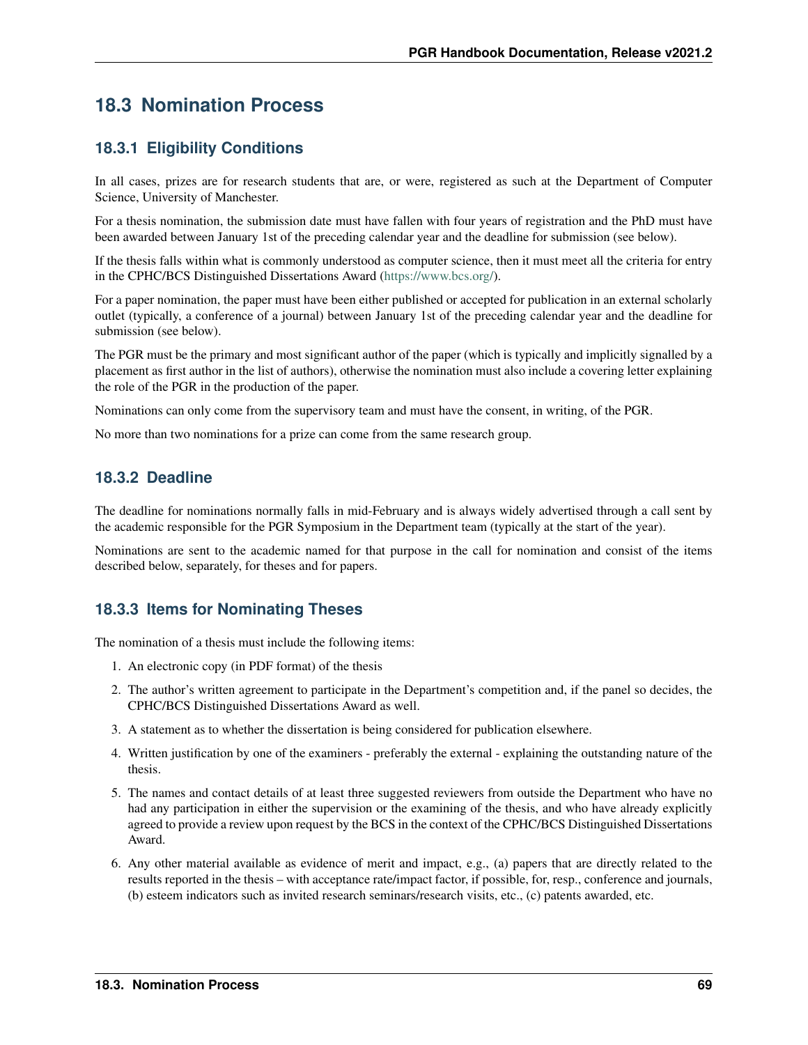## 18.3 Nomination Process

### 18.3.1 Eligibility Conditions

In all cases, prizes are for research students that are, or were, registered as such at the Department of Computer Science, University of Manchester.

For a thesis nomination, the submission date must have fallen with four years of registration and the PhD must have been awarded between January 1st of the preceding calendar year and the deadline for submission (see below).

If the thesis falls within what is commonly understood as computer science, then it must meet all the criteria for entry in the CPHC/BCS Distinguished Dissertations Award (https://www.bcs.org/).

For a paper nomination, the paper must have been either published or accepted for publication in an external scholarly outlet (typically, a conference of a journal) between January 1st of the preceding calendar year and the deadline for submission (see below).

The PGR must be the primary and most significant author of the paper (which is typically and implicitly signalled by a placement as first author in the list of authors), otherwise the nomination must also include a covering letter explaining the role of the PGR in the production of the paper.

Nominations can only come from the supervisory team and must have the consent, in writing, of the PGR.

No more than two nominations for a prize can come from the same research group.

### 18.3.2 Deadline

The deadline for nominations normally falls in mid-February and is always widely advertised through a call sent by the academic responsible for the PGR Symposium in the Department team (typically at the start of the year).

Nominations are sent to the academic named for that purpose in the call for nomination and consist of the items described below, separately, for theses and for papers.

### 18.3.3 Items for Nominating Theses

The nomination of a thesis must include the following items:

1. An electronic copy (in PDF format) of the thesis
2. The author's written agreement to participate in the Department's competition and, if the panel so decides, the CPHC/BCS Distinguished Dissertations Award as well.
3. A statement as to whether the dissertation is being considered for publication elsewhere.
4. Written justification by one of the examiners - preferably the external - explaining the outstanding nature of the thesis.
5. The names and contact details of at least three suggested reviewers from outside the Department who have no had any participation in either the supervision or the examining of the thesis, and who have already explicitly agreed to provide a review upon request by the BCS in the context of the CPHC/BCS Distinguished Dissertations Award.
6. Any other material available as evidence of merit and impact, e.g., (a) papers that are directly related to the results reported in the thesis – with acceptance rate/impact factor, if possible, for, resp., conference and journals, (b) esteem indicators such as invited research seminars/research visits, etc., (c) patents awarded, etc.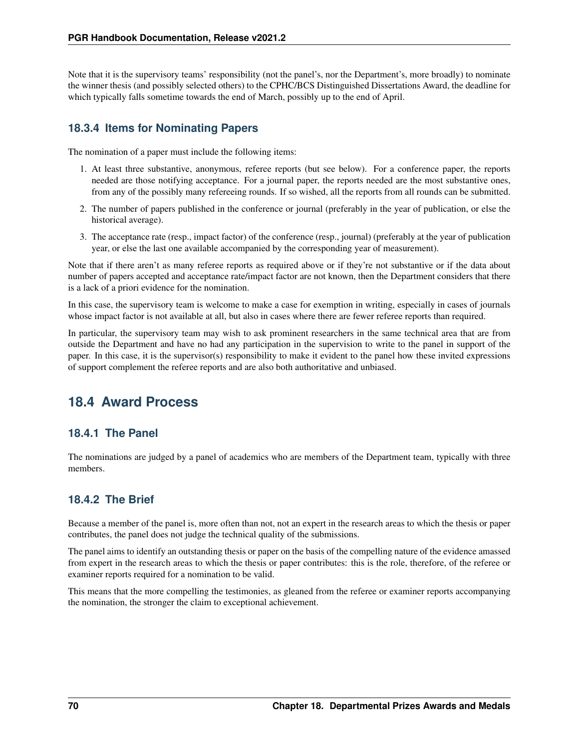Note that it is the supervisory teams' responsibility (not the panel's, nor the Department's, more broadly) to nominate the winner thesis (and possibly selected others) to the CPHC/BCS Distinguished Dissertations Award, the deadline for which typically falls sometime towards the end of March, possibly up to the end of April.

### 18.3.4 Items for Nominating Papers

The nomination of a paper must include the following items:

1. At least three substantive, anonymous, referee reports (but see below). For a conference paper, the reports needed are those notifying acceptance. For a journal paper, the reports needed are the most substantive ones, from any of the possibly many refereeing rounds. If so wished, all the reports from all rounds can be submitted.
2. The number of papers published in the conference or journal (preferably in the year of publication, or else the historical average).
3. The acceptance rate (resp., impact factor) of the conference (resp., journal) (preferably at the year of publication year, or else the last one available accompanied by the corresponding year of measurement).

Note that if there aren't as many referee reports as required above or if they're not substantive or if the data about number of papers accepted and acceptance rate/impact factor are not known, then the Department considers that there is a lack of a priori evidence for the nomination.

In this case, the supervisory team is welcome to make a case for exemption in writing, especially in cases of journals whose impact factor is not available at all, but also in cases where there are fewer referee reports than required.

In particular, the supervisory team may wish to ask prominent researchers in the same technical area that are from outside the Department and have no had any participation in the supervision to write to the panel in support of the paper. In this case, it is the supervisor(s) responsibility to make it evident to the panel how these invited expressions of support complement the referee reports and are also both authoritative and unbiased.

## 18.4 Award Process

### 18.4.1 The Panel

The nominations are judged by a panel of academics who are members of the Department team, typically with three members.

### 18.4.2 The Brief

Because a member of the panel is, more often than not, not an expert in the research areas to which the thesis or paper contributes, the panel does not judge the technical quality of the submissions.

The panel aims to identify an outstanding thesis or paper on the basis of the compelling nature of the evidence amassed from expert in the research areas to which the thesis or paper contributes: this is the role, therefore, of the referee or examiner reports required for a nomination to be valid.

This means that the more compelling the testimonies, as gleaned from the referee or examiner reports accompanying the nomination, the stronger the claim to exceptional achievement.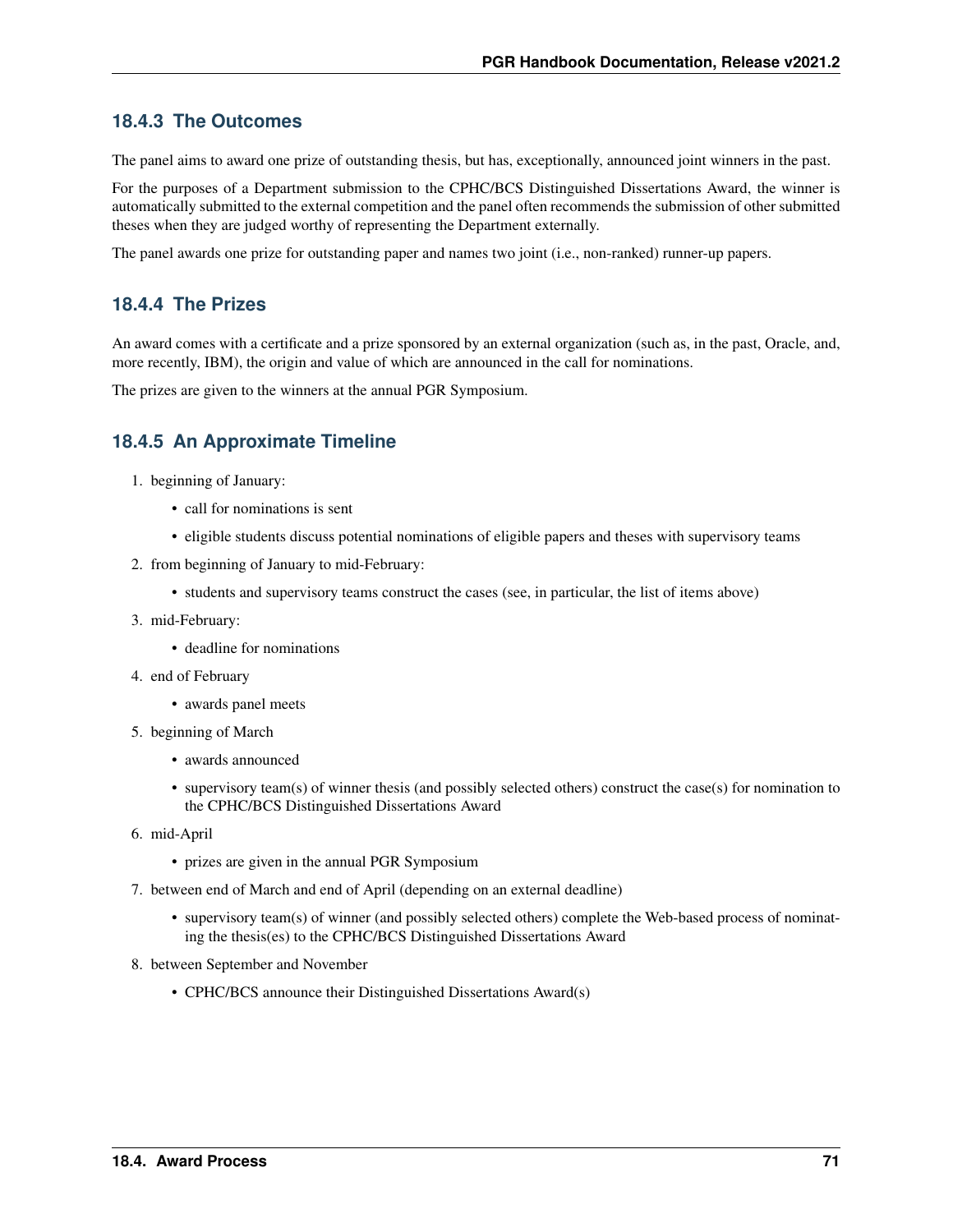### 18.4.3 The Outcomes

The panel aims to award one prize of outstanding thesis, but has, exceptionally, announced joint winners in the past.

For the purposes of a Department submission to the CPHC/BCS Distinguished Dissertations Award, the winner is automatically submitted to the external competition and the panel often recommends the submission of other submitted theses when they are judged worthy of representing the Department externally.

The panel awards one prize for outstanding paper and names two joint (i.e., non-ranked) runner-up papers.

### 18.4.4 The Prizes

An award comes with a certificate and a prize sponsored by an external organization (such as, in the past, Oracle, and, more recently, IBM), the origin and value of which are announced in the call for nominations.

The prizes are given to the winners at the annual PGR Symposium.

### 18.4.5 An Approximate Timeline

1. beginning of January:
   - call for nominations is sent
   - eligible students discuss potential nominations of eligible papers and theses with supervisory teams
2. from beginning of January to mid-February:
   - students and supervisory teams construct the cases (see, in particular, the list of items above)
3. mid-February:
   - deadline for nominations
4. end of February
   - awards panel meets
5. beginning of March
   - awards announced
   - supervisory team(s) of winner thesis (and possibly selected others) construct the case(s) for nomination to the CPHC/BCS Distinguished Dissertations Award
6. mid-April
   - prizes are given in the annual PGR Symposium
7. between end of March and end of April (depending on an external deadline)
   - supervisory team(s) of winner (and possibly selected others) complete the Web-based process of nominating the thesis(es) to the CPHC/BCS Distinguished Dissertations Award
8. between September and November
   - CPHC/BCS announce their Distinguished Dissertations Award(s)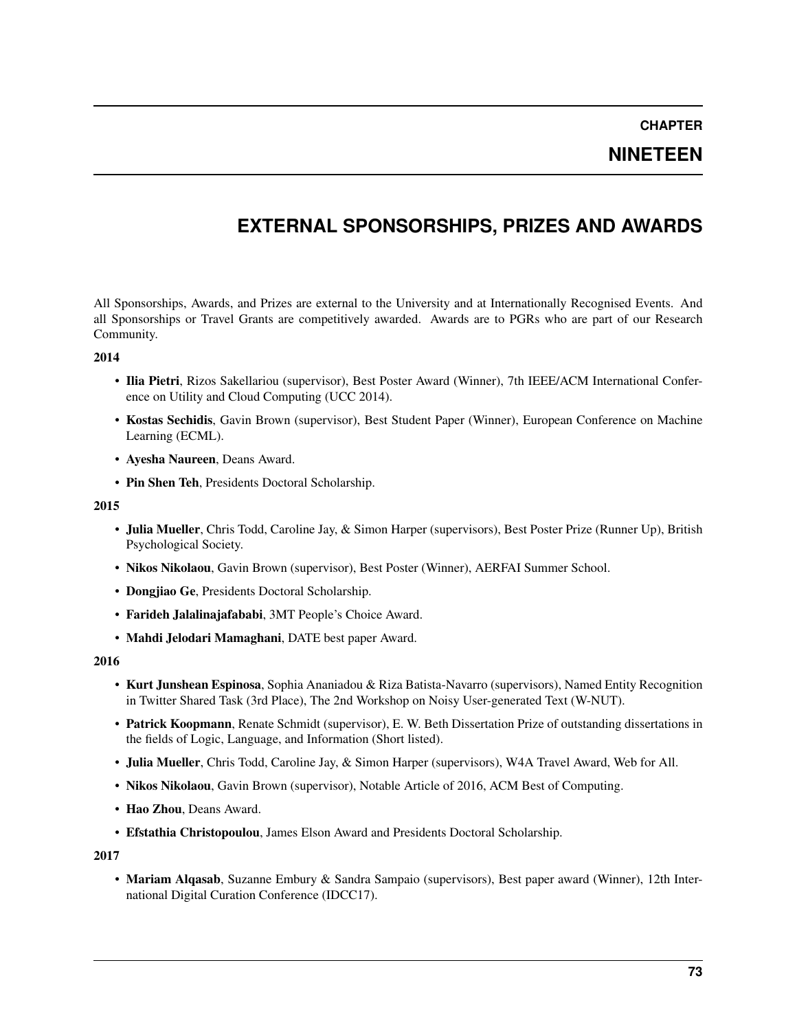# CHAPTER NINETEEN

# EXTERNAL SPONSORSHIPS, PRIZES AND AWARDS

All Sponsorships, Awards, and Prizes are external to the University and at Internationally Recognised Events. And all Sponsorships or Travel Grants are competitively awarded. Awards are to PGRs who are part of our Research Community.

**2014**

- **Ilia Pietri**, Rizos Sakellariou (supervisor), Best Poster Award (Winner), 7th IEEE/ACM International Conference on Utility and Cloud Computing (UCC 2014).
- **Kostas Sechidis**, Gavin Brown (supervisor), Best Student Paper (Winner), European Conference on Machine Learning (ECML).
- **Ayesha Naureen**, Deans Award.
- **Pin Shen Teh**, Presidents Doctoral Scholarship.

**2015**

- **Julia Mueller**, Chris Todd, Caroline Jay, & Simon Harper (supervisors), Best Poster Prize (Runner Up), British Psychological Society.
- **Nikos Nikolaou**, Gavin Brown (supervisor), Best Poster (Winner), AERFAI Summer School.
- **Dongjiao Ge**, Presidents Doctoral Scholarship.
- **Farideh Jalalinajafababi**, 3MT People's Choice Award.
- **Mahdi Jelodari Mamaghani**, DATE best paper Award.

**2016**

- **Kurt Junshean Espinosa**, Sophia Ananiadou & Riza Batista-Navarro (supervisors), Named Entity Recognition in Twitter Shared Task (3rd Place), The 2nd Workshop on Noisy User-generated Text (W-NUT).
- **Patrick Koopmann**, Renate Schmidt (supervisor), E. W. Beth Dissertation Prize of outstanding dissertations in the fields of Logic, Language, and Information (Short listed).
- **Julia Mueller**, Chris Todd, Caroline Jay, & Simon Harper (supervisors), W4A Travel Award, Web for All.
- **Nikos Nikolaou**, Gavin Brown (supervisor), Notable Article of 2016, ACM Best of Computing.
- **Hao Zhou**, Deans Award.
- **Efstathia Christopoulou**, James Elson Award and Presidents Doctoral Scholarship.

**2017**

- **Mariam Alqasab**, Suzanne Embury & Sandra Sampaio (supervisors), Best paper award (Winner), 12th International Digital Curation Conference (IDCC17).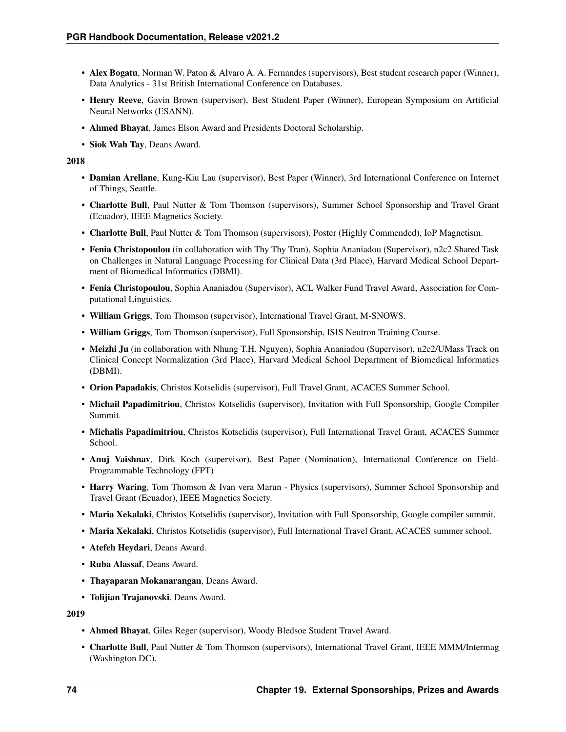- **Alex Bogatu**, Norman W. Paton & Alvaro A. A. Fernandes (supervisors), Best student research paper (Winner), Data Analytics - 31st British International Conference on Databases.
- **Henry Reeve**, Gavin Brown (supervisor), Best Student Paper (Winner), European Symposium on Artificial Neural Networks (ESANN).
- **Ahmed Bhayat**, James Elson Award and Presidents Doctoral Scholarship.
- **Siok Wah Tay**, Deans Award.

**2018**

- **Damian Arellane**, Kung-Kiu Lau (supervisor), Best Paper (Winner), 3rd International Conference on Internet of Things, Seattle.
- **Charlotte Bull**, Paul Nutter & Tom Thomson (supervisors), Summer School Sponsorship and Travel Grant (Ecuador), IEEE Magnetics Society.
- **Charlotte Bull**, Paul Nutter & Tom Thomson (supervisors), Poster (Highly Commended), IoP Magnetism.
- **Fenia Christopoulou** (in collaboration with Thy Thy Tran), Sophia Ananiadou (Supervisor), n2c2 Shared Task on Challenges in Natural Language Processing for Clinical Data (3rd Place), Harvard Medical School Department of Biomedical Informatics (DBMI).
- **Fenia Christopoulou**, Sophia Ananiadou (Supervisor), ACL Walker Fund Travel Award, Association for Computational Linguistics.
- **William Griggs**, Tom Thomson (supervisor), International Travel Grant, M-SNOWS.
- **William Griggs**, Tom Thomson (supervisor), Full Sponsorship, ISIS Neutron Training Course.
- **Meizhi Ju** (in collaboration with Nhung T.H. Nguyen), Sophia Ananiadou (Supervisor), n2c2/UMass Track on Clinical Concept Normalization (3rd Place), Harvard Medical School Department of Biomedical Informatics (DBMI).
- **Orion Papadakis**, Christos Kotselidis (supervisor), Full Travel Grant, ACACES Summer School.
- **Michail Papadimitriou**, Christos Kotselidis (supervisor), Invitation with Full Sponsorship, Google Compiler Summit.
- **Michalis Papadimitriou**, Christos Kotselidis (supervisor), Full International Travel Grant, ACACES Summer School.
- **Anuj Vaishnav**, Dirk Koch (supervisor), Best Paper (Nomination), International Conference on Field-Programmable Technology (FPT)
- **Harry Waring**, Tom Thomson & Ivan vera Marun - Physics (supervisors), Summer School Sponsorship and Travel Grant (Ecuador), IEEE Magnetics Society.
- **Maria Xekalaki**, Christos Kotselidis (supervisor), Invitation with Full Sponsorship, Google compiler summit.
- **Maria Xekalaki**, Christos Kotselidis (supervisor), Full International Travel Grant, ACACES summer school.
- **Atefeh Heydari**, Deans Award.
- **Ruba Alassaf**, Deans Award.
- **Thayaparan Mokanarangan**, Deans Award.
- **Tolijian Trajanovski**, Deans Award.

**2019**

- **Ahmed Bhayat**, Giles Reger (supervisor), Woody Bledsoe Student Travel Award.
- **Charlotte Bull**, Paul Nutter & Tom Thomson (supervisors), International Travel Grant, IEEE MMM/Intermag (Washington DC).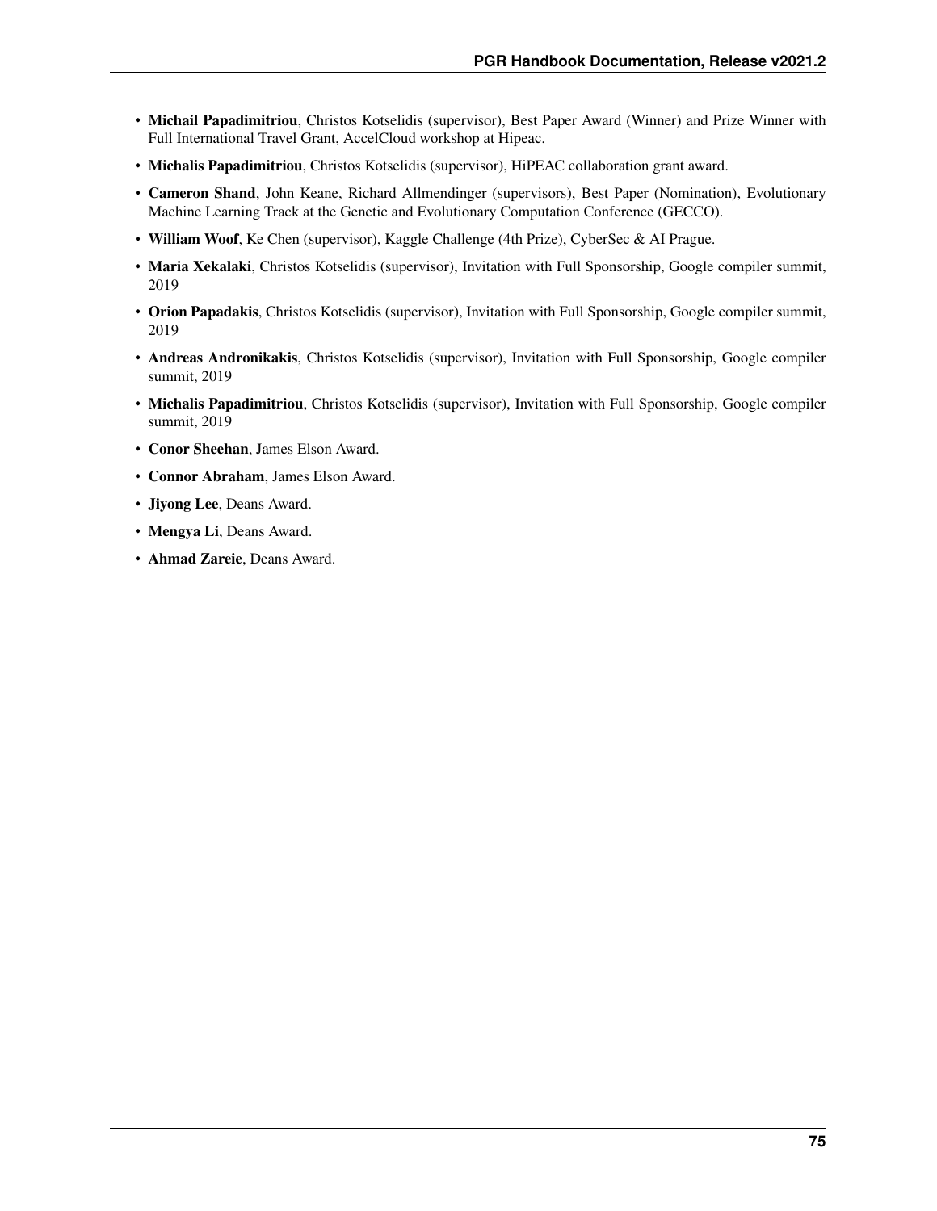- **Michail Papadimitriou**, Christos Kotselidis (supervisor), Best Paper Award (Winner) and Prize Winner with Full International Travel Grant, AccelCloud workshop at Hipeac.
- **Michalis Papadimitriou**, Christos Kotselidis (supervisor), HiPEAC collaboration grant award.
- **Cameron Shand**, John Keane, Richard Allmendinger (supervisors), Best Paper (Nomination), Evolutionary Machine Learning Track at the Genetic and Evolutionary Computation Conference (GECCO).
- **William Woof**, Ke Chen (supervisor), Kaggle Challenge (4th Prize), CyberSec & AI Prague.
- **Maria Xekalaki**, Christos Kotselidis (supervisor), Invitation with Full Sponsorship, Google compiler summit, 2019
- **Orion Papadakis**, Christos Kotselidis (supervisor), Invitation with Full Sponsorship, Google compiler summit, 2019
- **Andreas Andronikakis**, Christos Kotselidis (supervisor), Invitation with Full Sponsorship, Google compiler summit, 2019
- **Michalis Papadimitriou**, Christos Kotselidis (supervisor), Invitation with Full Sponsorship, Google compiler summit, 2019
- **Conor Sheehan**, James Elson Award.
- **Connor Abraham**, James Elson Award.
- **Jiyong Lee**, Deans Award.
- **Mengya Li**, Deans Award.
- **Ahmad Zareie**, Deans Award.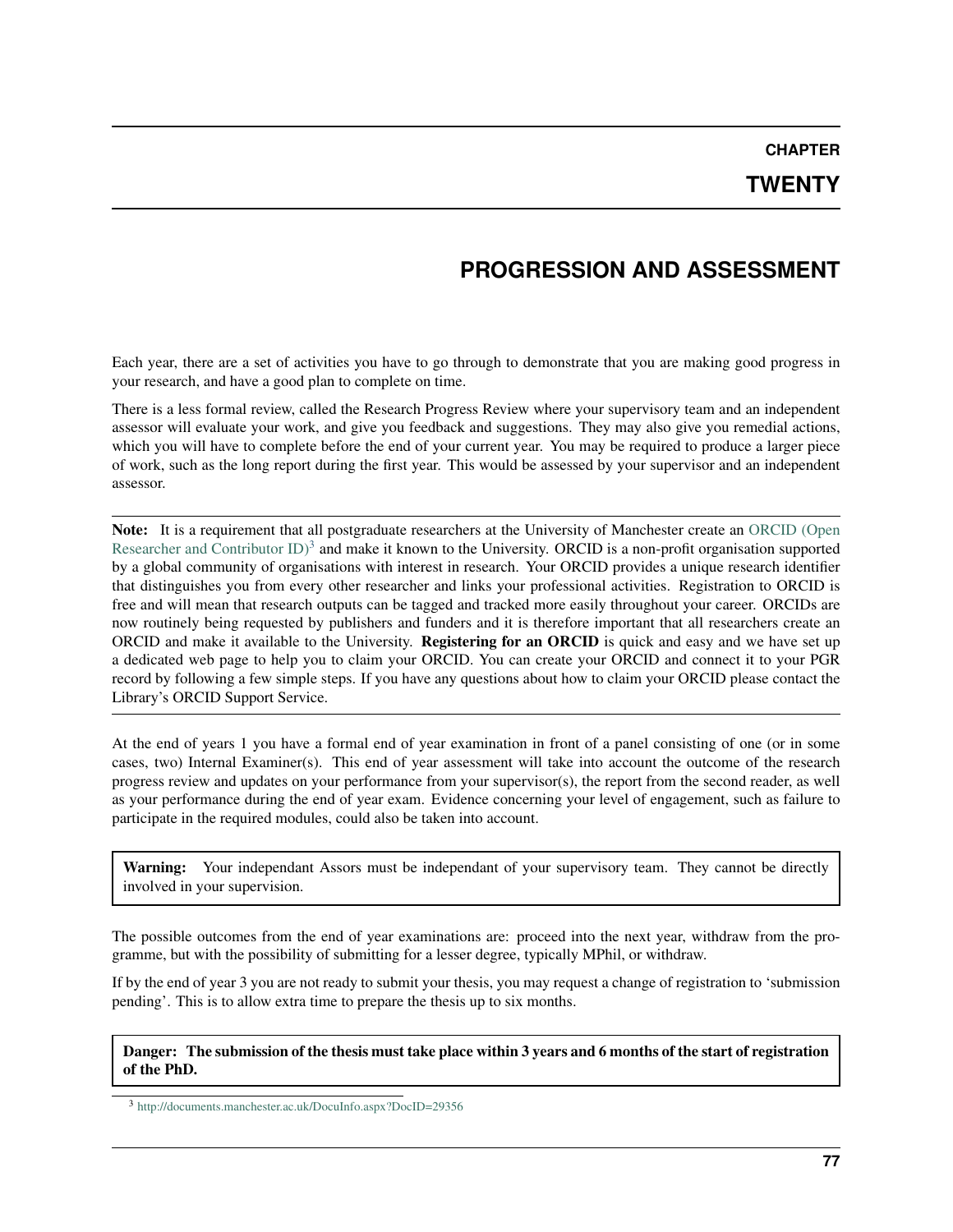# CHAPTER TWENTY

# PROGRESSION AND ASSESSMENT

Each year, there are a set of activities you have to go through to demonstrate that you are making good progress in your research, and have a good plan to complete on time.

There is a less formal review, called the Research Progress Review where your supervisory team and an independent assessor will evaluate your work, and give you feedback and suggestions. They may also give you remedial actions, which you will have to complete before the end of your current year. You may be required to produce a larger piece of work, such as the long report during the first year. This would be assessed by your supervisor and an independent assessor.

---

**Note:** It is a requirement that all postgraduate researchers at the University of Manchester create an ORCID (Open Researcher and Contributor ID)[3] and make it known to the University. ORCID is a non-profit organisation supported by a global community of organisations with interest in research. Your ORCID provides a unique research identifier that distinguishes you from every other researcher and links your professional activities. Registration to ORCID is free and will mean that research outputs can be tagged and tracked more easily throughout your career. ORCIDs are now routinely being requested by publishers and funders and it is therefore important that all researchers create an ORCID and make it available to the University. **Registering for an ORCID** is quick and easy and we have set up a dedicated web page to help you to claim your ORCID. You can create your ORCID and connect it to your PGR record by following a few simple steps. If you have any questions about how to claim your ORCID please contact the Library's ORCID Support Service.

---

At the end of years 1 you have a formal end of year examination in front of a panel consisting of one (or in some cases, two) Internal Examiner(s). This end of year assessment will take into account the outcome of the research progress review and updates on your performance from your supervisor(s), the report from the second reader, as well as your performance during the end of year exam. Evidence concerning your level of engagement, such as failure to participate in the required modules, could also be taken into account.

> **Warning:** Your independant Assors must be independant of your supervisory team. They cannot be directly involved in your supervision.

The possible outcomes from the end of year examinations are: proceed into the next year, withdraw from the programme, but with the possibility of submitting for a lesser degree, typically MPhil, or withdraw.

If by the end of year 3 you are not ready to submit your thesis, you may request a change of registration to 'submission pending'. This is to allow extra time to prepare the thesis up to six months.

> **Danger: The submission of the thesis must take place within 3 years and 6 months of the start of registration of the PhD.**

---

[3] http://documents.manchester.ac.uk/DocuInfo.aspx?DocID=29356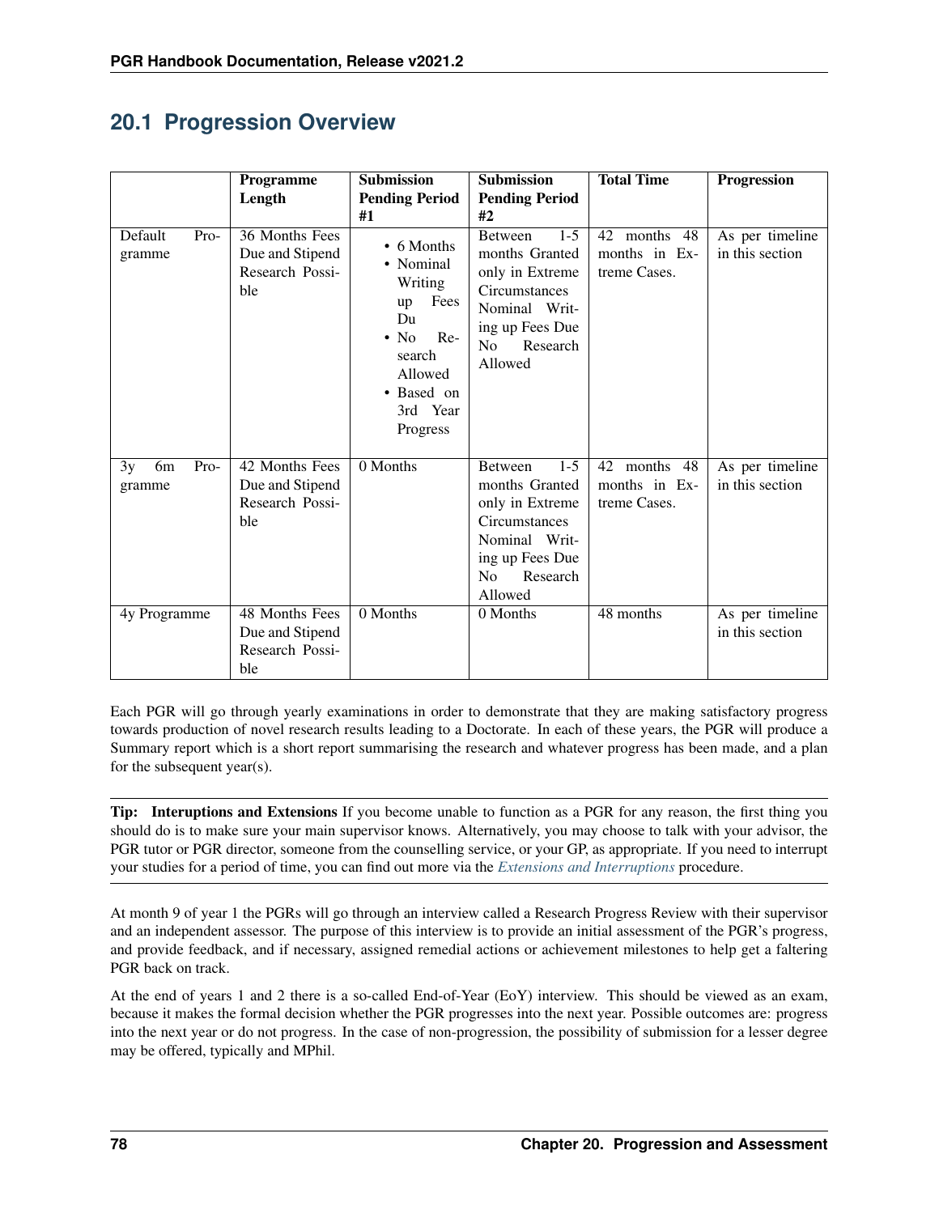## 20.1 Progression Overview

| | Programme Length | Submission Pending Period #1 | Submission Pending Period #2 | Total Time | Progression |
|---|---|---|---|---|---|
| Default Programme | 36 Months Fees Due and Stipend Research Possible | • 6 Months<br>• Nominal Writing up Fees Du<br>• No Research Allowed<br>• Based on 3rd Year Progress | Between 1-5 months Granted only in Extreme Circumstances Nominal Writing up Fees Due No Research Allowed | 42 months 48 months in Extreme Cases. | As per timeline in this section |
| 3y 6m Programme | 42 Months Fees Due and Stipend Research Possible | 0 Months | Between 1-5 months Granted only in Extreme Circumstances Nominal Writing up Fees Due No Research Allowed | 42 months 48 months in Extreme Cases. | As per timeline in this section |
| 4y Programme | 48 Months Fees Due and Stipend Research Possible | 0 Months | 0 Months | 48 months | As per timeline in this section |

Each PGR will go through yearly examinations in order to demonstrate that they are making satisfactory progress towards production of novel research results leading to a Doctorate. In each of these years, the PGR will produce a Summary report which is a short report summarising the research and whatever progress has been made, and a plan for the subsequent year(s).

---

**Tip: Interuptions and Extensions** If you become unable to function as a PGR for any reason, the first thing you should do is to make sure your main supervisor knows. Alternatively, you may choose to talk with your advisor, the PGR tutor or PGR director, someone from the counselling service, or your GP, as appropriate. If you need to interrupt your studies for a period of time, you can find out more via the *Extensions and Interruptions* procedure.

---

At month 9 of year 1 the PGRs will go through an interview called a Research Progress Review with their supervisor and an independent assessor. The purpose of this interview is to provide an initial assessment of the PGR's progress, and provide feedback, and if necessary, assigned remedial actions or achievement milestones to help get a faltering PGR back on track.

At the end of years 1 and 2 there is a so-called End-of-Year (EoY) interview. This should be viewed as an exam, because it makes the formal decision whether the PGR progresses into the next year. Possible outcomes are: progress into the next year or do not progress. In the case of non-progression, the possibility of submission for a lesser degree may be offered, typically and MPhil.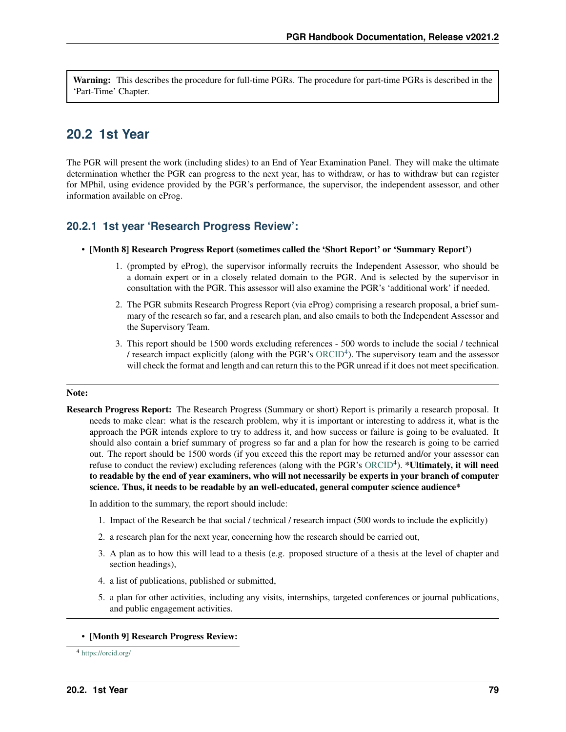> **Warning:** This describes the procedure for full-time PGRs. The procedure for part-time PGRs is described in the 'Part-Time' Chapter.

## 20.2 1st Year

The PGR will present the work (including slides) to an End of Year Examination Panel. They will make the ultimate determination whether the PGR can progress to the next year, has to withdraw, or has to withdraw but can register for MPhil, using evidence provided by the PGR's performance, the supervisor, the independent assessor, and other information available on eProg.

### 20.2.1 1st year 'Research Progress Review':

- **[Month 8] Research Progress Report (sometimes called the 'Short Report' or 'Summary Report')**
    1. (prompted by eProg), the supervisor informally recruits the Independent Assessor, who should be a domain expert or in a closely related domain to the PGR. And is selected by the supervisor in consultation with the PGR. This assessor will also examine the PGR's 'additional work' if needed.
    2. The PGR submits Research Progress Report (via eProg) comprising a research proposal, a brief summary of the research so far, and a research plan, and also emails to both the Independent Assessor and the Supervisory Team.
    3. This report should be 1500 words excluding references - 500 words to include the social / technical / research impact explicitly (along with the PGR's ORCID[4]). The supervisory team and the assessor will check the format and length and can return this to the PGR unread if it does not meet specification.

---

**Note:**

**Research Progress Report:** The Research Progress (Summary or short) Report is primarily a research proposal. It needs to make clear: what is the research problem, why it is important or interesting to address it, what is the approach the PGR intends explore to try to address it, and how success or failure is going to be evaluated. It should also contain a brief summary of progress so far and a plan for how the research is going to be carried out. The report should be 1500 words (if you exceed this the report may be returned and/or your assessor can refuse to conduct the review) excluding references (along with the PGR's ORCID[4]). ***Ultimately, it will need to readable by the end of year examiners, who will not necessarily be experts in your branch of computer science. Thus, it needs to be readable by an well-educated, general computer science audience***

In addition to the summary, the report should include:

1. Impact of the Research be that social / technical / research impact (500 words to include the explicitly)
2. a research plan for the next year, concerning how the research should be carried out,
3. A plan as to how this will lead to a thesis (e.g. proposed structure of a thesis at the level of chapter and section headings),
4. a list of publications, published or submitted,
5. a plan for other activities, including any visits, internships, targeted conferences or journal publications, and public engagement activities.

---

- **[Month 9] Research Progress Review:**

[4] https://orcid.org/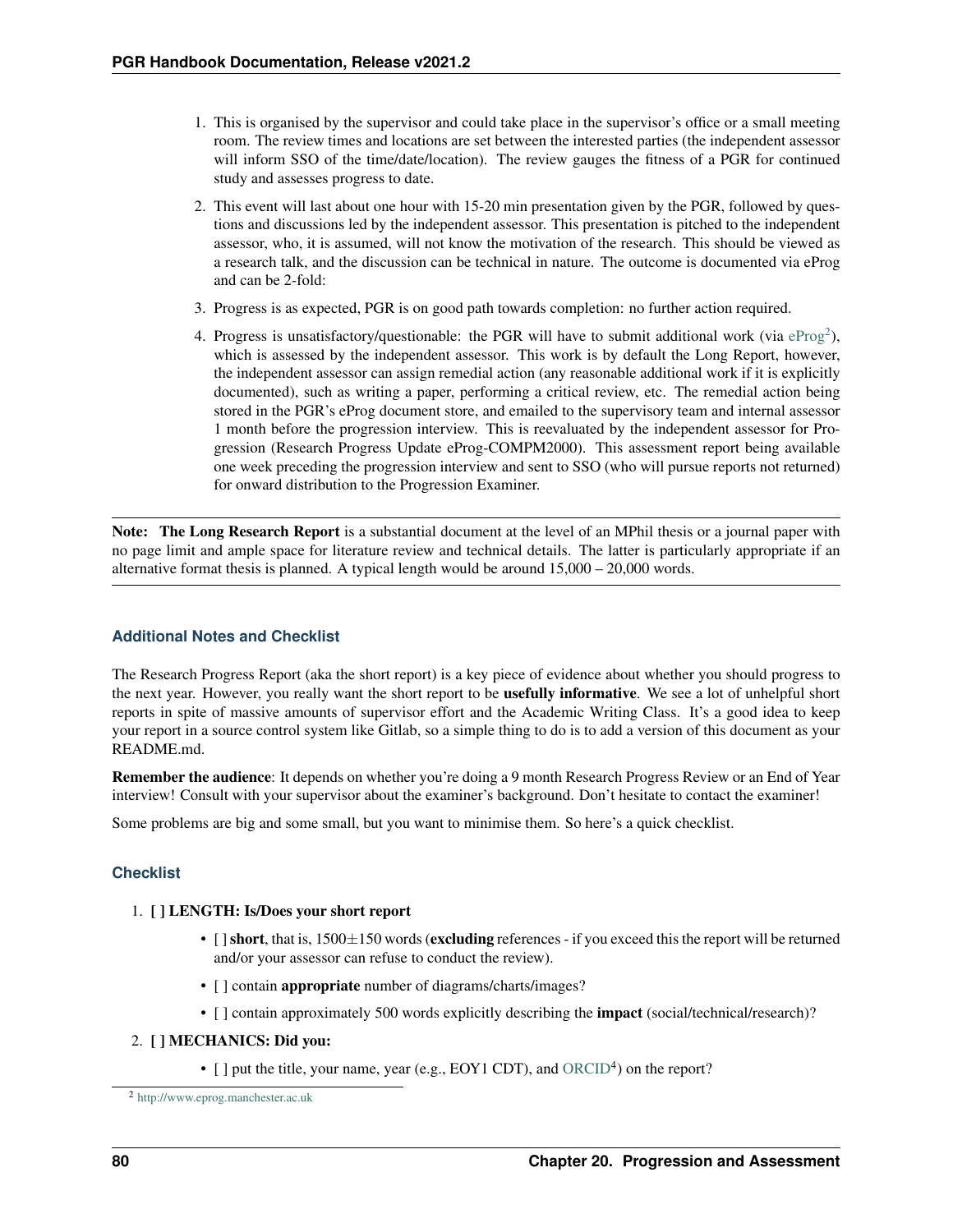1. This is organised by the supervisor and could take place in the supervisor's office or a small meeting room. The review times and locations are set between the interested parties (the independent assessor will inform SSO of the time/date/location). The review gauges the fitness of a PGR for continued study and assesses progress to date.

2. This event will last about one hour with 15-20 min presentation given by the PGR, followed by questions and discussions led by the independent assessor. This presentation is pitched to the independent assessor, who, it is assumed, will not know the motivation of the research. This should be viewed as a research talk, and the discussion can be technical in nature. The outcome is documented via eProg and can be 2-fold:

3. Progress is as expected, PGR is on good path towards completion: no further action required.

4. Progress is unsatisfactory/questionable: the PGR will have to submit additional work (via eProg[2]), which is assessed by the independent assessor. This work is by default the Long Report, however, the independent assessor can assign remedial action (any reasonable additional work if it is explicitly documented), such as writing a paper, performing a critical review, etc. The remedial action being stored in the PGR's eProg document store, and emailed to the supervisory team and internal assessor 1 month before the progression interview. This is reevaluated by the independent assessor for Progression (Research Progress Update eProg-COMPM2000). This assessment report being available one week preceding the progression interview and sent to SSO (who will pursue reports not returned) for onward distribution to the Progression Examiner.

---

**Note:** **The Long Research Report** is a substantial document at the level of an MPhil thesis or a journal paper with no page limit and ample space for literature review and technical details. The latter is particularly appropriate if an alternative format thesis is planned. A typical length would be around 15,000 – 20,000 words.

---

### Additional Notes and Checklist

The Research Progress Report (aka the short report) is a key piece of evidence about whether you should progress to the next year. However, you really want the short report to be **usefully informative**. We see a lot of unhelpful short reports in spite of massive amounts of supervisor effort and the Academic Writing Class. It's a good idea to keep your report in a source control system like Gitlab, so a simple thing to do is to add a version of this document as your README.md.

**Remember the audience**: It depends on whether you're doing a 9 month Research Progress Review or an End of Year interview! Consult with your supervisor about the examiner's background. Don't hesitate to contact the examiner!

Some problems are big and some small, but you want to minimise them. So here's a quick checklist.

### Checklist

1. **[ ] LENGTH: Is/Does your short report**
   - [ ] **short**, that is, 1500±150 words (**excluding** references - if you exceed this the report will be returned and/or your assessor can refuse to conduct the review).
   - [ ] contain **appropriate** number of diagrams/charts/images?
   - [ ] contain approximately 500 words explicitly describing the **impact** (social/technical/research)?

2. **[ ] MECHANICS: Did you:**
   - [ ] put the title, your name, year (e.g., EOY1 CDT), and ORCID[4]) on the report?

[2] http://www.eprog.manchester.ac.uk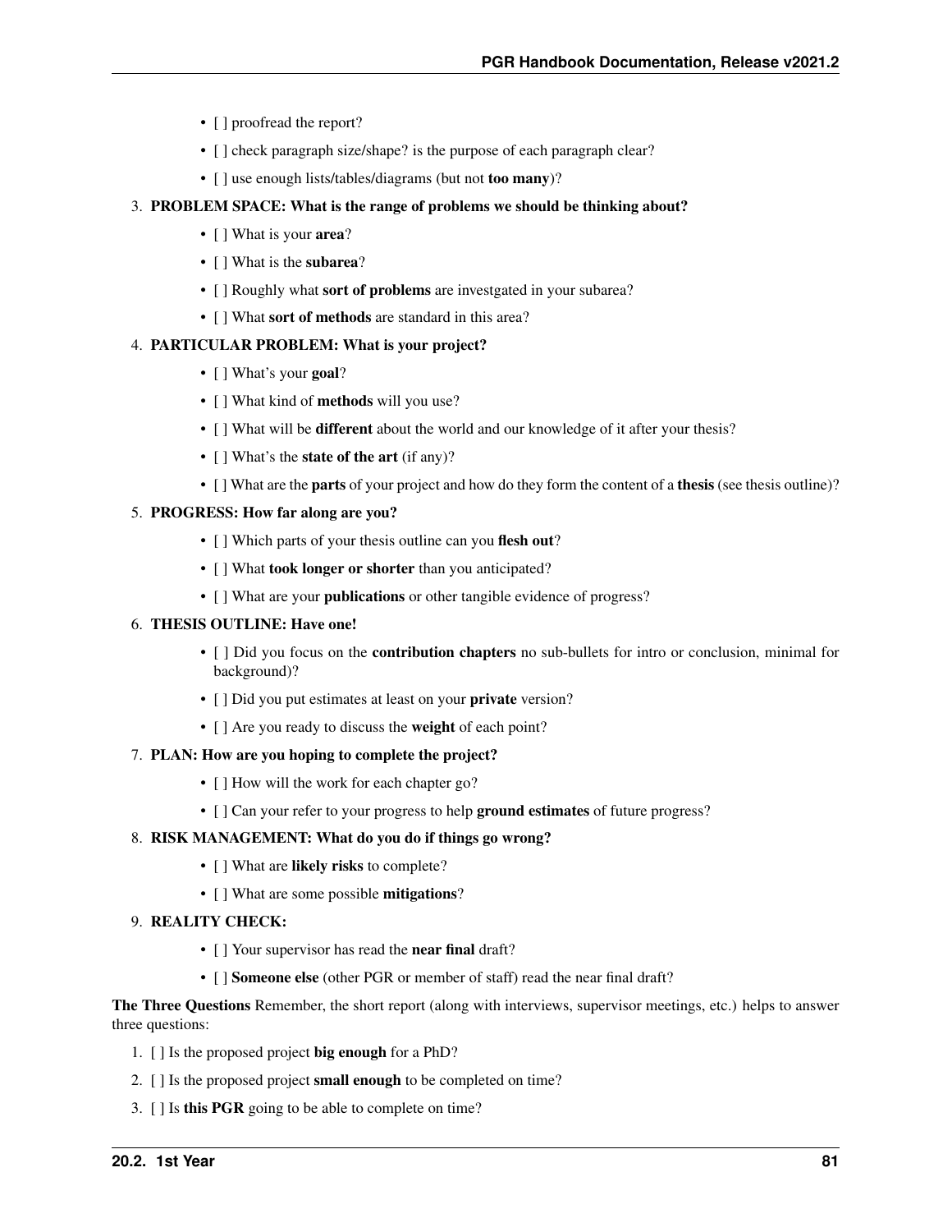- [ ] proofread the report?
- [ ] check paragraph size/shape? is the purpose of each paragraph clear?
- [ ] use enough lists/tables/diagrams (but not **too many**)?

3. **PROBLEM SPACE: What is the range of problems we should be thinking about?**
   - [ ] What is your **area**?
   - [ ] What is the **subarea**?
   - [ ] Roughly what **sort of problems** are investgated in your subarea?
   - [ ] What **sort of methods** are standard in this area?
4. **PARTICULAR PROBLEM: What is your project?**
   - [ ] What's your **goal**?
   - [ ] What kind of **methods** will you use?
   - [ ] What will be **different** about the world and our knowledge of it after your thesis?
   - [ ] What's the **state of the art** (if any)?
   - [ ] What are the **parts** of your project and how do they form the content of a **thesis** (see thesis outline)?
5. **PROGRESS: How far along are you?**
   - [ ] Which parts of your thesis outline can you **flesh out**?
   - [ ] What **took longer or shorter** than you anticipated?
   - [ ] What are your **publications** or other tangible evidence of progress?
6. **THESIS OUTLINE: Have one!**
   - [ ] Did you focus on the **contribution chapters** no sub-bullets for intro or conclusion, minimal for background)?
   - [ ] Did you put estimates at least on your **private** version?
   - [ ] Are you ready to discuss the **weight** of each point?
7. **PLAN: How are you hoping to complete the project?**
   - [ ] How will the work for each chapter go?
   - [ ] Can your refer to your progress to help **ground estimates** of future progress?
8. **RISK MANAGEMENT: What do you do if things go wrong?**
   - [ ] What are **likely risks** to complete?
   - [ ] What are some possible **mitigations**?
9. **REALITY CHECK:**
   - [ ] Your supervisor has read the **near final** draft?
   - [ ] **Someone else** (other PGR or member of staff) read the near final draft?

**The Three Questions** Remember, the short report (along with interviews, supervisor meetings, etc.) helps to answer three questions:

1. [ ] Is the proposed project **big enough** for a PhD?
2. [ ] Is the proposed project **small enough** to be completed on time?
3. [ ] Is **this PGR** going to be able to complete on time?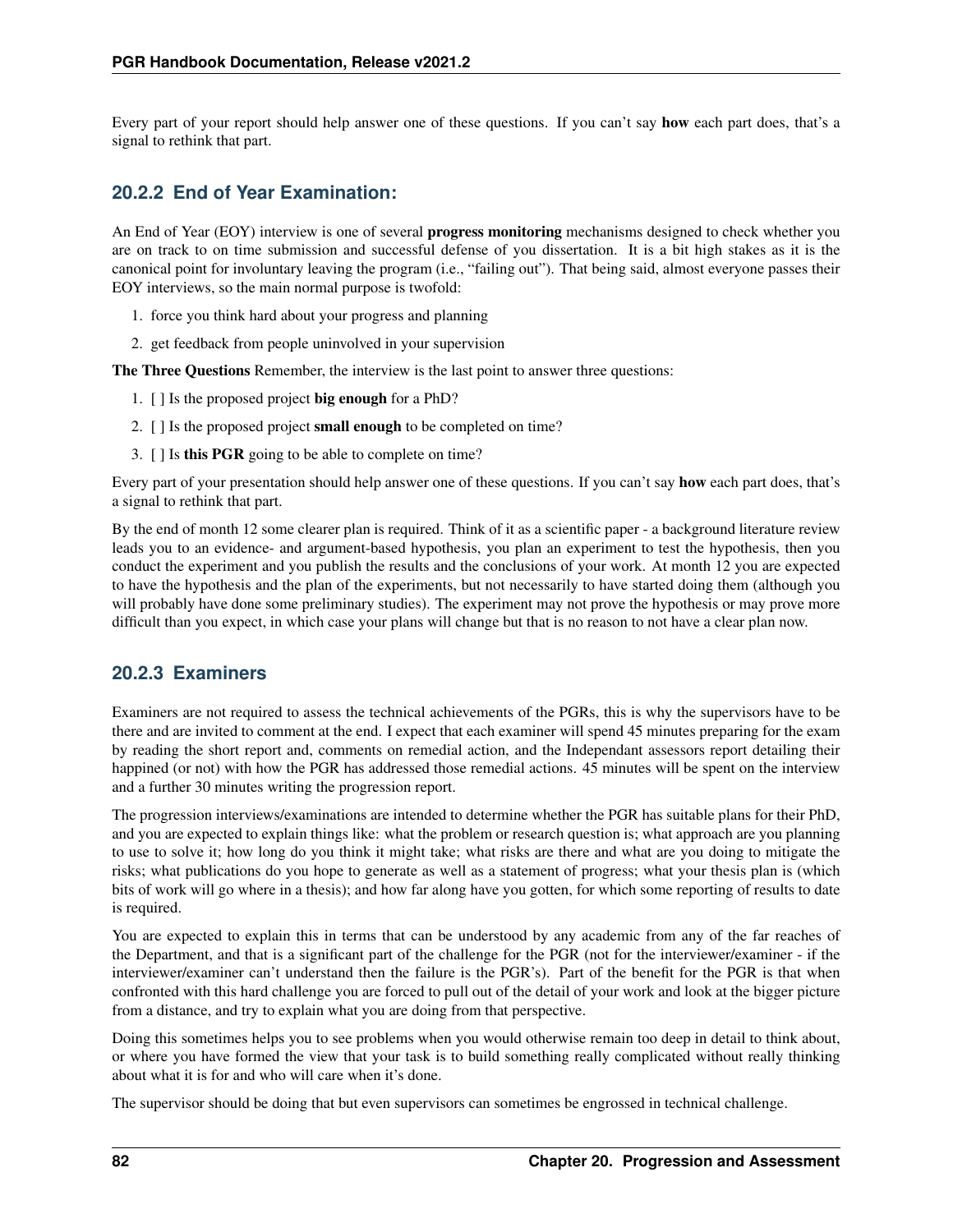Every part of your report should help answer one of these questions. If you can't say **how** each part does, that's a signal to rethink that part.

### 20.2.2 End of Year Examination:

An End of Year (EOY) interview is one of several **progress monitoring** mechanisms designed to check whether you are on track to on time submission and successful defense of you dissertation. It is a bit high stakes as it is the canonical point for involuntary leaving the program (i.e., "failing out"). That being said, almost everyone passes their EOY interviews, so the main normal purpose is twofold:

1. force you think hard about your progress and planning
2. get feedback from people uninvolved in your supervision

**The Three Questions** Remember, the interview is the last point to answer three questions:

1. [ ] Is the proposed project **big enough** for a PhD?
2. [ ] Is the proposed project **small enough** to be completed on time?
3. [ ] Is **this PGR** going to be able to complete on time?

Every part of your presentation should help answer one of these questions. If you can't say **how** each part does, that's a signal to rethink that part.

By the end of month 12 some clearer plan is required. Think of it as a scientific paper - a background literature review leads you to an evidence- and argument-based hypothesis, you plan an experiment to test the hypothesis, then you conduct the experiment and you publish the results and the conclusions of your work. At month 12 you are expected to have the hypothesis and the plan of the experiments, but not necessarily to have started doing them (although you will probably have done some preliminary studies). The experiment may not prove the hypothesis or may prove more difficult than you expect, in which case your plans will change but that is no reason to not have a clear plan now.

### 20.2.3 Examiners

Examiners are not required to assess the technical achievements of the PGRs, this is why the supervisors have to be there and are invited to comment at the end. I expect that each examiner will spend 45 minutes preparing for the exam by reading the short report and, comments on remedial action, and the Independant assessors report detailing their happined (or not) with how the PGR has addressed those remedial actions. 45 minutes will be spent on the interview and a further 30 minutes writing the progression report.

The progression interviews/examinations are intended to determine whether the PGR has suitable plans for their PhD, and you are expected to explain things like: what the problem or research question is; what approach are you planning to use to solve it; how long do you think it might take; what risks are there and what are you doing to mitigate the risks; what publications do you hope to generate as well as a statement of progress; what your thesis plan is (which bits of work will go where in a thesis); and how far along have you gotten, for which some reporting of results to date is required.

You are expected to explain this in terms that can be understood by any academic from any of the far reaches of the Department, and that is a significant part of the challenge for the PGR (not for the interviewer/examiner - if the interviewer/examiner can't understand then the failure is the PGR's). Part of the benefit for the PGR is that when confronted with this hard challenge you are forced to pull out of the detail of your work and look at the bigger picture from a distance, and try to explain what you are doing from that perspective.

Doing this sometimes helps you to see problems when you would otherwise remain too deep in detail to think about, or where you have formed the view that your task is to build something really complicated without really thinking about what it is for and who will care when it's done.

The supervisor should be doing that but even supervisors can sometimes be engrossed in technical challenge.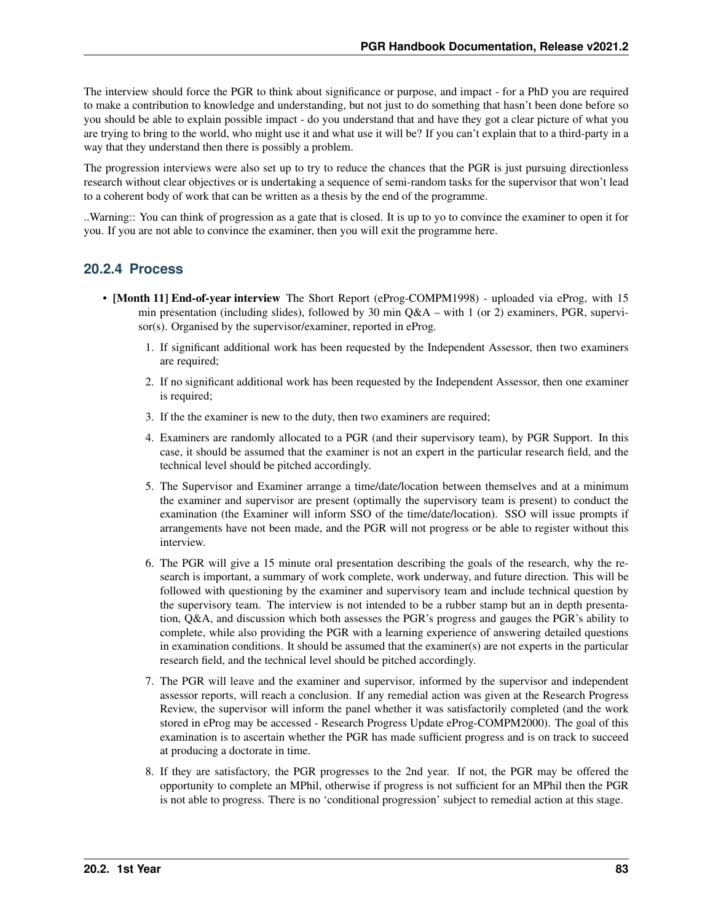The interview should force the PGR to think about significance or purpose, and impact - for a PhD you are required to make a contribution to knowledge and understanding, but not just to do something that hasn't been done before so you should be able to explain possible impact - do you understand that and have they got a clear picture of what you are trying to bring to the world, who might use it and what use it will be? If you can't explain that to a third-party in a way that they understand then there is possibly a problem.

The progression interviews were also set up to try to reduce the chances that the PGR is just pursuing directionless research without clear objectives or is undertaking a sequence of semi-random tasks for the supervisor that won't lead to a coherent body of work that can be written as a thesis by the end of the programme.

..Warning:: You can think of progression as a gate that is closed. It is up to yo to convince the examiner to open it for you. If you are not able to convince the examiner, then you will exit the programme here.

### 20.2.4 Process

- **[Month 11] End-of-year interview** The Short Report (eProg-COMPM1998) - uploaded via eProg, with 15 min presentation (including slides), followed by 30 min Q&A – with 1 (or 2) examiners, PGR, supervisor(s). Organised by the supervisor/examiner, reported in eProg.
  1. If significant additional work has been requested by the Independent Assessor, then two examiners are required;
  2. If no significant additional work has been requested by the Independent Assessor, then one examiner is required;
  3. If the the examiner is new to the duty, then two examiners are required;
  4. Examiners are randomly allocated to a PGR (and their supervisory team), by PGR Support. In this case, it should be assumed that the examiner is not an expert in the particular research field, and the technical level should be pitched accordingly.
  5. The Supervisor and Examiner arrange a time/date/location between themselves and at a minimum the examiner and supervisor are present (optimally the supervisory team is present) to conduct the examination (the Examiner will inform SSO of the time/date/location). SSO will issue prompts if arrangements have not been made, and the PGR will not progress or be able to register without this interview.
  6. The PGR will give a 15 minute oral presentation describing the goals of the research, why the research is important, a summary of work complete, work underway, and future direction. This will be followed with questioning by the examiner and supervisory team and include technical question by the supervisory team. The interview is not intended to be a rubber stamp but an in depth presentation, Q&A, and discussion which both assesses the PGR's progress and gauges the PGR's ability to complete, while also providing the PGR with a learning experience of answering detailed questions in examination conditions. It should be assumed that the examiner(s) are not experts in the particular research field, and the technical level should be pitched accordingly.
  7. The PGR will leave and the examiner and supervisor, informed by the supervisor and independent assessor reports, will reach a conclusion. If any remedial action was given at the Research Progress Review, the supervisor will inform the panel whether it was satisfactorily completed (and the work stored in eProg may be accessed - Research Progress Update eProg-COMPM2000). The goal of this examination is to ascertain whether the PGR has made sufficient progress and is on track to succeed at producing a doctorate in time.
  8. If they are satisfactory, the PGR progresses to the 2nd year. If not, the PGR may be offered the opportunity to complete an MPhil, otherwise if progress is not sufficient for an MPhil then the PGR is not able to progress. There is no 'conditional progression' subject to remedial action at this stage.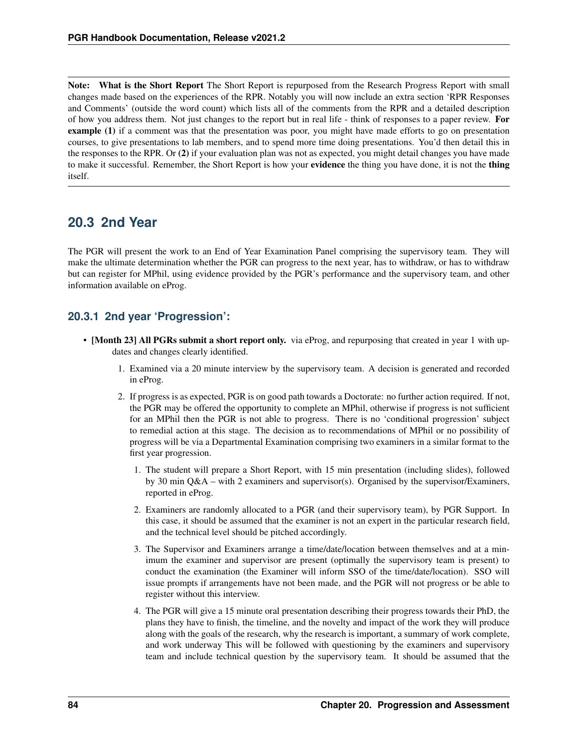**Note: What is the Short Report** The Short Report is repurposed from the Research Progress Report with small changes made based on the experiences of the RPR. Notably you will now include an extra section 'RPR Responses and Comments' (outside the word count) which lists all of the comments from the RPR and a detailed description of how you address them. Not just changes to the report but in real life - think of responses to a paper review. **For example (1)** if a comment was that the presentation was poor, you might have made efforts to go on presentation courses, to give presentations to lab members, and to spend more time doing presentations. You'd then detail this in the responses to the RPR. Or **(2)** if your evaluation plan was not as expected, you might detail changes you have made to make it successful. Remember, the Short Report is how your **evidence** the thing you have done, it is not the **thing** itself.

## 20.3 2nd Year

The PGR will present the work to an End of Year Examination Panel comprising the supervisory team. They will make the ultimate determination whether the PGR can progress to the next year, has to withdraw, or has to withdraw but can register for MPhil, using evidence provided by the PGR's performance and the supervisory team, and other information available on eProg.

### 20.3.1 2nd year 'Progression':

- **[Month 23] All PGRs submit a short report only.** via eProg, and repurposing that created in year 1 with updates and changes clearly identified.
  1. Examined via a 20 minute interview by the supervisory team. A decision is generated and recorded in eProg.
  2. If progress is as expected, PGR is on good path towards a Doctorate: no further action required. If not, the PGR may be offered the opportunity to complete an MPhil, otherwise if progress is not sufficient for an MPhil then the PGR is not able to progress. There is no 'conditional progression' subject to remedial action at this stage. The decision as to recommendations of MPhil or no possibility of progress will be via a Departmental Examination comprising two examiners in a similar format to the first year progression.
     1. The student will prepare a Short Report, with 15 min presentation (including slides), followed by 30 min Q&A – with 2 examiners and supervisor(s). Organised by the supervisor/Examiners, reported in eProg.
     2. Examiners are randomly allocated to a PGR (and their supervisory team), by PGR Support. In this case, it should be assumed that the examiner is not an expert in the particular research field, and the technical level should be pitched accordingly.
     3. The Supervisor and Examiners arrange a time/date/location between themselves and at a minimum the examiner and supervisor are present (optimally the supervisory team is present) to conduct the examination (the Examiner will inform SSO of the time/date/location). SSO will issue prompts if arrangements have not been made, and the PGR will not progress or be able to register without this interview.
     4. The PGR will give a 15 minute oral presentation describing their progress towards their PhD, the plans they have to finish, the timeline, and the novelty and impact of the work they will produce along with the goals of the research, why the research is important, a summary of work complete, and work underway This will be followed with questioning by the examiners and supervisory team and include technical question by the supervisory team. It should be assumed that the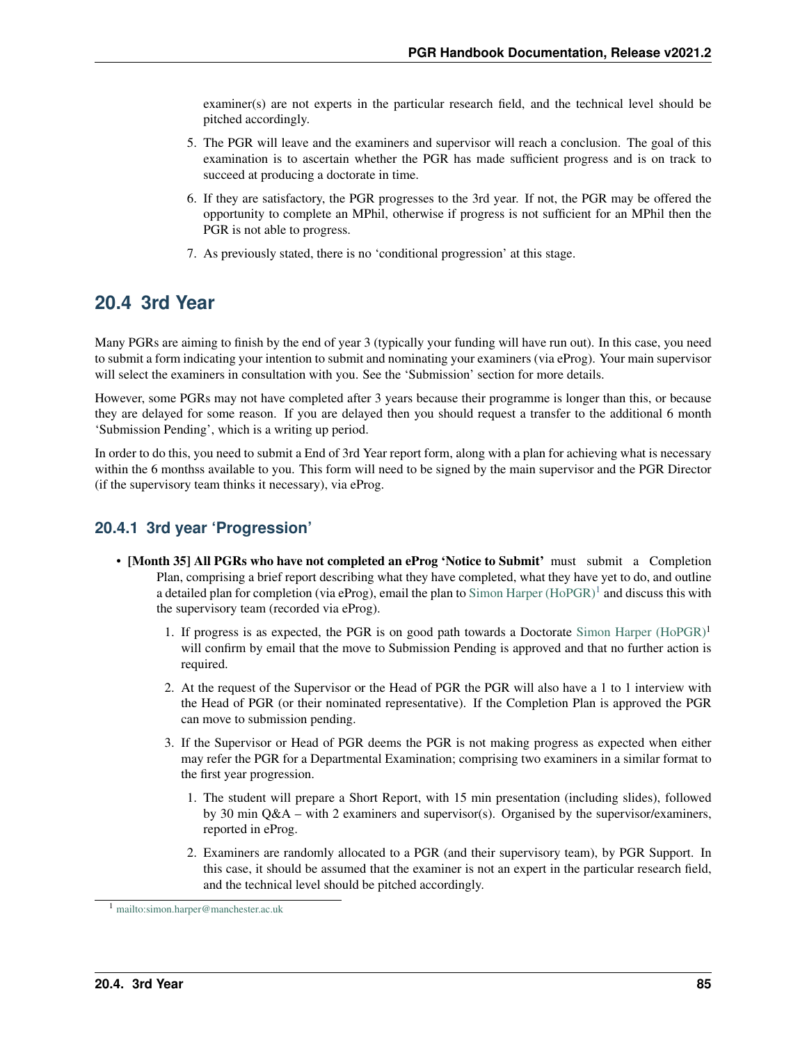examiner(s) are not experts in the particular research field, and the technical level should be pitched accordingly.

5. The PGR will leave and the examiners and supervisor will reach a conclusion. The goal of this examination is to ascertain whether the PGR has made sufficient progress and is on track to succeed at producing a doctorate in time.
6. If they are satisfactory, the PGR progresses to the 3rd year. If not, the PGR may be offered the opportunity to complete an MPhil, otherwise if progress is not sufficient for an MPhil then the PGR is not able to progress.
7. As previously stated, there is no 'conditional progression' at this stage.

## 20.4 3rd Year

Many PGRs are aiming to finish by the end of year 3 (typically your funding will have run out). In this case, you need to submit a form indicating your intention to submit and nominating your examiners (via eProg). Your main supervisor will select the examiners in consultation with you. See the 'Submission' section for more details.

However, some PGRs may not have completed after 3 years because their programme is longer than this, or because they are delayed for some reason. If you are delayed then you should request a transfer to the additional 6 month 'Submission Pending', which is a writing up period.

In order to do this, you need to submit a End of 3rd Year report form, along with a plan for achieving what is necessary within the 6 monthss available to you. This form will need to be signed by the main supervisor and the PGR Director (if the supervisory team thinks it necessary), via eProg.

### 20.4.1 3rd year 'Progression'

- **[Month 35] All PGRs who have not completed an eProg 'Notice to Submit'** must submit a Completion Plan, comprising a brief report describing what they have completed, what they have yet to do, and outline a detailed plan for completion (via eProg), email the plan to Simon Harper (HoPGR)[1] and discuss this with the supervisory team (recorded via eProg).
  1. If progress is as expected, the PGR is on good path towards a Doctorate Simon Harper (HoPGR)[1] will confirm by email that the move to Submission Pending is approved and that no further action is required.
  2. At the request of the Supervisor or the Head of PGR the PGR will also have a 1 to 1 interview with the Head of PGR (or their nominated representative). If the Completion Plan is approved the PGR can move to submission pending.
  3. If the Supervisor or Head of PGR deems the PGR is not making progress as expected when either may refer the PGR for a Departmental Examination; comprising two examiners in a similar format to the first year progression.
     1. The student will prepare a Short Report, with 15 min presentation (including slides), followed by 30 min Q&A – with 2 examiners and supervisor(s). Organised by the supervisor/examiners, reported in eProg.
     2. Examiners are randomly allocated to a PGR (and their supervisory team), by PGR Support. In this case, it should be assumed that the examiner is not an expert in the particular research field, and the technical level should be pitched accordingly.

[1] mailto:simon.harper@manchester.ac.uk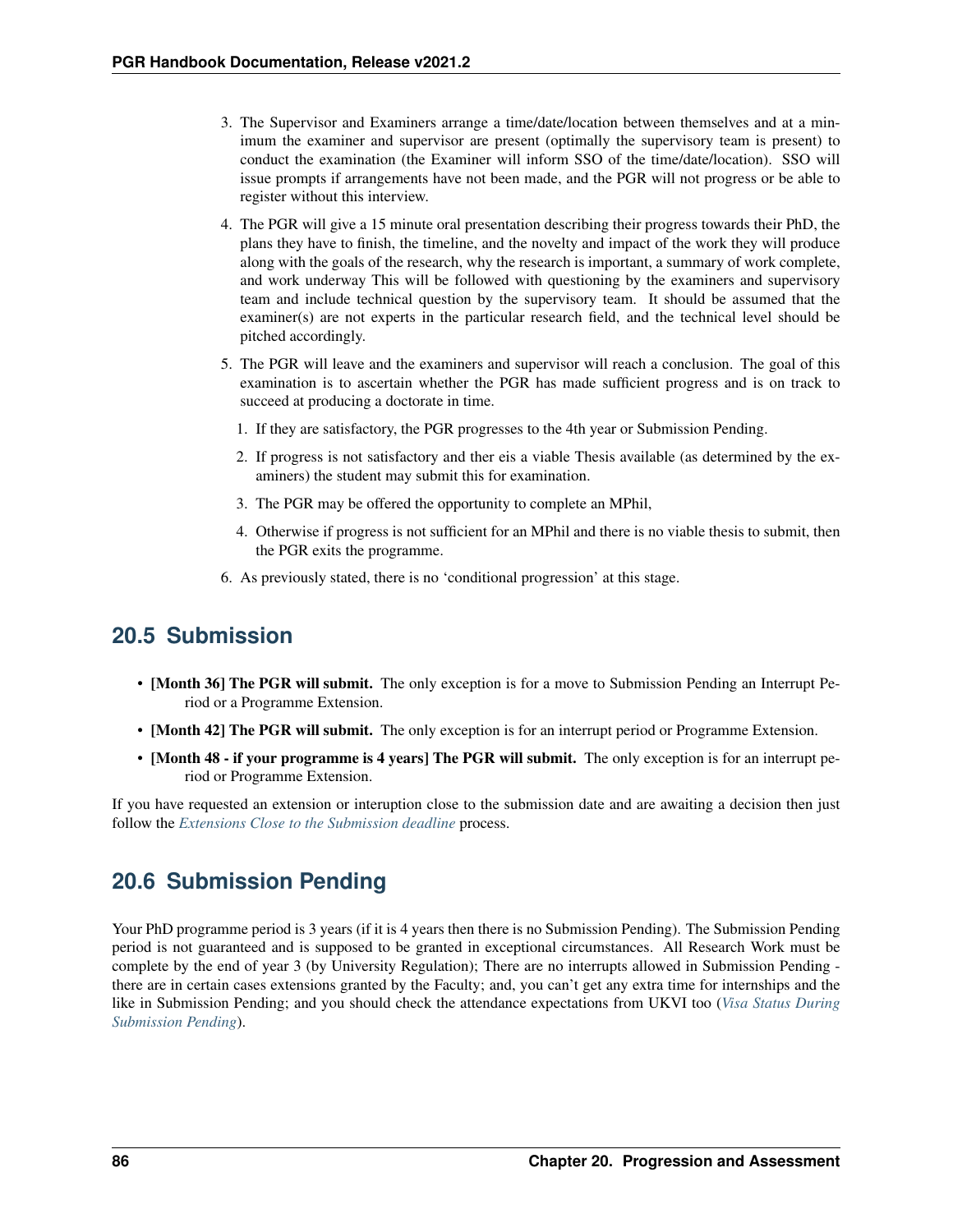3. The Supervisor and Examiners arrange a time/date/location between themselves and at a minimum the examiner and supervisor are present (optimally the supervisory team is present) to conduct the examination (the Examiner will inform SSO of the time/date/location). SSO will issue prompts if arrangements have not been made, and the PGR will not progress or be able to register without this interview.
4. The PGR will give a 15 minute oral presentation describing their progress towards their PhD, the plans they have to finish, the timeline, and the novelty and impact of the work they will produce along with the goals of the research, why the research is important, a summary of work complete, and work underway This will be followed with questioning by the examiners and supervisory team and include technical question by the supervisory team. It should be assumed that the examiner(s) are not experts in the particular research field, and the technical level should be pitched accordingly.
5. The PGR will leave and the examiners and supervisor will reach a conclusion. The goal of this examination is to ascertain whether the PGR has made sufficient progress and is on track to succeed at producing a doctorate in time.
   1. If they are satisfactory, the PGR progresses to the 4th year or Submission Pending.
   2. If progress is not satisfactory and ther eis a viable Thesis available (as determined by the examiners) the student may submit this for examination.
   3. The PGR may be offered the opportunity to complete an MPhil,
   4. Otherwise if progress is not sufficient for an MPhil and there is no viable thesis to submit, then the PGR exits the programme.
6. As previously stated, there is no 'conditional progression' at this stage.

## 20.5 Submission

- **[Month 36] The PGR will submit.** The only exception is for a move to Submission Pending an Interrupt Period or a Programme Extension.
- **[Month 42] The PGR will submit.** The only exception is for an interrupt period or Programme Extension.
- **[Month 48 - if your programme is 4 years] The PGR will submit.** The only exception is for an interrupt period or Programme Extension.

If you have requested an extension or interuption close to the submission date and are awaiting a decision then just follow the *Extensions Close to the Submission deadline* process.

## 20.6 Submission Pending

Your PhD programme period is 3 years (if it is 4 years then there is no Submission Pending). The Submission Pending period is not guaranteed and is supposed to be granted in exceptional circumstances. All Research Work must be complete by the end of year 3 (by University Regulation); There are no interrupts allowed in Submission Pending - there are in certain cases extensions granted by the Faculty; and, you can't get any extra time for internships and the like in Submission Pending; and you should check the attendance expectations from UKVI too (*Visa Status During Submission Pending*).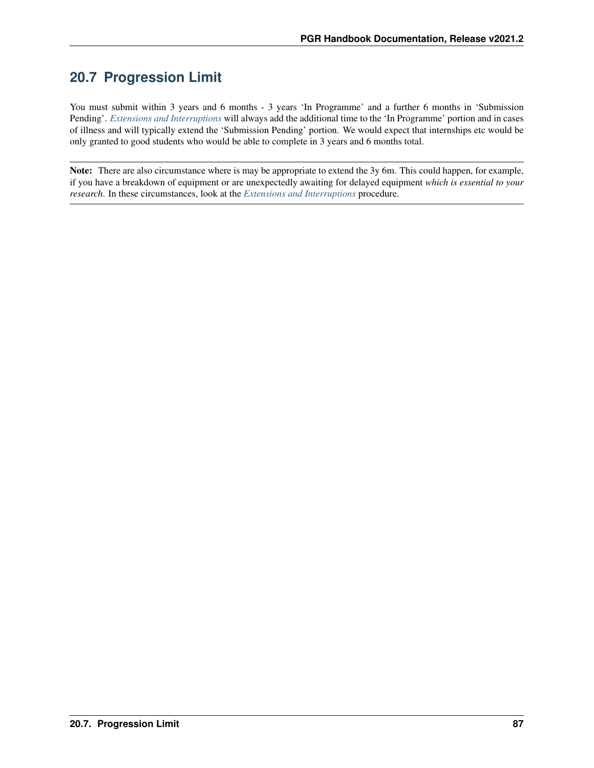## 20.7 Progression Limit

You must submit within 3 years and 6 months - 3 years 'In Programme' and a further 6 months in 'Submission Pending'. *Extensions and Interruptions* will always add the additional time to the 'In Programme' portion and in cases of illness and will typically extend the 'Submission Pending' portion. We would expect that internships etc would be only granted to good students who would be able to complete in 3 years and 6 months total.

**Note:** There are also circumstance where is may be appropriate to extend the 3y 6m. This could happen, for example, if you have a breakdown of equipment or are unexpectedly awaiting for delayed equipment *which is essential to your research*. In these circumstances, look at the *Extensions and Interruptions* procedure.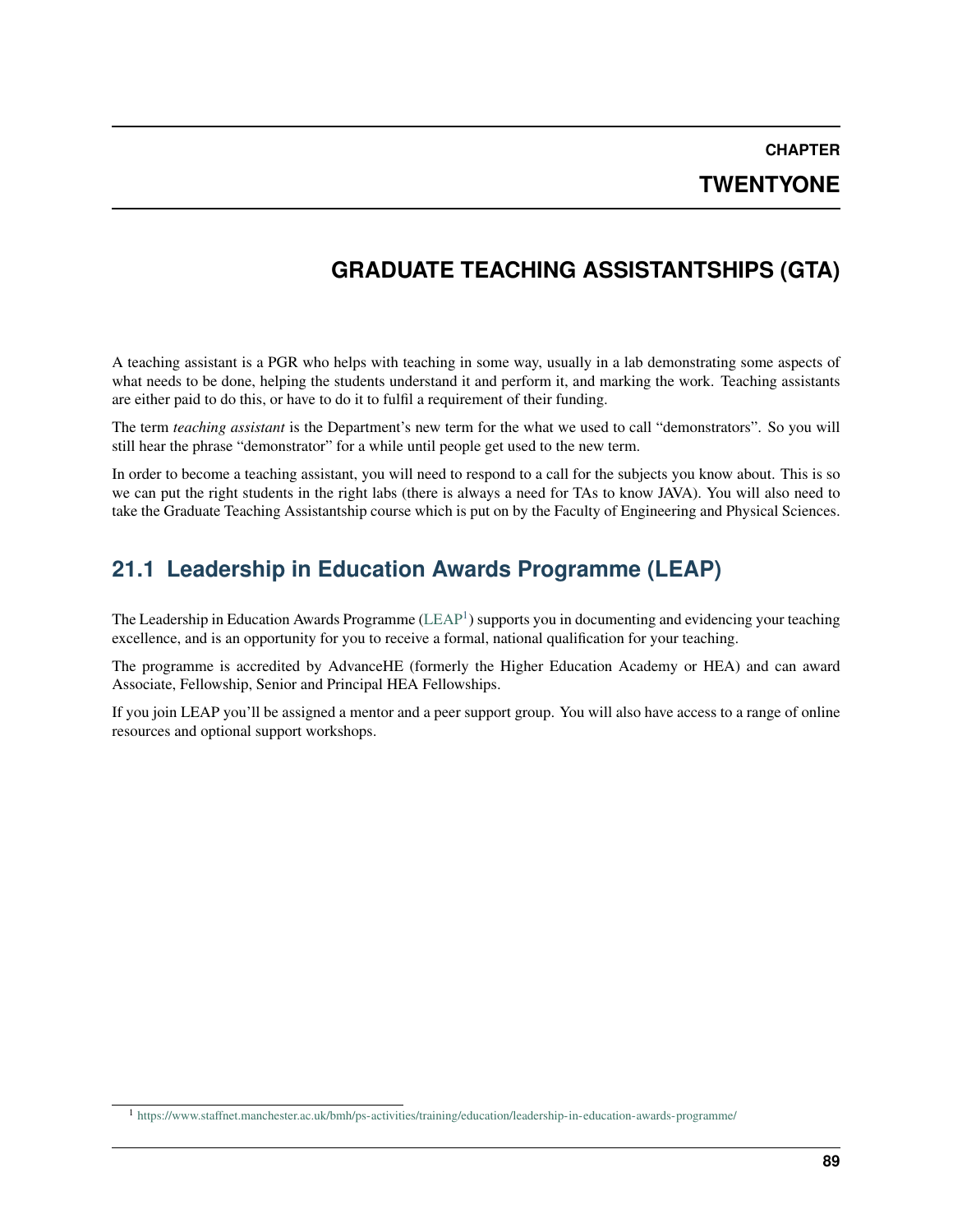# CHAPTER TWENTYONE

# GRADUATE TEACHING ASSISTANTSHIPS (GTA)

A teaching assistant is a PGR who helps with teaching in some way, usually in a lab demonstrating some aspects of what needs to be done, helping the students understand it and perform it, and marking the work. Teaching assistants are either paid to do this, or have to do it to fulfil a requirement of their funding.

The term *teaching assistant* is the Department's new term for the what we used to call "demonstrators". So you will still hear the phrase "demonstrator" for a while until people get used to the new term.

In order to become a teaching assistant, you will need to respond to a call for the subjects you know about. This is so we can put the right students in the right labs (there is always a need for TAs to know JAVA). You will also need to take the Graduate Teaching Assistantship course which is put on by the Faculty of Engineering and Physical Sciences.

## 21.1 Leadership in Education Awards Programme (LEAP)

The Leadership in Education Awards Programme (LEAP[1]) supports you in documenting and evidencing your teaching excellence, and is an opportunity for you to receive a formal, national qualification for your teaching.

The programme is accredited by AdvanceHE (formerly the Higher Education Academy or HEA) and can award Associate, Fellowship, Senior and Principal HEA Fellowships.

If you join LEAP you'll be assigned a mentor and a peer support group. You will also have access to a range of online resources and optional support workshops.

[1] https://www.staffnet.manchester.ac.uk/bmh/ps-activities/training/education/leadership-in-education-awards-programme/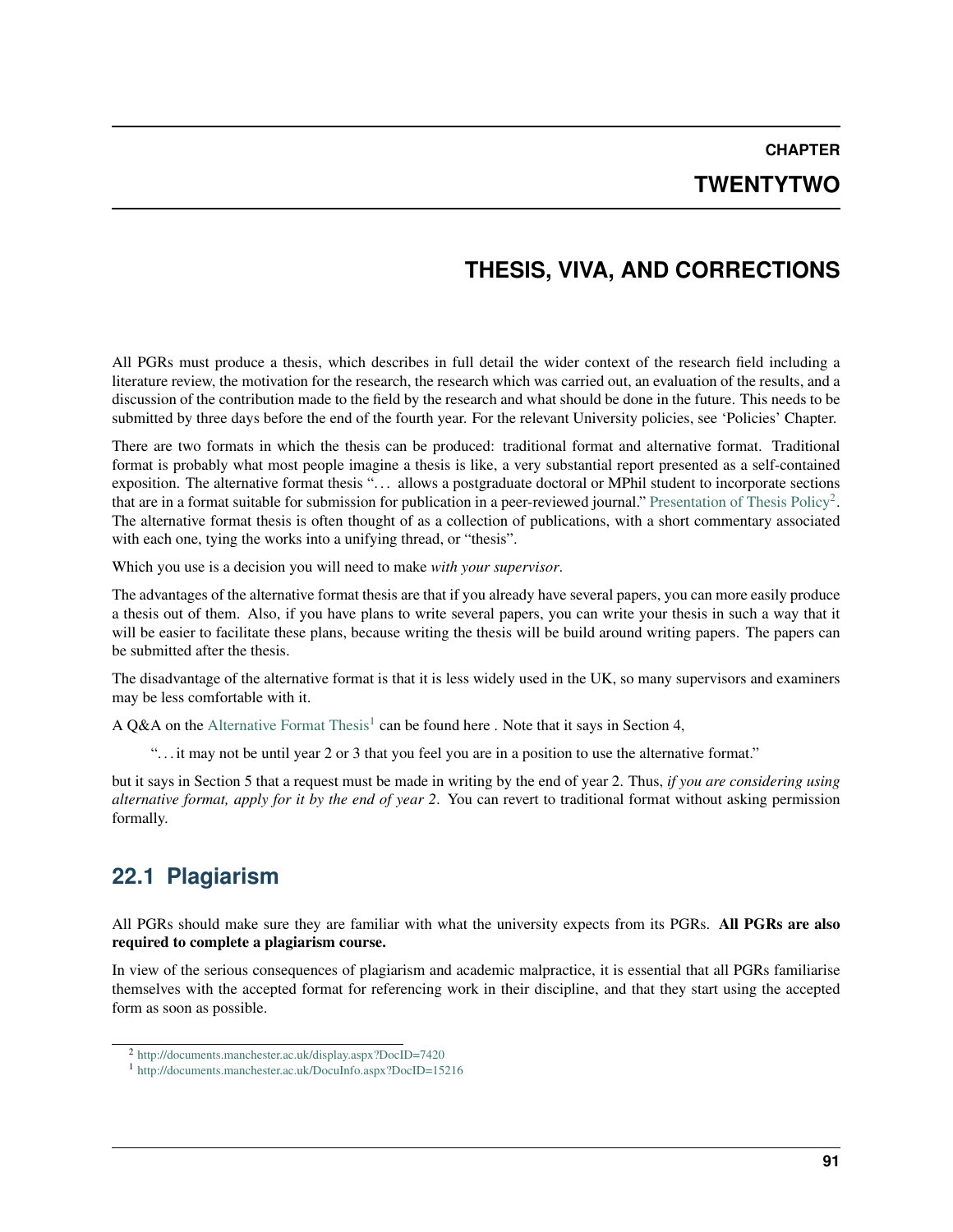# CHAPTER TWENTYTWO

# THESIS, VIVA, AND CORRECTIONS

All PGRs must produce a thesis, which describes in full detail the wider context of the research field including a literature review, the motivation for the research, the research which was carried out, an evaluation of the results, and a discussion of the contribution made to the field by the research and what should be done in the future. This needs to be submitted by three days before the end of the fourth year. For the relevant University policies, see 'Policies' Chapter.

There are two formats in which the thesis can be produced: traditional format and alternative format. Traditional format is probably what most people imagine a thesis is like, a very substantial report presented as a self-contained exposition. The alternative format thesis "... allows a postgraduate doctoral or MPhil student to incorporate sections that are in a format suitable for submission for publication in a peer-reviewed journal." Presentation of Thesis Policy[2]. The alternative format thesis is often thought of as a collection of publications, with a short commentary associated with each one, tying the works into a unifying thread, or "thesis".

Which you use is a decision you will need to make *with your supervisor*.

The advantages of the alternative format thesis are that if you already have several papers, you can more easily produce a thesis out of them. Also, if you have plans to write several papers, you can write your thesis in such a way that it will be easier to facilitate these plans, because writing the thesis will be build around writing papers. The papers can be submitted after the thesis.

The disadvantage of the alternative format is that it is less widely used in the UK, so many supervisors and examiners may be less comfortable with it.

A Q&A on the Alternative Format Thesis[1] can be found here . Note that it says in Section 4,

> "... it may not be until year 2 or 3 that you feel you are in a position to use the alternative format."

but it says in Section 5 that a request must be made in writing by the end of year 2. Thus, *if you are considering using alternative format, apply for it by the end of year 2*. You can revert to traditional format without asking permission formally.

## 22.1 Plagiarism

All PGRs should make sure they are familiar with what the university expects from its PGRs. **All PGRs are also required to complete a plagiarism course.**

In view of the serious consequences of plagiarism and academic malpractice, it is essential that all PGRs familiarise themselves with the accepted format for referencing work in their discipline, and that they start using the accepted form as soon as possible.

[2] http://documents.manchester.ac.uk/display.aspx?DocID=7420

[1] http://documents.manchester.ac.uk/DocuInfo.aspx?DocID=15216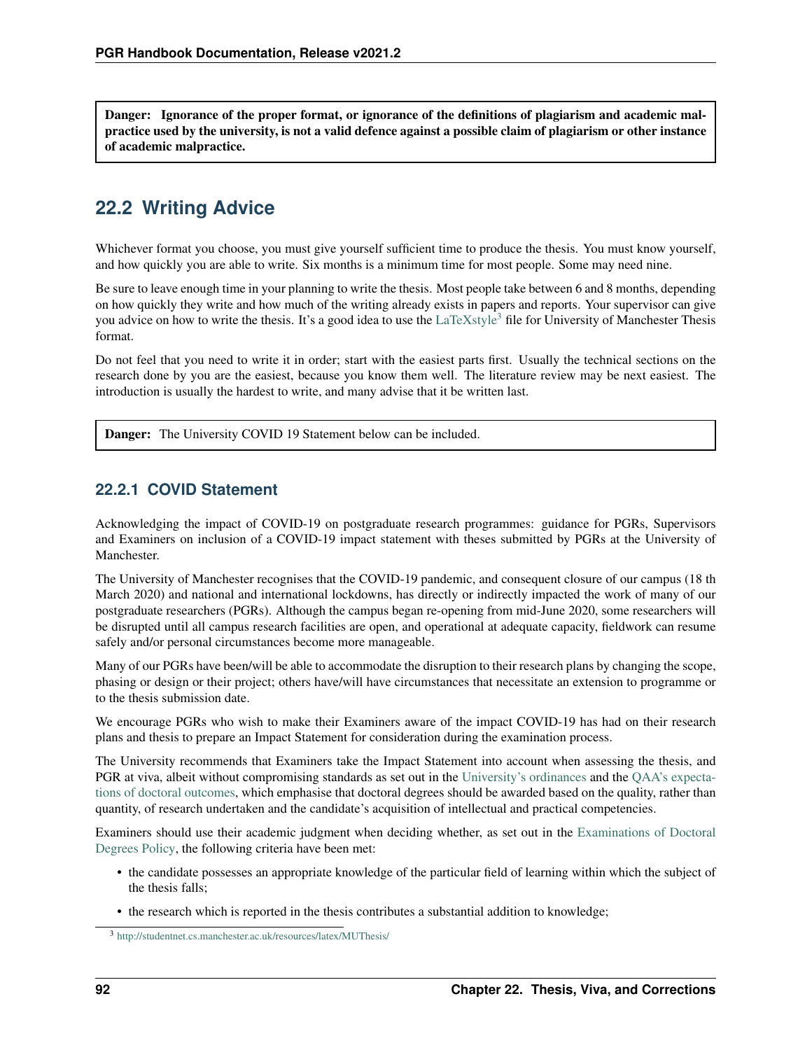**Danger:** Ignorance of the proper format, or ignorance of the definitions of plagiarism and academic malpractice used by the university, is not a valid defence against a possible claim of plagiarism or other instance of academic malpractice.

## 22.2 Writing Advice

Whichever format you choose, you must give yourself sufficient time to produce the thesis. You must know yourself, and how quickly you are able to write. Six months is a minimum time for most people. Some may need nine.

Be sure to leave enough time in your planning to write the thesis. Most people take between 6 and 8 months, depending on how quickly they write and how much of the writing already exists in papers and reports. Your supervisor can give you advice on how to write the thesis. It's a good idea to use the LaTeXstyle[3] file for University of Manchester Thesis format.

Do not feel that you need to write it in order; start with the easiest parts first. Usually the technical sections on the research done by you are the easiest, because you know them well. The literature review may be next easiest. The introduction is usually the hardest to write, and many advise that it be written last.

**Danger:** The University COVID 19 Statement below can be included.

### 22.2.1 COVID Statement

Acknowledging the impact of COVID-19 on postgraduate research programmes: guidance for PGRs, Supervisors and Examiners on inclusion of a COVID-19 impact statement with theses submitted by PGRs at the University of Manchester.

The University of Manchester recognises that the COVID-19 pandemic, and consequent closure of our campus (18 th March 2020) and national and international lockdowns, has directly or indirectly impacted the work of many of our postgraduate researchers (PGRs). Although the campus began re-opening from mid-June 2020, some researchers will be disrupted until all campus research facilities are open, and operational at adequate capacity, fieldwork can resume safely and/or personal circumstances become more manageable.

Many of our PGRs have been/will be able to accommodate the disruption to their research plans by changing the scope, phasing or design or their project; others have/will have circumstances that necessitate an extension to programme or to the thesis submission date.

We encourage PGRs who wish to make their Examiners aware of the impact COVID-19 has had on their research plans and thesis to prepare an Impact Statement for consideration during the examination process.

The University recommends that Examiners take the Impact Statement into account when assessing the thesis, and PGR at viva, albeit without compromising standards as set out in the University's ordinances and the QAA's expectations of doctoral outcomes, which emphasise that doctoral degrees should be awarded based on the quality, rather than quantity, of research undertaken and the candidate's acquisition of intellectual and practical competencies.

Examiners should use their academic judgment when deciding whether, as set out in the Examinations of Doctoral Degrees Policy, the following criteria have been met:

- the candidate possesses an appropriate knowledge of the particular field of learning within which the subject of the thesis falls;
- the research which is reported in the thesis contributes a substantial addition to knowledge;

[3] http://studentnet.cs.manchester.ac.uk/resources/latex/MUThesis/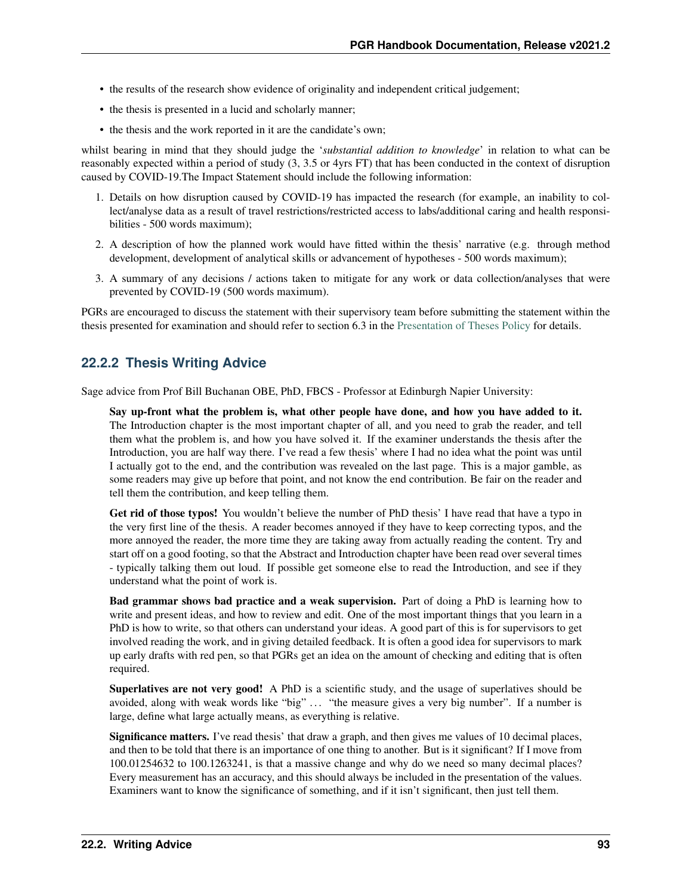- the results of the research show evidence of originality and independent critical judgement;
- the thesis is presented in a lucid and scholarly manner;
- the thesis and the work reported in it are the candidate's own;

whilst bearing in mind that they should judge the '*substantial addition to knowledge*' in relation to what can be reasonably expected within a period of study (3, 3.5 or 4yrs FT) that has been conducted in the context of disruption caused by COVID-19.The Impact Statement should include the following information:

1. Details on how disruption caused by COVID-19 has impacted the research (for example, an inability to collect/analyse data as a result of travel restrictions/restricted access to labs/additional caring and health responsibilities - 500 words maximum);
2. A description of how the planned work would have fitted within the thesis' narrative (e.g. through method development, development of analytical skills or advancement of hypotheses - 500 words maximum);
3. A summary of any decisions / actions taken to mitigate for any work or data collection/analyses that were prevented by COVID-19 (500 words maximum).

PGRs are encouraged to discuss the statement with their supervisory team before submitting the statement within the thesis presented for examination and should refer to section 6.3 in the Presentation of Theses Policy for details.

### 22.2.2 Thesis Writing Advice

Sage advice from Prof Bill Buchanan OBE, PhD, FBCS - Professor at Edinburgh Napier University:

> **Say up-front what the problem is, what other people have done, and how you have added to it.** The Introduction chapter is the most important chapter of all, and you need to grab the reader, and tell them what the problem is, and how you have solved it. If the examiner understands the thesis after the Introduction, you are half way there. I've read a few thesis' where I had no idea what the point was until I actually got to the end, and the contribution was revealed on the last page. This is a major gamble, as some readers may give up before that point, and not know the end contribution. Be fair on the reader and tell them the contribution, and keep telling them.
>
> **Get rid of those typos!** You wouldn't believe the number of PhD thesis' I have read that have a typo in the very first line of the thesis. A reader becomes annoyed if they have to keep correcting typos, and the more annoyed the reader, the more time they are taking away from actually reading the content. Try and start off on a good footing, so that the Abstract and Introduction chapter have been read over several times - typically talking them out loud. If possible get someone else to read the Introduction, and see if they understand what the point of work is.
>
> **Bad grammar shows bad practice and a weak supervision.** Part of doing a PhD is learning how to write and present ideas, and how to review and edit. One of the most important things that you learn in a PhD is how to write, so that others can understand your ideas. A good part of this is for supervisors to get involved reading the work, and in giving detailed feedback. It is often a good idea for supervisors to mark up early drafts with red pen, so that PGRs get an idea on the amount of checking and editing that is often required.
>
> **Superlatives are not very good!** A PhD is a scientific study, and the usage of superlatives should be avoided, along with weak words like "big" ... "the measure gives a very big number". If a number is large, define what large actually means, as everything is relative.
>
> **Significance matters.** I've read thesis' that draw a graph, and then gives me values of 10 decimal places, and then to be told that there is an importance of one thing to another. But is it significant? If I move from 100.01254632 to 100.1263241, is that a massive change and why do we need so many decimal places? Every measurement has an accuracy, and this should always be included in the presentation of the values. Examiners want to know the significance of something, and if it isn't significant, then just tell them.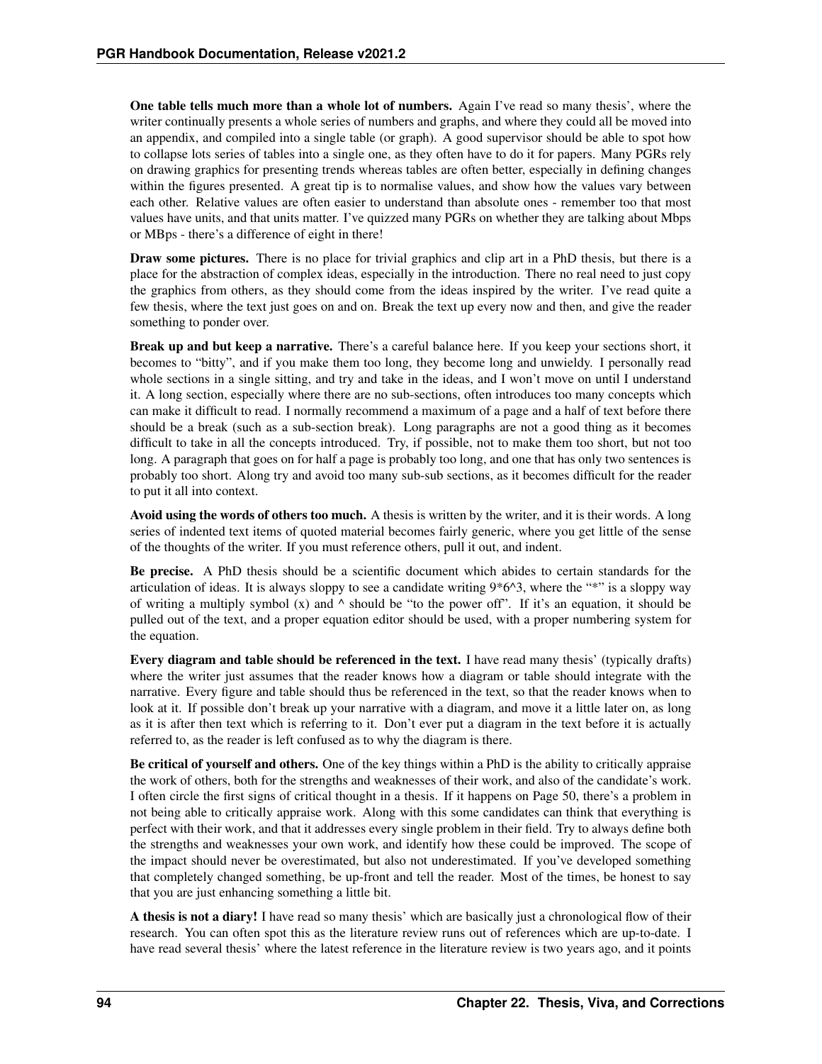**One table tells much more than a whole lot of numbers.** Again I've read so many thesis', where the writer continually presents a whole series of numbers and graphs, and where they could all be moved into an appendix, and compiled into a single table (or graph). A good supervisor should be able to spot how to collapse lots series of tables into a single one, as they often have to do it for papers. Many PGRs rely on drawing graphics for presenting trends whereas tables are often better, especially in defining changes within the figures presented. A great tip is to normalise values, and show how the values vary between each other. Relative values are often easier to understand than absolute ones - remember too that most values have units, and that units matter. I've quizzed many PGRs on whether they are talking about Mbps or MBps - there's a difference of eight in there!

**Draw some pictures.** There is no place for trivial graphics and clip art in a PhD thesis, but there is a place for the abstraction of complex ideas, especially in the introduction. There no real need to just copy the graphics from others, as they should come from the ideas inspired by the writer. I've read quite a few thesis, where the text just goes on and on. Break the text up every now and then, and give the reader something to ponder over.

**Break up and but keep a narrative.** There's a careful balance here. If you keep your sections short, it becomes to "bitty", and if you make them too long, they become long and unwieldy. I personally read whole sections in a single sitting, and try and take in the ideas, and I won't move on until I understand it. A long section, especially where there are no sub-sections, often introduces too many concepts which can make it difficult to read. I normally recommend a maximum of a page and a half of text before there should be a break (such as a sub-section break). Long paragraphs are not a good thing as it becomes difficult to take in all the concepts introduced. Try, if possible, not to make them too short, but not too long. A paragraph that goes on for half a page is probably too long, and one that has only two sentences is probably too short. Along try and avoid too many sub-sub sections, as it becomes difficult for the reader to put it all into context.

**Avoid using the words of others too much.** A thesis is written by the writer, and it is their words. A long series of indented text items of quoted material becomes fairly generic, where you get little of the sense of the thoughts of the writer. If you must reference others, pull it out, and indent.

**Be precise.** A PhD thesis should be a scientific document which abides to certain standards for the articulation of ideas. It is always sloppy to see a candidate writing 9*6^3, where the "*" is a sloppy way of writing a multiply symbol (x) and ^ should be "to the power off". If it's an equation, it should be pulled out of the text, and a proper equation editor should be used, with a proper numbering system for the equation.

**Every diagram and table should be referenced in the text.** I have read many thesis' (typically drafts) where the writer just assumes that the reader knows how a diagram or table should integrate with the narrative. Every figure and table should thus be referenced in the text, so that the reader knows when to look at it. If possible don't break up your narrative with a diagram, and move it a little later on, as long as it is after then text which is referring to it. Don't ever put a diagram in the text before it is actually referred to, as the reader is left confused as to why the diagram is there.

**Be critical of yourself and others.** One of the key things within a PhD is the ability to critically appraise the work of others, both for the strengths and weaknesses of their work, and also of the candidate's work. I often circle the first signs of critical thought in a thesis. If it happens on Page 50, there's a problem in not being able to critically appraise work. Along with this some candidates can think that everything is perfect with their work, and that it addresses every single problem in their field. Try to always define both the strengths and weaknesses your own work, and identify how these could be improved. The scope of the impact should never be overestimated, but also not underestimated. If you've developed something that completely changed something, be up-front and tell the reader. Most of the times, be honest to say that you are just enhancing something a little bit.

**A thesis is not a diary!** I have read so many thesis' which are basically just a chronological flow of their research. You can often spot this as the literature review runs out of references which are up-to-date. I have read several thesis' where the latest reference in the literature review is two years ago, and it points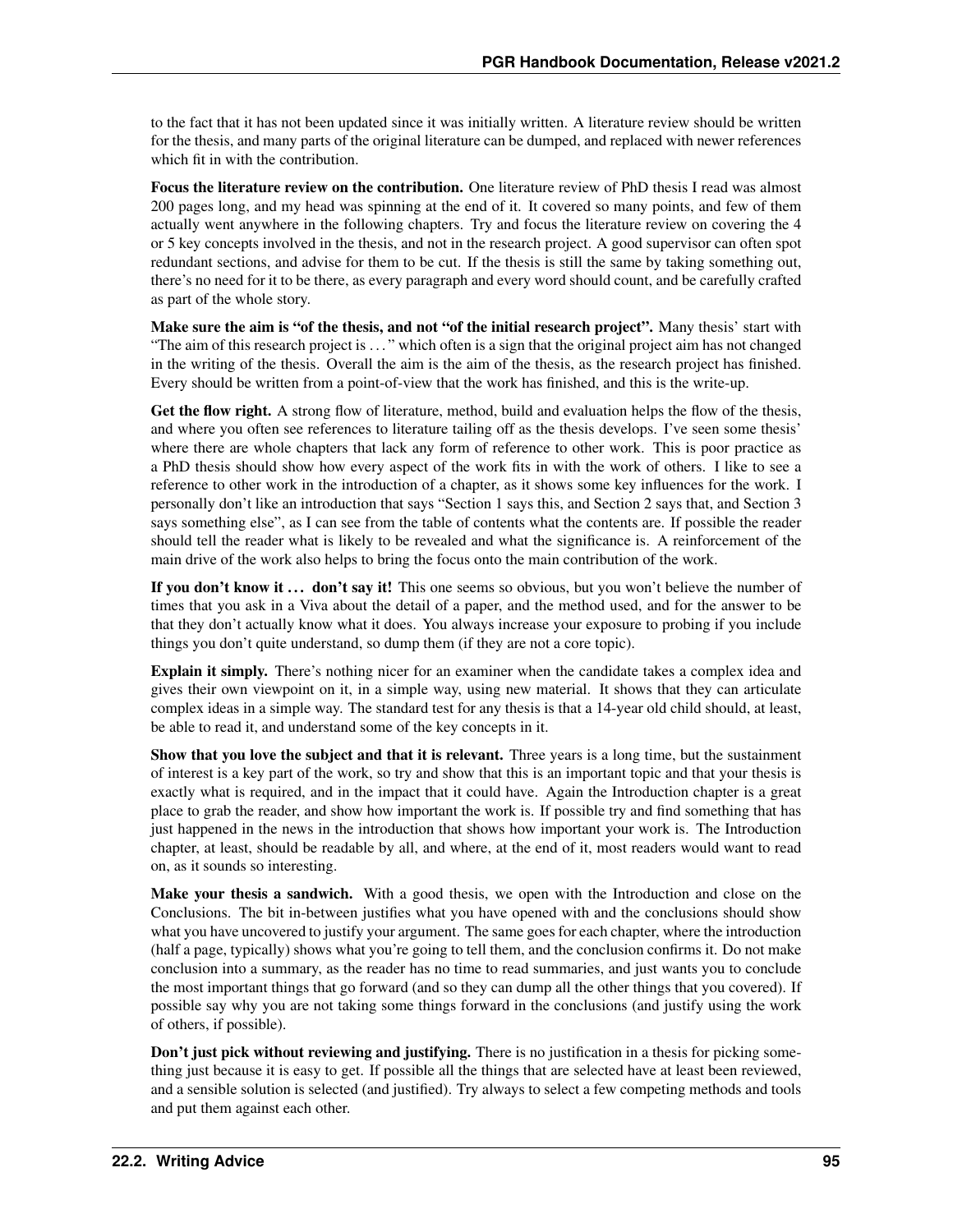to the fact that it has not been updated since it was initially written. A literature review should be written for the thesis, and many parts of the original literature can be dumped, and replaced with newer references which fit in with the contribution.

**Focus the literature review on the contribution.** One literature review of PhD thesis I read was almost 200 pages long, and my head was spinning at the end of it. It covered so many points, and few of them actually went anywhere in the following chapters. Try and focus the literature review on covering the 4 or 5 key concepts involved in the thesis, and not in the research project. A good supervisor can often spot redundant sections, and advise for them to be cut. If the thesis is still the same by taking something out, there's no need for it to be there, as every paragraph and every word should count, and be carefully crafted as part of the whole story.

**Make sure the aim is "of the thesis, and not "of the initial research project".** Many thesis' start with "The aim of this research project is . . . " which often is a sign that the original project aim has not changed in the writing of the thesis. Overall the aim is the aim of the thesis, as the research project has finished. Every should be written from a point-of-view that the work has finished, and this is the write-up.

**Get the flow right.** A strong flow of literature, method, build and evaluation helps the flow of the thesis, and where you often see references to literature tailing off as the thesis develops. I've seen some thesis' where there are whole chapters that lack any form of reference to other work. This is poor practice as a PhD thesis should show how every aspect of the work fits in with the work of others. I like to see a reference to other work in the introduction of a chapter, as it shows some key influences for the work. I personally don't like an introduction that says "Section 1 says this, and Section 2 says that, and Section 3 says something else", as I can see from the table of contents what the contents are. If possible the reader should tell the reader what is likely to be revealed and what the significance is. A reinforcement of the main drive of the work also helps to bring the focus onto the main contribution of the work.

**If you don't know it . . . don't say it!** This one seems so obvious, but you won't believe the number of times that you ask in a Viva about the detail of a paper, and the method used, and for the answer to be that they don't actually know what it does. You always increase your exposure to probing if you include things you don't quite understand, so dump them (if they are not a core topic).

**Explain it simply.** There's nothing nicer for an examiner when the candidate takes a complex idea and gives their own viewpoint on it, in a simple way, using new material. It shows that they can articulate complex ideas in a simple way. The standard test for any thesis is that a 14-year old child should, at least, be able to read it, and understand some of the key concepts in it.

**Show that you love the subject and that it is relevant.** Three years is a long time, but the sustainment of interest is a key part of the work, so try and show that this is an important topic and that your thesis is exactly what is required, and in the impact that it could have. Again the Introduction chapter is a great place to grab the reader, and show how important the work is. If possible try and find something that has just happened in the news in the introduction that shows how important your work is. The Introduction chapter, at least, should be readable by all, and where, at the end of it, most readers would want to read on, as it sounds so interesting.

**Make your thesis a sandwich.** With a good thesis, we open with the Introduction and close on the Conclusions. The bit in-between justifies what you have opened with and the conclusions should show what you have uncovered to justify your argument. The same goes for each chapter, where the introduction (half a page, typically) shows what you're going to tell them, and the conclusion confirms it. Do not make conclusion into a summary, as the reader has no time to read summaries, and just wants you to conclude the most important things that go forward (and so they can dump all the other things that you covered). If possible say why you are not taking some things forward in the conclusions (and justify using the work of others, if possible).

**Don't just pick without reviewing and justifying.** There is no justification in a thesis for picking something just because it is easy to get. If possible all the things that are selected have at least been reviewed, and a sensible solution is selected (and justified). Try always to select a few competing methods and tools and put them against each other.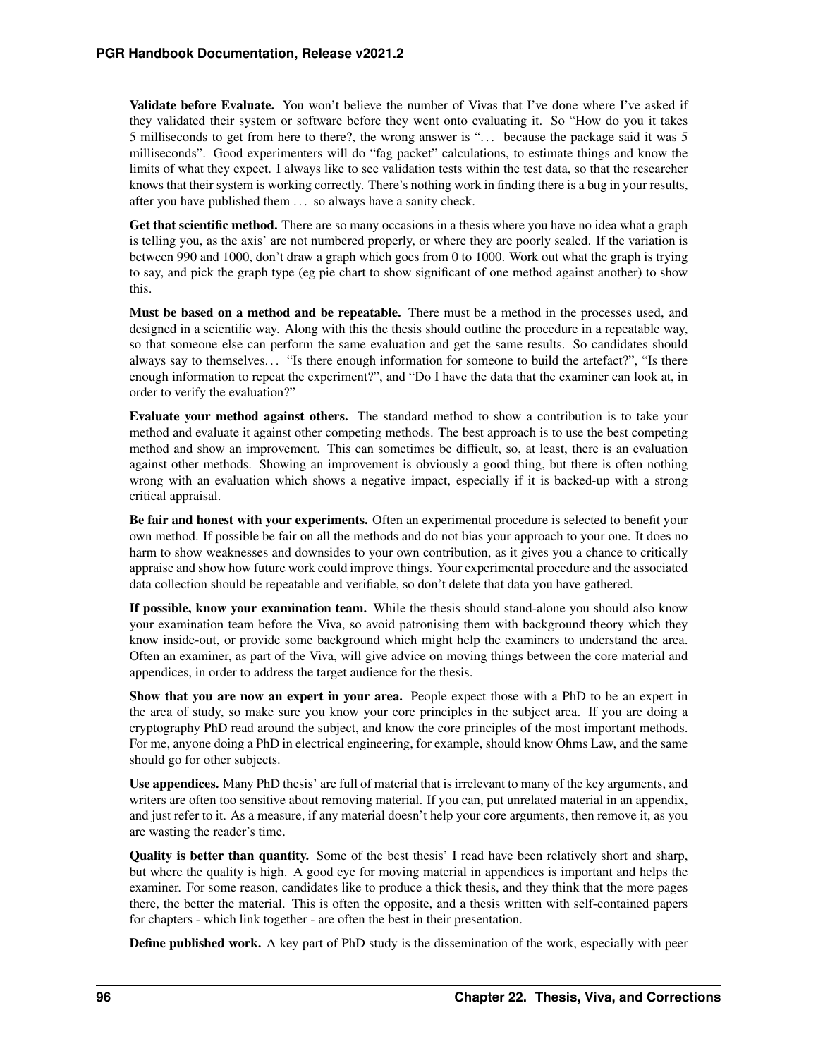**Validate before Evaluate.** You won't believe the number of Vivas that I've done where I've asked if they validated their system or software before they went onto evaluating it. So "How do you it takes 5 milliseconds to get from here to there?, the wrong answer is "… because the package said it was 5 milliseconds". Good experimenters will do "fag packet" calculations, to estimate things and know the limits of what they expect. I always like to see validation tests within the test data, so that the researcher knows that their system is working correctly. There's nothing work in finding there is a bug in your results, after you have published them … so always have a sanity check.

**Get that scientific method.** There are so many occasions in a thesis where you have no idea what a graph is telling you, as the axis' are not numbered properly, or where they are poorly scaled. If the variation is between 990 and 1000, don't draw a graph which goes from 0 to 1000. Work out what the graph is trying to say, and pick the graph type (eg pie chart to show significant of one method against another) to show this.

**Must be based on a method and be repeatable.** There must be a method in the processes used, and designed in a scientific way. Along with this the thesis should outline the procedure in a repeatable way, so that someone else can perform the same evaluation and get the same results. So candidates should always say to themselves… "Is there enough information for someone to build the artefact?", "Is there enough information to repeat the experiment?", and "Do I have the data that the examiner can look at, in order to verify the evaluation?"

**Evaluate your method against others.** The standard method to show a contribution is to take your method and evaluate it against other competing methods. The best approach is to use the best competing method and show an improvement. This can sometimes be difficult, so, at least, there is an evaluation against other methods. Showing an improvement is obviously a good thing, but there is often nothing wrong with an evaluation which shows a negative impact, especially if it is backed-up with a strong critical appraisal.

**Be fair and honest with your experiments.** Often an experimental procedure is selected to benefit your own method. If possible be fair on all the methods and do not bias your approach to your one. It does no harm to show weaknesses and downsides to your own contribution, as it gives you a chance to critically appraise and show how future work could improve things. Your experimental procedure and the associated data collection should be repeatable and verifiable, so don't delete that data you have gathered.

**If possible, know your examination team.** While the thesis should stand-alone you should also know your examination team before the Viva, so avoid patronising them with background theory which they know inside-out, or provide some background which might help the examiners to understand the area. Often an examiner, as part of the Viva, will give advice on moving things between the core material and appendices, in order to address the target audience for the thesis.

**Show that you are now an expert in your area.** People expect those with a PhD to be an expert in the area of study, so make sure you know your core principles in the subject area. If you are doing a cryptography PhD read around the subject, and know the core principles of the most important methods. For me, anyone doing a PhD in electrical engineering, for example, should know Ohms Law, and the same should go for other subjects.

**Use appendices.** Many PhD thesis' are full of material that is irrelevant to many of the key arguments, and writers are often too sensitive about removing material. If you can, put unrelated material in an appendix, and just refer to it. As a measure, if any material doesn't help your core arguments, then remove it, as you are wasting the reader's time.

**Quality is better than quantity.** Some of the best thesis' I read have been relatively short and sharp, but where the quality is high. A good eye for moving material in appendices is important and helps the examiner. For some reason, candidates like to produce a thick thesis, and they think that the more pages there, the better the material. This is often the opposite, and a thesis written with self-contained papers for chapters - which link together - are often the best in their presentation.

**Define published work.** A key part of PhD study is the dissemination of the work, especially with peer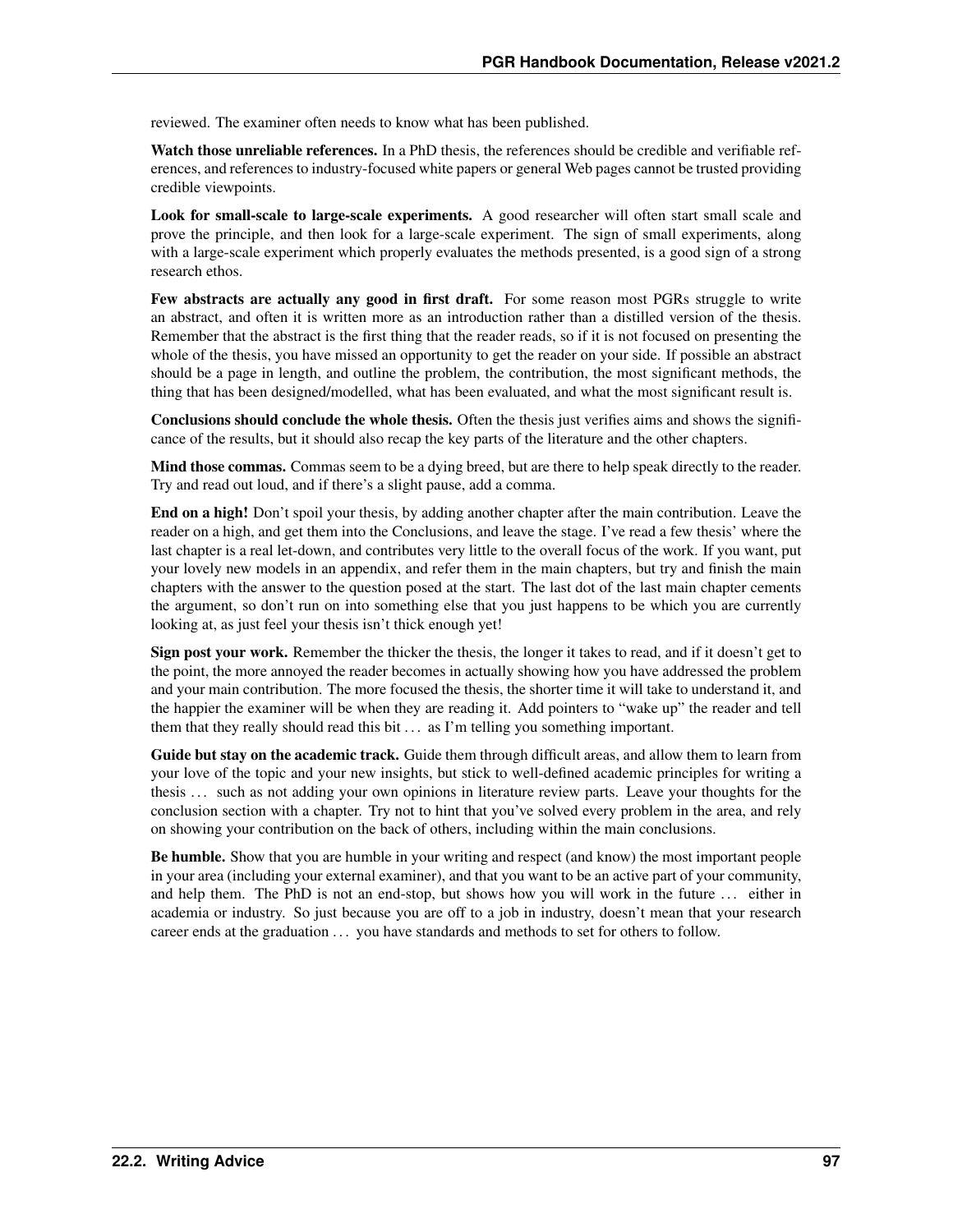reviewed. The examiner often needs to know what has been published.

**Watch those unreliable references.** In a PhD thesis, the references should be credible and verifiable references, and references to industry-focused white papers or general Web pages cannot be trusted providing credible viewpoints.

**Look for small-scale to large-scale experiments.** A good researcher will often start small scale and prove the principle, and then look for a large-scale experiment. The sign of small experiments, along with a large-scale experiment which properly evaluates the methods presented, is a good sign of a strong research ethos.

**Few abstracts are actually any good in first draft.** For some reason most PGRs struggle to write an abstract, and often it is written more as an introduction rather than a distilled version of the thesis. Remember that the abstract is the first thing that the reader reads, so if it is not focused on presenting the whole of the thesis, you have missed an opportunity to get the reader on your side. If possible an abstract should be a page in length, and outline the problem, the contribution, the most significant methods, the thing that has been designed/modelled, what has been evaluated, and what the most significant result is.

**Conclusions should conclude the whole thesis.** Often the thesis just verifies aims and shows the significance of the results, but it should also recap the key parts of the literature and the other chapters.

**Mind those commas.** Commas seem to be a dying breed, but are there to help speak directly to the reader. Try and read out loud, and if there's a slight pause, add a comma.

**End on a high!** Don't spoil your thesis, by adding another chapter after the main contribution. Leave the reader on a high, and get them into the Conclusions, and leave the stage. I've read a few thesis' where the last chapter is a real let-down, and contributes very little to the overall focus of the work. If you want, put your lovely new models in an appendix, and refer them in the main chapters, but try and finish the main chapters with the answer to the question posed at the start. The last dot of the last main chapter cements the argument, so don't run on into something else that you just happens to be which you are currently looking at, as just feel your thesis isn't thick enough yet!

**Sign post your work.** Remember the thicker the thesis, the longer it takes to read, and if it doesn't get to the point, the more annoyed the reader becomes in actually showing how you have addressed the problem and your main contribution. The more focused the thesis, the shorter time it will take to understand it, and the happier the examiner will be when they are reading it. Add pointers to "wake up" the reader and tell them that they really should read this bit … as I'm telling you something important.

**Guide but stay on the academic track.** Guide them through difficult areas, and allow them to learn from your love of the topic and your new insights, but stick to well-defined academic principles for writing a thesis … such as not adding your own opinions in literature review parts. Leave your thoughts for the conclusion section with a chapter. Try not to hint that you've solved every problem in the area, and rely on showing your contribution on the back of others, including within the main conclusions.

**Be humble.** Show that you are humble in your writing and respect (and know) the most important people in your area (including your external examiner), and that you want to be an active part of your community, and help them. The PhD is not an end-stop, but shows how you will work in the future … either in academia or industry. So just because you are off to a job in industry, doesn't mean that your research career ends at the graduation … you have standards and methods to set for others to follow.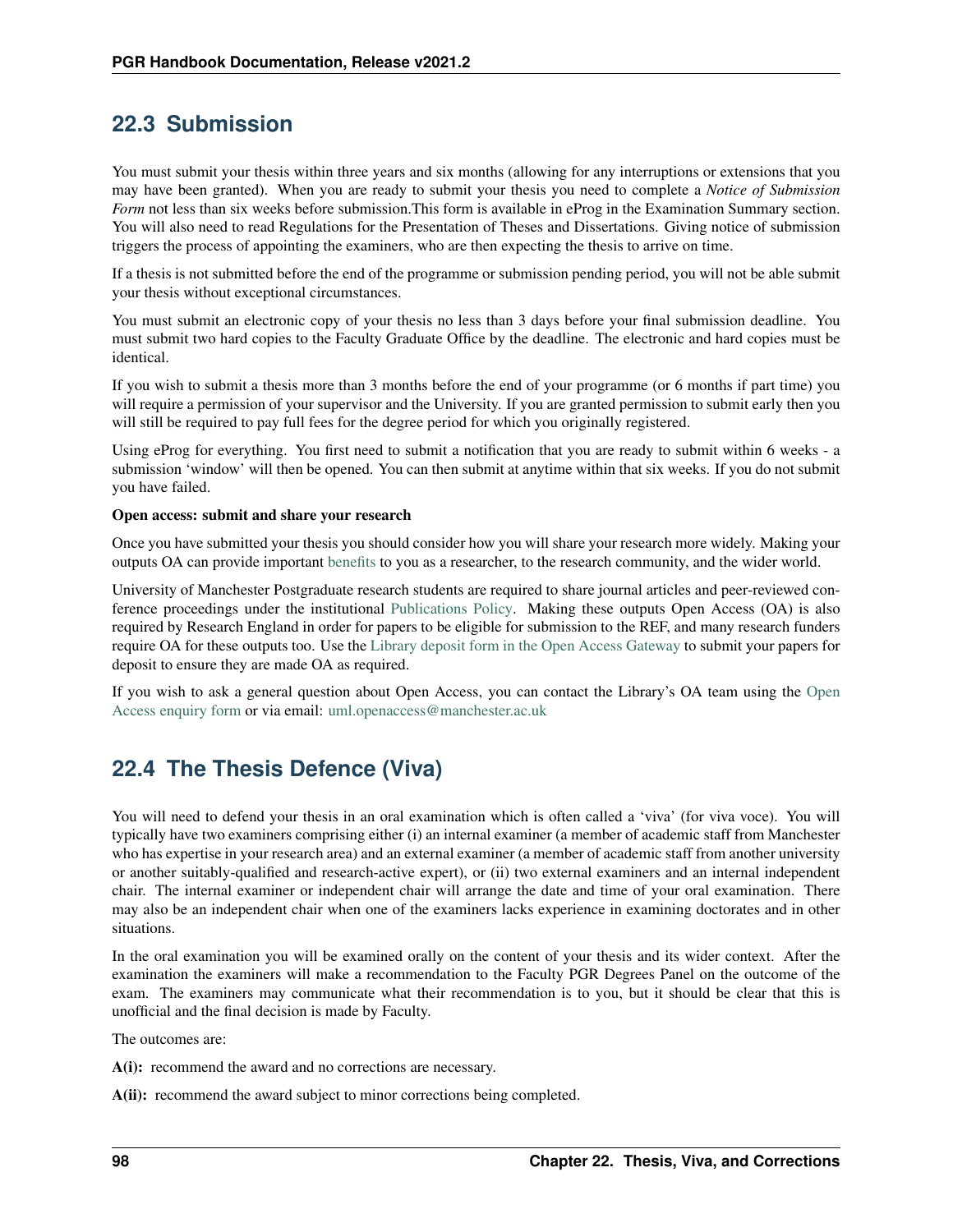## 22.3 Submission

You must submit your thesis within three years and six months (allowing for any interruptions or extensions that you may have been granted). When you are ready to submit your thesis you need to complete a *Notice of Submission Form* not less than six weeks before submission.This form is available in eProg in the Examination Summary section. You will also need to read Regulations for the Presentation of Theses and Dissertations. Giving notice of submission triggers the process of appointing the examiners, who are then expecting the thesis to arrive on time.

If a thesis is not submitted before the end of the programme or submission pending period, you will not be able submit your thesis without exceptional circumstances.

You must submit an electronic copy of your thesis no less than 3 days before your final submission deadline. You must submit two hard copies to the Faculty Graduate Office by the deadline. The electronic and hard copies must be identical.

If you wish to submit a thesis more than 3 months before the end of your programme (or 6 months if part time) you will require a permission of your supervisor and the University. If you are granted permission to submit early then you will still be required to pay full fees for the degree period for which you originally registered.

Using eProg for everything. You first need to submit a notification that you are ready to submit within 6 weeks - a submission 'window' will then be opened. You can then submit at anytime within that six weeks. If you do not submit you have failed.

**Open access: submit and share your research**

Once you have submitted your thesis you should consider how you will share your research more widely. Making your outputs OA can provide important benefits to you as a researcher, to the research community, and the wider world.

University of Manchester Postgraduate research students are required to share journal articles and peer-reviewed conference proceedings under the institutional Publications Policy. Making these outputs Open Access (OA) is also required by Research England in order for papers to be eligible for submission to the REF, and many research funders require OA for these outputs too. Use the Library deposit form in the Open Access Gateway to submit your papers for deposit to ensure they are made OA as required.

If you wish to ask a general question about Open Access, you can contact the Library's OA team using the Open Access enquiry form or via email: uml.openaccess@manchester.ac.uk

## 22.4 The Thesis Defence (Viva)

You will need to defend your thesis in an oral examination which is often called a 'viva' (for viva voce). You will typically have two examiners comprising either (i) an internal examiner (a member of academic staff from Manchester who has expertise in your research area) and an external examiner (a member of academic staff from another university or another suitably-qualified and research-active expert), or (ii) two external examiners and an internal independent chair. The internal examiner or independent chair will arrange the date and time of your oral examination. There may also be an independent chair when one of the examiners lacks experience in examining doctorates and in other situations.

In the oral examination you will be examined orally on the content of your thesis and its wider context. After the examination the examiners will make a recommendation to the Faculty PGR Degrees Panel on the outcome of the exam. The examiners may communicate what their recommendation is to you, but it should be clear that this is unofficial and the final decision is made by Faculty.

The outcomes are:

**A(i):** recommend the award and no corrections are necessary.

**A(ii):** recommend the award subject to minor corrections being completed.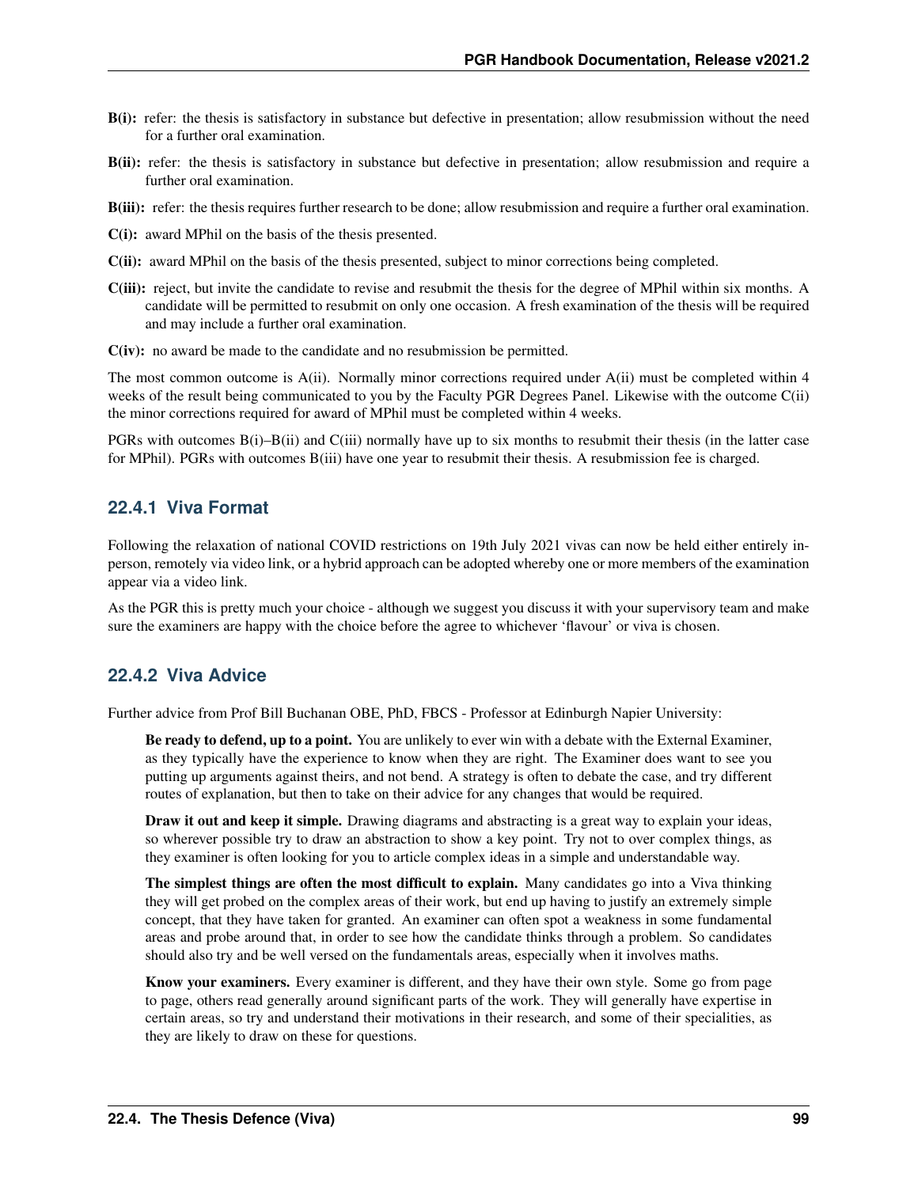**B(i):** refer: the thesis is satisfactory in substance but defective in presentation; allow resubmission without the need for a further oral examination.

**B(ii):** refer: the thesis is satisfactory in substance but defective in presentation; allow resubmission and require a further oral examination.

**B(iii):** refer: the thesis requires further research to be done; allow resubmission and require a further oral examination.

**C(i):** award MPhil on the basis of the thesis presented.

**C(ii):** award MPhil on the basis of the thesis presented, subject to minor corrections being completed.

**C(iii):** reject, but invite the candidate to revise and resubmit the thesis for the degree of MPhil within six months. A candidate will be permitted to resubmit on only one occasion. A fresh examination of the thesis will be required and may include a further oral examination.

**C(iv):** no award be made to the candidate and no resubmission be permitted.

The most common outcome is A(ii). Normally minor corrections required under A(ii) must be completed within 4 weeks of the result being communicated to you by the Faculty PGR Degrees Panel. Likewise with the outcome C(ii) the minor corrections required for award of MPhil must be completed within 4 weeks.

PGRs with outcomes B(i)–B(ii) and C(iii) normally have up to six months to resubmit their thesis (in the latter case for MPhil). PGRs with outcomes B(iii) have one year to resubmit their thesis. A resubmission fee is charged.

### 22.4.1 Viva Format

Following the relaxation of national COVID restrictions on 19th July 2021 vivas can now be held either entirely in-person, remotely via video link, or a hybrid approach can be adopted whereby one or more members of the examination appear via a video link.

As the PGR this is pretty much your choice - although we suggest you discuss it with your supervisory team and make sure the examiners are happy with the choice before the agree to whichever 'flavour' or viva is chosen.

### 22.4.2 Viva Advice

Further advice from Prof Bill Buchanan OBE, PhD, FBCS - Professor at Edinburgh Napier University:

> **Be ready to defend, up to a point.** You are unlikely to ever win with a debate with the External Examiner, as they typically have the experience to know when they are right. The Examiner does want to see you putting up arguments against theirs, and not bend. A strategy is often to debate the case, and try different routes of explanation, but then to take on their advice for any changes that would be required.
>
> **Draw it out and keep it simple.** Drawing diagrams and abstracting is a great way to explain your ideas, so wherever possible try to draw an abstraction to show a key point. Try not to over complex things, as they examiner is often looking for you to article complex ideas in a simple and understandable way.
>
> **The simplest things are often the most difficult to explain.** Many candidates go into a Viva thinking they will get probed on the complex areas of their work, but end up having to justify an extremely simple concept, that they have taken for granted. An examiner can often spot a weakness in some fundamental areas and probe around that, in order to see how the candidate thinks through a problem. So candidates should also try and be well versed on the fundamentals areas, especially when it involves maths.
>
> **Know your examiners.** Every examiner is different, and they have their own style. Some go from page to page, others read generally around significant parts of the work. They will generally have expertise in certain areas, so try and understand their motivations in their research, and some of their specialities, as they are likely to draw on these for questions.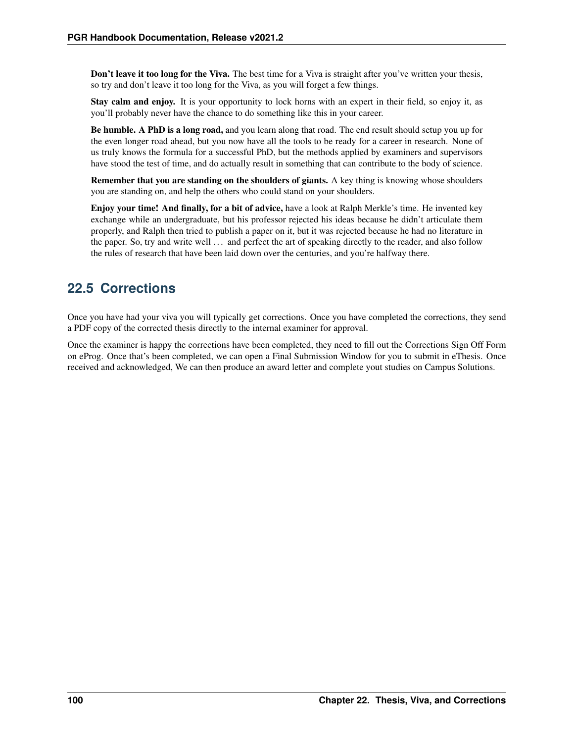**Don't leave it too long for the Viva.** The best time for a Viva is straight after you've written your thesis, so try and don't leave it too long for the Viva, as you will forget a few things.

**Stay calm and enjoy.** It is your opportunity to lock horns with an expert in their field, so enjoy it, as you'll probably never have the chance to do something like this in your career.

**Be humble. A PhD is a long road,** and you learn along that road. The end result should setup you up for the even longer road ahead, but you now have all the tools to be ready for a career in research. None of us truly knows the formula for a successful PhD, but the methods applied by examiners and supervisors have stood the test of time, and do actually result in something that can contribute to the body of science.

**Remember that you are standing on the shoulders of giants.** A key thing is knowing whose shoulders you are standing on, and help the others who could stand on your shoulders.

**Enjoy your time! And finally, for a bit of advice,** have a look at Ralph Merkle's time. He invented key exchange while an undergraduate, but his professor rejected his ideas because he didn't articulate them properly, and Ralph then tried to publish a paper on it, but it was rejected because he had no literature in the paper. So, try and write well … and perfect the art of speaking directly to the reader, and also follow the rules of research that have been laid down over the centuries, and you're halfway there.

## 22.5 Corrections

Once you have had your viva you will typically get corrections. Once you have completed the corrections, they send a PDF copy of the corrected thesis directly to the internal examiner for approval.

Once the examiner is happy the corrections have been completed, they need to fill out the Corrections Sign Off Form on eProg. Once that's been completed, we can open a Final Submission Window for you to submit in eThesis. Once received and acknowledged, We can then produce an award letter and complete yout studies on Campus Solutions.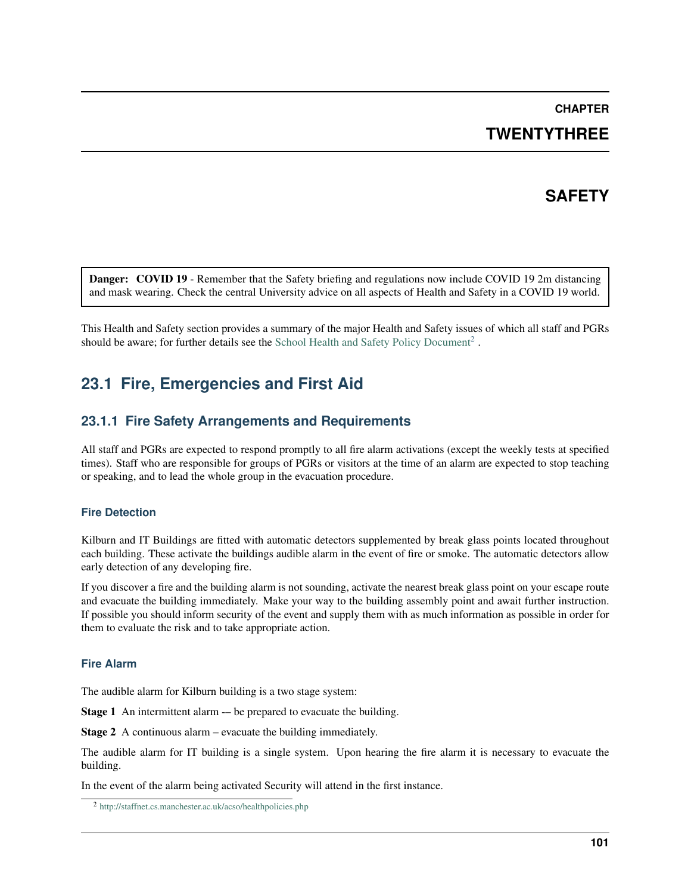# CHAPTER TWENTYTHREE

# SAFETY

**Danger: COVID 19** - Remember that the Safety briefing and regulations now include COVID 19 2m distancing and mask wearing. Check the central University advice on all aspects of Health and Safety in a COVID 19 world.

This Health and Safety section provides a summary of the major Health and Safety issues of which all staff and PGRs should be aware; for further details see the School Health and Safety Policy Document[2] .

## 23.1 Fire, Emergencies and First Aid

### 23.1.1 Fire Safety Arrangements and Requirements

All staff and PGRs are expected to respond promptly to all fire alarm activations (except the weekly tests at specified times). Staff who are responsible for groups of PGRs or visitors at the time of an alarm are expected to stop teaching or speaking, and to lead the whole group in the evacuation procedure.

#### Fire Detection

Kilburn and IT Buildings are fitted with automatic detectors supplemented by break glass points located throughout each building. These activate the buildings audible alarm in the event of fire or smoke. The automatic detectors allow early detection of any developing fire.

If you discover a fire and the building alarm is not sounding, activate the nearest break glass point on your escape route and evacuate the building immediately. Make your way to the building assembly point and await further instruction. If possible you should inform security of the event and supply them with as much information as possible in order for them to evaluate the risk and to take appropriate action.

#### Fire Alarm

The audible alarm for Kilburn building is a two stage system:

**Stage 1** An intermittent alarm -– be prepared to evacuate the building.

**Stage 2** A continuous alarm – evacuate the building immediately.

The audible alarm for IT building is a single system. Upon hearing the fire alarm it is necessary to evacuate the building.

In the event of the alarm being activated Security will attend in the first instance.

[2] http://staffnet.cs.manchester.ac.uk/acso/healthpolicies.php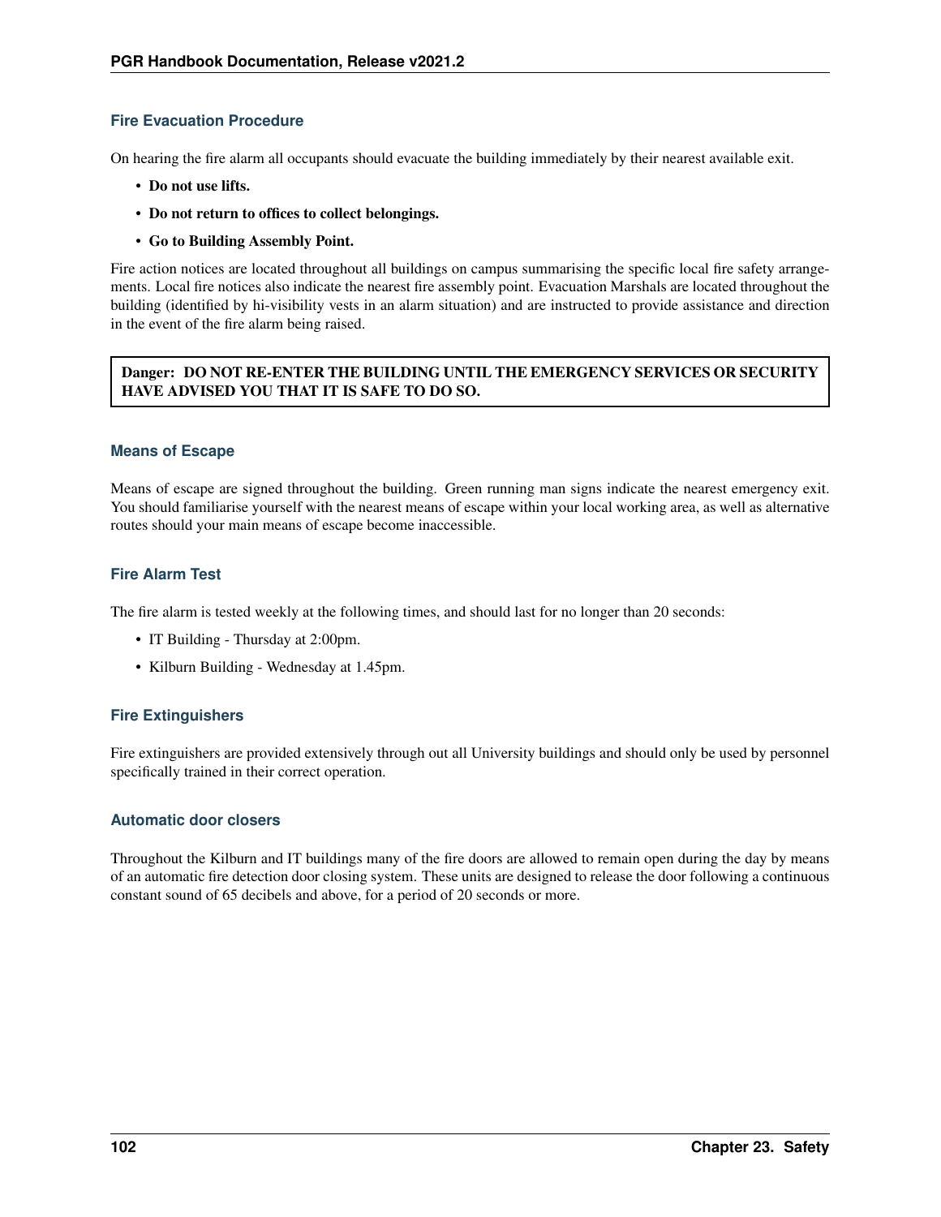### Fire Evacuation Procedure

On hearing the fire alarm all occupants should evacuate the building immediately by their nearest available exit.

- **Do not use lifts.**
- **Do not return to offices to collect belongings.**
- **Go to Building Assembly Point.**

Fire action notices are located throughout all buildings on campus summarising the specific local fire safety arrangements. Local fire notices also indicate the nearest fire assembly point. Evacuation Marshals are located throughout the building (identified by hi-visibility vests in an alarm situation) and are instructed to provide assistance and direction in the event of the fire alarm being raised.

> **Danger: DO NOT RE-ENTER THE BUILDING UNTIL THE EMERGENCY SERVICES OR SECURITY HAVE ADVISED YOU THAT IT IS SAFE TO DO SO.**

### Means of Escape

Means of escape are signed throughout the building. Green running man signs indicate the nearest emergency exit. You should familiarise yourself with the nearest means of escape within your local working area, as well as alternative routes should your main means of escape become inaccessible.

### Fire Alarm Test

The fire alarm is tested weekly at the following times, and should last for no longer than 20 seconds:

- IT Building - Thursday at 2:00pm.
- Kilburn Building - Wednesday at 1.45pm.

### Fire Extinguishers

Fire extinguishers are provided extensively through out all University buildings and should only be used by personnel specifically trained in their correct operation.

### Automatic door closers

Throughout the Kilburn and IT buildings many of the fire doors are allowed to remain open during the day by means of an automatic fire detection door closing system. These units are designed to release the door following a continuous constant sound of 65 decibels and above, for a period of 20 seconds or more.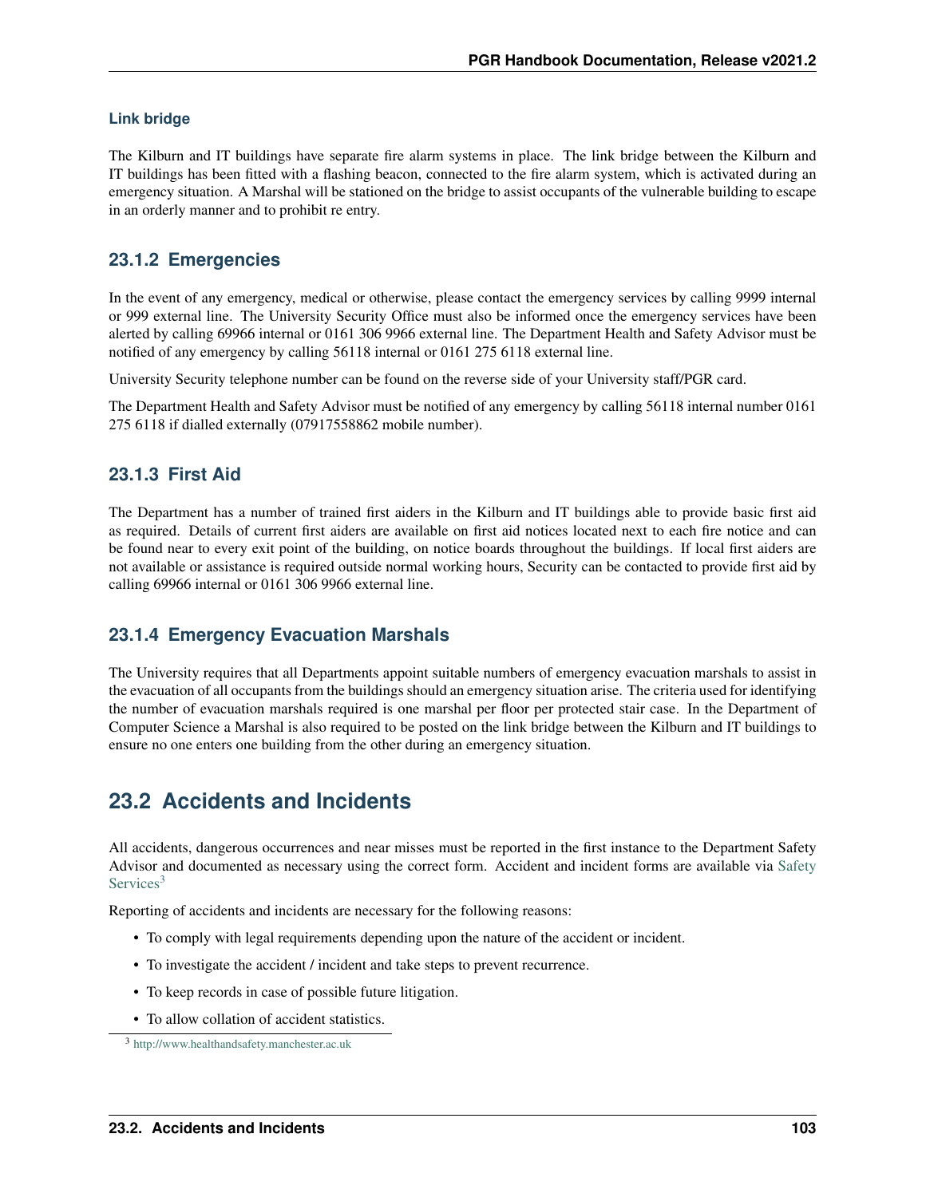#### Link bridge

The Kilburn and IT buildings have separate fire alarm systems in place. The link bridge between the Kilburn and IT buildings has been fitted with a flashing beacon, connected to the fire alarm system, which is activated during an emergency situation. A Marshal will be stationed on the bridge to assist occupants of the vulnerable building to escape in an orderly manner and to prohibit re entry.

### 23.1.2 Emergencies

In the event of any emergency, medical or otherwise, please contact the emergency services by calling 9999 internal or 999 external line. The University Security Office must also be informed once the emergency services have been alerted by calling 69966 internal or 0161 306 9966 external line. The Department Health and Safety Advisor must be notified of any emergency by calling 56118 internal or 0161 275 6118 external line.

University Security telephone number can be found on the reverse side of your University staff/PGR card.

The Department Health and Safety Advisor must be notified of any emergency by calling 56118 internal number 0161 275 6118 if dialled externally (07917558862 mobile number).

### 23.1.3 First Aid

The Department has a number of trained first aiders in the Kilburn and IT buildings able to provide basic first aid as required. Details of current first aiders are available on first aid notices located next to each fire notice and can be found near to every exit point of the building, on notice boards throughout the buildings. If local first aiders are not available or assistance is required outside normal working hours, Security can be contacted to provide first aid by calling 69966 internal or 0161 306 9966 external line.

### 23.1.4 Emergency Evacuation Marshals

The University requires that all Departments appoint suitable numbers of emergency evacuation marshals to assist in the evacuation of all occupants from the buildings should an emergency situation arise. The criteria used for identifying the number of evacuation marshals required is one marshal per floor per protected stair case. In the Department of Computer Science a Marshal is also required to be posted on the link bridge between the Kilburn and IT buildings to ensure no one enters one building from the other during an emergency situation.

## 23.2 Accidents and Incidents

All accidents, dangerous occurrences and near misses must be reported in the first instance to the Department Safety Advisor and documented as necessary using the correct form. Accident and incident forms are available via Safety Services[3]

Reporting of accidents and incidents are necessary for the following reasons:

- To comply with legal requirements depending upon the nature of the accident or incident.
- To investigate the accident / incident and take steps to prevent recurrence.
- To keep records in case of possible future litigation.
- To allow collation of accident statistics.

[3] http://www.healthandsafety.manchester.ac.uk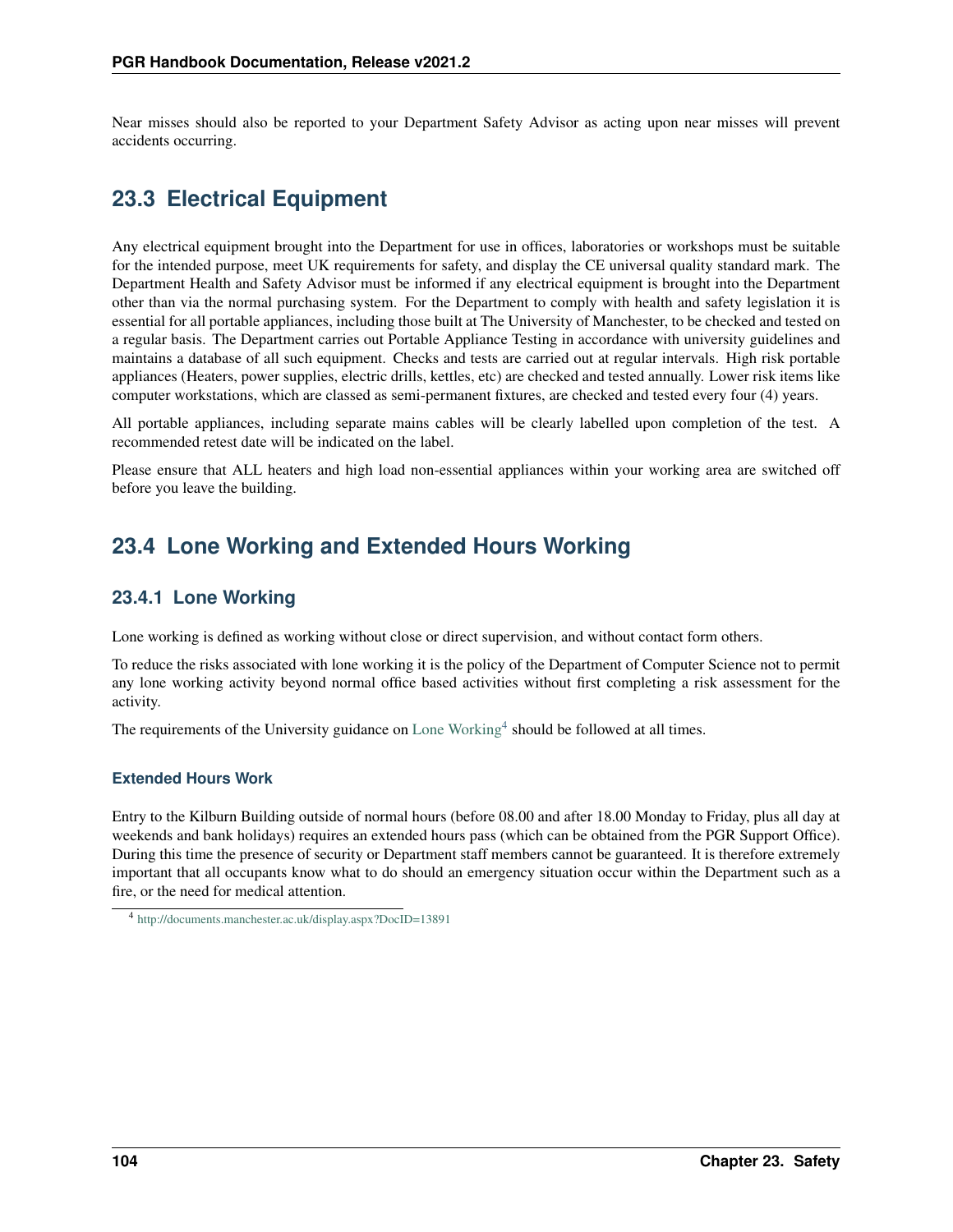Near misses should also be reported to your Department Safety Advisor as acting upon near misses will prevent accidents occurring.

## 23.3 Electrical Equipment

Any electrical equipment brought into the Department for use in offices, laboratories or workshops must be suitable for the intended purpose, meet UK requirements for safety, and display the CE universal quality standard mark. The Department Health and Safety Advisor must be informed if any electrical equipment is brought into the Department other than via the normal purchasing system. For the Department to comply with health and safety legislation it is essential for all portable appliances, including those built at The University of Manchester, to be checked and tested on a regular basis. The Department carries out Portable Appliance Testing in accordance with university guidelines and maintains a database of all such equipment. Checks and tests are carried out at regular intervals. High risk portable appliances (Heaters, power supplies, electric drills, kettles, etc) are checked and tested annually. Lower risk items like computer workstations, which are classed as semi-permanent fixtures, are checked and tested every four (4) years.

All portable appliances, including separate mains cables will be clearly labelled upon completion of the test. A recommended retest date will be indicated on the label.

Please ensure that ALL heaters and high load non-essential appliances within your working area are switched off before you leave the building.

## 23.4 Lone Working and Extended Hours Working

### 23.4.1 Lone Working

Lone working is defined as working without close or direct supervision, and without contact form others.

To reduce the risks associated with lone working it is the policy of the Department of Computer Science not to permit any lone working activity beyond normal office based activities without first completing a risk assessment for the activity.

The requirements of the University guidance on Lone Working[4] should be followed at all times.

#### Extended Hours Work

Entry to the Kilburn Building outside of normal hours (before 08.00 and after 18.00 Monday to Friday, plus all day at weekends and bank holidays) requires an extended hours pass (which can be obtained from the PGR Support Office). During this time the presence of security or Department staff members cannot be guaranteed. It is therefore extremely important that all occupants know what to do should an emergency situation occur within the Department such as a fire, or the need for medical attention.

[4] http://documents.manchester.ac.uk/display.aspx?DocID=13891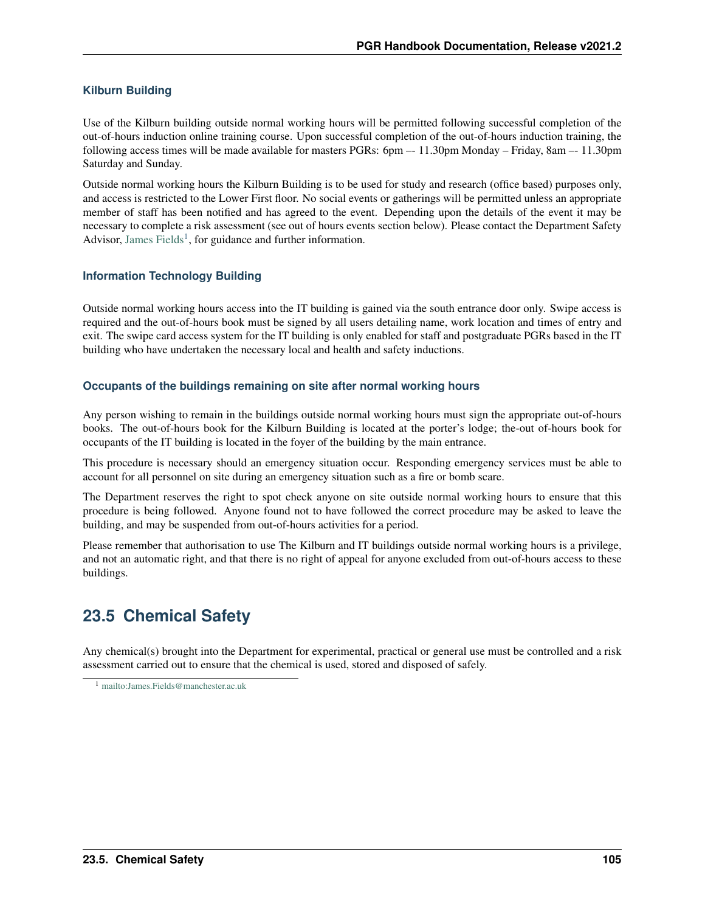### Kilburn Building

Use of the Kilburn building outside normal working hours will be permitted following successful completion of the out-of-hours induction online training course. Upon successful completion of the out-of-hours induction training, the following access times will be made available for masters PGRs: 6pm –- 11.30pm Monday – Friday, 8am –- 11.30pm Saturday and Sunday.

Outside normal working hours the Kilburn Building is to be used for study and research (office based) purposes only, and access is restricted to the Lower First floor. No social events or gatherings will be permitted unless an appropriate member of staff has been notified and has agreed to the event. Depending upon the details of the event it may be necessary to complete a risk assessment (see out of hours events section below). Please contact the Department Safety Advisor, James Fields[1], for guidance and further information.

### Information Technology Building

Outside normal working hours access into the IT building is gained via the south entrance door only. Swipe access is required and the out-of-hours book must be signed by all users detailing name, work location and times of entry and exit. The swipe card access system for the IT building is only enabled for staff and postgraduate PGRs based in the IT building who have undertaken the necessary local and health and safety inductions.

### Occupants of the buildings remaining on site after normal working hours

Any person wishing to remain in the buildings outside normal working hours must sign the appropriate out-of-hours books. The out-of-hours book for the Kilburn Building is located at the porter's lodge; the-out of-hours book for occupants of the IT building is located in the foyer of the building by the main entrance.

This procedure is necessary should an emergency situation occur. Responding emergency services must be able to account for all personnel on site during an emergency situation such as a fire or bomb scare.

The Department reserves the right to spot check anyone on site outside normal working hours to ensure that this procedure is being followed. Anyone found not to have followed the correct procedure may be asked to leave the building, and may be suspended from out-of-hours activities for a period.

Please remember that authorisation to use The Kilburn and IT buildings outside normal working hours is a privilege, and not an automatic right, and that there is no right of appeal for anyone excluded from out-of-hours access to these buildings.

## 23.5 Chemical Safety

Any chemical(s) brought into the Department for experimental, practical or general use must be controlled and a risk assessment carried out to ensure that the chemical is used, stored and disposed of safely.

[1] mailto:James.Fields@manchester.ac.uk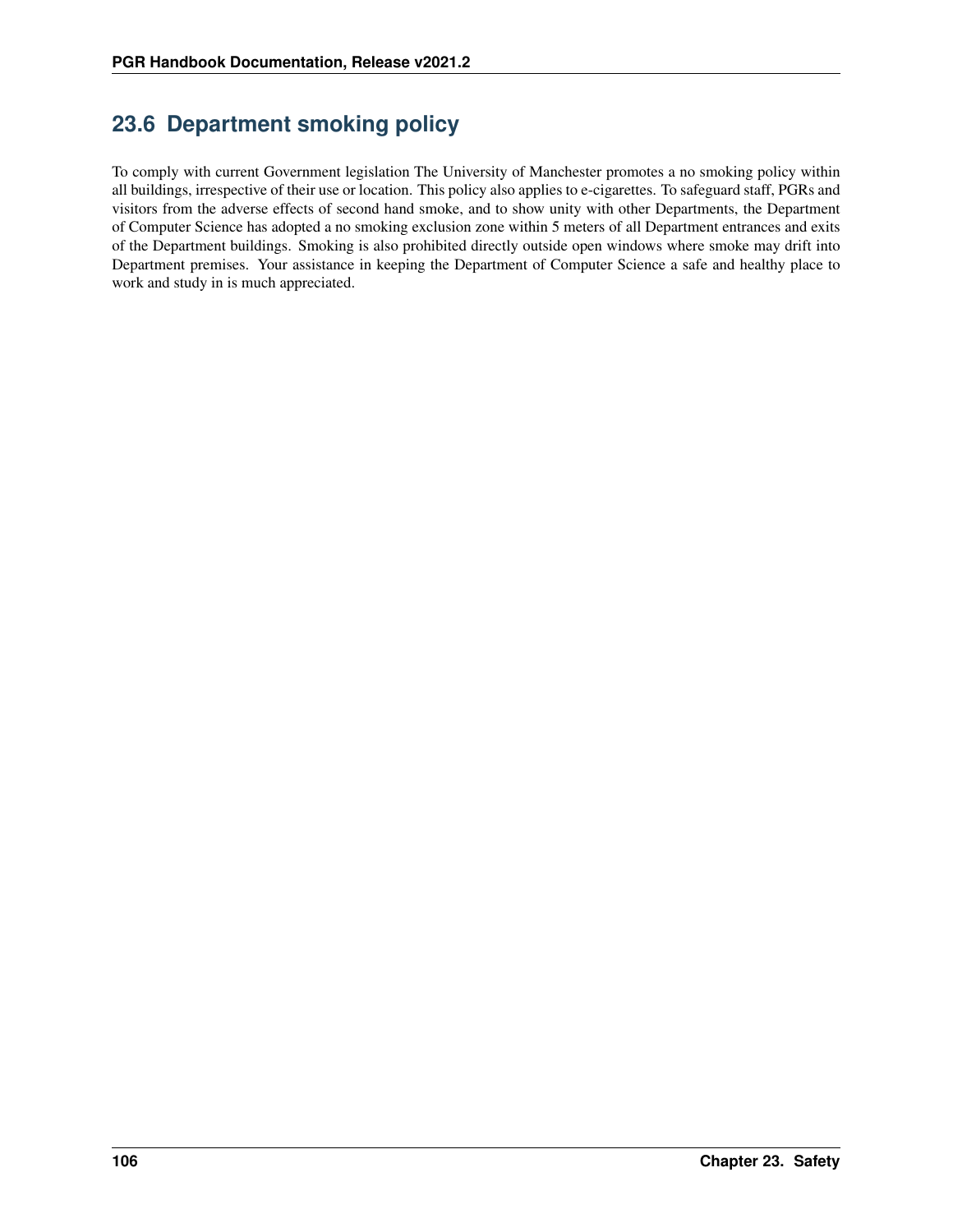## 23.6 Department smoking policy

To comply with current Government legislation The University of Manchester promotes a no smoking policy within all buildings, irrespective of their use or location. This policy also applies to e-cigarettes. To safeguard staff, PGRs and visitors from the adverse effects of second hand smoke, and to show unity with other Departments, the Department of Computer Science has adopted a no smoking exclusion zone within 5 meters of all Department entrances and exits of the Department buildings. Smoking is also prohibited directly outside open windows where smoke may drift into Department premises. Your assistance in keeping the Department of Computer Science a safe and healthy place to work and study in is much appreciated.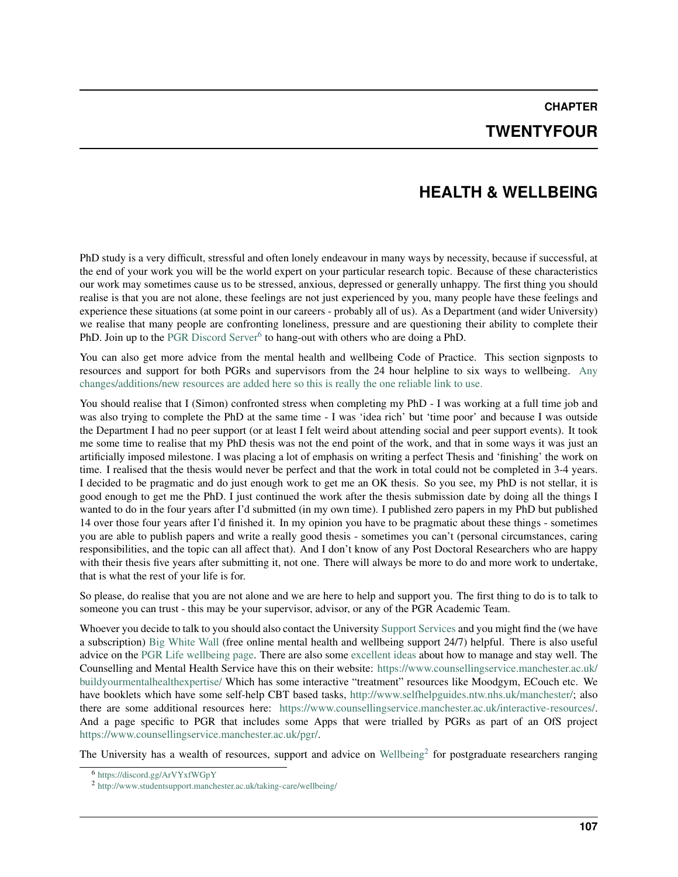# CHAPTER TWENTYFOUR

# HEALTH & WELLBEING

PhD study is a very difficult, stressful and often lonely endeavour in many ways by necessity, because if successful, at the end of your work you will be the world expert on your particular research topic. Because of these characteristics our work may sometimes cause us to be stressed, anxious, depressed or generally unhappy. The first thing you should realise is that you are not alone, these feelings are not just experienced by you, many people have these feelings and experience these situations (at some point in our careers - probably all of us). As a Department (and wider University) we realise that many people are confronting loneliness, pressure and are questioning their ability to complete their PhD. Join up to the PGR Discord Server[6] to hang-out with others who are doing a PhD.

You can also get more advice from the mental health and wellbeing Code of Practice. This section signposts to resources and support for both PGRs and supervisors from the 24 hour helpline to six ways to wellbeing. Any changes/additions/new resources are added here so this is really the one reliable link to use.

You should realise that I (Simon) confronted stress when completing my PhD - I was working at a full time job and was also trying to complete the PhD at the same time - I was 'idea rich' but 'time poor' and because I was outside the Department I had no peer support (or at least I felt weird about attending social and peer support events). It took me some time to realise that my PhD thesis was not the end point of the work, and that in some ways it was just an artificially imposed milestone. I was placing a lot of emphasis on writing a perfect Thesis and 'finishing' the work on time. I realised that the thesis would never be perfect and that the work in total could not be completed in 3-4 years. I decided to be pragmatic and do just enough work to get me an OK thesis. So you see, my PhD is not stellar, it is good enough to get me the PhD. I just continued the work after the thesis submission date by doing all the things I wanted to do in the four years after I'd submitted (in my own time). I published zero papers in my PhD but published 14 over those four years after I'd finished it. In my opinion you have to be pragmatic about these things - sometimes you are able to publish papers and write a really good thesis - sometimes you can't (personal circumstances, caring responsibilities, and the topic can all affect that). And I don't know of any Post Doctoral Researchers who are happy with their thesis five years after submitting it, not one. There will always be more to do and more work to undertake, that is what the rest of your life is for.

So please, do realise that you are not alone and we are here to help and support you. The first thing to do is to talk to someone you can trust - this may be your supervisor, advisor, or any of the PGR Academic Team.

Whoever you decide to talk to you should also contact the University Support Services and you might find the (we have a subscription) Big White Wall (free online mental health and wellbeing support 24/7) helpful. There is also useful advice on the PGR Life wellbeing page. There are also some excellent ideas about how to manage and stay well. The Counselling and Mental Health Service have this on their website: https://www.counsellingservice.manchester.ac.uk/buildyourmentalhealthexpertise/ Which has some interactive "treatment" resources like Moodgym, ECouch etc. We have booklets which have some self-help CBT based tasks, http://www.selfhelpguides.ntw.nhs.uk/manchester/; also there are some additional resources here: https://www.counsellingservice.manchester.ac.uk/interactive-resources/. And a page specific to PGR that includes some Apps that were trialled by PGRs as part of an OfS project https://www.counsellingservice.manchester.ac.uk/pgr/.

The University has a wealth of resources, support and advice on Wellbeing[2] for postgraduate researchers ranging

[6] https://discord.gg/ArVYxfWGpY

[2] http://www.studentsupport.manchester.ac.uk/taking-care/wellbeing/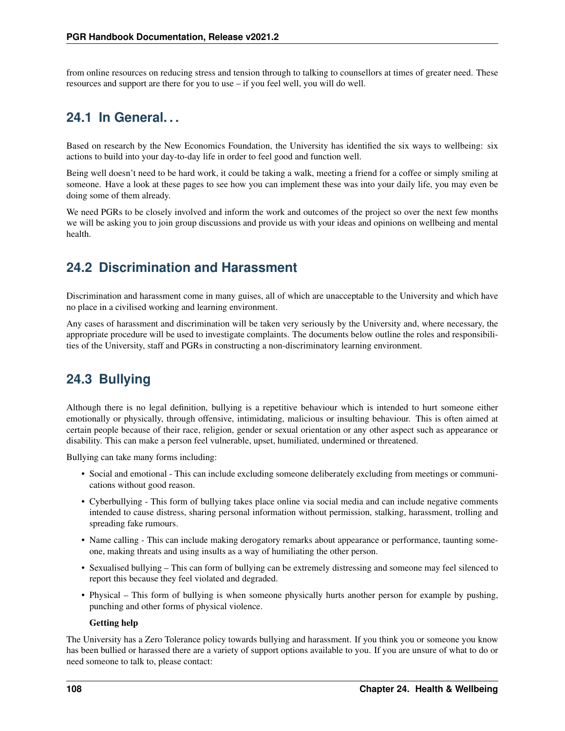from online resources on reducing stress and tension through to talking to counsellors at times of greater need. These resources and support are there for you to use – if you feel well, you will do well.

## 24.1 In General...

Based on research by the New Economics Foundation, the University has identified the six ways to wellbeing: six actions to build into your day-to-day life in order to feel good and function well.

Being well doesn't need to be hard work, it could be taking a walk, meeting a friend for a coffee or simply smiling at someone. Have a look at these pages to see how you can implement these was into your daily life, you may even be doing some of them already.

We need PGRs to be closely involved and inform the work and outcomes of the project so over the next few months we will be asking you to join group discussions and provide us with your ideas and opinions on wellbeing and mental health.

## 24.2 Discrimination and Harassment

Discrimination and harassment come in many guises, all of which are unacceptable to the University and which have no place in a civilised working and learning environment.

Any cases of harassment and discrimination will be taken very seriously by the University and, where necessary, the appropriate procedure will be used to investigate complaints. The documents below outline the roles and responsibilities of the University, staff and PGRs in constructing a non-discriminatory learning environment.

## 24.3 Bullying

Although there is no legal definition, bullying is a repetitive behaviour which is intended to hurt someone either emotionally or physically, through offensive, intimidating, malicious or insulting behaviour. This is often aimed at certain people because of their race, religion, gender or sexual orientation or any other aspect such as appearance or disability. This can make a person feel vulnerable, upset, humiliated, undermined or threatened.

Bullying can take many forms including:

- Social and emotional - This can include excluding someone deliberately excluding from meetings or communications without good reason.
- Cyberbullying - This form of bullying takes place online via social media and can include negative comments intended to cause distress, sharing personal information without permission, stalking, harassment, trolling and spreading fake rumours.
- Name calling - This can include making derogatory remarks about appearance or performance, taunting someone, making threats and using insults as a way of humiliating the other person.
- Sexualised bullying – This can form of bullying can be extremely distressing and someone may feel silenced to report this because they feel violated and degraded.
- Physical – This form of bullying is when someone physically hurts another person for example by pushing, punching and other forms of physical violence.

**Getting help**

The University has a Zero Tolerance policy towards bullying and harassment. If you think you or someone you know has been bullied or harassed there are a variety of support options available to you. If you are unsure of what to do or need someone to talk to, please contact: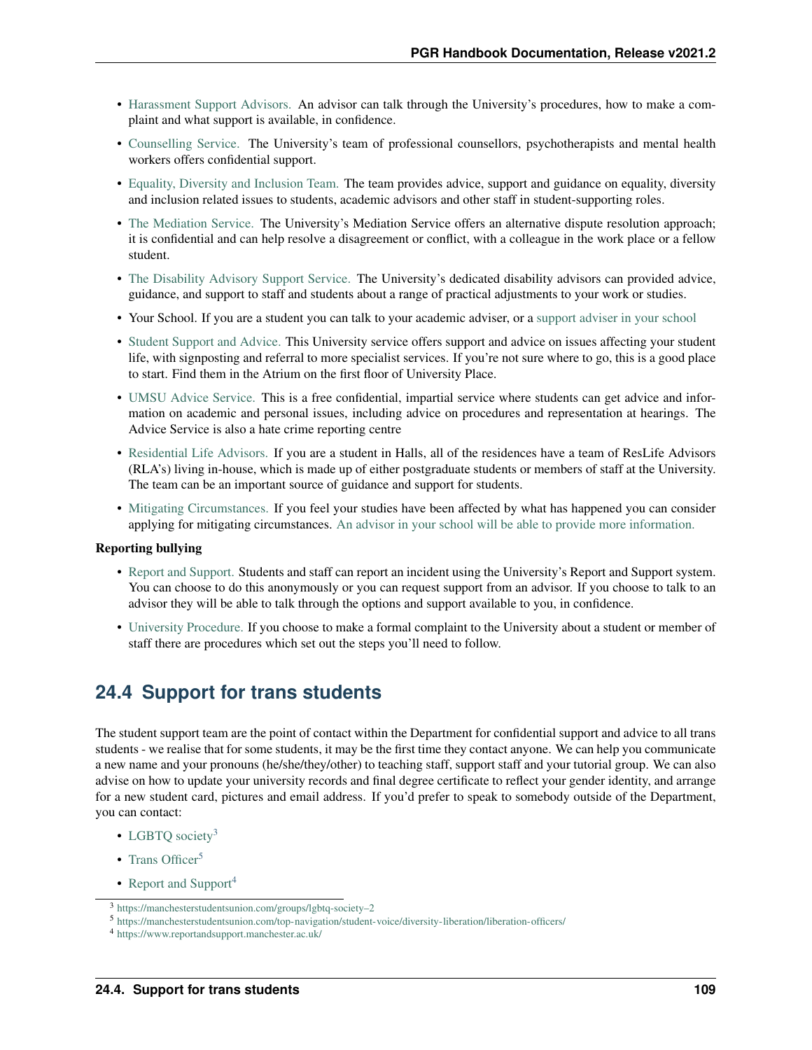- Harassment Support Advisors. An advisor can talk through the University's procedures, how to make a complaint and what support is available, in confidence.
- Counselling Service. The University's team of professional counsellors, psychotherapists and mental health workers offers confidential support.
- Equality, Diversity and Inclusion Team. The team provides advice, support and guidance on equality, diversity and inclusion related issues to students, academic advisors and other staff in student-supporting roles.
- The Mediation Service. The University's Mediation Service offers an alternative dispute resolution approach; it is confidential and can help resolve a disagreement or conflict, with a colleague in the work place or a fellow student.
- The Disability Advisory Support Service. The University's dedicated disability advisors can provided advice, guidance, and support to staff and students about a range of practical adjustments to your work or studies.
- Your School. If you are a student you can talk to your academic adviser, or a support adviser in your school
- Student Support and Advice. This University service offers support and advice on issues affecting your student life, with signposting and referral to more specialist services. If you're not sure where to go, this is a good place to start. Find them in the Atrium on the first floor of University Place.
- UMSU Advice Service. This is a free confidential, impartial service where students can get advice and information on academic and personal issues, including advice on procedures and representation at hearings. The Advice Service is also a hate crime reporting centre
- Residential Life Advisors. If you are a student in Halls, all of the residences have a team of ResLife Advisors (RLA's) living in-house, which is made up of either postgraduate students or members of staff at the University. The team can be an important source of guidance and support for students.
- Mitigating Circumstances. If you feel your studies have been affected by what has happened you can consider applying for mitigating circumstances. An advisor in your school will be able to provide more information.

**Reporting bullying**

- Report and Support. Students and staff can report an incident using the University's Report and Support system. You can choose to do this anonymously or you can request support from an advisor. If you choose to talk to an advisor they will be able to talk through the options and support available to you, in confidence.
- University Procedure. If you choose to make a formal complaint to the University about a student or member of staff there are procedures which set out the steps you'll need to follow.

## 24.4 Support for trans students

The student support team are the point of contact within the Department for confidential support and advice to all trans students - we realise that for some students, it may be the first time they contact anyone. We can help you communicate a new name and your pronouns (he/she/they/other) to teaching staff, support staff and your tutorial group. We can also advise on how to update your university records and final degree certificate to reflect your gender identity, and arrange for a new student card, pictures and email address. If you'd prefer to speak to somebody outside of the Department, you can contact:

- LGBTQ society[3]
- Trans Officer[5]
- Report and Support[4]

[3] https://manchesterstudentsunion.com/groups/lgbtq-society–2

[5] https://manchesterstudentsunion.com/top-navigation/student-voice/diversity-liberation/liberation-officers/

[4] https://www.reportandsupport.manchester.ac.uk/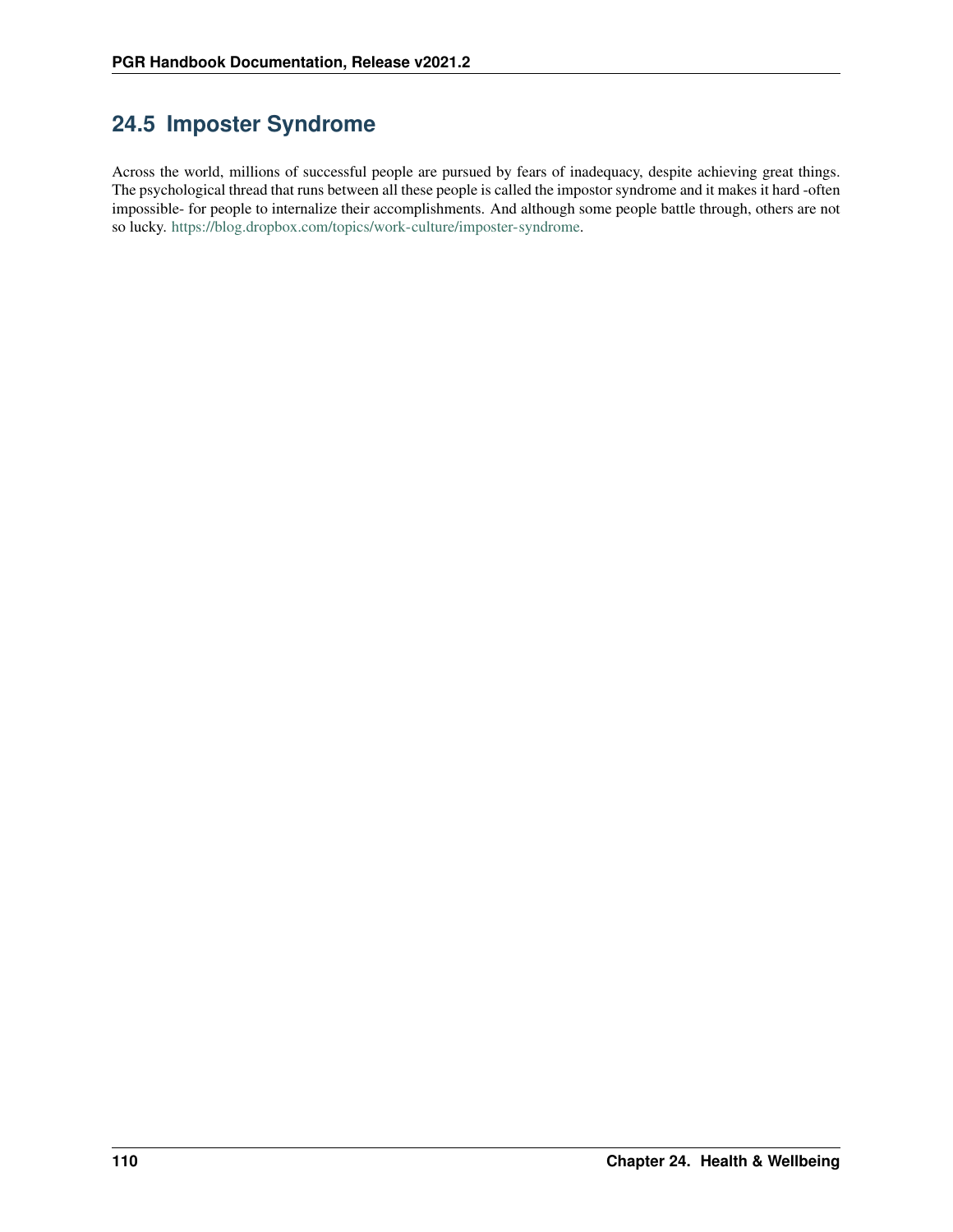## 24.5 Imposter Syndrome

Across the world, millions of successful people are pursued by fears of inadequacy, despite achieving great things. The psychological thread that runs between all these people is called the impostor syndrome and it makes it hard -often impossible- for people to internalize their accomplishments. And although some people battle through, others are not so lucky. https://blog.dropbox.com/topics/work-culture/imposter-syndrome.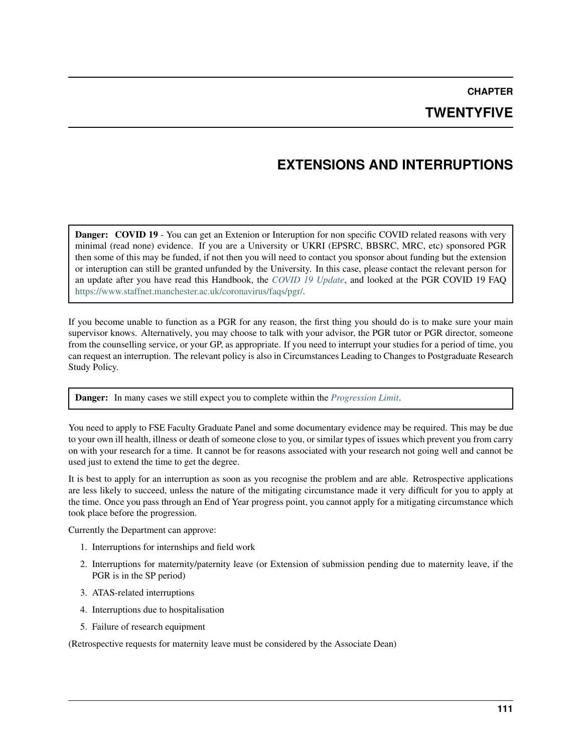# CHAPTER TWENTYFIVE

# EXTENSIONS AND INTERRUPTIONS

> **Danger: COVID 19** - You can get an Extenion or Interuption for non specific COVID related reasons with very minimal (read none) evidence. If you are a University or UKRI (EPSRC, BBSRC, MRC, etc) sponsored PGR then some of this may be funded, if not then you will need to contact you sponsor about funding but the extension or interuption can still be granted unfunded by the University. In this case, please contact the relevant person for an update after you have read this Handbook, the *COVID 19 Update*, and looked at the PGR COVID 19 FAQ https://www.staffnet.manchester.ac.uk/coronavirus/faqs/pgr/.

If you become unable to function as a PGR for any reason, the first thing you should do is to make sure your main supervisor knows. Alternatively, you may choose to talk with your advisor, the PGR tutor or PGR director, someone from the counselling service, or your GP, as appropriate. If you need to interrupt your studies for a period of time, you can request an interruption. The relevant policy is also in Circumstances Leading to Changes to Postgraduate Research Study Policy.

> **Danger:** In many cases we still expect you to complete within the *Progression Limit*.

You need to apply to FSE Faculty Graduate Panel and some documentary evidence may be required. This may be due to your own ill health, illness or death of someone close to you, or similar types of issues which prevent you from carry on with your research for a time. It cannot be for reasons associated with your research not going well and cannot be used just to extend the time to get the degree.

It is best to apply for an interruption as soon as you recognise the problem and are able. Retrospective applications are less likely to succeed, unless the nature of the mitigating circumstance made it very difficult for you to apply at the time. Once you pass through an End of Year progress point, you cannot apply for a mitigating circumstance which took place before the progression.

Currently the Department can approve:

1. Interruptions for internships and field work
2. Interruptions for maternity/paternity leave (or Extension of submission pending due to maternity leave, if the PGR is in the SP period)
3. ATAS-related interruptions
4. Interruptions due to hospitalisation
5. Failure of research equipment

(Retrospective requests for maternity leave must be considered by the Associate Dean)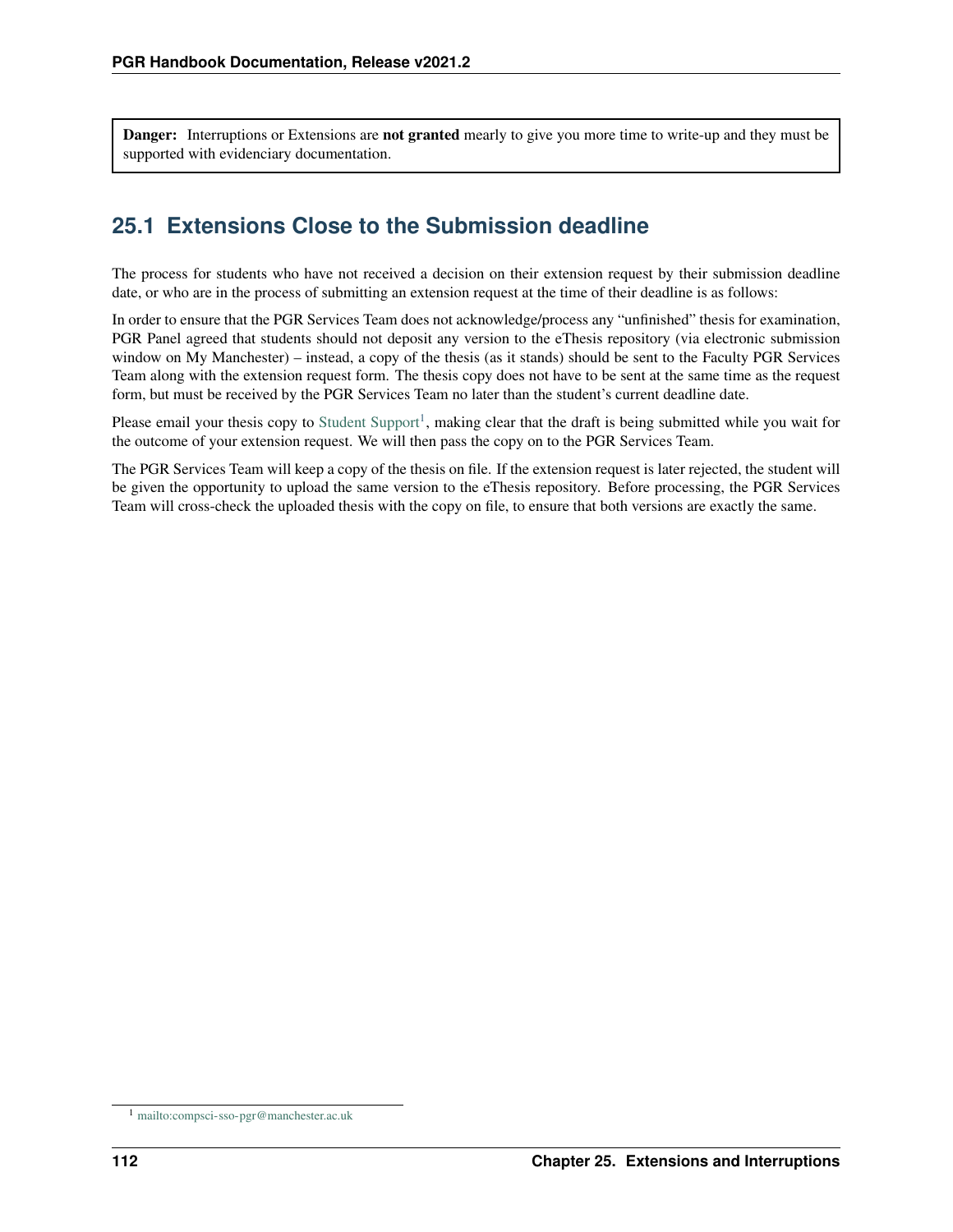**Danger:** Interruptions or Extensions are **not granted** mearly to give you more time to write-up and they must be supported with evidenciary documentation.

## 25.1 Extensions Close to the Submission deadline

The process for students who have not received a decision on their extension request by their submission deadline date, or who are in the process of submitting an extension request at the time of their deadline is as follows:

In order to ensure that the PGR Services Team does not acknowledge/process any "unfinished" thesis for examination, PGR Panel agreed that students should not deposit any version to the eThesis repository (via electronic submission window on My Manchester) – instead, a copy of the thesis (as it stands) should be sent to the Faculty PGR Services Team along with the extension request form. The thesis copy does not have to be sent at the same time as the request form, but must be received by the PGR Services Team no later than the student's current deadline date.

Please email your thesis copy to Student Support[1], making clear that the draft is being submitted while you wait for the outcome of your extension request. We will then pass the copy on to the PGR Services Team.

The PGR Services Team will keep a copy of the thesis on file. If the extension request is later rejected, the student will be given the opportunity to upload the same version to the eThesis repository. Before processing, the PGR Services Team will cross-check the uploaded thesis with the copy on file, to ensure that both versions are exactly the same.

[1] mailto:compsci-sso-pgr@manchester.ac.uk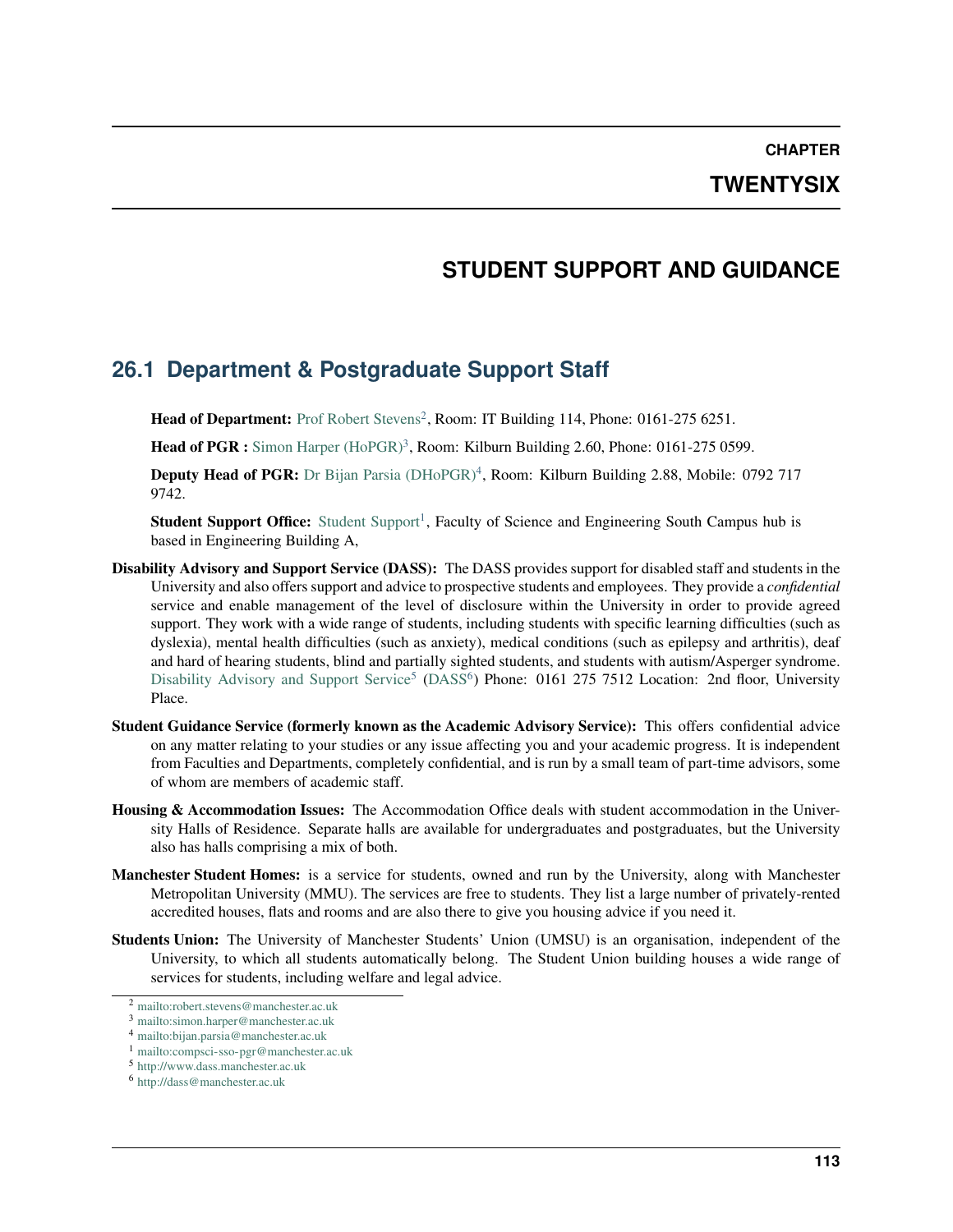# CHAPTER TWENTYSIX

# STUDENT SUPPORT AND GUIDANCE

## 26.1 Department & Postgraduate Support Staff

**Head of Department:** Prof Robert Stevens[2], Room: IT Building 114, Phone: 0161-275 6251.

**Head of PGR :** Simon Harper (HoPGR)[3], Room: Kilburn Building 2.60, Phone: 0161-275 0599.

**Deputy Head of PGR:** Dr Bijan Parsia (DHoPGR)[4], Room: Kilburn Building 2.88, Mobile: 0792 717 9742.

**Student Support Office:** Student Support[1], Faculty of Science and Engineering South Campus hub is based in Engineering Building A,

**Disability Advisory and Support Service (DASS):** The DASS provides support for disabled staff and students in the University and also offers support and advice to prospective students and employees. They provide a *confidential* service and enable management of the level of disclosure within the University in order to provide agreed support. They work with a wide range of students, including students with specific learning difficulties (such as dyslexia), mental health difficulties (such as anxiety), medical conditions (such as epilepsy and arthritis), deaf and hard of hearing students, blind and partially sighted students, and students with autism/Asperger syndrome. Disability Advisory and Support Service[5] (DASS[6]) Phone: 0161 275 7512 Location: 2nd floor, University Place.

**Student Guidance Service (formerly known as the Academic Advisory Service):** This offers confidential advice on any matter relating to your studies or any issue affecting you and your academic progress. It is independent from Faculties and Departments, completely confidential, and is run by a small team of part-time advisors, some of whom are members of academic staff.

**Housing & Accommodation Issues:** The Accommodation Office deals with student accommodation in the University Halls of Residence. Separate halls are available for undergraduates and postgraduates, but the University also has halls comprising a mix of both.

**Manchester Student Homes:** is a service for students, owned and run by the University, along with Manchester Metropolitan University (MMU). The services are free to students. They list a large number of privately-rented accredited houses, flats and rooms and are also there to give you housing advice if you need it.

**Students Union:** The University of Manchester Students' Union (UMSU) is an organisation, independent of the University, to which all students automatically belong. The Student Union building houses a wide range of services for students, including welfare and legal advice.

---

[2] mailto:robert.stevens@manchester.ac.uk

[3] mailto:simon.harper@manchester.ac.uk

[4] mailto:bijan.parsia@manchester.ac.uk

[1] mailto:compsci-sso-pgr@manchester.ac.uk

[5] http://www.dass.manchester.ac.uk

[6] http://dass@manchester.ac.uk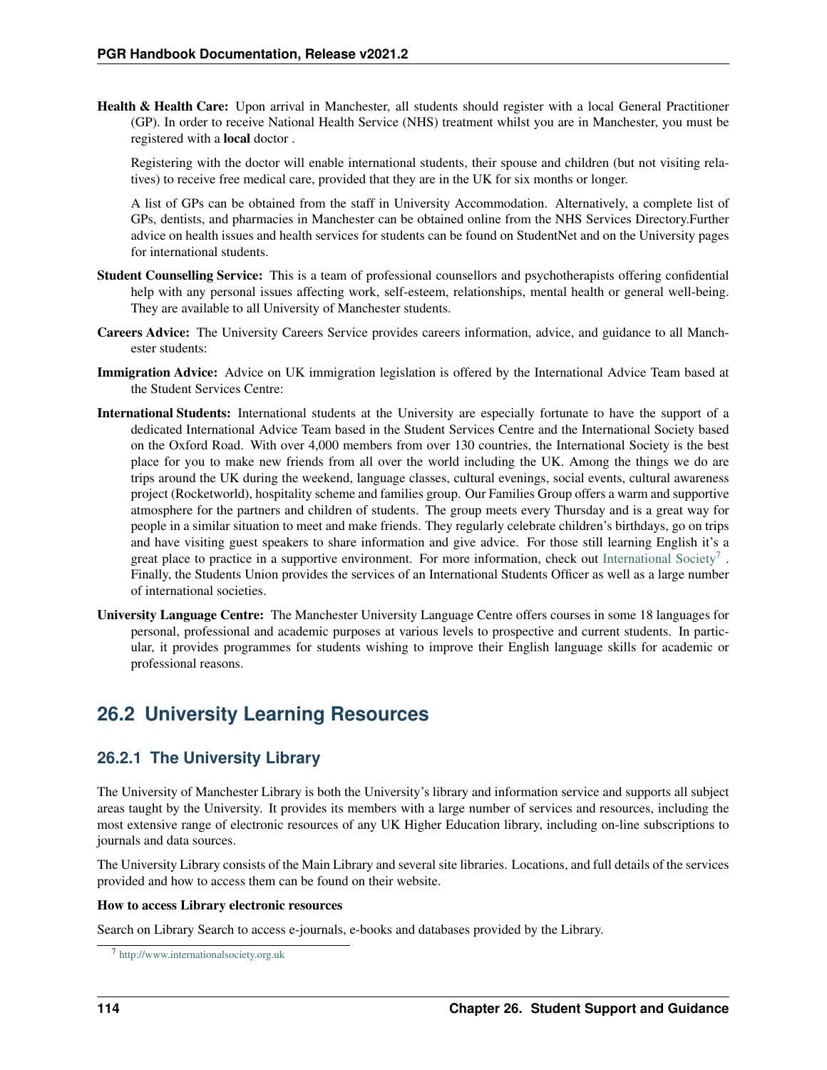**Health & Health Care:** Upon arrival in Manchester, all students should register with a local General Practitioner (GP). In order to receive National Health Service (NHS) treatment whilst you are in Manchester, you must be registered with a **local** doctor .

Registering with the doctor will enable international students, their spouse and children (but not visiting relatives) to receive free medical care, provided that they are in the UK for six months or longer.

A list of GPs can be obtained from the staff in University Accommodation. Alternatively, a complete list of GPs, dentists, and pharmacies in Manchester can be obtained online from the NHS Services Directory.Further advice on health issues and health services for students can be found on StudentNet and on the University pages for international students.

**Student Counselling Service:** This is a team of professional counsellors and psychotherapists offering confidential help with any personal issues affecting work, self-esteem, relationships, mental health or general well-being. They are available to all University of Manchester students.

**Careers Advice:** The University Careers Service provides careers information, advice, and guidance to all Manchester students:

**Immigration Advice:** Advice on UK immigration legislation is offered by the International Advice Team based at the Student Services Centre:

**International Students:** International students at the University are especially fortunate to have the support of a dedicated International Advice Team based in the Student Services Centre and the International Society based on the Oxford Road. With over 4,000 members from over 130 countries, the International Society is the best place for you to make new friends from all over the world including the UK. Among the things we do are trips around the UK during the weekend, language classes, cultural evenings, social events, cultural awareness project (Rocketworld), hospitality scheme and families group. Our Families Group offers a warm and supportive atmosphere for the partners and children of students. The group meets every Thursday and is a great way for people in a similar situation to meet and make friends. They regularly celebrate children's birthdays, go on trips and have visiting guest speakers to share information and give advice. For those still learning English it's a great place to practice in a supportive environment. For more information, check out International Society[7] . Finally, the Students Union provides the services of an International Students Officer as well as a large number of international societies.

**University Language Centre:** The Manchester University Language Centre offers courses in some 18 languages for personal, professional and academic purposes at various levels to prospective and current students. In particular, it provides programmes for students wishing to improve their English language skills for academic or professional reasons.

## 26.2 University Learning Resources

### 26.2.1 The University Library

The University of Manchester Library is both the University's library and information service and supports all subject areas taught by the University. It provides its members with a large number of services and resources, including the most extensive range of electronic resources of any UK Higher Education library, including on-line subscriptions to journals and data sources.

The University Library consists of the Main Library and several site libraries. Locations, and full details of the services provided and how to access them can be found on their website.

**How to access Library electronic resources**

Search on Library Search to access e-journals, e-books and databases provided by the Library.

[7] http://www.internationalsociety.org.uk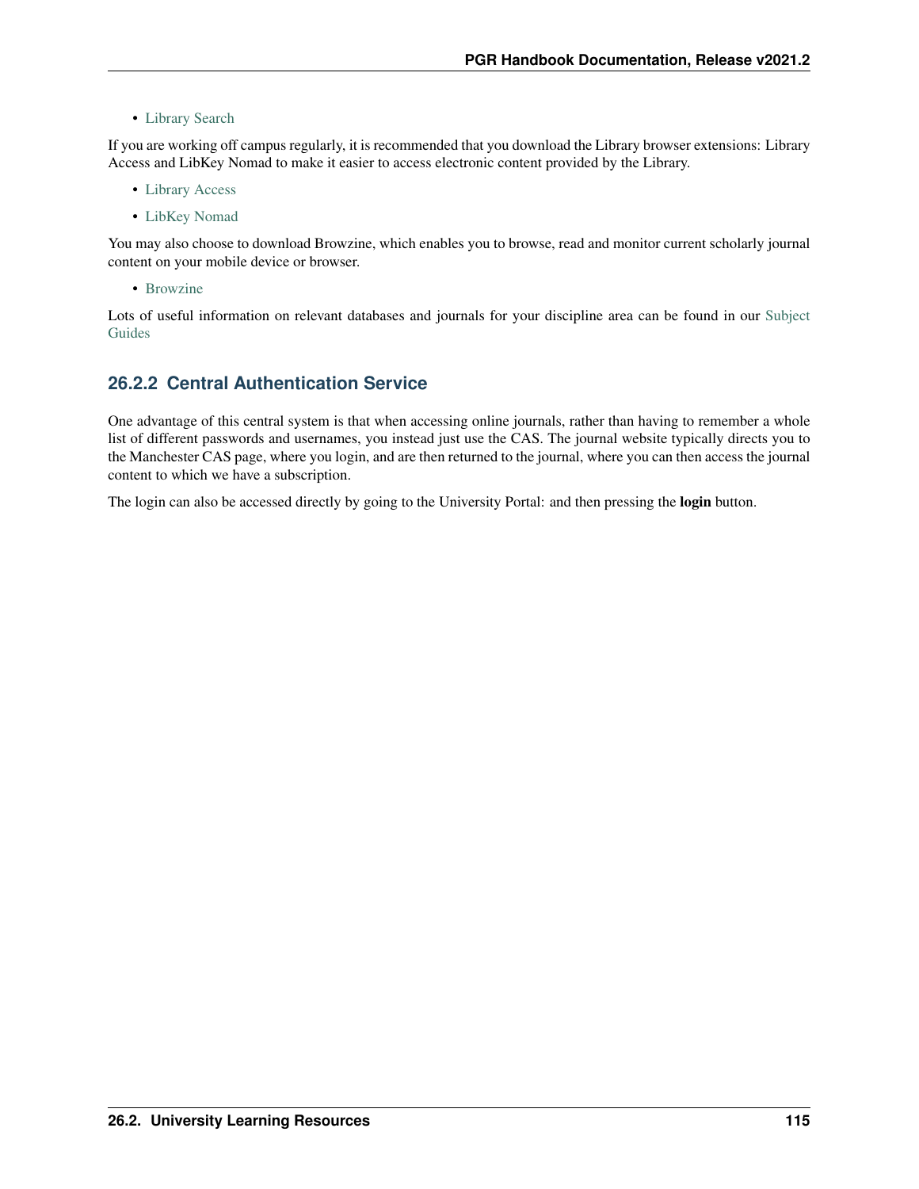- Library Search

If you are working off campus regularly, it is recommended that you download the Library browser extensions: Library Access and LibKey Nomad to make it easier to access electronic content provided by the Library.

- Library Access
- LibKey Nomad

You may also choose to download Browzine, which enables you to browse, read and monitor current scholarly journal content on your mobile device or browser.

- Browzine

Lots of useful information on relevant databases and journals for your discipline area can be found in our Subject Guides

### 26.2.2 Central Authentication Service

One advantage of this central system is that when accessing online journals, rather than having to remember a whole list of different passwords and usernames, you instead just use the CAS. The journal website typically directs you to the Manchester CAS page, where you login, and are then returned to the journal, where you can then access the journal content to which we have a subscription.

The login can also be accessed directly by going to the University Portal: and then pressing the **login** button.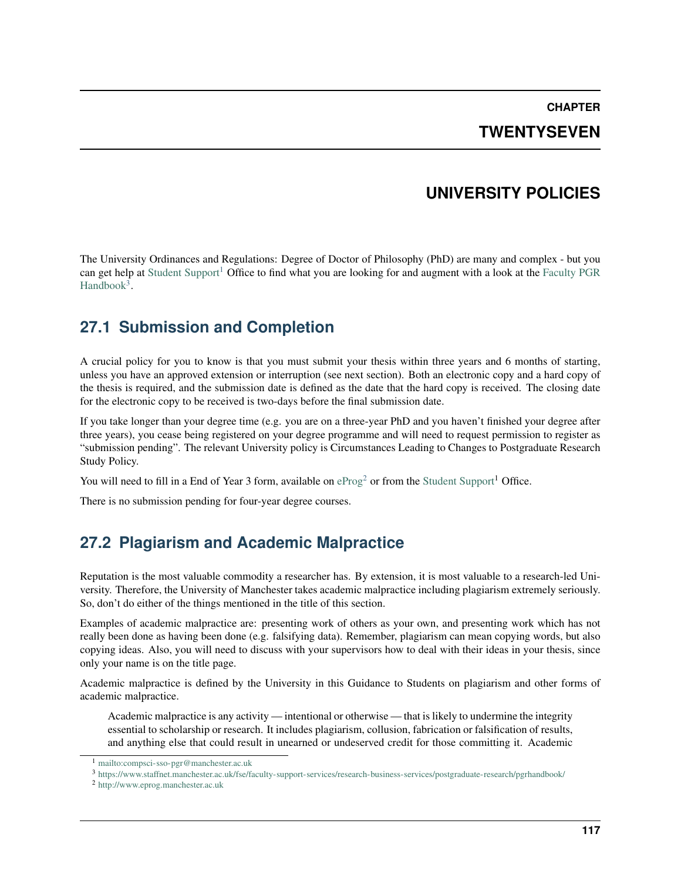# CHAPTER TWENTYSEVEN

# UNIVERSITY POLICIES

The University Ordinances and Regulations: Degree of Doctor of Philosophy (PhD) are many and complex - but you can get help at Student Support[1] Office to find what you are looking for and augment with a look at the Faculty PGR Handbook[3].

## 27.1 Submission and Completion

A crucial policy for you to know is that you must submit your thesis within three years and 6 months of starting, unless you have an approved extension or interruption (see next section). Both an electronic copy and a hard copy of the thesis is required, and the submission date is defined as the date that the hard copy is received. The closing date for the electronic copy to be received is two-days before the final submission date.

If you take longer than your degree time (e.g. you are on a three-year PhD and you haven't finished your degree after three years), you cease being registered on your degree programme and will need to request permission to register as "submission pending". The relevant University policy is Circumstances Leading to Changes to Postgraduate Research Study Policy.

You will need to fill in a End of Year 3 form, available on eProg[2] or from the Student Support[1] Office.

There is no submission pending for four-year degree courses.

## 27.2 Plagiarism and Academic Malpractice

Reputation is the most valuable commodity a researcher has. By extension, it is most valuable to a research-led University. Therefore, the University of Manchester takes academic malpractice including plagiarism extremely seriously. So, don't do either of the things mentioned in the title of this section.

Examples of academic malpractice are: presenting work of others as your own, and presenting work which has not really been done as having been done (e.g. falsifying data). Remember, plagiarism can mean copying words, but also copying ideas. Also, you will need to discuss with your supervisors how to deal with their ideas in your thesis, since only your name is on the title page.

Academic malpractice is defined by the University in this Guidance to Students on plagiarism and other forms of academic malpractice.

> Academic malpractice is any activity — intentional or otherwise — that is likely to undermine the integrity essential to scholarship or research. It includes plagiarism, collusion, fabrication or falsification of results, and anything else that could result in unearned or undeserved credit for those committing it. Academic

[1] mailto:compsci-sso-pgr@manchester.ac.uk

[3] https://www.staffnet.manchester.ac.uk/fse/faculty-support-services/research-business-services/postgraduate-research/pgrhandbook/

[2] http://www.eprog.manchester.ac.uk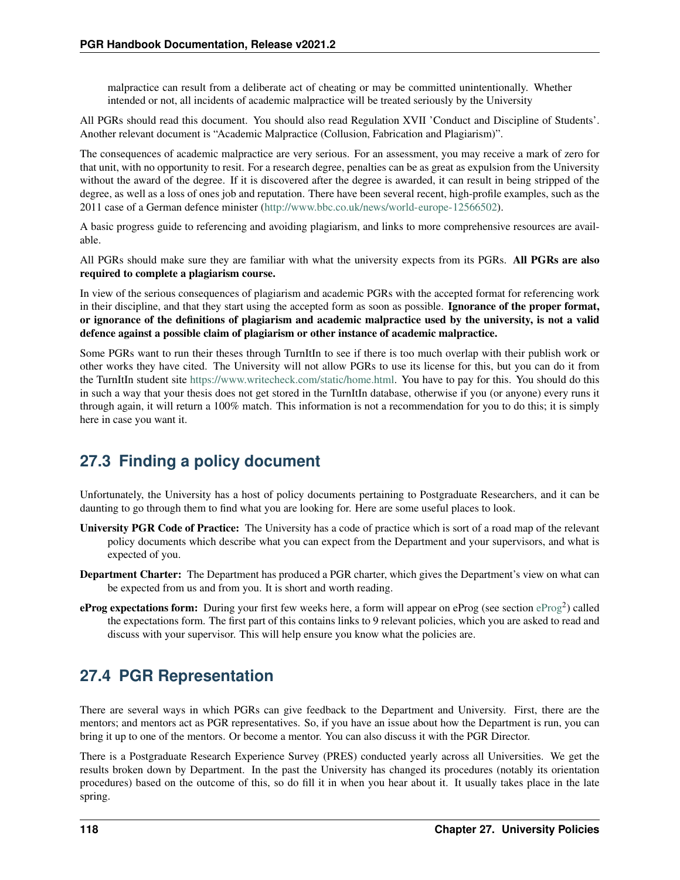malpractice can result from a deliberate act of cheating or may be committed unintentionally. Whether intended or not, all incidents of academic malpractice will be treated seriously by the University

All PGRs should read this document. You should also read Regulation XVII 'Conduct and Discipline of Students'. Another relevant document is "Academic Malpractice (Collusion, Fabrication and Plagiarism)".

The consequences of academic malpractice are very serious. For an assessment, you may receive a mark of zero for that unit, with no opportunity to resit. For a research degree, penalties can be as great as expulsion from the University without the award of the degree. If it is discovered after the degree is awarded, it can result in being stripped of the degree, as well as a loss of ones job and reputation. There have been several recent, high-profile examples, such as the 2011 case of a German defence minister (http://www.bbc.co.uk/news/world-europe-12566502).

A basic progress guide to referencing and avoiding plagiarism, and links to more comprehensive resources are available.

All PGRs should make sure they are familiar with what the university expects from its PGRs. **All PGRs are also required to complete a plagiarism course.**

In view of the serious consequences of plagiarism and academic PGRs with the accepted format for referencing work in their discipline, and that they start using the accepted form as soon as possible. **Ignorance of the proper format, or ignorance of the definitions of plagiarism and academic malpractice used by the university, is not a valid defence against a possible claim of plagiarism or other instance of academic malpractice.**

Some PGRs want to run their theses through TurnItIn to see if there is too much overlap with their publish work or other works they have cited. The University will not allow PGRs to use its license for this, but you can do it from the TurnItIn student site https://www.writecheck.com/static/home.html. You have to pay for this. You should do this in such a way that your thesis does not get stored in the TurnItIn database, otherwise if you (or anyone) every runs it through again, it will return a 100% match. This information is not a recommendation for you to do this; it is simply here in case you want it.

## 27.3 Finding a policy document

Unfortunately, the University has a host of policy documents pertaining to Postgraduate Researchers, and it can be daunting to go through them to find what you are looking for. Here are some useful places to look.

**University PGR Code of Practice:** The University has a code of practice which is sort of a road map of the relevant policy documents which describe what you can expect from the Department and your supervisors, and what is expected of you.

**Department Charter:** The Department has produced a PGR charter, which gives the Department's view on what can be expected from us and from you. It is short and worth reading.

**eProg expectations form:** During your first few weeks here, a form will appear on eProg (see section eProg[2]) called the expectations form. The first part of this contains links to 9 relevant policies, which you are asked to read and discuss with your supervisor. This will help ensure you know what the policies are.

## 27.4 PGR Representation

There are several ways in which PGRs can give feedback to the Department and University. First, there are the mentors; and mentors act as PGR representatives. So, if you have an issue about how the Department is run, you can bring it up to one of the mentors. Or become a mentor. You can also discuss it with the PGR Director.

There is a Postgraduate Research Experience Survey (PRES) conducted yearly across all Universities. We get the results broken down by Department. In the past the University has changed its procedures (notably its orientation procedures) based on the outcome of this, so do fill it in when you hear about it. It usually takes place in the late spring.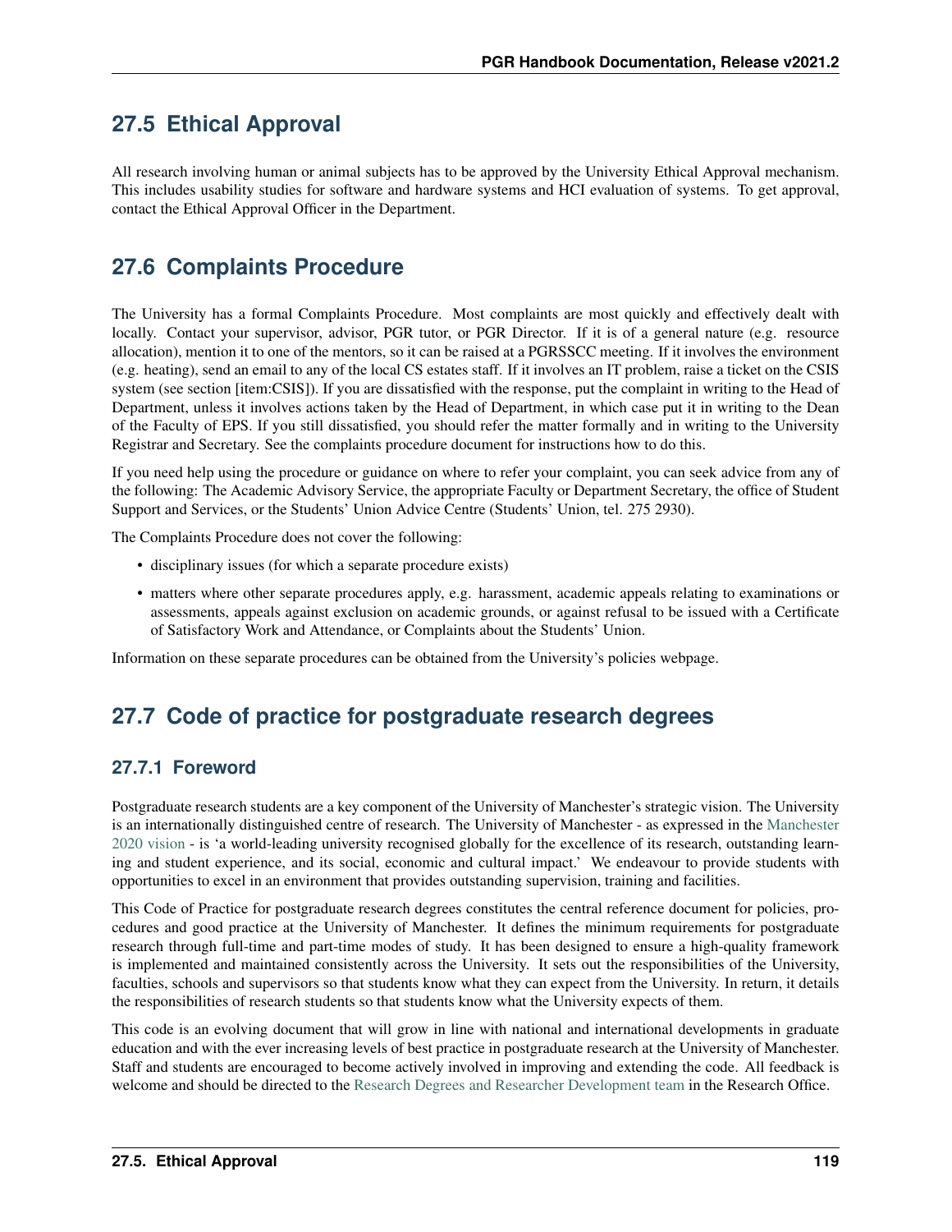## 27.5 Ethical Approval

All research involving human or animal subjects has to be approved by the University Ethical Approval mechanism. This includes usability studies for software and hardware systems and HCI evaluation of systems. To get approval, contact the Ethical Approval Officer in the Department.

## 27.6 Complaints Procedure

The University has a formal Complaints Procedure. Most complaints are most quickly and effectively dealt with locally. Contact your supervisor, advisor, PGR tutor, or PGR Director. If it is of a general nature (e.g. resource allocation), mention it to one of the mentors, so it can be raised at a PGRSSCC meeting. If it involves the environment (e.g. heating), send an email to any of the local CS estates staff. If it involves an IT problem, raise a ticket on the CSIS system (see section [item:CSIS]). If you are dissatisfied with the response, put the complaint in writing to the Head of Department, unless it involves actions taken by the Head of Department, in which case put it in writing to the Dean of the Faculty of EPS. If you still dissatisfied, you should refer the matter formally and in writing to the University Registrar and Secretary. See the complaints procedure document for instructions how to do this.

If you need help using the procedure or guidance on where to refer your complaint, you can seek advice from any of the following: The Academic Advisory Service, the appropriate Faculty or Department Secretary, the office of Student Support and Services, or the Students' Union Advice Centre (Students' Union, tel. 275 2930).

The Complaints Procedure does not cover the following:

- disciplinary issues (for which a separate procedure exists)
- matters where other separate procedures apply, e.g. harassment, academic appeals relating to examinations or assessments, appeals against exclusion on academic grounds, or against refusal to be issued with a Certificate of Satisfactory Work and Attendance, or Complaints about the Students' Union.

Information on these separate procedures can be obtained from the University's policies webpage.

## 27.7 Code of practice for postgraduate research degrees

### 27.7.1 Foreword

Postgraduate research students are a key component of the University of Manchester's strategic vision. The University is an internationally distinguished centre of research. The University of Manchester - as expressed in the Manchester 2020 vision - is 'a world-leading university recognised globally for the excellence of its research, outstanding learning and student experience, and its social, economic and cultural impact.' We endeavour to provide students with opportunities to excel in an environment that provides outstanding supervision, training and facilities.

This Code of Practice for postgraduate research degrees constitutes the central reference document for policies, procedures and good practice at the University of Manchester. It defines the minimum requirements for postgraduate research through full-time and part-time modes of study. It has been designed to ensure a high-quality framework is implemented and maintained consistently across the University. It sets out the responsibilities of the University, faculties, schools and supervisors so that students know what they can expect from the University. In return, it details the responsibilities of research students so that students know what the University expects of them.

This code is an evolving document that will grow in line with national and international developments in graduate education and with the ever increasing levels of best practice in postgraduate research at the University of Manchester. Staff and students are encouraged to become actively involved in improving and extending the code. All feedback is welcome and should be directed to the Research Degrees and Researcher Development team in the Research Office.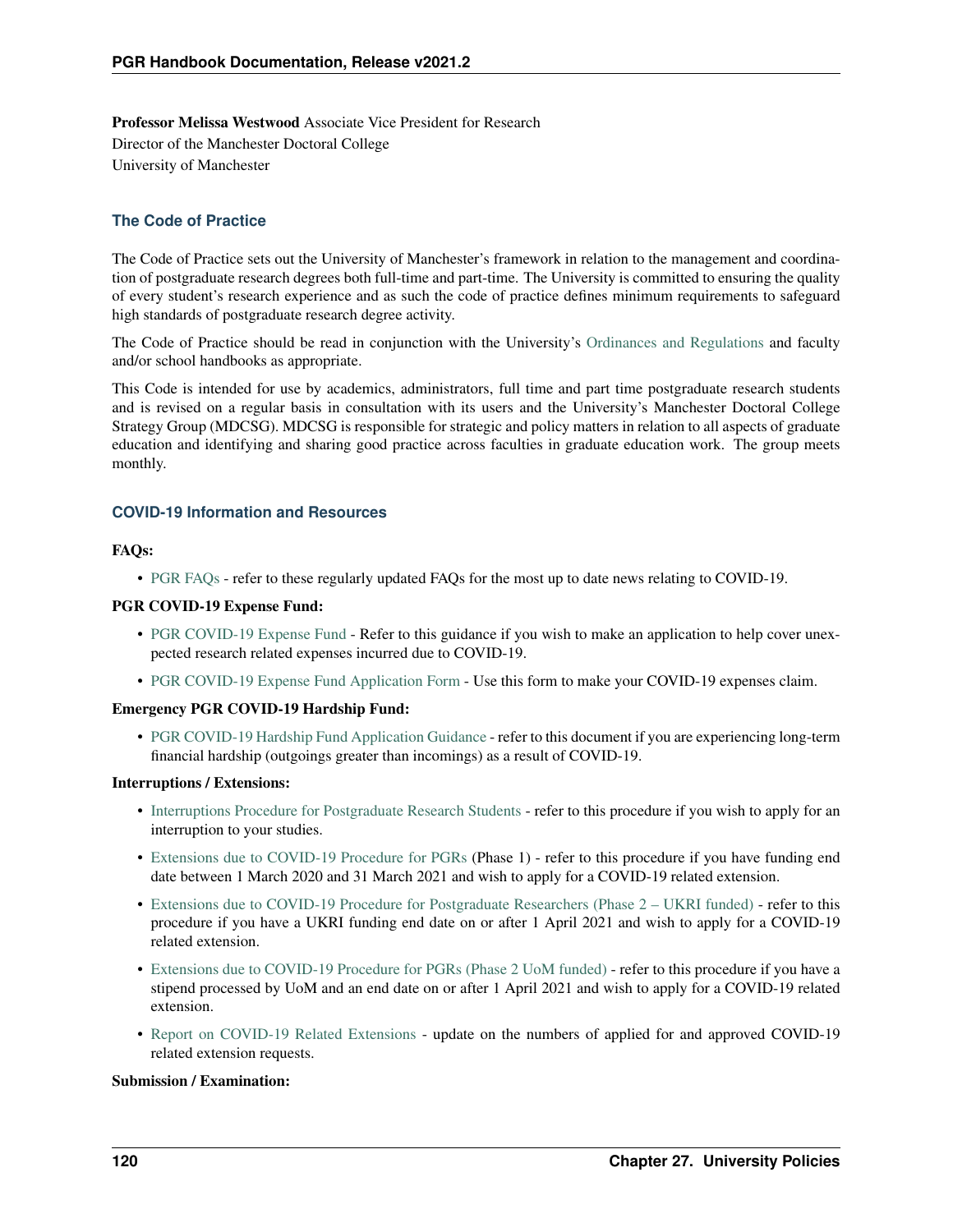**Professor Melissa Westwood** Associate Vice President for Research
Director of the Manchester Doctoral College
University of Manchester

### The Code of Practice

The Code of Practice sets out the University of Manchester's framework in relation to the management and coordination of postgraduate research degrees both full-time and part-time. The University is committed to ensuring the quality of every student's research experience and as such the code of practice defines minimum requirements to safeguard high standards of postgraduate research degree activity.

The Code of Practice should be read in conjunction with the University's Ordinances and Regulations and faculty and/or school handbooks as appropriate.

This Code is intended for use by academics, administrators, full time and part time postgraduate research students and is revised on a regular basis in consultation with its users and the University's Manchester Doctoral College Strategy Group (MDCSG). MDCSG is responsible for strategic and policy matters in relation to all aspects of graduate education and identifying and sharing good practice across faculties in graduate education work. The group meets monthly.

### COVID-19 Information and Resources

**FAQs:**

- PGR FAQs - refer to these regularly updated FAQs for the most up to date news relating to COVID-19.

**PGR COVID-19 Expense Fund:**

- PGR COVID-19 Expense Fund - Refer to this guidance if you wish to make an application to help cover unexpected research related expenses incurred due to COVID-19.
- PGR COVID-19 Expense Fund Application Form - Use this form to make your COVID-19 expenses claim.

**Emergency PGR COVID-19 Hardship Fund:**

- PGR COVID-19 Hardship Fund Application Guidance - refer to this document if you are experiencing long-term financial hardship (outgoings greater than incomings) as a result of COVID-19.

**Interruptions / Extensions:**

- Interruptions Procedure for Postgraduate Research Students - refer to this procedure if you wish to apply for an interruption to your studies.
- Extensions due to COVID-19 Procedure for PGRs (Phase 1) - refer to this procedure if you have funding end date between 1 March 2020 and 31 March 2021 and wish to apply for a COVID-19 related extension.
- Extensions due to COVID-19 Procedure for Postgraduate Researchers (Phase 2 – UKRI funded) - refer to this procedure if you have a UKRI funding end date on or after 1 April 2021 and wish to apply for a COVID-19 related extension.
- Extensions due to COVID-19 Procedure for PGRs (Phase 2 UoM funded) - refer to this procedure if you have a stipend processed by UoM and an end date on or after 1 April 2021 and wish to apply for a COVID-19 related extension.
- Report on COVID-19 Related Extensions - update on the numbers of applied for and approved COVID-19 related extension requests.

**Submission / Examination:**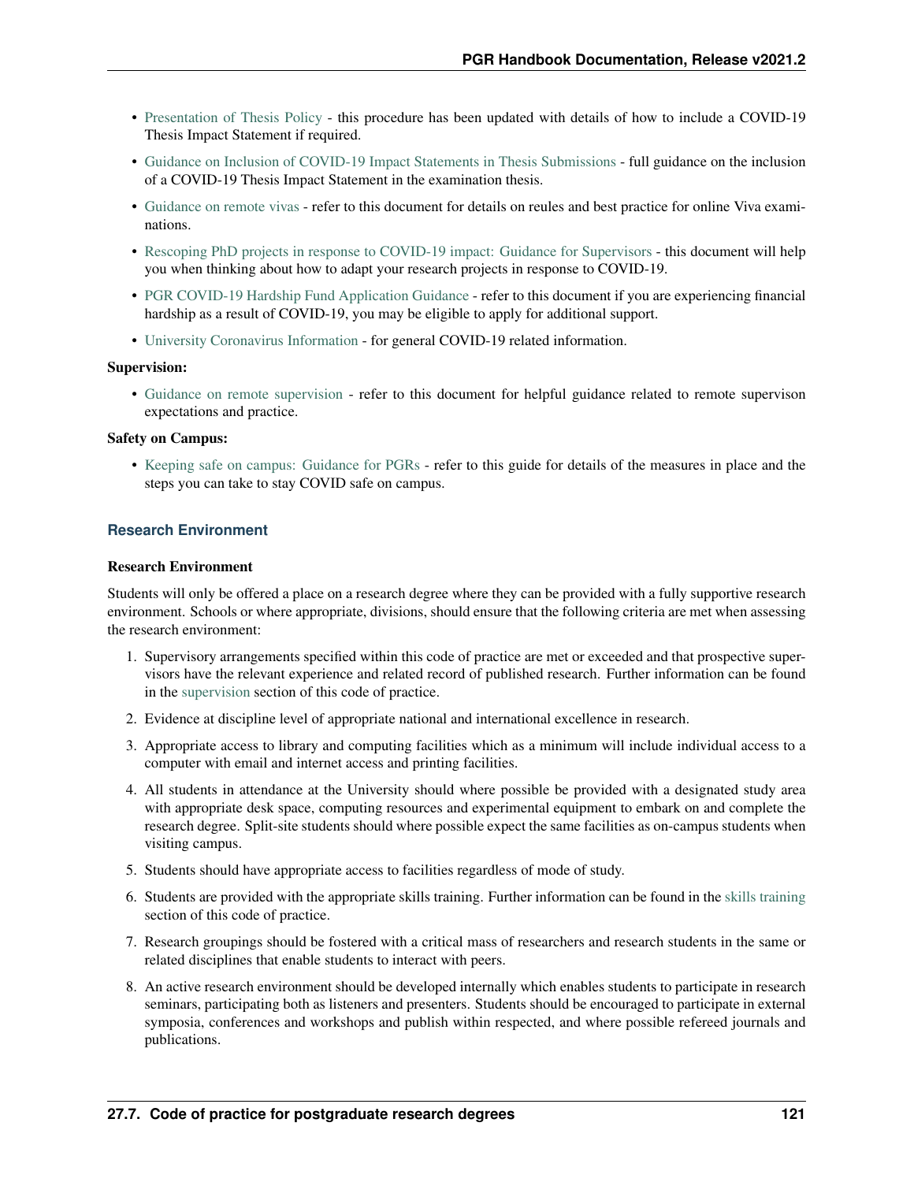- Presentation of Thesis Policy - this procedure has been updated with details of how to include a COVID-19 Thesis Impact Statement if required.
- Guidance on Inclusion of COVID-19 Impact Statements in Thesis Submissions - full guidance on the inclusion of a COVID-19 Thesis Impact Statement in the examination thesis.
- Guidance on remote vivas - refer to this document for details on reules and best practice for online Viva examinations.
- Rescoping PhD projects in response to COVID-19 impact: Guidance for Supervisors - this document will help you when thinking about how to adapt your research projects in response to COVID-19.
- PGR COVID-19 Hardship Fund Application Guidance - refer to this document if you are experiencing financial hardship as a result of COVID-19, you may be eligible to apply for additional support.
- University Coronavirus Information - for general COVID-19 related information.

**Supervision:**

- Guidance on remote supervision - refer to this document for helpful guidance related to remote supervison expectations and practice.

**Safety on Campus:**

- Keeping safe on campus: Guidance for PGRs - refer to this guide for details of the measures in place and the steps you can take to stay COVID safe on campus.

### Research Environment

**Research Environment**

Students will only be offered a place on a research degree where they can be provided with a fully supportive research environment. Schools or where appropriate, divisions, should ensure that the following criteria are met when assessing the research environment:

1. Supervisory arrangements specified within this code of practice are met or exceeded and that prospective supervisors have the relevant experience and related record of published research. Further information can be found in the supervision section of this code of practice.
2. Evidence at discipline level of appropriate national and international excellence in research.
3. Appropriate access to library and computing facilities which as a minimum will include individual access to a computer with email and internet access and printing facilities.
4. All students in attendance at the University should where possible be provided with a designated study area with appropriate desk space, computing resources and experimental equipment to embark on and complete the research degree. Split-site students should where possible expect the same facilities as on-campus students when visiting campus.
5. Students should have appropriate access to facilities regardless of mode of study.
6. Students are provided with the appropriate skills training. Further information can be found in the skills training section of this code of practice.
7. Research groupings should be fostered with a critical mass of researchers and research students in the same or related disciplines that enable students to interact with peers.
8. An active research environment should be developed internally which enables students to participate in research seminars, participating both as listeners and presenters. Students should be encouraged to participate in external symposia, conferences and workshops and publish within respected, and where possible refereed journals and publications.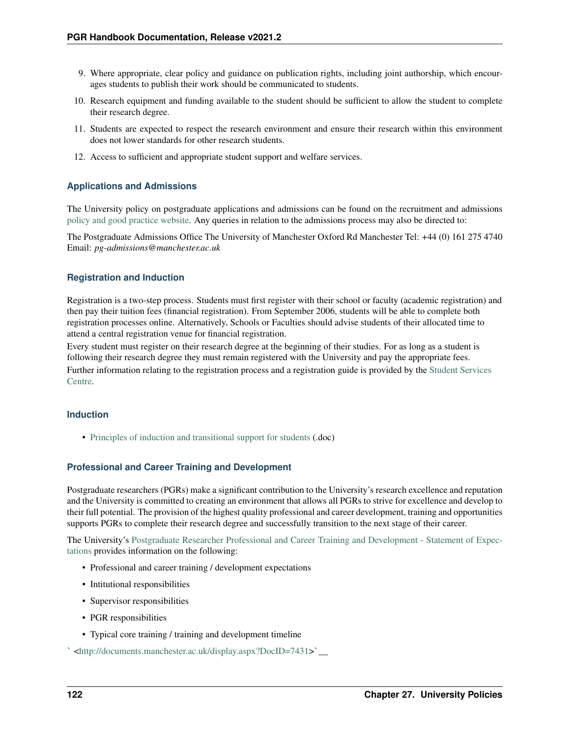9. Where appropriate, clear policy and guidance on publication rights, including joint authorship, which encourages students to publish their work should be communicated to students.
10. Research equipment and funding available to the student should be sufficient to allow the student to complete their research degree.
11. Students are expected to respect the research environment and ensure their research within this environment does not lower standards for other research students.
12. Access to sufficient and appropriate student support and welfare services.

### Applications and Admissions

The University policy on postgraduate applications and admissions can be found on the recruitment and admissions policy and good practice website. Any queries in relation to the admissions process may also be directed to:

The Postgraduate Admissions Office The University of Manchester Oxford Rd Manchester Tel: +44 (0) 161 275 4740 Email: *pg-admissions@manchester.ac.uk*

### Registration and Induction

Registration is a two-step process. Students must first register with their school or faculty (academic registration) and then pay their tuition fees (financial registration). From September 2006, students will be able to complete both registration processes online. Alternatively, Schools or Faculties should advise students of their allocated time to attend a central registration venue for financial registration.

Every student must register on their research degree at the beginning of their studies. For as long as a student is following their research degree they must remain registered with the University and pay the appropriate fees.

Further information relating to the registration process and a registration guide is provided by the Student Services Centre.

### Induction

- Principles of induction and transitional support for students (.doc)

### Professional and Career Training and Development

Postgraduate researchers (PGRs) make a significant contribution to the University's research excellence and reputation and the University is committed to creating an environment that allows all PGRs to strive for excellence and develop to their full potential. The provision of the highest quality professional and career development, training and opportunities supports PGRs to complete their research degree and successfully transition to the next stage of their career.

The University's Postgraduate Researcher Professional and Career Training and Development - Statement of Expectations provides information on the following:

- Professional and career training / development expectations
- Intitutional responsibilities
- Supervisor responsibilities
- PGR responsibilities
- Typical core training / training and development timeline

` <http://documents.manchester.ac.uk/display.aspx?DocID=7431>`__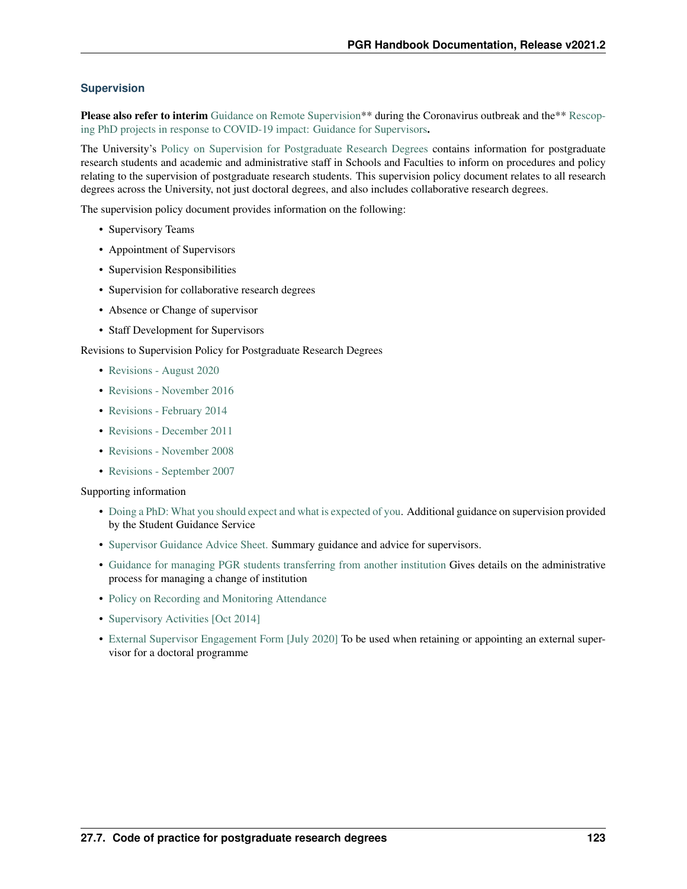### Supervision

**Please also refer to interim** Guidance on Remote Supervision** during the Coronavirus outbreak and the** Rescoping PhD projects in response to COVID-19 impact: Guidance for Supervisors**.**

The University's Policy on Supervision for Postgraduate Research Degrees contains information for postgraduate research students and academic and administrative staff in Schools and Faculties to inform on procedures and policy relating to the supervision of postgraduate research students. This supervision policy document relates to all research degrees across the University, not just doctoral degrees, and also includes collaborative research degrees.

The supervision policy document provides information on the following:

- Supervisory Teams
- Appointment of Supervisors
- Supervision Responsibilities
- Supervision for collaborative research degrees
- Absence or Change of supervisor
- Staff Development for Supervisors

Revisions to Supervision Policy for Postgraduate Research Degrees

- Revisions - August 2020
- Revisions - November 2016
- Revisions - February 2014
- Revisions - December 2011
- Revisions - November 2008
- Revisions - September 2007

Supporting information

- Doing a PhD: What you should expect and what is expected of you. Additional guidance on supervision provided by the Student Guidance Service
- Supervisor Guidance Advice Sheet. Summary guidance and advice for supervisors.
- Guidance for managing PGR students transferring from another institution Gives details on the administrative process for managing a change of institution
- Policy on Recording and Monitoring Attendance
- Supervisory Activities [Oct 2014]
- External Supervisor Engagement Form [July 2020] To be used when retaining or appointing an external supervisor for a doctoral programme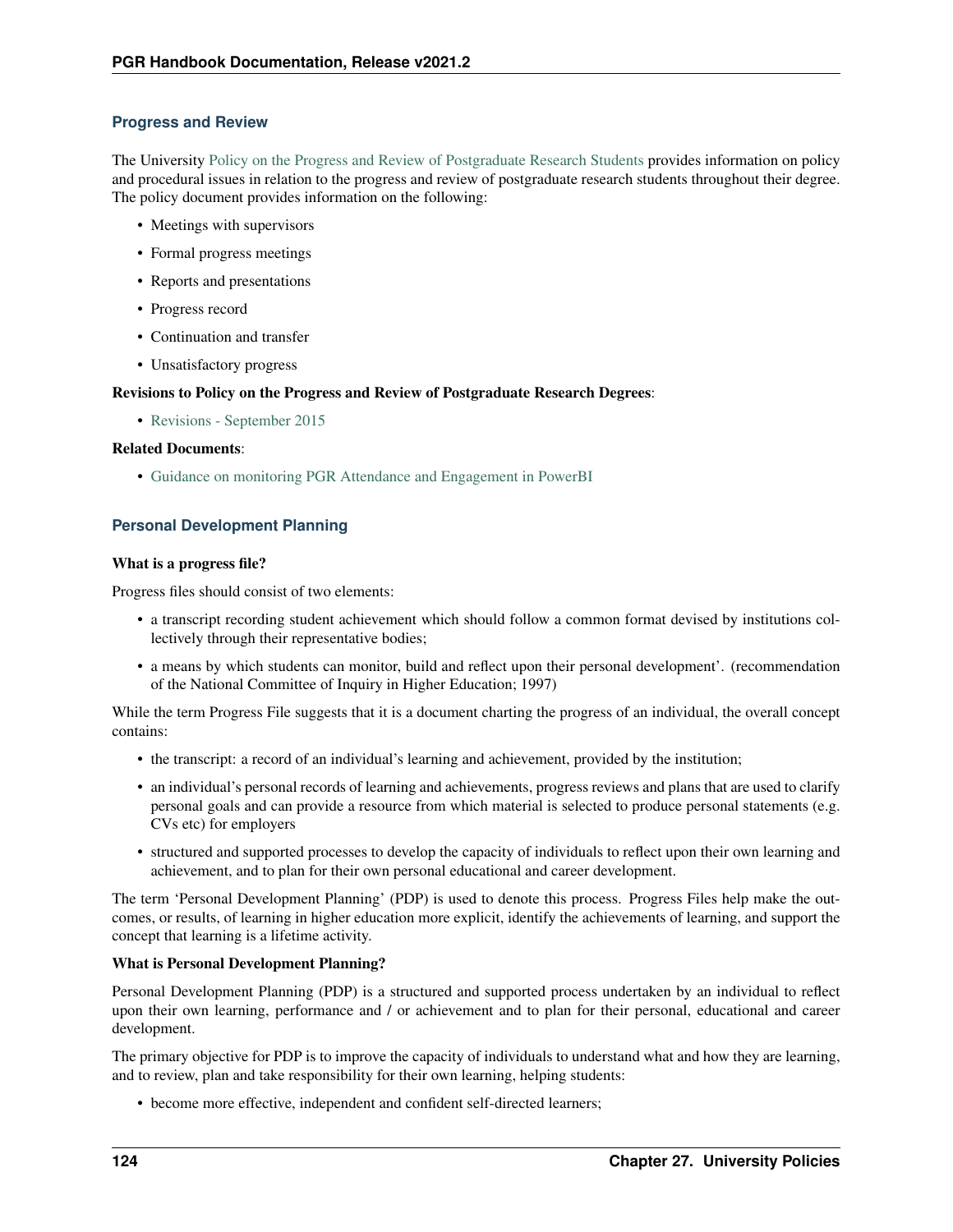### Progress and Review

The University Policy on the Progress and Review of Postgraduate Research Students provides information on policy and procedural issues in relation to the progress and review of postgraduate research students throughout their degree. The policy document provides information on the following:

- Meetings with supervisors
- Formal progress meetings
- Reports and presentations
- Progress record
- Continuation and transfer
- Unsatisfactory progress

**Revisions to Policy on the Progress and Review of Postgraduate Research Degrees**:

- Revisions - September 2015

**Related Documents**:

- Guidance on monitoring PGR Attendance and Engagement in PowerBI

### Personal Development Planning

**What is a progress file?**

Progress files should consist of two elements:

- a transcript recording student achievement which should follow a common format devised by institutions collectively through their representative bodies;
- a means by which students can monitor, build and reflect upon their personal development'. (recommendation of the National Committee of Inquiry in Higher Education; 1997)

While the term Progress File suggests that it is a document charting the progress of an individual, the overall concept contains:

- the transcript: a record of an individual's learning and achievement, provided by the institution;
- an individual's personal records of learning and achievements, progress reviews and plans that are used to clarify personal goals and can provide a resource from which material is selected to produce personal statements (e.g. CVs etc) for employers
- structured and supported processes to develop the capacity of individuals to reflect upon their own learning and achievement, and to plan for their own personal educational and career development.

The term 'Personal Development Planning' (PDP) is used to denote this process. Progress Files help make the outcomes, or results, of learning in higher education more explicit, identify the achievements of learning, and support the concept that learning is a lifetime activity.

**What is Personal Development Planning?**

Personal Development Planning (PDP) is a structured and supported process undertaken by an individual to reflect upon their own learning, performance and / or achievement and to plan for their personal, educational and career development.

The primary objective for PDP is to improve the capacity of individuals to understand what and how they are learning, and to review, plan and take responsibility for their own learning, helping students:

- become more effective, independent and confident self-directed learners;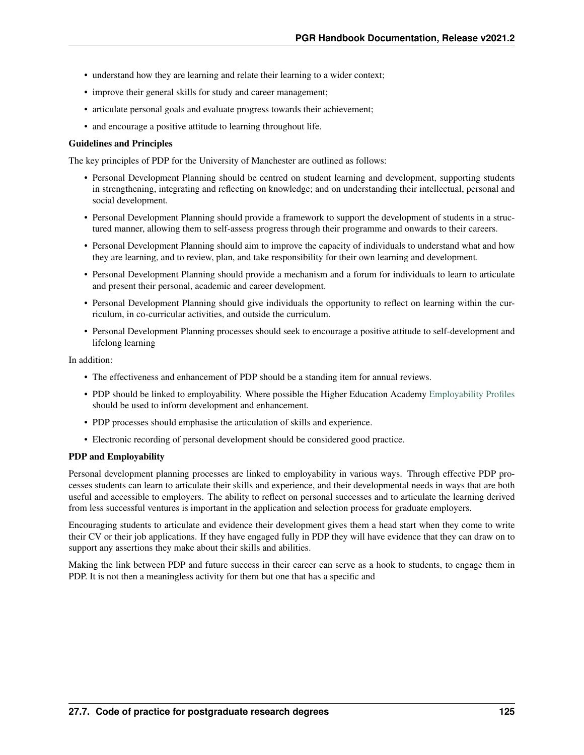- understand how they are learning and relate their learning to a wider context;
- improve their general skills for study and career management;
- articulate personal goals and evaluate progress towards their achievement;
- and encourage a positive attitude to learning throughout life.

**Guidelines and Principles**

The key principles of PDP for the University of Manchester are outlined as follows:

- Personal Development Planning should be centred on student learning and development, supporting students in strengthening, integrating and reflecting on knowledge; and on understanding their intellectual, personal and social development.
- Personal Development Planning should provide a framework to support the development of students in a structured manner, allowing them to self-assess progress through their programme and onwards to their careers.
- Personal Development Planning should aim to improve the capacity of individuals to understand what and how they are learning, and to review, plan, and take responsibility for their own learning and development.
- Personal Development Planning should provide a mechanism and a forum for individuals to learn to articulate and present their personal, academic and career development.
- Personal Development Planning should give individuals the opportunity to reflect on learning within the curriculum, in co-curricular activities, and outside the curriculum.
- Personal Development Planning processes should seek to encourage a positive attitude to self-development and lifelong learning

In addition:

- The effectiveness and enhancement of PDP should be a standing item for annual reviews.
- PDP should be linked to employability. Where possible the Higher Education Academy Employability Profiles should be used to inform development and enhancement.
- PDP processes should emphasise the articulation of skills and experience.
- Electronic recording of personal development should be considered good practice.

**PDP and Employability**

Personal development planning processes are linked to employability in various ways. Through effective PDP processes students can learn to articulate their skills and experience, and their developmental needs in ways that are both useful and accessible to employers. The ability to reflect on personal successes and to articulate the learning derived from less successful ventures is important in the application and selection process for graduate employers.

Encouraging students to articulate and evidence their development gives them a head start when they come to write their CV or their job applications. If they have engaged fully in PDP they will have evidence that they can draw on to support any assertions they make about their skills and abilities.

Making the link between PDP and future success in their career can serve as a hook to students, to engage them in PDP. It is not then a meaningless activity for them but one that has a specific and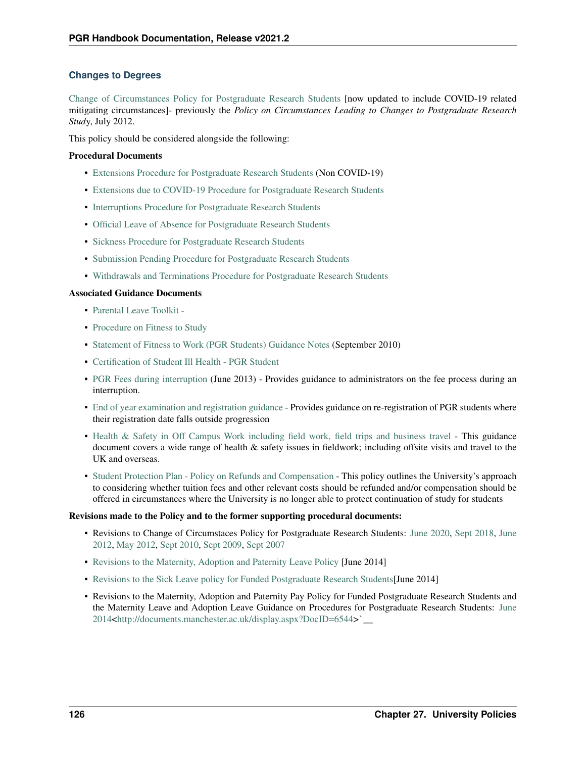### Changes to Degrees

Change of Circumstances Policy for Postgraduate Research Students [now updated to include COVID-19 related mitigating circumstances]- previously the *Policy on Circumstances Leading to Changes to Postgraduate Research Study*, July 2012.

This policy should be considered alongside the following:

**Procedural Documents**

- Extensions Procedure for Postgraduate Research Students (Non COVID-19)
- Extensions due to COVID-19 Procedure for Postgraduate Research Students
- Interruptions Procedure for Postgraduate Research Students
- Official Leave of Absence for Postgraduate Research Students
- Sickness Procedure for Postgraduate Research Students
- Submission Pending Procedure for Postgraduate Research Students
- Withdrawals and Terminations Procedure for Postgraduate Research Students

**Associated Guidance Documents**

- Parental Leave Toolkit -
- Procedure on Fitness to Study
- Statement of Fitness to Work (PGR Students) Guidance Notes (September 2010)
- Certification of Student Ill Health - PGR Student
- PGR Fees during interruption (June 2013) - Provides guidance to administrators on the fee process during an interruption.
- End of year examination and registration guidance - Provides guidance on re-registration of PGR students where their registration date falls outside progression
- Health & Safety in Off Campus Work including field work, field trips and business travel - This guidance document covers a wide range of health & safety issues in fieldwork; including offsite visits and travel to the UK and overseas.
- Student Protection Plan - Policy on Refunds and Compensation - This policy outlines the University's approach to considering whether tuition fees and other relevant costs should be refunded and/or compensation should be offered in circumstances where the University is no longer able to protect continuation of study for students

**Revisions made to the Policy and to the former supporting procedural documents:**

- Revisions to Change of Circumstaces Policy for Postgraduate Research Students: June 2020, Sept 2018, June 2012, May 2012, Sept 2010, Sept 2009, Sept 2007
- Revisions to the Maternity, Adoption and Paternity Leave Policy [June 2014]
- Revisions to the Sick Leave policy for Funded Postgraduate Research Students[June 2014]
- Revisions to the Maternity, Adoption and Paternity Pay Policy for Funded Postgraduate Research Students and the Maternity Leave and Adoption Leave Guidance on Procedures for Postgraduate Research Students: June 2014<http://documents.manchester.ac.uk/display.aspx?DocID=6544>`__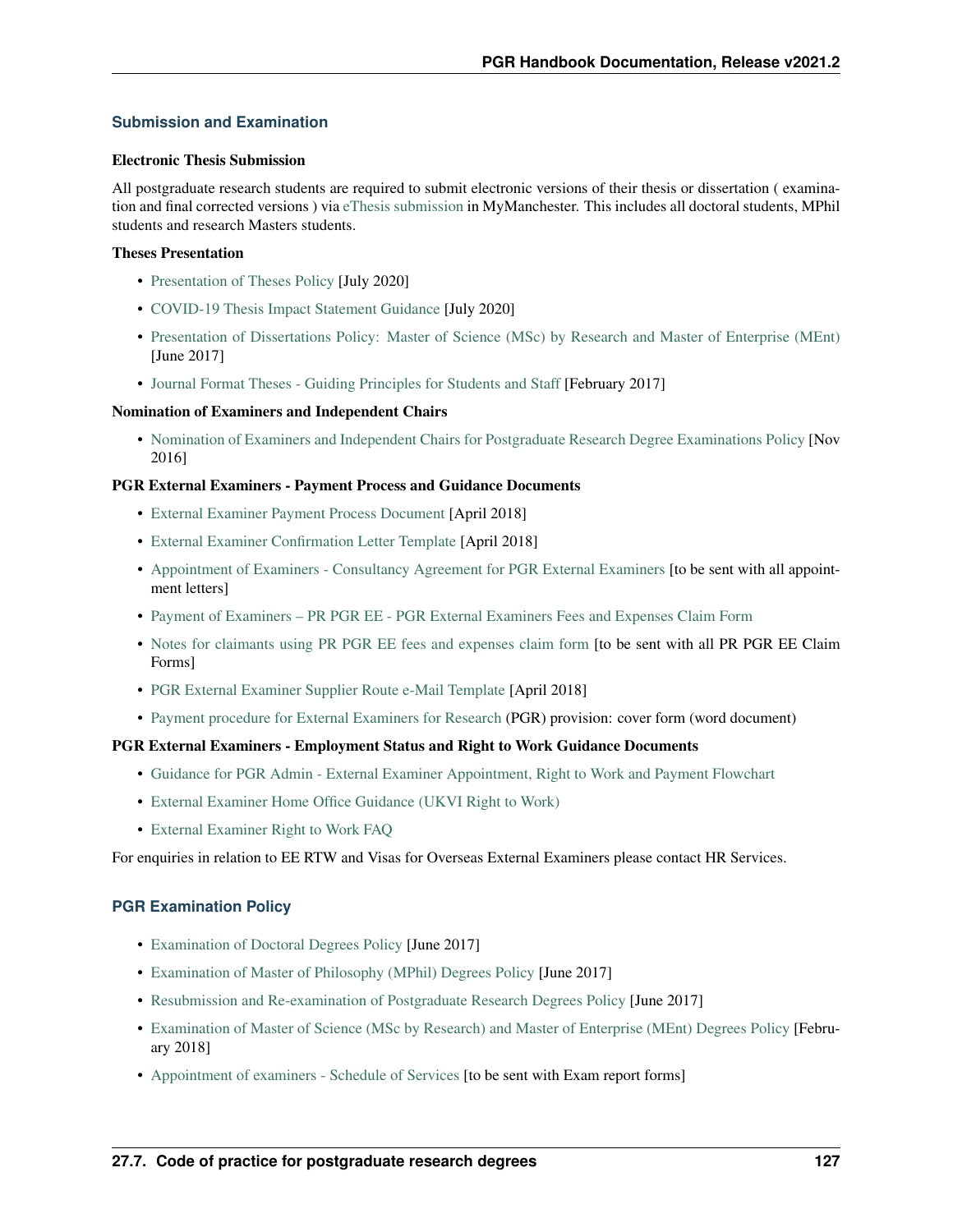### Submission and Examination

#### Electronic Thesis Submission

All postgraduate research students are required to submit electronic versions of their thesis or dissertation ( examination and final corrected versions ) via eThesis submission in MyManchester. This includes all doctoral students, MPhil students and research Masters students.

#### Theses Presentation

- Presentation of Theses Policy [July 2020]
- COVID-19 Thesis Impact Statement Guidance [July 2020]
- Presentation of Dissertations Policy: Master of Science (MSc) by Research and Master of Enterprise (MEnt) [June 2017]
- Journal Format Theses - Guiding Principles for Students and Staff [February 2017]

#### Nomination of Examiners and Independent Chairs

- Nomination of Examiners and Independent Chairs for Postgraduate Research Degree Examinations Policy [Nov 2016]

#### PGR External Examiners - Payment Process and Guidance Documents

- External Examiner Payment Process Document [April 2018]
- External Examiner Confirmation Letter Template [April 2018]
- Appointment of Examiners - Consultancy Agreement for PGR External Examiners [to be sent with all appointment letters]
- Payment of Examiners – PR PGR EE - PGR External Examiners Fees and Expenses Claim Form
- Notes for claimants using PR PGR EE fees and expenses claim form [to be sent with all PR PGR EE Claim Forms]
- PGR External Examiner Supplier Route e-Mail Template [April 2018]
- Payment procedure for External Examiners for Research (PGR) provision: cover form (word document)

#### PGR External Examiners - Employment Status and Right to Work Guidance Documents

- Guidance for PGR Admin - External Examiner Appointment, Right to Work and Payment Flowchart
- External Examiner Home Office Guidance (UKVI Right to Work)
- External Examiner Right to Work FAQ

For enquiries in relation to EE RTW and Visas for Overseas External Examiners please contact HR Services.

### PGR Examination Policy

- Examination of Doctoral Degrees Policy [June 2017]
- Examination of Master of Philosophy (MPhil) Degrees Policy [June 2017]
- Resubmission and Re-examination of Postgraduate Research Degrees Policy [June 2017]
- Examination of Master of Science (MSc by Research) and Master of Enterprise (MEnt) Degrees Policy [February 2018]
- Appointment of examiners - Schedule of Services [to be sent with Exam report forms]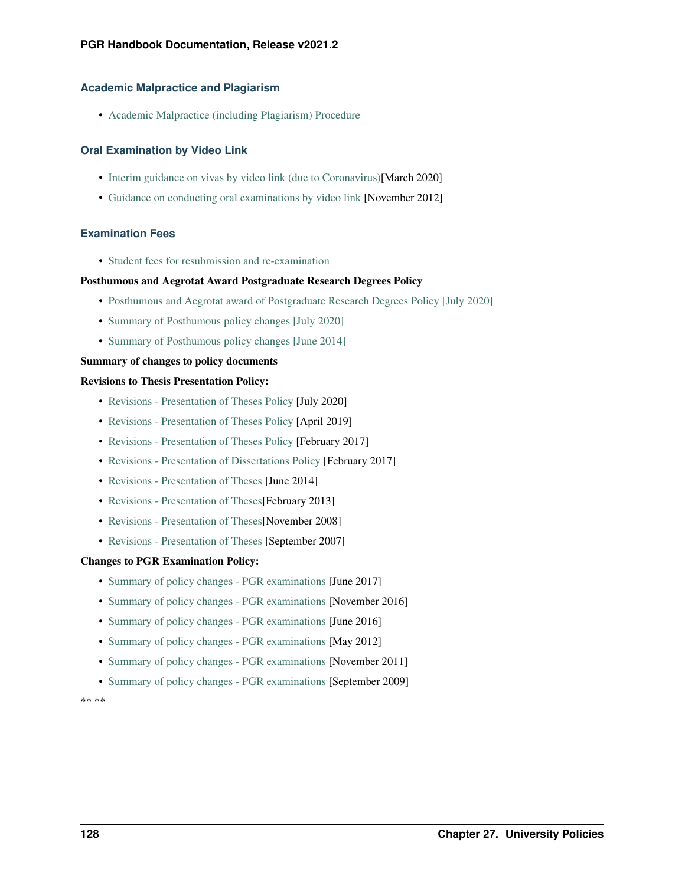### Academic Malpractice and Plagiarism

- Academic Malpractice (including Plagiarism) Procedure

### Oral Examination by Video Link

- Interim guidance on vivas by video link (due to Coronavirus)[March 2020]
- Guidance on conducting oral examinations by video link [November 2012]

### Examination Fees

- Student fees for resubmission and re-examination

**Posthumous and Aegrotat Award Postgraduate Research Degrees Policy**

- Posthumous and Aegrotat award of Postgraduate Research Degrees Policy [July 2020]
- Summary of Posthumous policy changes [July 2020]
- Summary of Posthumous policy changes [June 2014]

**Summary of changes to policy documents**

**Revisions to Thesis Presentation Policy:**

- Revisions - Presentation of Theses Policy [July 2020]
- Revisions - Presentation of Theses Policy [April 2019]
- Revisions - Presentation of Theses Policy [February 2017]
- Revisions - Presentation of Dissertations Policy [February 2017]
- Revisions - Presentation of Theses [June 2014]
- Revisions - Presentation of Theses[February 2013]
- Revisions - Presentation of Theses[November 2008]
- Revisions - Presentation of Theses [September 2007]

**Changes to PGR Examination Policy:**

- Summary of policy changes - PGR examinations [June 2017]
- Summary of policy changes - PGR examinations [November 2016]
- Summary of policy changes - PGR examinations [June 2016]
- Summary of policy changes - PGR examinations [May 2012]
- Summary of policy changes - PGR examinations [November 2011]
- Summary of policy changes - PGR examinations [September 2009]

** **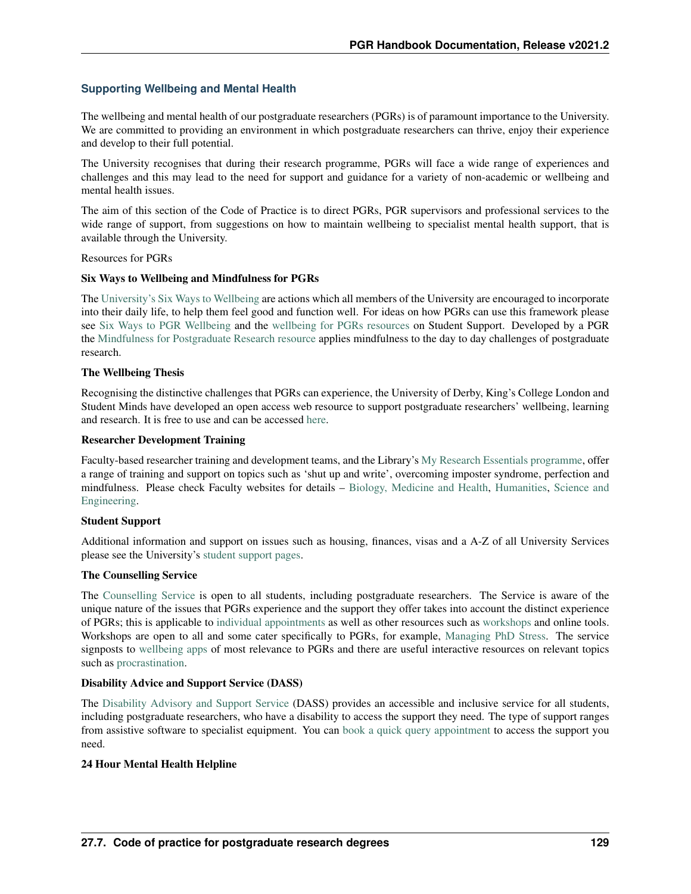### Supporting Wellbeing and Mental Health

The wellbeing and mental health of our postgraduate researchers (PGRs) is of paramount importance to the University. We are committed to providing an environment in which postgraduate researchers can thrive, enjoy their experience and develop to their full potential.

The University recognises that during their research programme, PGRs will face a wide range of experiences and challenges and this may lead to the need for support and guidance for a variety of non-academic or wellbeing and mental health issues.

The aim of this section of the Code of Practice is to direct PGRs, PGR supervisors and professional services to the wide range of support, from suggestions on how to maintain wellbeing to specialist mental health support, that is available through the University.

Resources for PGRs

**Six Ways to Wellbeing and Mindfulness for PGRs**

The University's Six Ways to Wellbeing are actions which all members of the University are encouraged to incorporate into their daily life, to help them feel good and function well. For ideas on how PGRs can use this framework please see Six Ways to PGR Wellbeing and the wellbeing for PGRs resources on Student Support. Developed by a PGR the Mindfulness for Postgraduate Research resource applies mindfulness to the day to day challenges of postgraduate research.

**The Wellbeing Thesis**

Recognising the distinctive challenges that PGRs can experience, the University of Derby, King's College London and Student Minds have developed an open access web resource to support postgraduate researchers' wellbeing, learning and research. It is free to use and can be accessed here.

**Researcher Development Training**

Faculty-based researcher training and development teams, and the Library's My Research Essentials programme, offer a range of training and support on topics such as 'shut up and write', overcoming imposter syndrome, perfection and mindfulness. Please check Faculty websites for details – Biology, Medicine and Health, Humanities, Science and Engineering.

**Student Support**

Additional information and support on issues such as housing, finances, visas and a A-Z of all University Services please see the University's student support pages.

**The Counselling Service**

The Counselling Service is open to all students, including postgraduate researchers. The Service is aware of the unique nature of the issues that PGRs experience and the support they offer takes into account the distinct experience of PGRs; this is applicable to individual appointments as well as other resources such as workshops and online tools. Workshops are open to all and some cater specifically to PGRs, for example, Managing PhD Stress. The service signposts to wellbeing apps of most relevance to PGRs and there are useful interactive resources on relevant topics such as procrastination.

**Disability Advice and Support Service (DASS)**

The Disability Advisory and Support Service (DASS) provides an accessible and inclusive service for all students, including postgraduate researchers, who have a disability to access the support they need. The type of support ranges from assistive software to specialist equipment. You can book a quick query appointment to access the support you need.

**24 Hour Mental Health Helpline**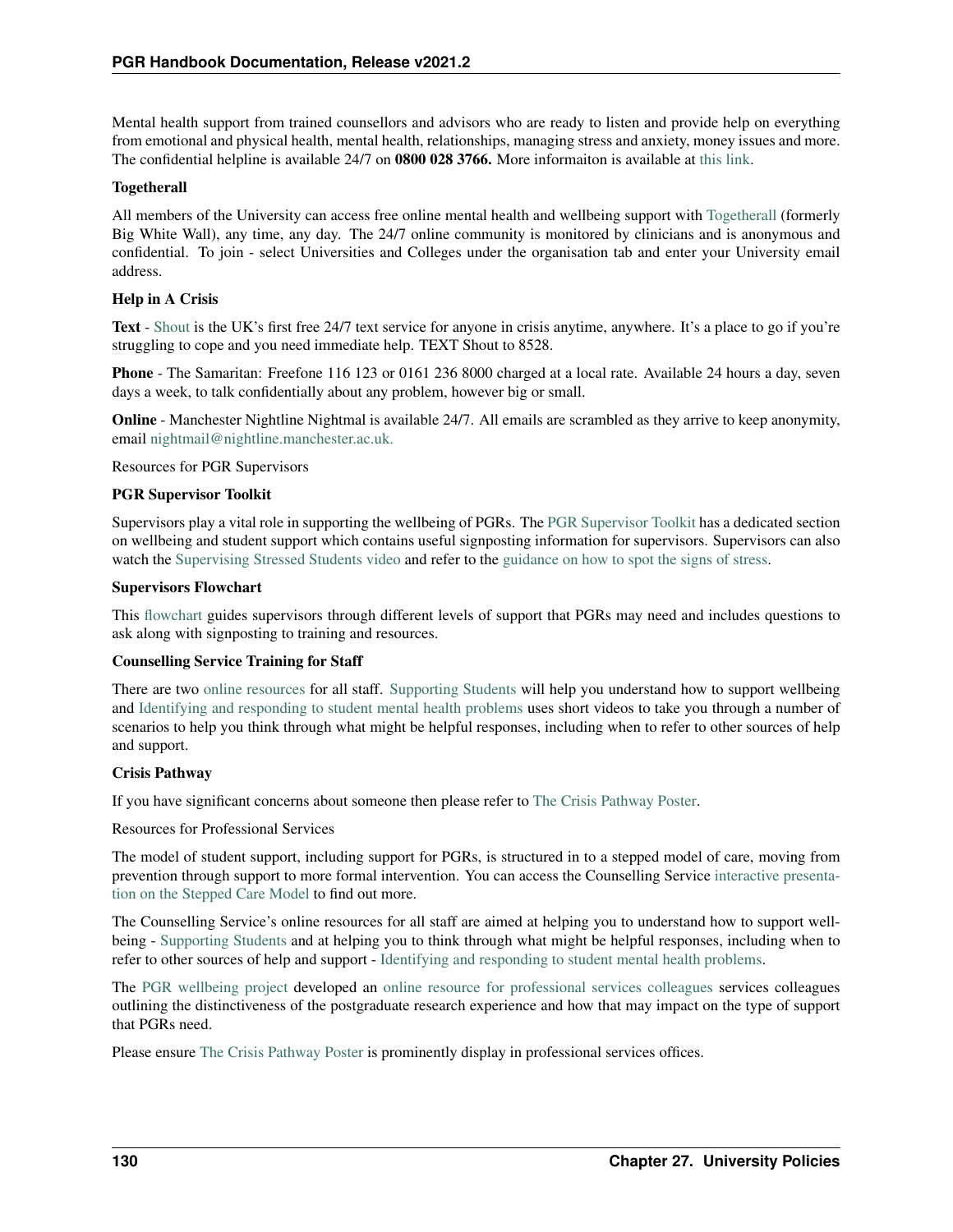Mental health support from trained counsellors and advisors who are ready to listen and provide help on everything from emotional and physical health, mental health, relationships, managing stress and anxiety, money issues and more. The confidential helpline is available 24/7 on **0800 028 3766.** More informaiton is available at this link.

**Togetherall**

All members of the University can access free online mental health and wellbeing support with Togetherall (formerly Big White Wall), any time, any day. The 24/7 online community is monitored by clinicians and is anonymous and confidential. To join - select Universities and Colleges under the organisation tab and enter your University email address.

**Help in A Crisis**

**Text** - Shout is the UK's first free 24/7 text service for anyone in crisis anytime, anywhere. It's a place to go if you're struggling to cope and you need immediate help. TEXT Shout to 8528.

**Phone** - The Samaritan: Freefone 116 123 or 0161 236 8000 charged at a local rate. Available 24 hours a day, seven days a week, to talk confidentially about any problem, however big or small.

**Online** - Manchester Nightline Nightmal is available 24/7. All emails are scrambled as they arrive to keep anonymity, email nightmail@nightline.manchester.ac.uk.

Resources for PGR Supervisors

**PGR Supervisor Toolkit**

Supervisors play a vital role in supporting the wellbeing of PGRs. The PGR Supervisor Toolkit has a dedicated section on wellbeing and student support which contains useful signposting information for supervisors. Supervisors can also watch the Supervising Stressed Students video and refer to the guidance on how to spot the signs of stress.

**Supervisors Flowchart**

This flowchart guides supervisors through different levels of support that PGRs may need and includes questions to ask along with signposting to training and resources.

**Counselling Service Training for Staff**

There are two online resources for all staff. Supporting Students will help you understand how to support wellbeing and Identifying and responding to student mental health problems uses short videos to take you through a number of scenarios to help you think through what might be helpful responses, including when to refer to other sources of help and support.

**Crisis Pathway**

If you have significant concerns about someone then please refer to The Crisis Pathway Poster.

Resources for Professional Services

The model of student support, including support for PGRs, is structured in to a stepped model of care, moving from prevention through support to more formal intervention. You can access the Counselling Service interactive presentation on the Stepped Care Model to find out more.

The Counselling Service's online resources for all staff are aimed at helping you to understand how to support wellbeing - Supporting Students and at helping you to think through what might be helpful responses, including when to refer to other sources of help and support - Identifying and responding to student mental health problems.

The PGR wellbeing project developed an online resource for professional services colleagues services colleagues outlining the distinctiveness of the postgraduate research experience and how that may impact on the type of support that PGRs need.

Please ensure The Crisis Pathway Poster is prominently display in professional services offices.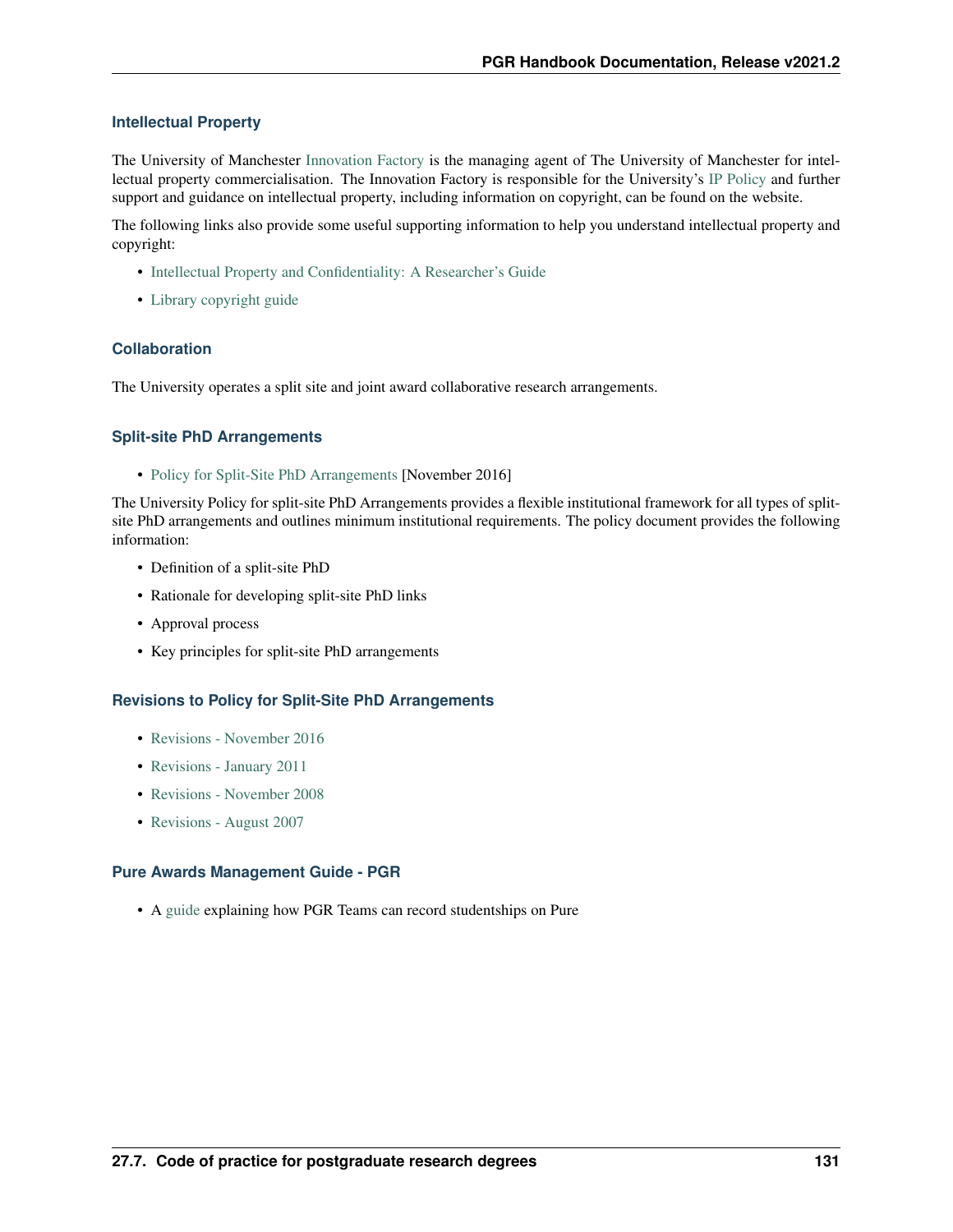### Intellectual Property

The University of Manchester Innovation Factory is the managing agent of The University of Manchester for intellectual property commercialisation. The Innovation Factory is responsible for the University's IP Policy and further support and guidance on intellectual property, including information on copyright, can be found on the website.

The following links also provide some useful supporting information to help you understand intellectual property and copyright:

- Intellectual Property and Confidentiality: A Researcher's Guide
- Library copyright guide

### Collaboration

The University operates a split site and joint award collaborative research arrangements.

### Split-site PhD Arrangements

- Policy for Split-Site PhD Arrangements [November 2016]

The University Policy for split-site PhD Arrangements provides a flexible institutional framework for all types of split-site PhD arrangements and outlines minimum institutional requirements. The policy document provides the following information:

- Definition of a split-site PhD
- Rationale for developing split-site PhD links
- Approval process
- Key principles for split-site PhD arrangements

### Revisions to Policy for Split-Site PhD Arrangements

- Revisions - November 2016
- Revisions - January 2011
- Revisions - November 2008
- Revisions - August 2007

### Pure Awards Management Guide - PGR

- A guide explaining how PGR Teams can record studentships on Pure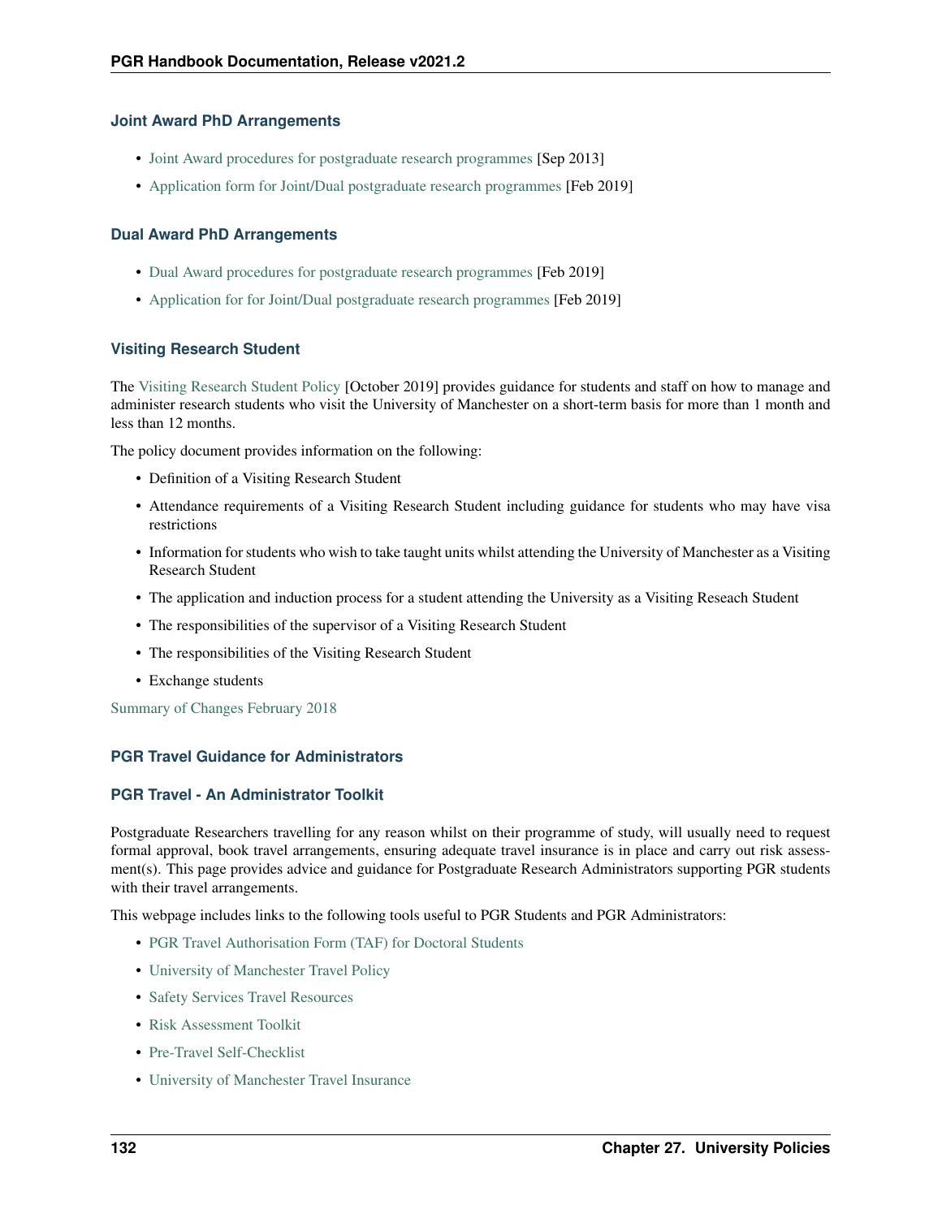### Joint Award PhD Arrangements

- Joint Award procedures for postgraduate research programmes [Sep 2013]
- Application form for Joint/Dual postgraduate research programmes [Feb 2019]

### Dual Award PhD Arrangements

- Dual Award procedures for postgraduate research programmes [Feb 2019]
- Application for for Joint/Dual postgraduate research programmes [Feb 2019]

### Visiting Research Student

The Visiting Research Student Policy [October 2019] provides guidance for students and staff on how to manage and administer research students who visit the University of Manchester on a short-term basis for more than 1 month and less than 12 months.

The policy document provides information on the following:

- Definition of a Visiting Research Student
- Attendance requirements of a Visiting Research Student including guidance for students who may have visa restrictions
- Information for students who wish to take taught units whilst attending the University of Manchester as a Visiting Research Student
- The application and induction process for a student attending the University as a Visiting Reseach Student
- The responsibilities of the supervisor of a Visiting Research Student
- The responsibilities of the Visiting Research Student
- Exchange students

Summary of Changes February 2018

### PGR Travel Guidance for Administrators

### PGR Travel - An Administrator Toolkit

Postgraduate Researchers travelling for any reason whilst on their programme of study, will usually need to request formal approval, book travel arrangements, ensuring adequate travel insurance is in place and carry out risk assessment(s). This page provides advice and guidance for Postgraduate Research Administrators supporting PGR students with their travel arrangements.

This webpage includes links to the following tools useful to PGR Students and PGR Administrators:

- PGR Travel Authorisation Form (TAF) for Doctoral Students
- University of Manchester Travel Policy
- Safety Services Travel Resources
- Risk Assessment Toolkit
- Pre-Travel Self-Checklist
- University of Manchester Travel Insurance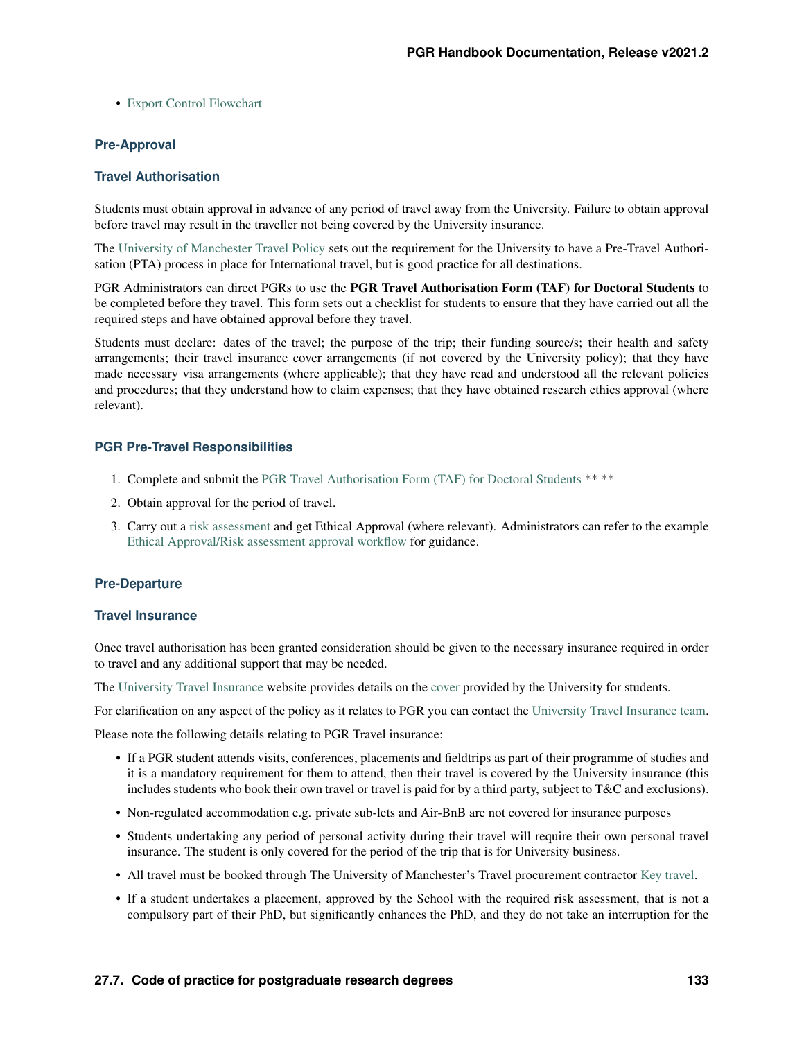- Export Control Flowchart

### Pre-Approval

#### Travel Authorisation

Students must obtain approval in advance of any period of travel away from the University. Failure to obtain approval before travel may result in the traveller not being covered by the University insurance.

The University of Manchester Travel Policy sets out the requirement for the University to have a Pre-Travel Authorisation (PTA) process in place for International travel, but is good practice for all destinations.

PGR Administrators can direct PGRs to use the **PGR Travel Authorisation Form (TAF) for Doctoral Students** to be completed before they travel. This form sets out a checklist for students to ensure that they have carried out all the required steps and have obtained approval before they travel.

Students must declare: dates of the travel; the purpose of the trip; their funding source/s; their health and safety arrangements; their travel insurance cover arrangements (if not covered by the University policy); that they have made necessary visa arrangements (where applicable); that they have read and understood all the relevant policies and procedures; that they understand how to claim expenses; that they have obtained research ethics approval (where relevant).

#### PGR Pre-Travel Responsibilities

1. Complete and submit the PGR Travel Authorisation Form (TAF) for Doctoral Students ** **
2. Obtain approval for the period of travel.
3. Carry out a risk assessment and get Ethical Approval (where relevant). Administrators can refer to the example Ethical Approval/Risk assessment approval workflow for guidance.

### Pre-Departure

#### Travel Insurance

Once travel authorisation has been granted consideration should be given to the necessary insurance required in order to travel and any additional support that may be needed.

The University Travel Insurance website provides details on the cover provided by the University for students.

For clarification on any aspect of the policy as it relates to PGR you can contact the University Travel Insurance team.

Please note the following details relating to PGR Travel insurance:

- If a PGR student attends visits, conferences, placements and fieldtrips as part of their programme of studies and it is a mandatory requirement for them to attend, then their travel is covered by the University insurance (this includes students who book their own travel or travel is paid for by a third party, subject to T&C and exclusions).
- Non-regulated accommodation e.g. private sub-lets and Air-BnB are not covered for insurance purposes
- Students undertaking any period of personal activity during their travel will require their own personal travel insurance. The student is only covered for the period of the trip that is for University business.
- All travel must be booked through The University of Manchester's Travel procurement contractor Key travel.
- If a student undertakes a placement, approved by the School with the required risk assessment, that is not a compulsory part of their PhD, but significantly enhances the PhD, and they do not take an interruption for the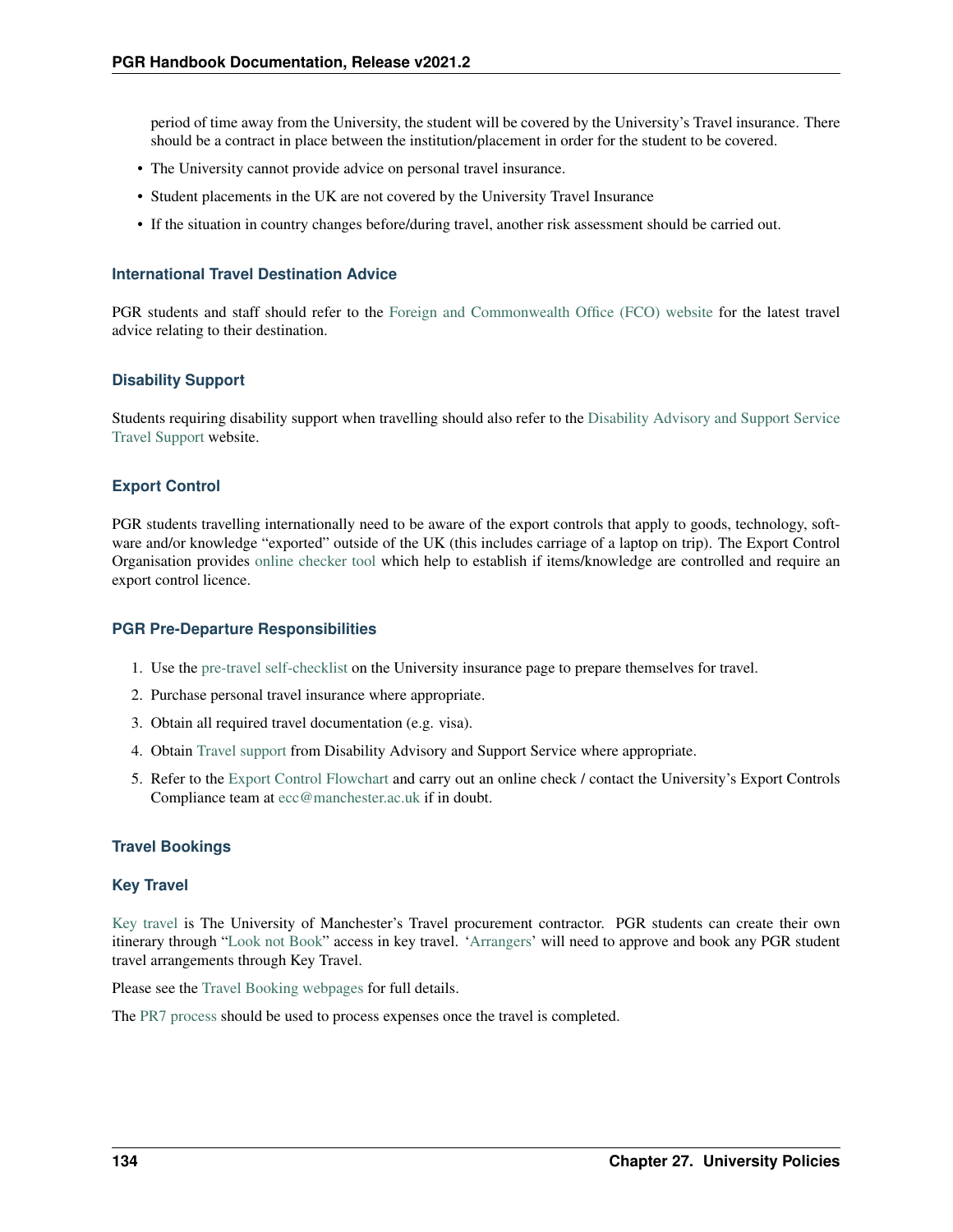period of time away from the University, the student will be covered by the University's Travel insurance. There should be a contract in place between the institution/placement in order for the student to be covered.

- The University cannot provide advice on personal travel insurance.
- Student placements in the UK are not covered by the University Travel Insurance
- If the situation in country changes before/during travel, another risk assessment should be carried out.

### International Travel Destination Advice

PGR students and staff should refer to the Foreign and Commonwealth Office (FCO) website for the latest travel advice relating to their destination.

### Disability Support

Students requiring disability support when travelling should also refer to the Disability Advisory and Support Service Travel Support website.

### Export Control

PGR students travelling internationally need to be aware of the export controls that apply to goods, technology, software and/or knowledge "exported" outside of the UK (this includes carriage of a laptop on trip). The Export Control Organisation provides online checker tool which help to establish if items/knowledge are controlled and require an export control licence.

### PGR Pre-Departure Responsibilities

1. Use the pre-travel self-checklist on the University insurance page to prepare themselves for travel.
2. Purchase personal travel insurance where appropriate.
3. Obtain all required travel documentation (e.g. visa).
4. Obtain Travel support from Disability Advisory and Support Service where appropriate.
5. Refer to the Export Control Flowchart and carry out an online check / contact the University's Export Controls Compliance team at ecc@manchester.ac.uk if in doubt.

### Travel Bookings

### Key Travel

Key travel is The University of Manchester's Travel procurement contractor. PGR students can create their own itinerary through "Look not Book" access in key travel. 'Arrangers' will need to approve and book any PGR student travel arrangements through Key Travel.

Please see the Travel Booking webpages for full details.

The PR7 process should be used to process expenses once the travel is completed.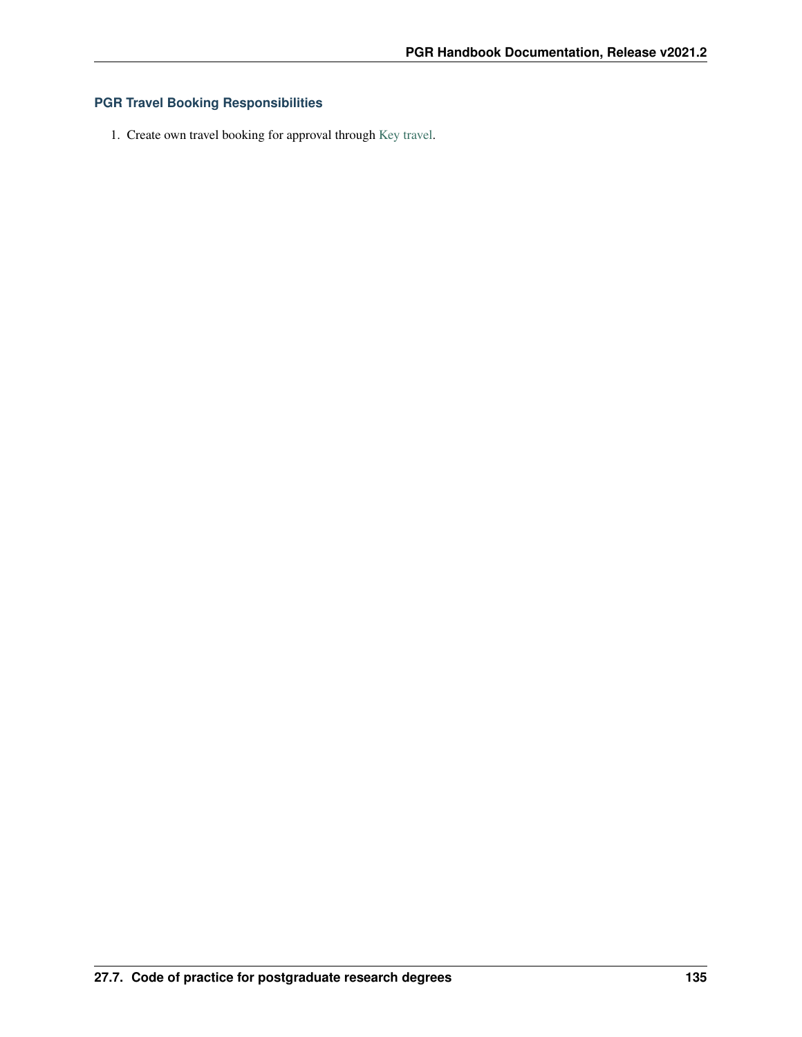### PGR Travel Booking Responsibilities

1. Create own travel booking for approval through Key travel.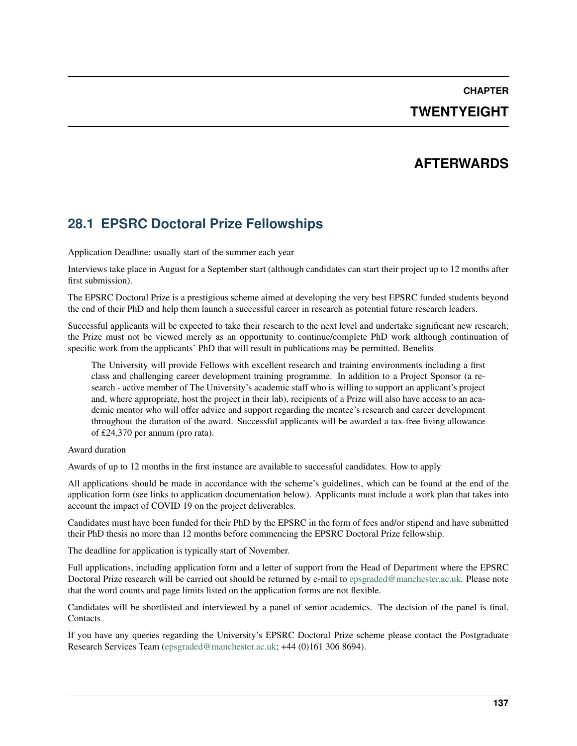# CHAPTER TWENTYEIGHT

# AFTERWARDS

## 28.1 EPSRC Doctoral Prize Fellowships

Application Deadline: usually start of the summer each year

Interviews take place in August for a September start (although candidates can start their project up to 12 months after first submission).

The EPSRC Doctoral Prize is a prestigious scheme aimed at developing the very best EPSRC funded students beyond the end of their PhD and help them launch a successful career in research as potential future research leaders.

Successful applicants will be expected to take their research to the next level and undertake significant new research; the Prize must not be viewed merely as an opportunity to continue/complete PhD work although continuation of specific work from the applicants' PhD that will result in publications may be permitted. Benefits

> The University will provide Fellows with excellent research and training environments including a first class and challenging career development training programme. In addition to a Project Sponsor (a research - active member of The University's academic staff who is willing to support an applicant's project and, where appropriate, host the project in their lab), recipients of a Prize will also have access to an academic mentor who will offer advice and support regarding the mentee's research and career development throughout the duration of the award. Successful applicants will be awarded a tax-free living allowance of £24,370 per annum (pro rata).

Award duration

Awards of up to 12 months in the first instance are available to successful candidates. How to apply

All applications should be made in accordance with the scheme's guidelines, which can be found at the end of the application form (see links to application documentation below). Applicants must include a work plan that takes into account the impact of COVID 19 on the project deliverables.

Candidates must have been funded for their PhD by the EPSRC in the form of fees and/or stipend and have submitted their PhD thesis no more than 12 months before commencing the EPSRC Doctoral Prize fellowship.

The deadline for application is typically start of November.

Full applications, including application form and a letter of support from the Head of Department where the EPSRC Doctoral Prize research will be carried out should be returned by e-mail to epsgraded@manchester.ac.uk. Please note that the word counts and page limits listed on the application forms are not flexible.

Candidates will be shortlisted and interviewed by a panel of senior academics. The decision of the panel is final. Contacts

If you have any queries regarding the University's EPSRC Doctoral Prize scheme please contact the Postgraduate Research Services Team (epsgraded@manchester.ac.uk; +44 (0)161 306 8694).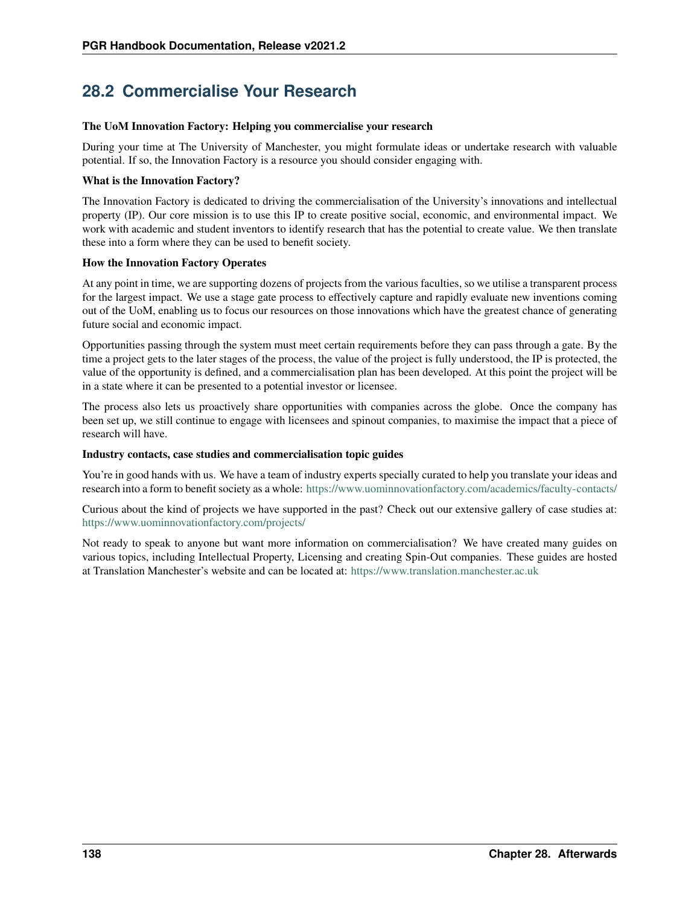## 28.2 Commercialise Your Research

**The UoM Innovation Factory: Helping you commercialise your research**

During your time at The University of Manchester, you might formulate ideas or undertake research with valuable potential. If so, the Innovation Factory is a resource you should consider engaging with.

**What is the Innovation Factory?**

The Innovation Factory is dedicated to driving the commercialisation of the University's innovations and intellectual property (IP). Our core mission is to use this IP to create positive social, economic, and environmental impact. We work with academic and student inventors to identify research that has the potential to create value. We then translate these into a form where they can be used to benefit society.

**How the Innovation Factory Operates**

At any point in time, we are supporting dozens of projects from the various faculties, so we utilise a transparent process for the largest impact. We use a stage gate process to effectively capture and rapidly evaluate new inventions coming out of the UoM, enabling us to focus our resources on those innovations which have the greatest chance of generating future social and economic impact.

Opportunities passing through the system must meet certain requirements before they can pass through a gate. By the time a project gets to the later stages of the process, the value of the project is fully understood, the IP is protected, the value of the opportunity is defined, and a commercialisation plan has been developed. At this point the project will be in a state where it can be presented to a potential investor or licensee.

The process also lets us proactively share opportunities with companies across the globe. Once the company has been set up, we still continue to engage with licensees and spinout companies, to maximise the impact that a piece of research will have.

**Industry contacts, case studies and commercialisation topic guides**

You're in good hands with us. We have a team of industry experts specially curated to help you translate your ideas and research into a form to benefit society as a whole: https://www.uominnovationfactory.com/academics/faculty-contacts/

Curious about the kind of projects we have supported in the past? Check out our extensive gallery of case studies at: https://www.uominnovationfactory.com/projects/

Not ready to speak to anyone but want more information on commercialisation? We have created many guides on various topics, including Intellectual Property, Licensing and creating Spin-Out companies. These guides are hosted at Translation Manchester's website and can be located at: https://www.translation.manchester.ac.uk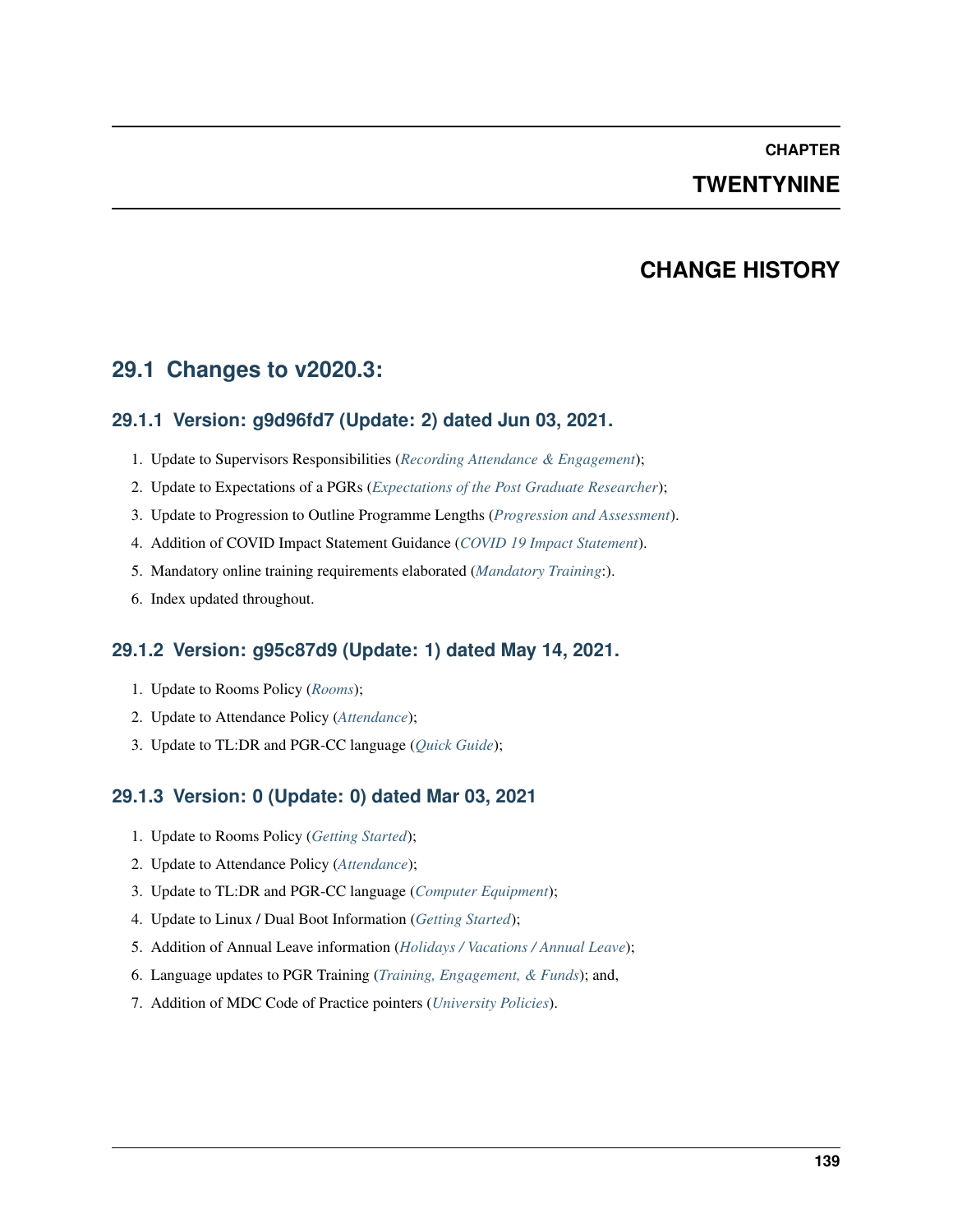# CHAPTER TWENTYNINE

# CHANGE HISTORY

## 29.1 Changes to v2020.3:

### 29.1.1 Version: g9d96fd7 (Update: 2) dated Jun 03, 2021.

1. Update to Supervisors Responsibilities (*Recording Attendance & Engagement*);
2. Update to Expectations of a PGRs (*Expectations of the Post Graduate Researcher*);
3. Update to Progression to Outline Programme Lengths (*Progression and Assessment*).
4. Addition of COVID Impact Statement Guidance (*COVID 19 Impact Statement*).
5. Mandatory online training requirements elaborated (*Mandatory Training*:).
6. Index updated throughout.

### 29.1.2 Version: g95c87d9 (Update: 1) dated May 14, 2021.

1. Update to Rooms Policy (*Rooms*);
2. Update to Attendance Policy (*Attendance*);
3. Update to TL:DR and PGR-CC language (*Quick Guide*);

### 29.1.3 Version: 0 (Update: 0) dated Mar 03, 2021

1. Update to Rooms Policy (*Getting Started*);
2. Update to Attendance Policy (*Attendance*);
3. Update to TL:DR and PGR-CC language (*Computer Equipment*);
4. Update to Linux / Dual Boot Information (*Getting Started*);
5. Addition of Annual Leave information (*Holidays / Vacations / Annual Leave*);
6. Language updates to PGR Training (*Training, Engagement, & Funds*); and,
7. Addition of MDC Code of Practice pointers (*University Policies*).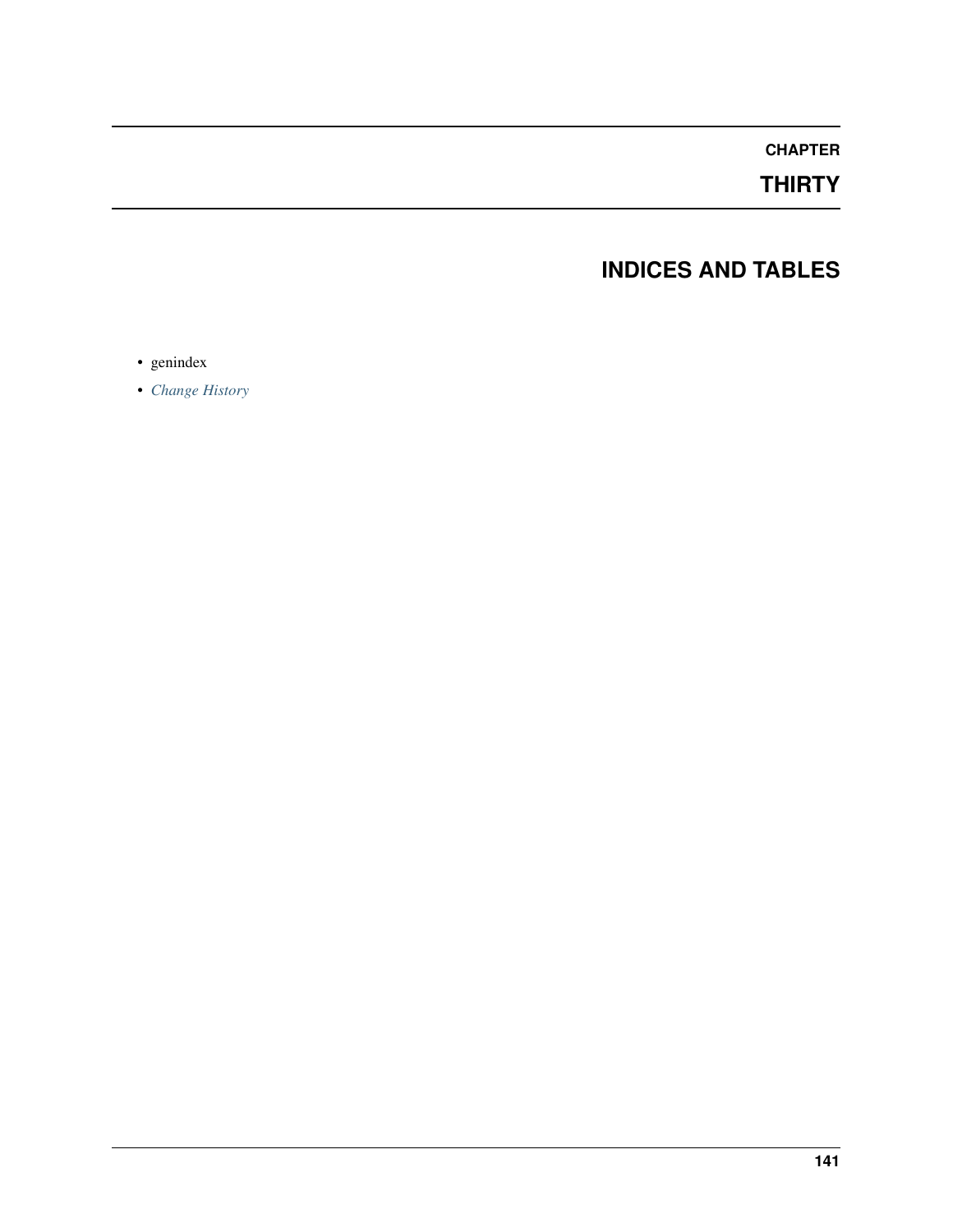CHAPTER

THIRTY

# INDICES AND TABLES

- genindex
- *Change History*